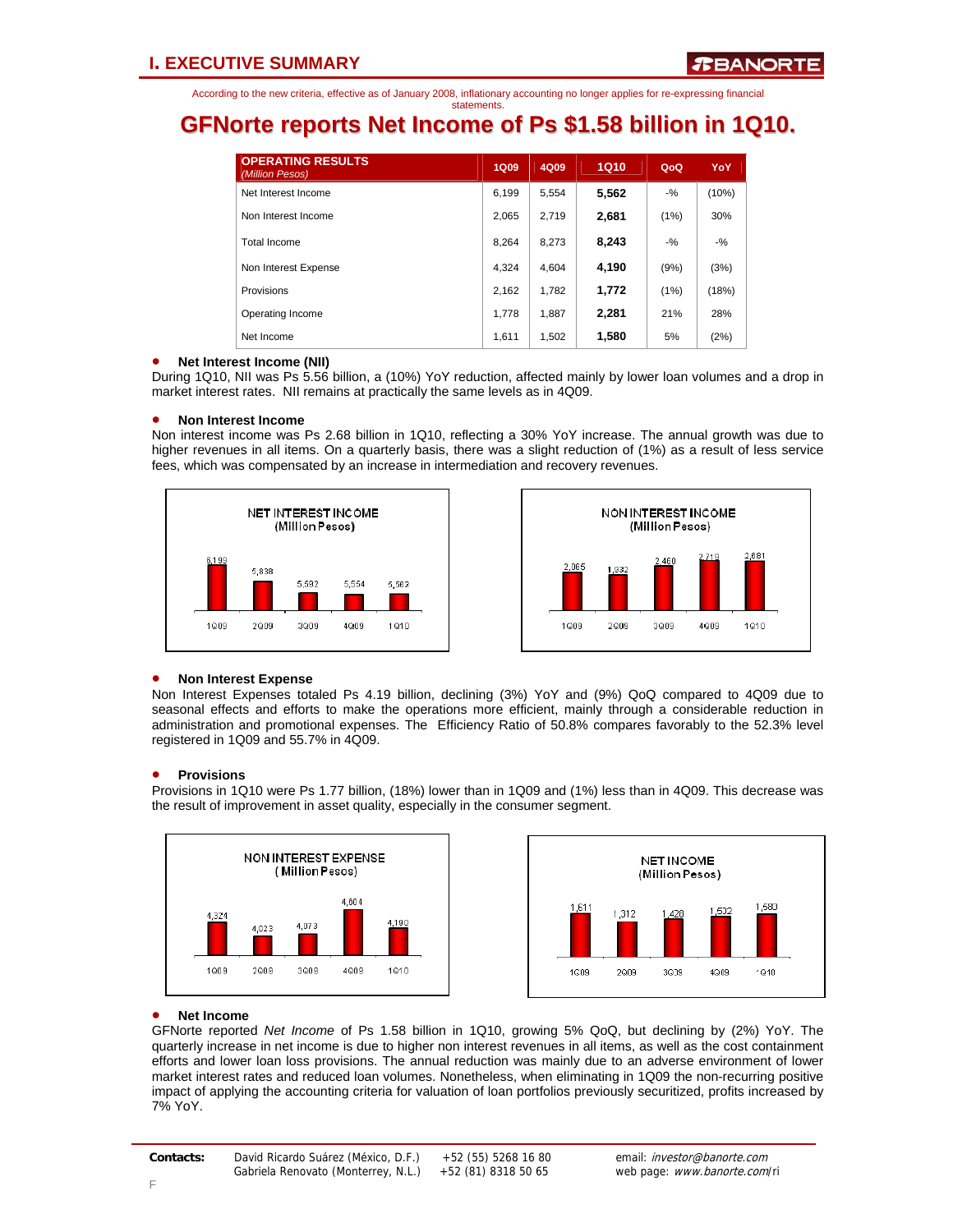# I. EXECUTIVE SUMMARY

According to the new criteria, effective as of January 2008, inflationary accounting no longer applies for re-expressing financial statements.

## GFNorte reports Net Income of Ps $1.58 billion in 1Q10.

| OPERATING RESULTS *(Million Pesos)* | 1Q09 | 4Q09 | 1Q10 | QoQ | YoY |
|---|---|---|---|---|---|
| Net Interest Income | 6,199 | 5,554 | **5,562** | -% | (10%) |
| Non Interest Income | 2,065 | 2,719 | **2,681** | (1%) | 30% |
| Total Income | 8,264 | 8,273 | **8,243** | -% | -% |
| Non Interest Expense | 4,324 | 4,604 | **4,190** | (9%) | (3%) |
| Provisions | 2,162 | 1,782 | **1,772** | (1%) | (18%) |
| Operating Income | 1,778 | 1,887 | **2,281** | 21% | 28% |
| Net Income | 1,611 | 1,502 | **1,580** | 5% | (2%) |

- **Net Interest Income (NII)**

During 1Q10, NII was Ps 5.56 billion, a (10%) YoY reduction, affected mainly by lower loan volumes and a drop in market interest rates. NII remains at practically the same levels as in 4Q09.

- **Non Interest Income**

Non interest income was Ps 2.68 billion in 1Q10, reflecting a 30% YoY increase. The annual growth was due to higher revenues in all items. On a quarterly basis, there was a slight reduction of (1%) as a result of less service fees, which was compensated by an increase in intermediation and recovery revenues.

NET INTEREST INCOME (Million Pesos)

| 1Q09 | 2Q09 | 3Q09 | 4Q09 | 1Q10 |
|---|---|---|---|---|
| 6,199 | 5,838 | 5,592 | 5,554 | 5,562 |

NON INTEREST INCOME (Million Pesos)

| 1Q09 | 2Q09 | 3Q09 | 4Q09 | 1Q10 |
|---|---|---|---|---|
| 2,065 | 1,932 | 2,460 | 2,719 | 2,681 |

- **Non Interest Expense**

Non Interest Expenses totaled Ps 4.19 billion, declining (3%) YoY and (9%) QoQ compared to 4Q09 due to seasonal effects and efforts to make the operations more efficient, mainly through a considerable reduction in administration and promotional expenses. The Efficiency Ratio of 50.8% compares favorably to the 52.3% level registered in 1Q09 and 55.7% in 4Q09.

- **Provisions**

Provisions in 1Q10 were Ps 1.77 billion, (18%) lower than in 1Q09 and (1%) less than in 4Q09. This decrease was the result of improvement in asset quality, especially in the consumer segment.

NON INTEREST EXPENSE (Million Pesos)

| 1Q09 | 2Q09 | 3Q09 | 4Q09 | 1Q10 |
|---|---|---|---|---|
| 4,324 | 4,023 | 4,073 | 4,604 | 4,190 |

NET INCOME (Million Pesos)

| 1Q09 | 2Q09 | 3Q09 | 4Q09 | 1Q10 |
|---|---|---|---|---|
| 1,611 | 1,312 | 1,428 | 1,502 | 1,580 |

- **Net Income**

GFNorte reported *Net Income* of Ps 1.58 billion in 1Q10, growing 5% QoQ, but declining by (2%) YoY. The quarterly increase in net income is due to higher non interest revenues in all items, as well as the cost containment efforts and lower loan loss provisions. The annual reduction was mainly due to an adverse environment of lower market interest rates and reduced loan volumes. Nonetheless, when eliminating in 1Q09 the non-recurring positive impact of applying the accounting criteria for valuation of loan portfolios previously securitized, profits increased by 7% YoY.

**Contacts:** David Ricardo Suárez (México, D.F.) +52 (55) 5268 16 80 email: *investor@banorte.com*
Gabriela Renovato (Monterrey, N.L.) +52 (81) 8318 50 65 web page: *www.banorte.com*/ri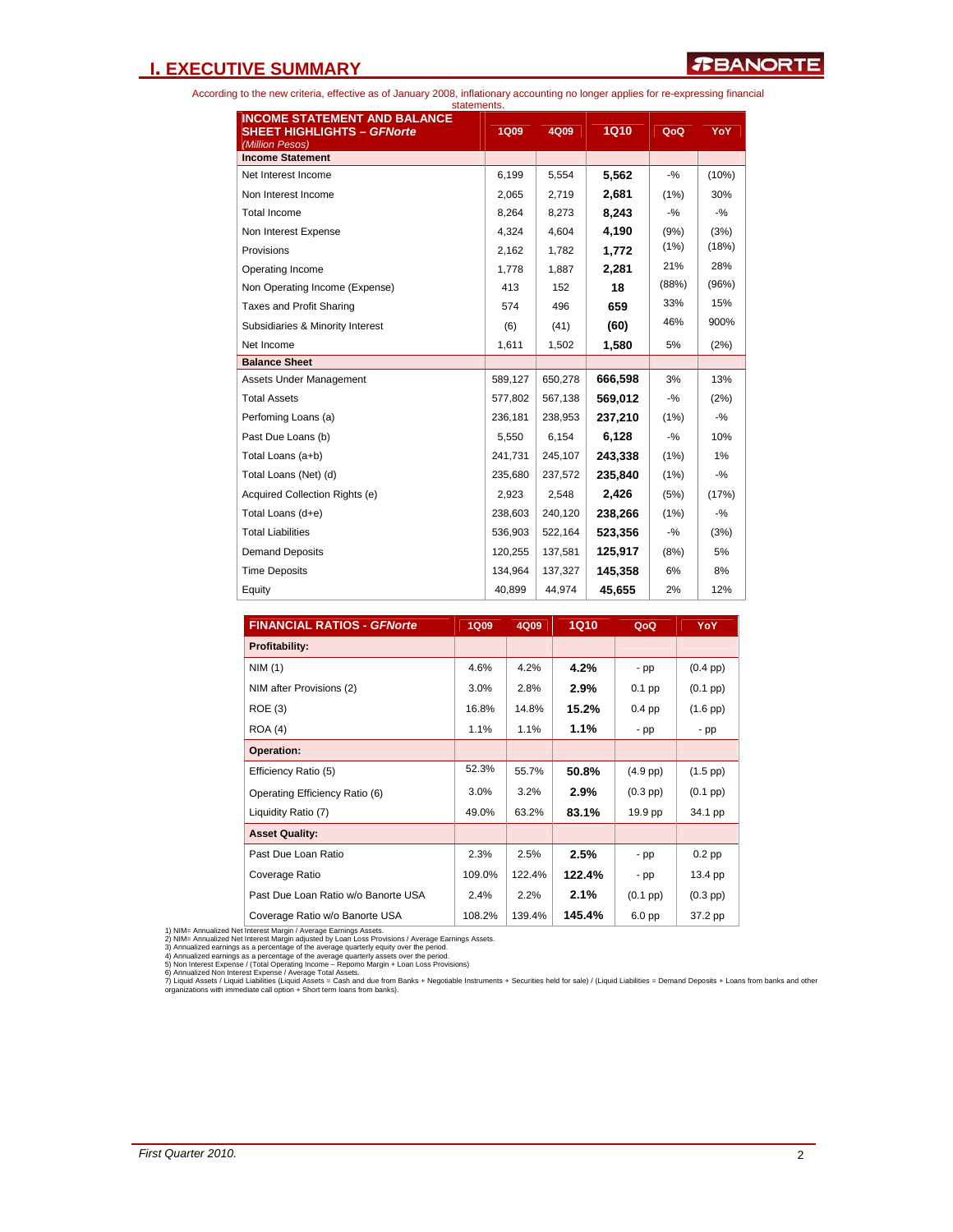# I. EXECUTIVE SUMMARY

According to the new criteria, effective as of January 2008, inflationary accounting no longer applies for re-expressing financial statements.

| **INCOME STATEMENT AND BALANCE SHEET HIGHLIGHTS – *GFNorte*** *(Million Pesos)* | 1Q09 | 4Q09 | 1Q10 | QoQ | YoY |
|---|---|---|---|---|---|
| **Income Statement** | | | | | |
| Net Interest Income | 6,199 | 5,554 | **5,562** | -% | (10%) |
| Non Interest Income | 2,065 | 2,719 | **2,681** | (1%) | 30% |
| Total Income | 8,264 | 8,273 | **8,243** | -% | -% |
| Non Interest Expense | 4,324 | 4,604 | **4,190** | (9%) | (3%) |
| Provisions | 2,162 | 1,782 | **1,772** | (1%) | (18%) |
| Operating Income | 1,778 | 1,887 | **2,281** | 21% | 28% |
| Non Operating Income (Expense) | 413 | 152 | **18** | (88%) | (96%) |
| Taxes and Profit Sharing | 574 | 496 | **659** | 33% | 15% |
| Subsidiaries & Minority Interest | (6) | (41) | **(60)** | 46% | 900% |
| Net Income | 1,611 | 1,502 | **1,580** | 5% | (2%) |
| **Balance Sheet** | | | | | |
| Assets Under Management | 589,127 | 650,278 | **666,598** | 3% | 13% |
| Total Assets | 577,802 | 567,138 | **569,012** | -% | (2%) |
| Perfoming Loans (a) | 236,181 | 238,953 | **237,210** | (1%) | -% |
| Past Due Loans (b) | 5,550 | 6,154 | **6,128** | -% | 10% |
| Total Loans (a+b) | 241,731 | 245,107 | **243,338** | (1%) | 1% |
| Total Loans (Net) (d) | 235,680 | 237,572 | **235,840** | (1%) | -% |
| Acquired Collection Rights (e) | 2,923 | 2,548 | **2,426** | (5%) | (17%) |
| Total Loans (d+e) | 238,603 | 240,120 | **238,266** | (1%) | -% |
| Total Liabilities | 536,903 | 522,164 | **523,356** | -% | (3%) |
| Demand Deposits | 120,255 | 137,581 | **125,917** | (8%) | 5% |
| Time Deposits | 134,964 | 137,327 | **145,358** | 6% | 8% |
| Equity | 40,899 | 44,974 | **45,655** | 2% | 12% |

| **FINANCIAL RATIOS - *GFNorte*** | 1Q09 | 4Q09 | 1Q10 | QoQ | YoY |
|---|---|---|---|---|---|
| **Profitability:** | | | | | |
| NIM (1) | 4.6% | 4.2% | **4.2%** | - pp | (0.4 pp) |
| NIM after Provisions (2) | 3.0% | 2.8% | **2.9%** | 0.1 pp | (0.1 pp) |
| ROE (3) | 16.8% | 14.8% | **15.2%** | 0.4 pp | (1.6 pp) |
| ROA (4) | 1.1% | 1.1% | **1.1%** | - pp | - pp |
| **Operation:** | | | | | |
| Efficiency Ratio (5) | 52.3% | 55.7% | **50.8%** | (4.9 pp) | (1.5 pp) |
| Operating Efficiency Ratio (6) | 3.0% | 3.2% | **2.9%** | (0.3 pp) | (0.1 pp) |
| Liquidity Ratio (7) | 49.0% | 63.2% | **83.1%** | 19.9 pp | 34.1 pp |
| **Asset Quality:** | | | | | |
| Past Due Loan Ratio | 2.3% | 2.5% | **2.5%** | - pp | 0.2 pp |
| Coverage Ratio | 109.0% | 122.4% | **122.4%** | - pp | 13.4 pp |
| Past Due Loan Ratio w/o Banorte USA | 2.4% | 2.2% | **2.1%** | (0.1 pp) | (0.3 pp) |
| Coverage Ratio w/o Banorte USA | 108.2% | 139.4% | **145.4%** | 6.0 pp | 37.2 pp |

1) NIM= Annualized Net Interest Margin / Average Earnings Assets.
2) NIM= Annualized Net Interest Margin adjusted by Loan Loss Provisions / Average Earnings Assets.
3) Annualized earnings as a percentage of the average quarterly equity over the period.
4) Annualized earnings as a percentage of the average quarterly assets over the period.
5) Non Interest Expense / (Total Operating Income – Repomo Margin + Loan Loss Provisions)
6) Annualized Non Interest Expense / Average Total Assets.
7) Liquid Assets / Liquid Liabilities (Liquid Assets = Cash and due from Banks + Negotiable Instruments + Securities held for sale) / (Liquid Liabilities = Demand Deposits + Loans from banks and other organizations with immediate call option + Short term loans from banks).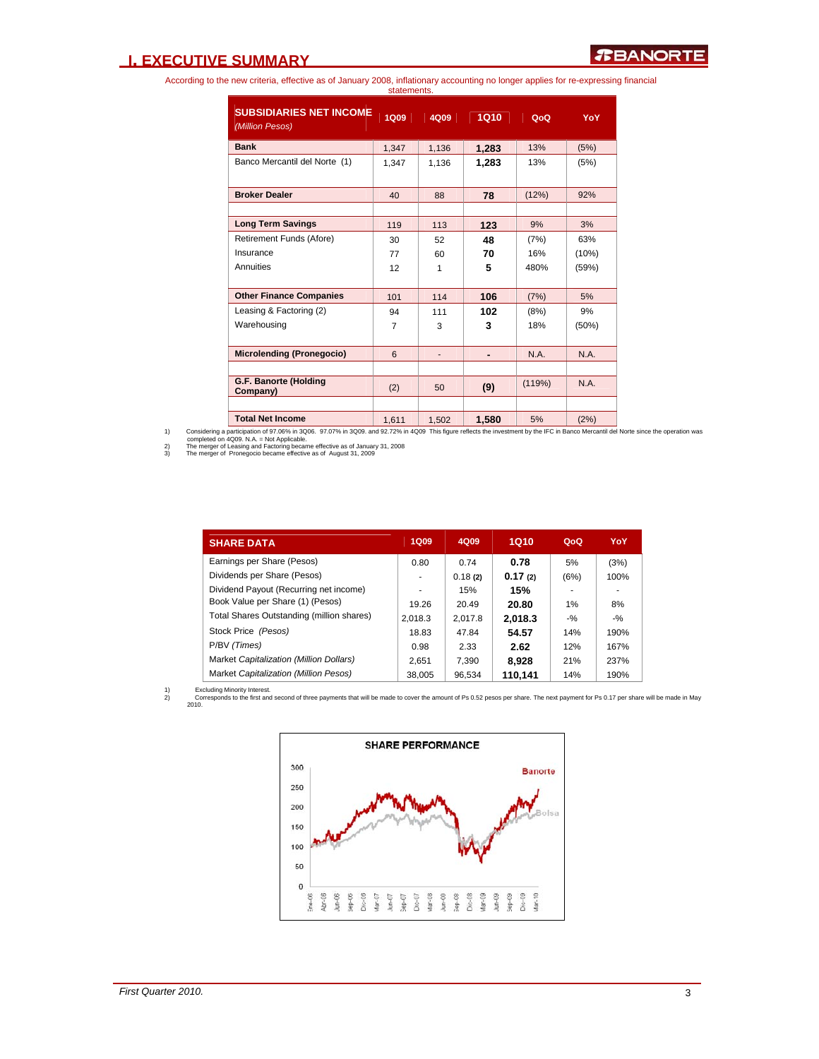## I. EXECUTIVE SUMMARY

According to the new criteria, effective as of January 2008, inflationary accounting no longer applies for re-expressing financial statements.

| SUBSIDIARIES NET INCOME *(Million Pesos)* | 1Q09 | 4Q09 | 1Q10 | QoQ | YoY |
|---|---|---|---|---|---|
| **Bank** | 1,347 | 1,136 | **1,283** | 13% | (5%) |
| Banco Mercantil del Norte (1) | 1,347 | 1,136 | **1,283** | 13% | (5%) |
| **Broker Dealer** | 40 | 88 | **78** | (12%) | 92% |
| **Long Term Savings** | 119 | 113 | **123** | 9% | 3% |
| Retirement Funds (Afore) | 30 | 52 | **48** | (7%) | 63% |
| Insurance | 77 | 60 | **70** | 16% | (10%) |
| Annuities | 12 | 1 | **5** | 480% | (59%) |
| **Other Finance Companies** | 101 | 114 | **106** | (7%) | 5% |
| Leasing & Factoring (2) | 94 | 111 | **102** | (8%) | 9% |
| Warehousing | 7 | 3 | **3** | 18% | (50%) |
| **Microlending (Pronegocio)** | 6 | - | **-** | N.A. | N.A. |
| **G.F. Banorte (Holding Company)** | (2) | 50 | **(9)** | (119%) | N.A. |
| **Total Net Income** | 1,611 | 1,502 | **1,580** | 5% | (2%) |

1) Considering a participation of 97.06% in 3Q06. 97.07% in 3Q09. and 92.72% in 4Q09 This figure reflects the investment by the IFC in Banco Mercantil del Norte since the operation was completed on 4Q09. N.A. = Not Applicable.
2) The merger of Leasing and Factoring became effective as of January 31, 2008
3) The merger of Pronegocio became effective as of August 31, 2009

| SHARE DATA | 1Q09 | 4Q09 | 1Q10 | QoQ | YoY |
|---|---|---|---|---|---|
| Earnings per Share (Pesos) | 0.80 | 0.74 | **0.78** | 5% | (3%) |
| Dividends per Share (Pesos) | - | 0.18 **(2)** | **0.17 (2)** | (6%) | 100% |
| Dividend Payout (Recurring net income) | - | 15% | **15%** | - | - |
| Book Value per Share (1) (Pesos) | 19.26 | 20.49 | **20.80** | 1% | 8% |
| Total Shares Outstanding (million shares) | 2,018.3 | 2,017.8 | **2,018.3** | -% | -% |
| Stock Price *(Pesos)* | 18.83 | 47.84 | **54.57** | 14% | 190% |
| P/BV *(Times)* | 0.98 | 2.33 | **2.62** | 12% | 167% |
| Market *Capitalization (Million Dollars)* | 2,651 | 7,390 | **8,928** | 21% | 237% |
| Market *Capitalization (Million Pesos)* | 38,005 | 96,534 | **110,141** | 14% | 190% |

1) Excluding Minority Interest.
2) Corresponds to the first and second of three payments that will be made to cover the amount of Ps 0.52 pesos per share. The next payment for Ps 0.17 per share will be made in May 2010.

**SHARE PERFORMANCE**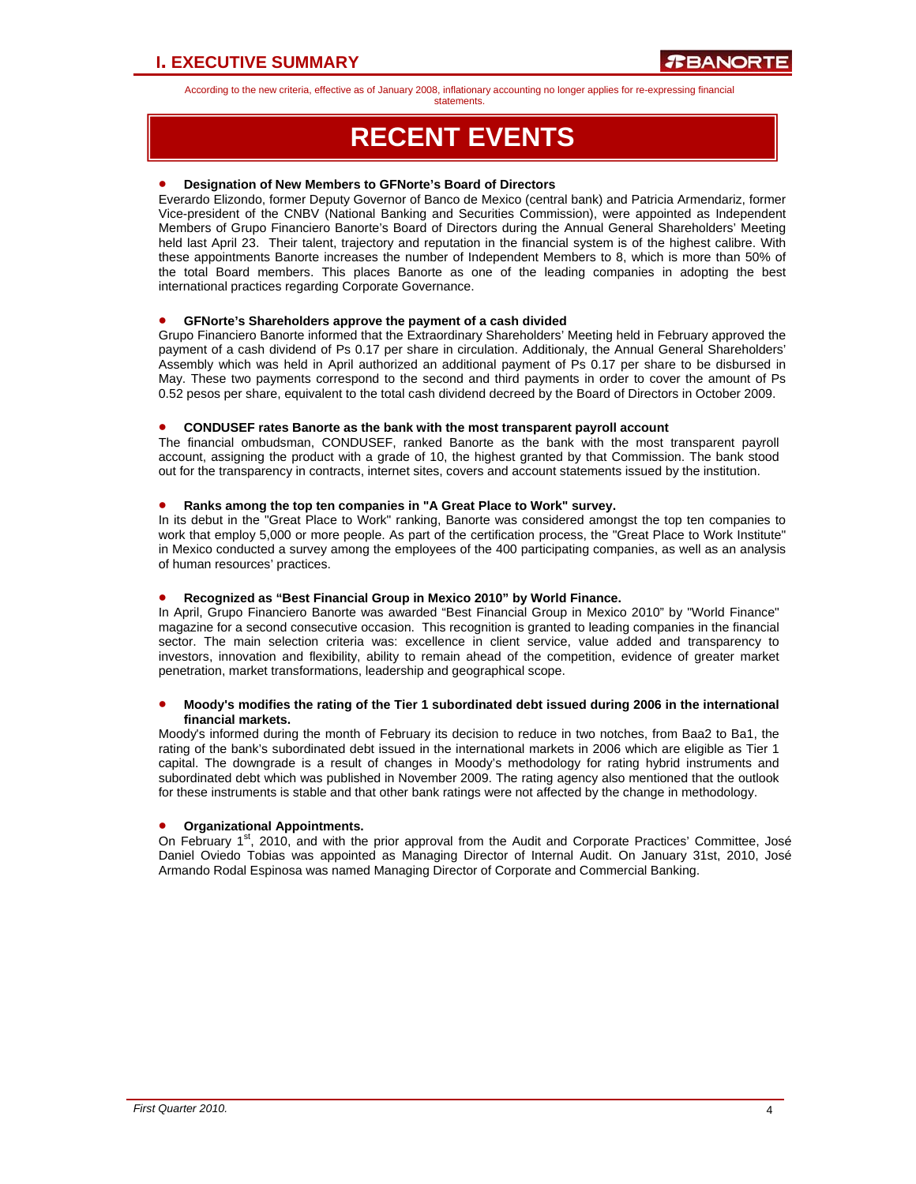According to the new criteria, effective as of January 2008, inflationary accounting no longer applies for re-expressing financial statements.

# RECENT EVENTS

- **Designation of New Members to GFNorte's Board of Directors**

Everardo Elizondo, former Deputy Governor of Banco de Mexico (central bank) and Patricia Armendariz, former Vice-president of the CNBV (National Banking and Securities Commission), were appointed as Independent Members of Grupo Financiero Banorte's Board of Directors during the Annual General Shareholders' Meeting held last April 23. Their talent, trajectory and reputation in the financial system is of the highest calibre. With these appointments Banorte increases the number of Independent Members to 8, which is more than 50% of the total Board members. This places Banorte as one of the leading companies in adopting the best international practices regarding Corporate Governance.

- **GFNorte's Shareholders approve the payment of a cash divided**

Grupo Financiero Banorte informed that the Extraordinary Shareholders' Meeting held in February approved the payment of a cash dividend of Ps 0.17 per share in circulation. Additionaly, the Annual General Shareholders' Assembly which was held in April authorized an additional payment of Ps 0.17 per share to be disbursed in May. These two payments correspond to the second and third payments in order to cover the amount of Ps 0.52 pesos per share, equivalent to the total cash dividend decreed by the Board of Directors in October 2009.

- **CONDUSEF rates Banorte as the bank with the most transparent payroll account**

The financial ombudsman, CONDUSEF, ranked Banorte as the bank with the most transparent payroll account, assigning the product with a grade of 10, the highest granted by that Commission. The bank stood out for the transparency in contracts, internet sites, covers and account statements issued by the institution.

- **Ranks among the top ten companies in "A Great Place to Work" survey.**

In its debut in the "Great Place to Work" ranking, Banorte was considered amongst the top ten companies to work that employ 5,000 or more people. As part of the certification process, the "Great Place to Work Institute" in Mexico conducted a survey among the employees of the 400 participating companies, as well as an analysis of human resources' practices.

- **Recognized as "Best Financial Group in Mexico 2010" by World Finance.**

In April, Grupo Financiero Banorte was awarded "Best Financial Group in Mexico 2010" by "World Finance" magazine for a second consecutive occasion. This recognition is granted to leading companies in the financial sector. The main selection criteria was: excellence in client service, value added and transparency to investors, innovation and flexibility, ability to remain ahead of the competition, evidence of greater market penetration, market transformations, leadership and geographical scope.

- **Moody's modifies the rating of the Tier 1 subordinated debt issued during 2006 in the international financial markets.**

Moody's informed during the month of February its decision to reduce in two notches, from Baa2 to Ba1, the rating of the bank's subordinated debt issued in the international markets in 2006 which are eligible as Tier 1 capital. The downgrade is a result of changes in Moody's methodology for rating hybrid instruments and subordinated debt which was published in November 2009. The rating agency also mentioned that the outlook for these instruments is stable and that other bank ratings were not affected by the change in methodology.

- **Organizational Appointments.**

On February 1st, 2010, and with the prior approval from the Audit and Corporate Practices' Committee, José Daniel Oviedo Tobias was appointed as Managing Director of Internal Audit. On January 31st, 2010, José Armando Rodal Espinosa was named Managing Director of Corporate and Commercial Banking.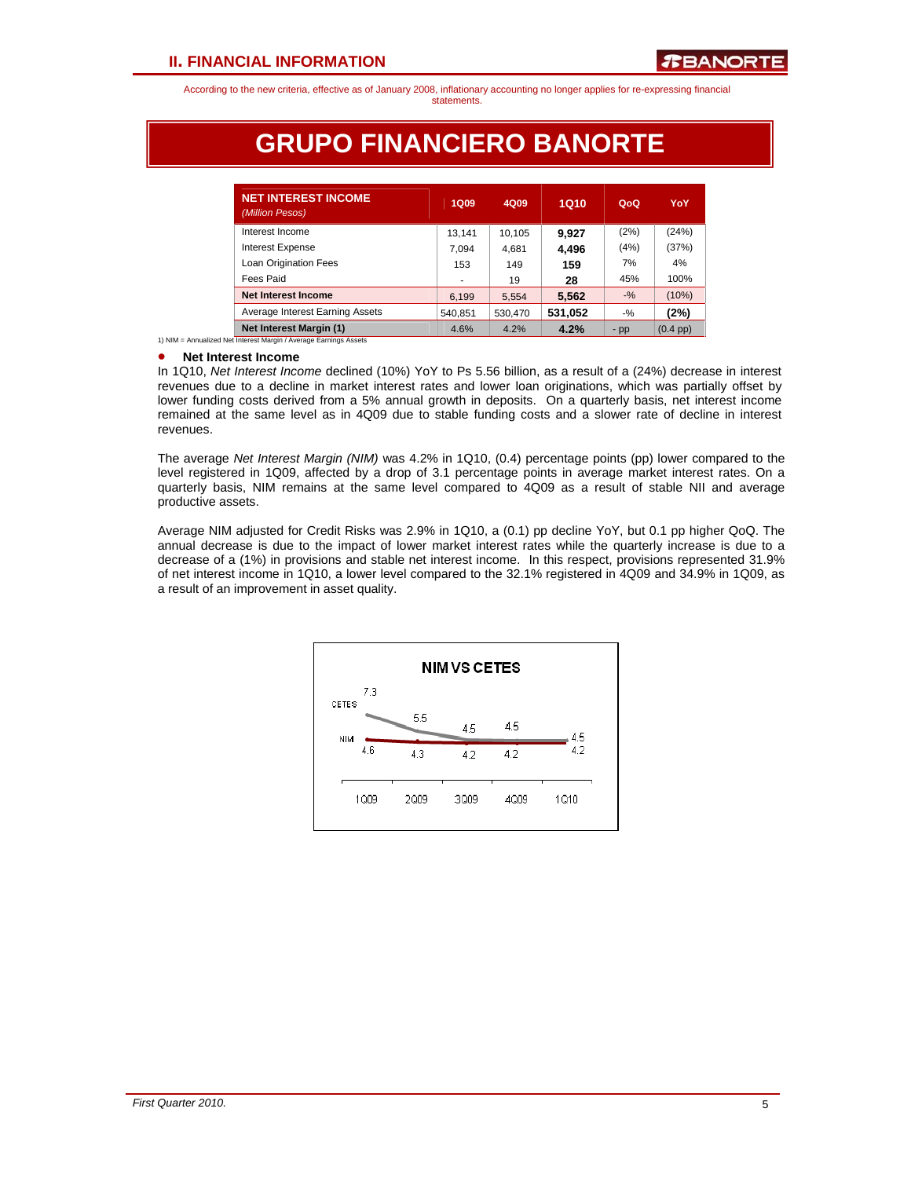According to the new criteria, effective as of January 2008, inflationary accounting no longer applies for re-expressing financial statements.

# GRUPO FINANCIERO BANORTE

| NET INTEREST INCOME *(Million Pesos)* | 1Q09 | 4Q09 | 1Q10 | QoQ | YoY |
|---|---|---|---|---|---|
| Interest Income | 13,141 | 10,105 | **9,927** | (2%) | (24%) |
| Interest Expense | 7,094 | 4,681 | **4,496** | (4%) | (37%) |
| Loan Origination Fees | 153 | 149 | **159** | 7% | 4% |
| Fees Paid | - | 19 | **28** | 45% | 100% |
| **Net Interest Income** | 6,199 | 5,554 | **5,562** | -% | (10%) |
| Average Interest Earning Assets | 540,851 | 530,470 | **531,052** | -% | **(2%)** |
| **Net Interest Margin (1)** | 4.6% | 4.2% | **4.2%** | - pp | (0.4 pp) |

1) NIM = Annualized Net Interest Margin / Average Earnings Assets

- **Net Interest Income**

In 1Q10, *Net Interest Income* declined (10%) YoY to Ps 5.56 billion, as a result of a (24%) decrease in interest revenues due to a decline in market interest rates and lower loan originations, which was partially offset by lower funding costs derived from a 5% annual growth in deposits. On a quarterly basis, net interest income remained at the same level as in 4Q09 due to stable funding costs and a slower rate of decline in interest revenues.

The average *Net Interest Margin (NIM)* was 4.2% in 1Q10, (0.4) percentage points (pp) lower compared to the level registered in 1Q09, affected by a drop of 3.1 percentage points in average market interest rates. On a quarterly basis, NIM remains at the same level compared to 4Q09 as a result of stable NII and average productive assets.

Average NIM adjusted for Credit Risks was 2.9% in 1Q10, a (0.1) pp decline YoY, but 0.1 pp higher QoQ. The annual decrease is due to the impact of lower market interest rates while the quarterly increase is due to a decrease of a (1%) in provisions and stable net interest income. In this respect, provisions represented 31.9% of net interest income in 1Q10, a lower level compared to the 32.1% registered in 4Q09 and 34.9% in 1Q09, as a result of an improvement in asset quality.

**NIM VS CETES**

| | 1Q09 | 2Q09 | 3Q09 | 4Q09 | 1Q10 |
|---|---|---|---|---|---|
| CETES | 7.3 | 5.5 | 4.5 | 4.5 | 4.5 |
| NIM | 4.6 | 4.3 | 4.2 | 4.2 | 4.2 |

*First Quarter 2010.*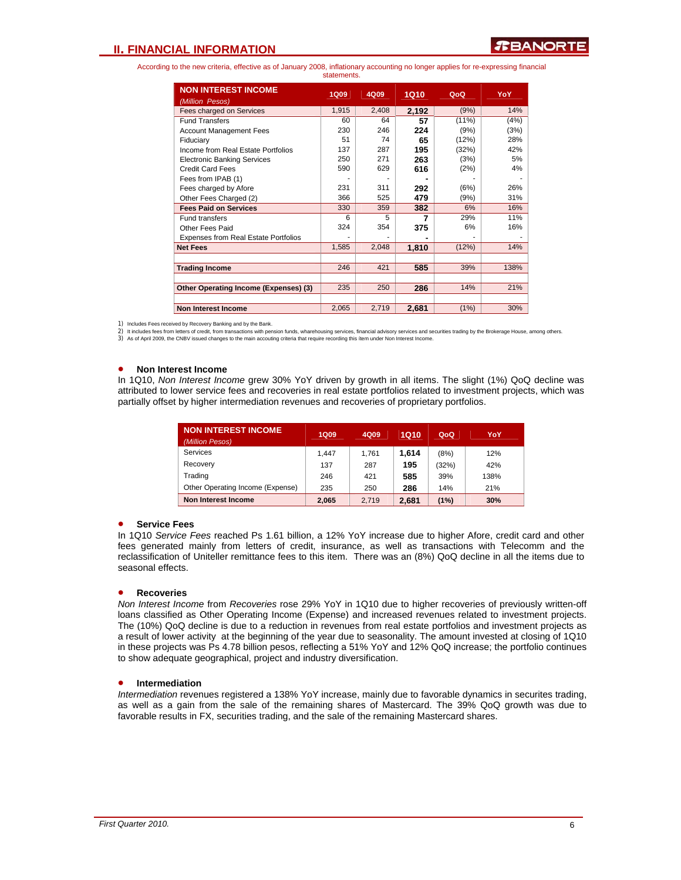## II. FINANCIAL INFORMATION

According to the new criteria, effective as of January 2008, inflationary accounting no longer applies for re-expressing financial statements.

| NON INTEREST INCOME (Million Pesos) | 1Q09 | 4Q09 | 1Q10 | QoQ | YoY |
|---|---|---|---|---|---|
| Fees charged on Services | 1,915 | 2,408 | **2,192** | (9%) | 14% |
| Fund Transfers | 60 | 64 | **57** | (11%) | (4%) |
| Account Management Fees | 230 | 246 | **224** | (9%) | (3%) |
| Fiduciary | 51 | 74 | **65** | (12%) | 28% |
| Income from Real Estate Portfolios | 137 | 287 | **195** | (32%) | 42% |
| Electronic Banking Services | 250 | 271 | **263** | (3%) | 5% |
| Credit Card Fees | 590 | 629 | **616** | (2%) | 4% |
| Fees from IPAB (1) | - | - | **-** | - | - |
| Fees charged by Afore | 231 | 311 | **292** | (6%) | 26% |
| Other Fees Charged (2) | 366 | 525 | **479** | (9%) | 31% |
| **Fees Paid on Services** | 330 | 359 | **382** | 6% | 16% |
| Fund transfers | 6 | 5 | **7** | 29% | 11% |
| Other Fees Paid | 324 | 354 | **375** | 6% | 16% |
| Expenses from Real Estate Portfolios | - | - | **-** | - | - |
| **Net Fees** | 1,585 | 2,048 | **1,810** | (12%) | 14% |
| | | | | | |
| **Trading Income** | 246 | 421 | **585** | 39% | 138% |
| | | | | | |
| **Other Operating Income (Expenses) (3)** | 235 | 250 | **286** | 14% | 21% |
| | | | | | |
| **Non Interest Income** | 2,065 | 2,719 | **2,681** | (1%) | 30% |

1) Includes Fees received by Recovery Banking and by the Bank.
2) It includes fees from letters of credit, from transactions with pension funds, wharehousing services, financial advisory services and securities trading by the Brokerage House, among others.
3) As of April 2009, the CNBV issued changes to the main accouting criteria that require recording this item under Non Interest Income.

- **Non Interest Income**

In 1Q10, *Non Interest Income* grew 30% YoY driven by growth in all items. The slight (1%) QoQ decline was attributed to lower service fees and recoveries in real estate portfolios related to investment projects, which was partially offset by higher intermediation revenues and recoveries of proprietary portfolios.

| NON INTEREST INCOME (Million Pesos) | 1Q09 | 4Q09 | 1Q10 | QoQ | YoY |
|---|---|---|---|---|---|
| Services | 1,447 | 1,761 | **1,614** | (8%) | 12% |
| Recovery | 137 | 287 | **195** | (32%) | 42% |
| Trading | 246 | 421 | **585** | 39% | 138% |
| Other Operating Income (Expense) | 235 | 250 | **286** | 14% | 21% |
| **Non Interest Income** | **2,065** | 2,719 | **2,681** | **(1%)** | **30%** |

- **Service Fees**

In 1Q10 *Service Fees* reached Ps 1.61 billion, a 12% YoY increase due to higher Afore, credit card and other fees generated mainly from letters of credit, insurance, as well as transactions with Telecomm and the reclassification of Uniteller remittance fees to this item. There was an (8%) QoQ decline in all the items due to seasonal effects.

- **Recoveries**

*Non Interest Income* from *Recoveries* rose 29% YoY in 1Q10 due to higher recoveries of previously written-off loans classified as Other Operating Income (Expense) and increased revenues related to investment projects. The (10%) QoQ decline is due to a reduction in revenues from real estate portfolios and investment projects as a result of lower activity at the beginning of the year due to seasonality. The amount invested at closing of 1Q10 in these projects was Ps 4.78 billion pesos, reflecting a 51% YoY and 12% QoQ increase; the portfolio continues to show adequate geographical, project and industry diversification.

- **Intermediation**

*Intermediation* revenues registered a 138% YoY increase, mainly due to favorable dynamics in securites trading, as well as a gain from the sale of the remaining shares of Mastercard. The 39% QoQ growth was due to favorable results in FX, securities trading, and the sale of the remaining Mastercard shares.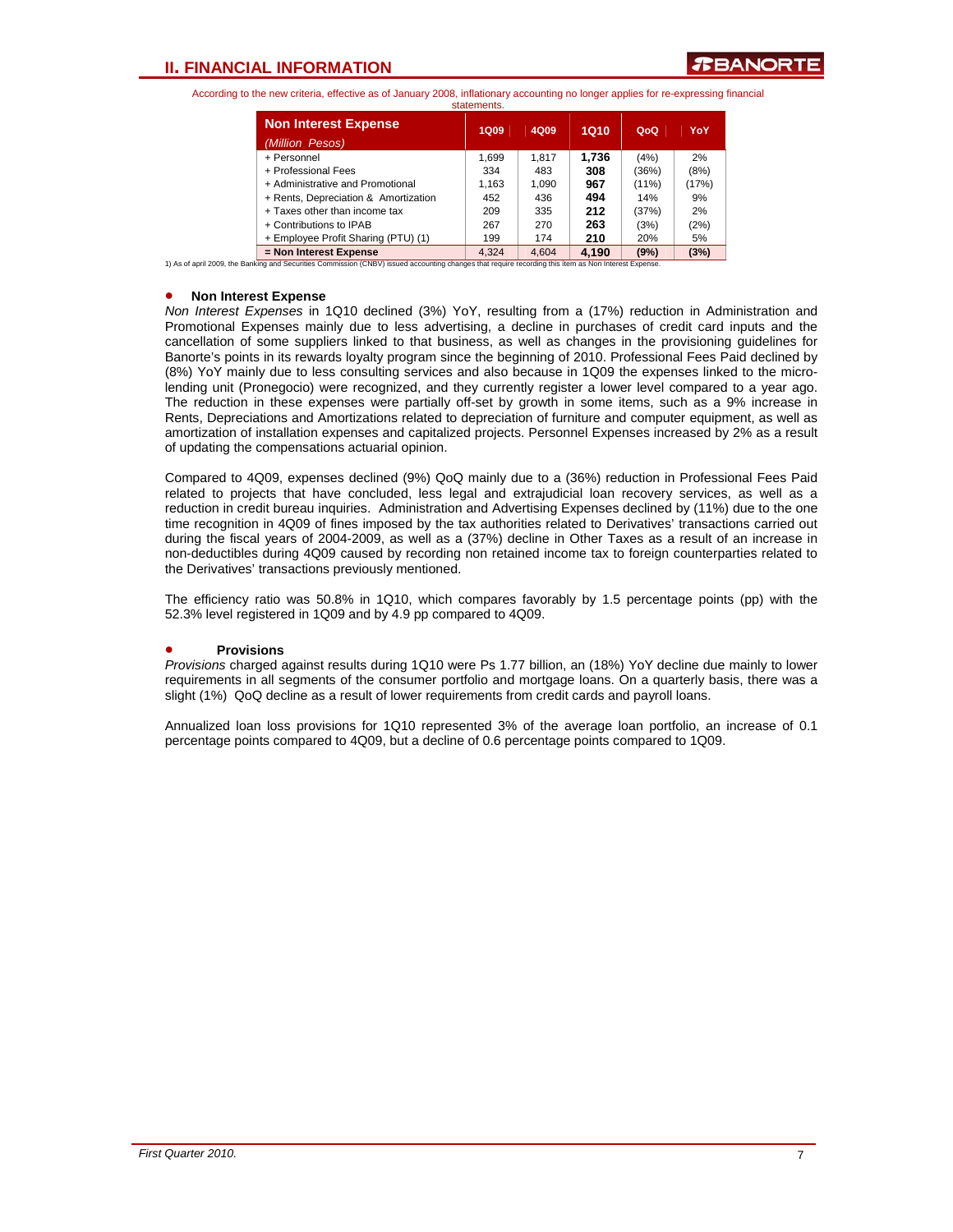## II. FINANCIAL INFORMATION

According to the new criteria, effective as of January 2008, inflationary accounting no longer applies for re-expressing financial statements.

| **Non Interest Expense** *(Million Pesos)* | 1Q09 | 4Q09 | 1Q10 | QoQ | YoY |
|---|---|---|---|---|---|
| + Personnel | 1,699 | 1,817 | **1,736** | (4%) | 2% |
| + Professional Fees | 334 | 483 | **308** | (36%) | (8%) |
| + Administrative and Promotional | 1,163 | 1,090 | **967** | (11%) | (17%) |
| + Rents, Depreciation & Amortization | 452 | 436 | **494** | 14% | 9% |
| + Taxes other than income tax | 209 | 335 | **212** | (37%) | 2% |
| + Contributions to IPAB | 267 | 270 | **263** | (3%) | (2%) |
| + Employee Profit Sharing (PTU) (1) | 199 | 174 | **210** | 20% | 5% |
| **= Non Interest Expense** | 4,324 | 4,604 | **4,190** | **(9%)** | **(3%)** |

1) As of april 2009, the Banking and Securities Commission (CNBV) issued accounting changes that require recording this item as Non Interest Expense.

- **Non Interest Expense**

*Non Interest Expenses* in 1Q10 declined (3%) YoY, resulting from a (17%) reduction in Administration and Promotional Expenses mainly due to less advertising, a decline in purchases of credit card inputs and the cancellation of some suppliers linked to that business, as well as changes in the provisioning guidelines for Banorte's points in its rewards loyalty program since the beginning of 2010. Professional Fees Paid declined by (8%) YoY mainly due to less consulting services and also because in 1Q09 the expenses linked to the micro-lending unit (Pronegocio) were recognized, and they currently register a lower level compared to a year ago. The reduction in these expenses were partially off-set by growth in some items, such as a 9% increase in Rents, Depreciations and Amortizations related to depreciation of furniture and computer equipment, as well as amortization of installation expenses and capitalized projects. Personnel Expenses increased by 2% as a result of updating the compensations actuarial opinion.

Compared to 4Q09, expenses declined (9%) QoQ mainly due to a (36%) reduction in Professional Fees Paid related to projects that have concluded, less legal and extrajudicial loan recovery services, as well as a reduction in credit bureau inquiries. Administration and Advertising Expenses declined by (11%) due to the one time recognition in 4Q09 of fines imposed by the tax authorities related to Derivatives' transactions carried out during the fiscal years of 2004-2009, as well as a (37%) decline in Other Taxes as a result of an increase in non-deductibles during 4Q09 caused by recording non retained income tax to foreign counterparties related to the Derivatives' transactions previously mentioned.

The efficiency ratio was 50.8% in 1Q10, which compares favorably by 1.5 percentage points (pp) with the 52.3% level registered in 1Q09 and by 4.9 pp compared to 4Q09.

- **Provisions**

*Provisions* charged against results during 1Q10 were Ps 1.77 billion, an (18%) YoY decline due mainly to lower requirements in all segments of the consumer portfolio and mortgage loans. On a quarterly basis, there was a slight (1%) QoQ decline as a result of lower requirements from credit cards and payroll loans.

Annualized loan loss provisions for 1Q10 represented 3% of the average loan portfolio, an increase of 0.1 percentage points compared to 4Q09, but a decline of 0.6 percentage points compared to 1Q09.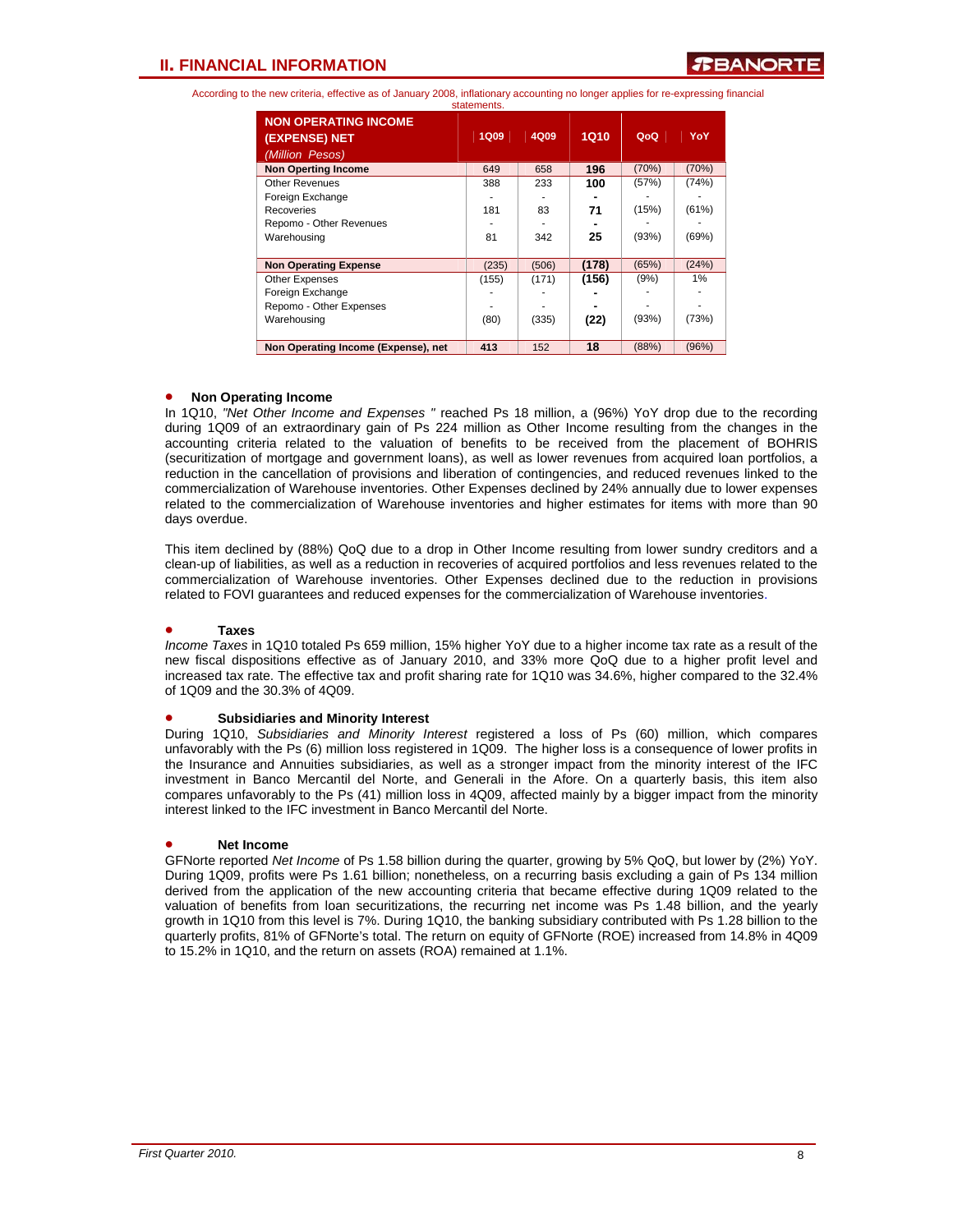## II. FINANCIAL INFORMATION

According to the new criteria, effective as of January 2008, inflationary accounting no longer applies for re-expressing financial statements.

| NON OPERATING INCOME (EXPENSE) NET *(Million Pesos)* | 1Q09 | 4Q09 | 1Q10 | QoQ | YoY |
|---|---|---|---|---|---|
| **Non Operting Income** | 649 | 658 | **196** | (70%) | (70%) |
| Other Revenues | 388 | 233 | **100** | (57%) | (74%) |
| Foreign Exchange | - | - | **-** | - | - |
| Recoveries | 181 | 83 | **71** | (15%) | (61%) |
| Repomo - Other Revenues | - | - | **-** | - | - |
| Warehousing | 81 | 342 | **25** | (93%) | (69%) |
| **Non Operating Expense** | (235) | (506) | **(178)** | (65%) | (24%) |
| Other Expenses | (155) | (171) | **(156)** | (9%) | 1% |
| Foreign Exchange | - | - | **-** | - | - |
| Repomo - Other Expenses | - | - | **-** | - | - |
| Warehousing | (80) | (335) | **(22)** | (93%) | (73%) |
| **Non Operating Income (Expense), net** | **413** | 152 | **18** | (88%) | (96%) |

- **Non Operating Income**

In 1Q10, *"Net Other Income and Expenses "* reached Ps 18 million, a (96%) YoY drop due to the recording during 1Q09 of an extraordinary gain of Ps 224 million as Other Income resulting from the changes in the accounting criteria related to the valuation of benefits to be received from the placement of BOHRIS (securitization of mortgage and government loans), as well as lower revenues from acquired loan portfolios, a reduction in the cancellation of provisions and liberation of contingencies, and reduced revenues linked to the commercialization of Warehouse inventories. Other Expenses declined by 24% annually due to lower expenses related to the commercialization of Warehouse inventories and higher estimates for items with more than 90 days overdue.

This item declined by (88%) QoQ due to a drop in Other Income resulting from lower sundry creditors and a clean-up of liabilities, as well as a reduction in recoveries of acquired portfolios and less revenues related to the commercialization of Warehouse inventories. Other Expenses declined due to the reduction in provisions related to FOVI guarantees and reduced expenses for the commercialization of Warehouse inventories.

- **Taxes**

*Income Taxes* in 1Q10 totaled Ps 659 million, 15% higher YoY due to a higher income tax rate as a result of the new fiscal dispositions effective as of January 2010, and 33% more QoQ due to a higher profit level and increased tax rate. The effective tax and profit sharing rate for 1Q10 was 34.6%, higher compared to the 32.4% of 1Q09 and the 30.3% of 4Q09.

- **Subsidiaries and Minority Interest**

During 1Q10, *Subsidiaries and Minority Interest* registered a loss of Ps (60) million, which compares unfavorably with the Ps (6) million loss registered in 1Q09. The higher loss is a consequence of lower profits in the Insurance and Annuities subsidiaries, as well as a stronger impact from the minority interest of the IFC investment in Banco Mercantil del Norte, and Generali in the Afore. On a quarterly basis, this item also compares unfavorably to the Ps (41) million loss in 4Q09, affected mainly by a bigger impact from the minority interest linked to the IFC investment in Banco Mercantil del Norte.

- **Net Income**

GFNorte reported *Net Income* of Ps 1.58 billion during the quarter, growing by 5% QoQ, but lower by (2%) YoY. During 1Q09, profits were Ps 1.61 billion; nonetheless, on a recurring basis excluding a gain of Ps 134 million derived from the application of the new accounting criteria that became effective during 1Q09 related to the valuation of benefits from loan securitizations, the recurring net income was Ps 1.48 billion, and the yearly growth in 1Q10 from this level is 7%. During 1Q10, the banking subsidiary contributed with Ps 1.28 billion to the quarterly profits, 81% of GFNorte's total. The return on equity of GFNorte (ROE) increased from 14.8% in 4Q09 to 15.2% in 1Q10, and the return on assets (ROA) remained at 1.1%.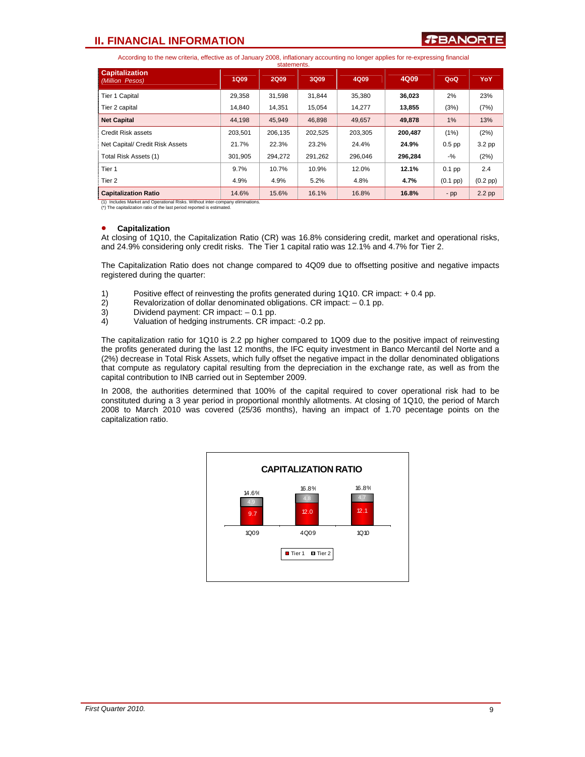According to the new criteria, effective as of January 2008, inflationary accounting no longer applies for re-expressing financial statements.

| Capitalization *(Million Pesos)* | 1Q09 | 2Q09 | 3Q09 | 4Q09 | 4Q09 | QoQ | YoY |
|---|---|---|---|---|---|---|---|
| Tier 1 Capital | 29,358 | 31,598 | 31,844 | 35,380 | **36,023** | 2% | 23% |
| Tier 2 capital | 14,840 | 14,351 | 15,054 | 14,277 | **13,855** | (3%) | (7%) |
| **Net Capital** | 44,198 | 45,949 | 46,898 | 49,657 | 49,878 | 1% | 13% |
| Credit Risk assets | 203,501 | 206,135 | 202,525 | 203,305 | **200,487** | (1%) | (2%) |
| Net Capital/ Credit Risk Assets | 21.7% | 22.3% | 23.2% | 24.4% | **24.9%** | 0.5 pp | 3.2 pp |
| Total Risk Assets (1) | 301,905 | 294,272 | 291,262 | 296,046 | **296,284** | -% | (2%) |
| Tier 1 | 9.7% | 10.7% | 10.9% | 12.0% | **12.1%** | 0.1 pp | 2.4 |
| Tier 2 | 4.9% | 4.9% | 5.2% | 4.8% | **4.7%** | (0.1 pp) | (0.2 pp) |
| **Capitalization Ratio** | 14.6% | 15.6% | 16.1% | 16.8% | **16.8%** | - pp | 2.2 pp |

(1) Includes Market and Operational Risks. Without inter-company eliminations.
(*) The capitalization ratio of the last period reported is estimated.

- **Capitalization**

At closing of 1Q10, the Capitalization Ratio (CR) was 16.8% considering credit, market and operational risks, and 24.9% considering only credit risks. The Tier 1 capital ratio was 12.1% and 4.7% for Tier 2.

The Capitalization Ratio does not change compared to 4Q09 due to offsetting positive and negative impacts registered during the quarter:

1) Positive effect of reinvesting the profits generated during 1Q10. CR impact: + 0.4 pp.
2) Revalorization of dollar denominated obligations. CR impact: – 0.1 pp.
3) Dividend payment: CR impact: – 0.1 pp.
4) Valuation of hedging instruments. CR impact: -0.2 pp.

The capitalization ratio for 1Q10 is 2.2 pp higher compared to 1Q09 due to the positive impact of reinvesting the profits generated during the last 12 months, the IFC equity investment in Banco Mercantil del Norte and a (2%) decrease in Total Risk Assets, which fully offset the negative impact in the dollar denominated obligations that compute as regulatory capital resulting from the depreciation in the exchange rate, as well as from the capital contribution to INB carried out in September 2009.

In 2008, the authorities determined that 100% of the capital required to cover operational risk had to be constituted during a 3 year period in proportional monthly allotments. At closing of 1Q10, the period of March 2008 to March 2010 was covered (25/36 months), having an impact of 1.70 pecentage points on the capitalization ratio.

**CAPITALIZATION RATIO**

| | 1Q09 | 4Q09 | 1Q10 |
|---|---|---|---|
| Tier 1 | 9.7 | 12.0 | 12.1 |
| Tier 2 | 4.9 | 4.8 | 4.7 |
| Total | 14.6% | 16.8% | 16.8% |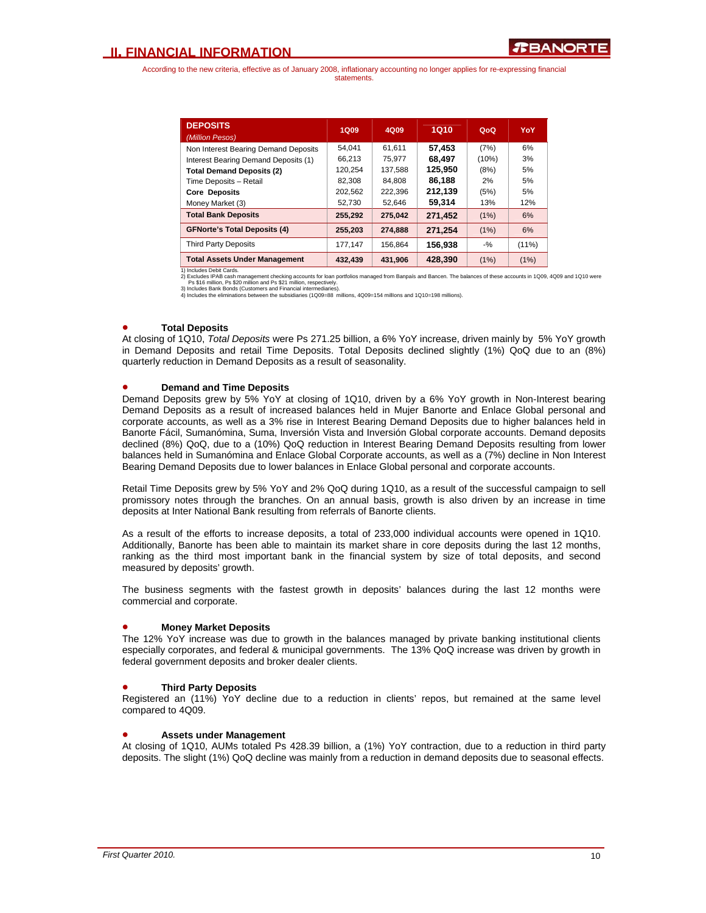## II. FINANCIAL INFORMATION

According to the new criteria, effective as of January 2008, inflationary accounting no longer applies for re-expressing financial statements.

| **DEPOSITS** *(Million Pesos)* | 1Q09 | 4Q09 | 1Q10 | QoQ | YoY |
|---|---|---|---|---|---|
| Non Interest Bearing Demand Deposits | 54,041 | 61,611 | **57,453** | (7%) | 6% |
| Interest Bearing Demand Deposits (1) | 66,213 | 75,977 | **68,497** | (10%) | 3% |
| **Total Demand Deposits (2)** | 120,254 | 137,588 | **125,950** | (8%) | 5% |
| Time Deposits – Retail | 82,308 | 84,808 | **86,188** | 2% | 5% |
| **Core Deposits** | 202,562 | 222,396 | **212,139** | (5%) | 5% |
| Money Market (3) | 52,730 | 52,646 | **59,314** | 13% | 12% |
| **Total Bank Deposits** | **255,292** | **275,042** | **271,452** | (1%) | 6% |
| **GFNorte's Total Deposits (4)** | **255,203** | **274,888** | **271,254** | (1%) | 6% |
| Third Party Deposits | 177,147 | 156,864 | **156,938** | -% | (11%) |
| **Total Assets Under Management** | **432,439** | **431,906** | **428,390** | (1%) | (1%) |

1) Includes Debit Cards.
2) Excludes IPAB cash management checking accounts for loan portfolios managed from Banpaís and Bancen. The balances of these accounts in 1Q09, 4Q09 and 1Q10 were Ps $16 million, Ps $20 million and Ps $21 million, respectively.
3) Includes Bank Bonds (Customers and Financial intermediaries).
4) Includes the eliminations between the subsidiaries (1Q09=88 millions, 4Q09=154 millions and 1Q10=198 millions).

- **Total Deposits**

At closing of 1Q10, *Total Deposits* were Ps 271.25 billion, a 6% YoY increase, driven mainly by 5% YoY growth in Demand Deposits and retail Time Deposits. Total Deposits declined slightly (1%) QoQ due to an (8%) quarterly reduction in Demand Deposits as a result of seasonality.

- **Demand and Time Deposits**

Demand Deposits grew by 5% YoY at closing of 1Q10, driven by a 6% YoY growth in Non-Interest bearing Demand Deposits as a result of increased balances held in Mujer Banorte and Enlace Global personal and corporate accounts, as well as a 3% rise in Interest Bearing Demand Deposits due to higher balances held in Banorte Fácil, Sumanómina, Suma, Inversión Vista and Inversión Global corporate accounts. Demand deposits declined (8%) QoQ, due to a (10%) QoQ reduction in Interest Bearing Demand Deposits resulting from lower balances held in Sumanómina and Enlace Global Corporate accounts, as well as a (7%) decline in Non Interest Bearing Demand Deposits due to lower balances in Enlace Global personal and corporate accounts.

Retail Time Deposits grew by 5% YoY and 2% QoQ during 1Q10, as a result of the successful campaign to sell promissory notes through the branches. On an annual basis, growth is also driven by an increase in time deposits at Inter National Bank resulting from referrals of Banorte clients.

As a result of the efforts to increase deposits, a total of 233,000 individual accounts were opened in 1Q10. Additionally, Banorte has been able to maintain its market share in core deposits during the last 12 months, ranking as the third most important bank in the financial system by size of total deposits, and second measured by deposits' growth.

The business segments with the fastest growth in deposits' balances during the last 12 months were commercial and corporate.

- **Money Market Deposits**

The 12% YoY increase was due to growth in the balances managed by private banking institutional clients especially corporates, and federal & municipal governments. The 13% QoQ increase was driven by growth in federal government deposits and broker dealer clients.

- **Third Party Deposits**

Registered an (11%) YoY decline due to a reduction in clients' repos, but remained at the same level compared to 4Q09.

- **Assets under Management**

At closing of 1Q10, AUMs totaled Ps 428.39 billion, a (1%) YoY contraction, due to a reduction in third party deposits. The slight (1%) QoQ decline was mainly from a reduction in demand deposits due to seasonal effects.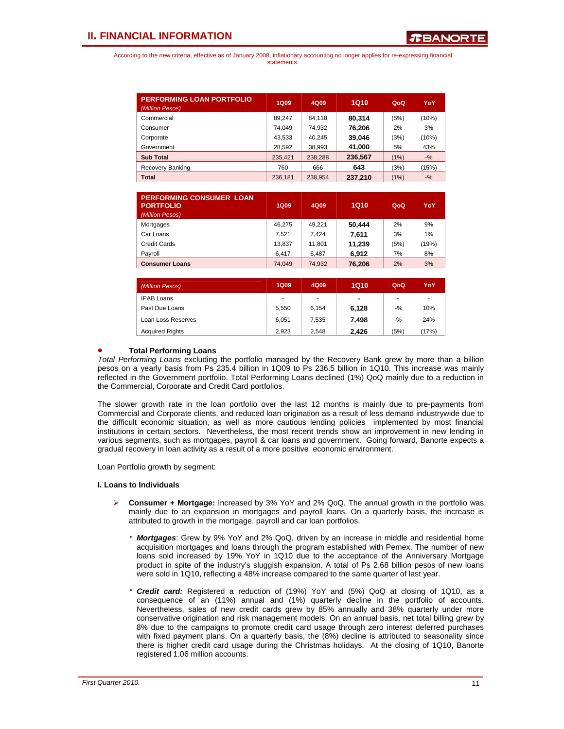According to the new criteria, effective as of January 2008, inflationary accounting no longer applies for re-expressing financial statements.

| PERFORMING LOAN PORTFOLIO *(Million Pesos)* | 1Q09 | 4Q09 | 1Q10 | QoQ | YoY |
|---|---|---|---|---|---|
| Commercial | 89,247 | 84,118 | **80,314** | (5%) | (10%) |
| Consumer | 74,049 | 74,932 | **76,206** | 2% | 3% |
| Corporate | 43,533 | 40,245 | **39,046** | (3%) | (10%) |
| Government | 28,592 | 38,993 | **41,000** | 5% | 43% |
| **Sub Total** | 235,421 | 238,288 | **236,567** | (1%) | -% |
| Recovery Banking | 760 | 666 | **643** | (3%) | (15%) |
| **Total** | 236,181 | 238,954 | **237,210** | (1%) | -% |

| PERFORMING CONSUMER LOAN PORTFOLIO *(Million Pesos)* | 1Q09 | 4Q09 | 1Q10 | QoQ | YoY |
|---|---|---|---|---|---|
| Mortgages | 46,275 | 49,221 | **50,444** | 2% | 9% |
| Car Loans | 7,521 | 7,424 | **7,611** | 3% | 1% |
| Credit Cards | 13,837 | 11,801 | **11,239** | (5%) | (19%) |
| Payroll | 6,417 | 6,487 | **6,912** | 7% | 8% |
| **Consumer Loans** | 74,049 | 74,932 | **76,206** | 2% | 3% |

| *(Million Pesos)* | 1Q09 | 4Q09 | 1Q10 | QoQ | YoY |
|---|---|---|---|---|---|
| IPAB Loans | - | - | **-** | - | - |
| Past Due Loans | 5,550 | 6,154 | **6,128** | -% | 10% |
| Loan Loss Reserves | 6,051 | 7,535 | **7,498** | -% | 24% |
| Acquired Rights | 2,923 | 2,548 | **2,426** | (5%) | (17%) |

- **Total Performing Loans**

*Total Performing Loans* excluding the portfolio managed by the Recovery Bank grew by more than a billion pesos on a yearly basis from Ps 235.4 billion in 1Q09 to Ps 236.5 billion in 1Q10. This increase was mainly reflected in the Government portfolio. Total Performing Loans declined (1%) QoQ mainly due to a reduction in the Commercial, Corporate and Credit Card portfolios.

The slower growth rate in the loan portfolio over the last 12 months is mainly due to pre-payments from Commercial and Corporate clients, and reduced loan origination as a result of less demand industrywide due to the difficult economic situation, as well as more cautious lending policies implemented by most financial institutions in certain sectors. Nevertheless, the most recent trends show an improvement in new lending in various segments, such as mortgages, payroll & car loans and government. Going forward, Banorte expects a gradual recovery in loan activity as a result of a more positive economic environment.

Loan Portfolio growth by segment:

**I. Loans to Individuals**

- **Consumer + Mortgage:** Increased by 3% YoY and 2% QoQ. The annual growth in the portfolio was mainly due to an expansion in mortgages and payroll loans. On a quarterly basis, the increase is attributed to growth in the mortgage, payroll and car loan portfolios.

  - ***Mortgages***: Grew by 9% YoY and 2% QoQ, driven by an increase in middle and residential home acquisition mortgages and loans through the program established with Pemex. The number of new loans sold increased by 19% YoY in 1Q10 due to the acceptance of the Anniversary Mortgage product in spite of the industry's sluggish expansion. A total of Ps 2.68 billion pesos of new loans were sold in 1Q10, reflecting a 48% increase compared to the same quarter of last year.

  - ***Credit card:*** Registered a reduction of (19%) YoY and (5%) QoQ at closing of 1Q10, as a consequence of an (11%) annual and (1%) quarterly decline in the portfolio of accounts. Nevertheless, sales of new credit cards grew by 85% annually and 38% quarterly under more conservative origination and risk management models. On an annual basis, net total billing grew by 8% due to the campaigns to promote credit card usage through zero interest deferred purchases with fixed payment plans. On a quarterly basis, the (8%) decline is attributed to seasonality since there is higher credit card usage during the Christmas holidays. At the closing of 1Q10, Banorte registered 1.06 million accounts.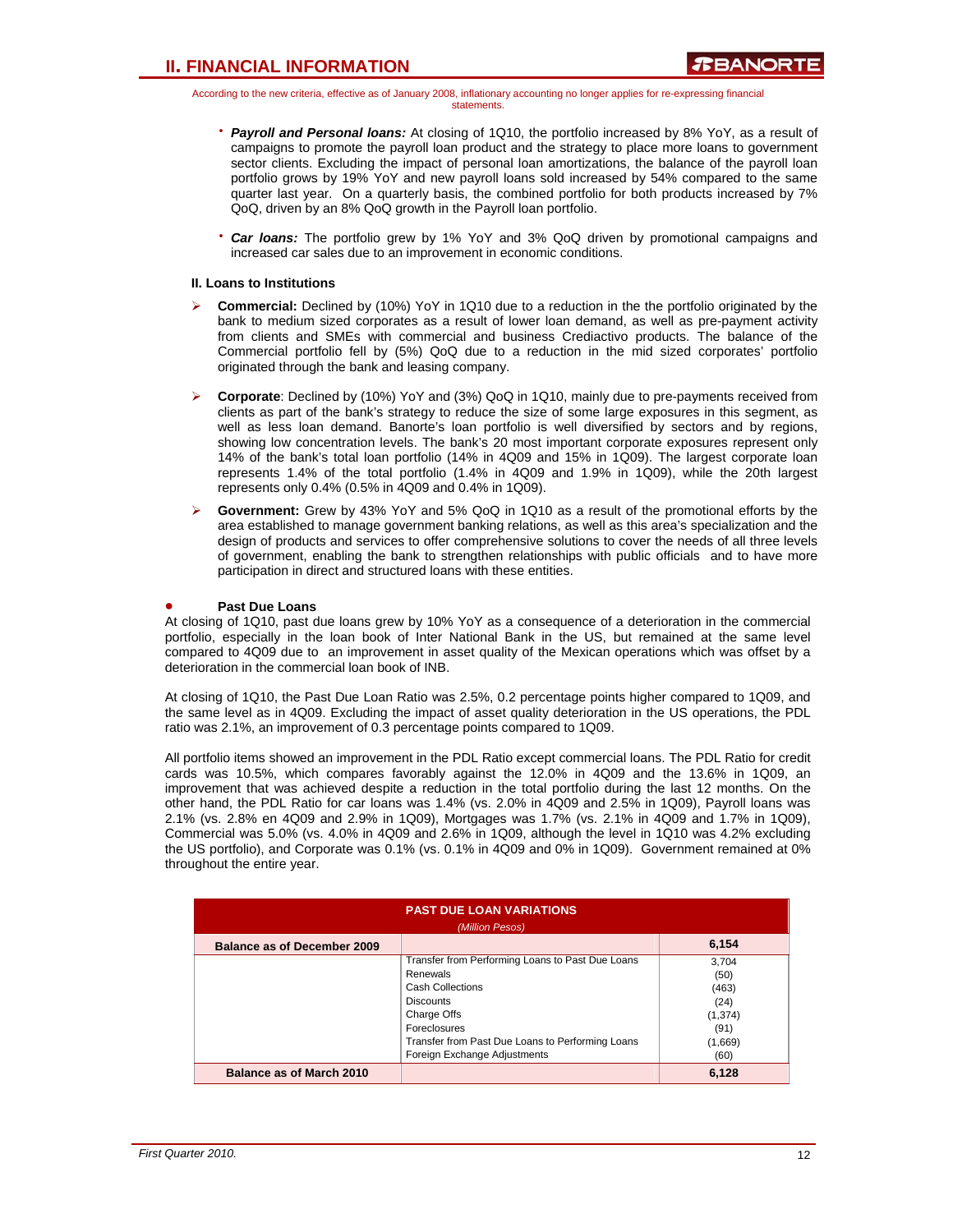According to the new criteria, effective as of January 2008, inflationary accounting no longer applies for re-expressing financial statements.

- ***Payroll and Personal loans:*** At closing of 1Q10, the portfolio increased by 8% YoY, as a result of campaigns to promote the payroll loan product and the strategy to place more loans to government sector clients. Excluding the impact of personal loan amortizations, the balance of the payroll loan portfolio grows by 19% YoY and new payroll loans sold increased by 54% compared to the same quarter last year. On a quarterly basis, the combined portfolio for both products increased by 7% QoQ, driven by an 8% QoQ growth in the Payroll loan portfolio.

- ***Car loans:*** The portfolio grew by 1% YoY and 3% QoQ driven by promotional campaigns and increased car sales due to an improvement in economic conditions.

**II. Loans to Institutions**

- **Commercial:** Declined by (10%) YoY in 1Q10 due to a reduction in the the portfolio originated by the bank to medium sized corporates as a result of lower loan demand, as well as pre-payment activity from clients and SMEs with commercial and business Crediactivo products. The balance of the Commercial portfolio fell by (5%) QoQ due to a reduction in the mid sized corporates' portfolio originated through the bank and leasing company.

- **Corporate**: Declined by (10%) YoY and (3%) QoQ in 1Q10, mainly due to pre-payments received from clients as part of the bank's strategy to reduce the size of some large exposures in this segment, as well as less loan demand. Banorte's loan portfolio is well diversified by sectors and by regions, showing low concentration levels. The bank's 20 most important corporate exposures represent only 14% of the bank's total loan portfolio (14% in 4Q09 and 15% in 1Q09). The largest corporate loan represents 1.4% of the total portfolio (1.4% in 4Q09 and 1.9% in 1Q09), while the 20th largest represents only 0.4% (0.5% in 4Q09 and 0.4% in 1Q09).

- **Government:** Grew by 43% YoY and 5% QoQ in 1Q10 as a result of the promotional efforts by the area established to manage government banking relations, as well as this area's specialization and the design of products and services to offer comprehensive solutions to cover the needs of all three levels of government, enabling the bank to strengthen relationships with public officials and to have more participation in direct and structured loans with these entities.

- **Past Due Loans**

At closing of 1Q10, past due loans grew by 10% YoY as a consequence of a deterioration in the commercial portfolio, especially in the loan book of Inter National Bank in the US, but remained at the same level compared to 4Q09 due to an improvement in asset quality of the Mexican operations which was offset by a deterioration in the commercial loan book of INB.

At closing of 1Q10, the Past Due Loan Ratio was 2.5%, 0.2 percentage points higher compared to 1Q09, and the same level as in 4Q09. Excluding the impact of asset quality deterioration in the US operations, the PDL ratio was 2.1%, an improvement of 0.3 percentage points compared to 1Q09.

All portfolio items showed an improvement in the PDL Ratio except commercial loans. The PDL Ratio for credit cards was 10.5%, which compares favorably against the 12.0% in 4Q09 and the 13.6% in 1Q09, an improvement that was achieved despite a reduction in the total portfolio during the last 12 months. On the other hand, the PDL Ratio for car loans was 1.4% (vs. 2.0% in 4Q09 and 2.5% in 1Q09), Payroll loans was 2.1% (vs. 2.8% en 4Q09 and 2.9% in 1Q09), Mortgages was 1.7% (vs. 2.1% in 4Q09 and 1.7% in 1Q09), Commercial was 5.0% (vs. 4.0% in 4Q09 and 2.6% in 1Q09, although the level in 1Q10 was 4.2% excluding the US portfolio), and Corporate was 0.1% (vs. 0.1% in 4Q09 and 0% in 1Q09). Government remained at 0% throughout the entire year.

| PAST DUE LOAN VARIATIONS *(Million Pesos)* | | |
|---|---|---|
| **Balance as of December 2009** | | **6,154** |
| | Transfer from Performing Loans to Past Due Loans | 3,704 |
| | Renewals | (50) |
| | Cash Collections | (463) |
| | Discounts | (24) |
| | Charge Offs | (1,374) |
| | Foreclosures | (91) |
| | Transfer from Past Due Loans to Performing Loans | (1,669) |
| | Foreign Exchange Adjustments | (60) |
| **Balance as of March 2010** | | **6,128** |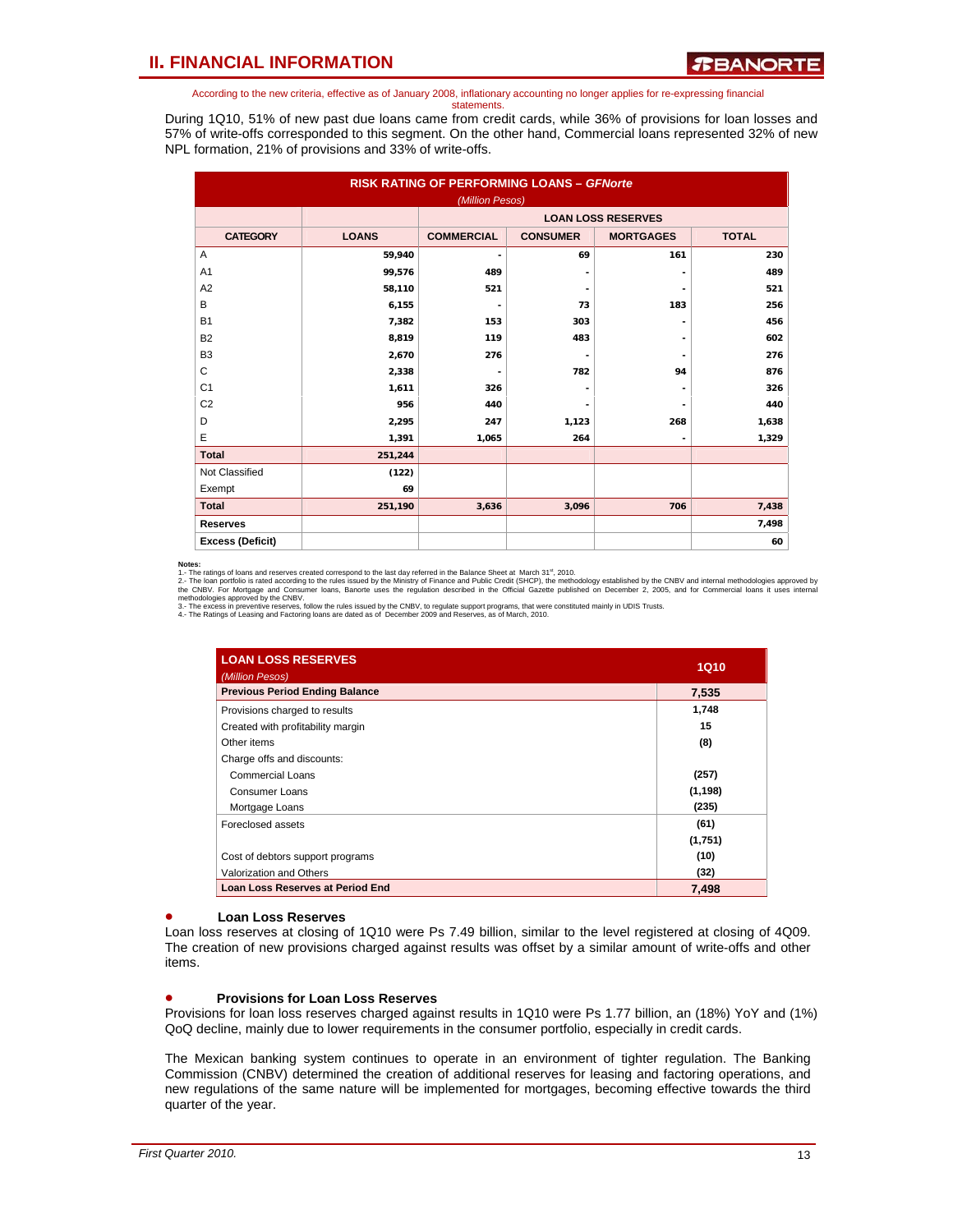According to the new criteria, effective as of January 2008, inflationary accounting no longer applies for re-expressing financial statements.

During 1Q10, 51% of new past due loans came from credit cards, while 36% of provisions for loan losses and 57% of write-offs corresponded to this segment. On the other hand, Commercial loans represented 32% of new NPL formation, 21% of provisions and 33% of write-offs.

**RISK RATING OF PERFORMING LOANS – *GFNorte***
*(Million Pesos)*

| CATEGORY | LOANS | LOAN LOSS RESERVES | | | |
|---|---|---|---|---|---|
| | | COMMERCIAL | CONSUMER | MORTGAGES | TOTAL |
| A | 59,940 | - | 69 | 161 | 230 |
| A1 | 99,576 | 489 | - | - | 489 |
| A2 | 58,110 | 521 | - | - | 521 |
| B | 6,155 | - | 73 | 183 | 256 |
| B1 | 7,382 | 153 | 303 | - | 456 |
| B2 | 8,819 | 119 | 483 | - | 602 |
| B3 | 2,670 | 276 | - | - | 276 |
| C | 2,338 | - | 782 | 94 | 876 |
| C1 | 1,611 | 326 | - | - | 326 |
| C2 | 956 | 440 | - | - | 440 |
| D | 2,295 | 247 | 1,123 | 268 | 1,638 |
| E | 1,391 | 1,065 | 264 | - | 1,329 |
| **Total** | 251,244 | | | | |
| Not Classified | (122) | | | | |
| Exempt | 69 | | | | |
| **Total** | 251,190 | 3,636 | 3,096 | 706 | 7,438 |
| **Reserves** | | | | | 7,498 |
| **Excess (Deficit)** | | | | | 60 |

**Notes:**
1.- The ratings of loans and reserves created correspond to the last day referred in the Balance Sheet at March 31st, 2010.
2.- The loan portfolio is rated according to the rules issued by the Ministry of Finance and Public Credit (SHCP), the methodology established by the CNBV and internal methodologies approved by the CNBV. For Mortgage and Consumer loans, Banorte uses the regulation described in the Official Gazette published on December 2, 2005, and for Commercial loans it uses internal methodologies approved by the CNBV.
3.- The excess in preventive reserves, follow the rules issued by the CNBV, to regulate support programs, that were constituted mainly in UDIS Trusts.
4.- The Ratings of Leasing and Factoring loans are dated as of December 2009 and Reserves, as of March, 2010.

| LOAN LOSS RESERVES *(Million Pesos)* | 1Q10 |
|---|---|
| **Previous Period Ending Balance** | 7,535 |
| Provisions charged to results | 1,748 |
| Created with profitability margin | 15 |
| Other items | (8) |
| Charge offs and discounts: | |
| Commercial Loans | (257) |
| Consumer Loans | (1,198) |
| Mortgage Loans | (235) |
| Foreclosed assets | (61) |
| | (1,751) |
| Cost of debtors support programs | (10) |
| Valorization and Others | (32) |
| **Loan Loss Reserves at Period End** | 7,498 |

- **Loan Loss Reserves**

Loan loss reserves at closing of 1Q10 were Ps 7.49 billion, similar to the level registered at closing of 4Q09. The creation of new provisions charged against results was offset by a similar amount of write-offs and other items.

- **Provisions for Loan Loss Reserves**

Provisions for loan loss reserves charged against results in 1Q10 were Ps 1.77 billion, an (18%) YoY and (1%) QoQ decline, mainly due to lower requirements in the consumer portfolio, especially in credit cards.

The Mexican banking system continues to operate in an environment of tighter regulation. The Banking Commission (CNBV) determined the creation of additional reserves for leasing and factoring operations, and new regulations of the same nature will be implemented for mortgages, becoming effective towards the third quarter of the year.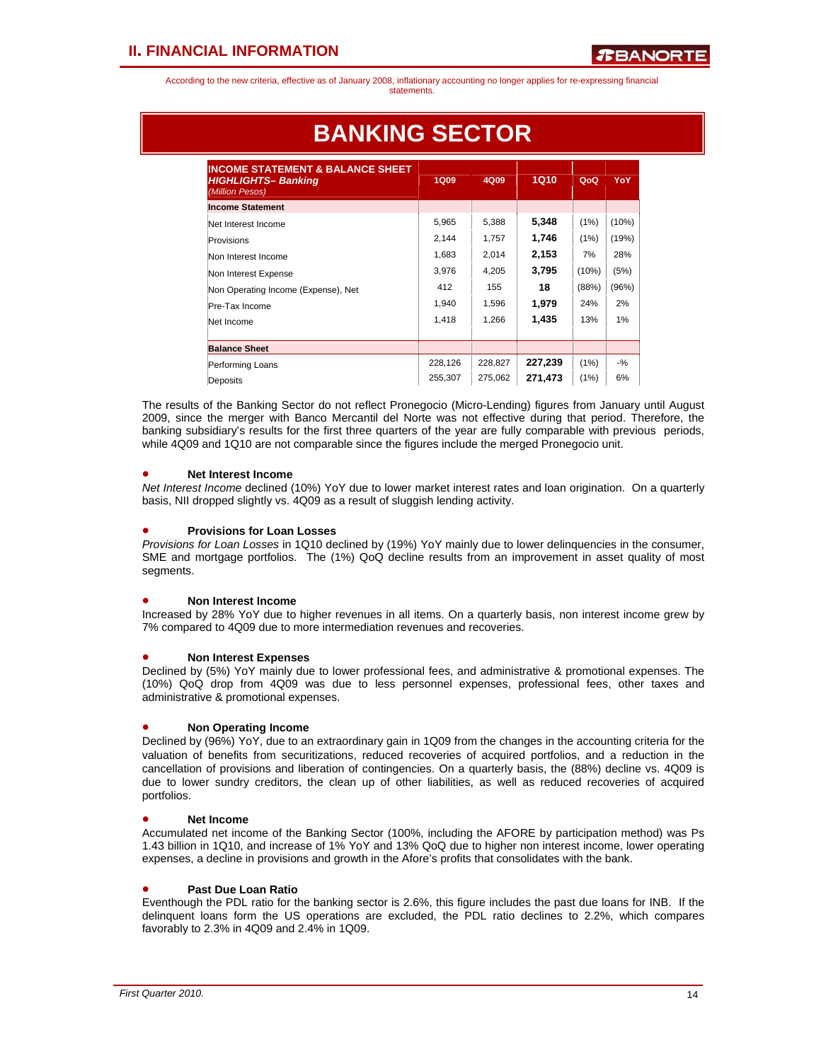According to the new criteria, effective as of January 2008, inflationary accounting no longer applies for re-expressing financial statements.

# BANKING SECTOR

| **INCOME STATEMENT & BALANCE SHEET HIGHLIGHTS– Banking** *(Million Pesos)* | 1Q09 | 4Q09 | 1Q10 | QoQ | YoY |
|---|---|---|---|---|---|
| **Income Statement** | | | | | |
| Net Interest Income | 5,965 | 5,388 | **5,348** | (1%) | (10%) |
| Provisions | 2,144 | 1,757 | **1,746** | (1%) | (19%) |
| Non Interest Income | 1,683 | 2,014 | **2,153** | 7% | 28% |
| Non Interest Expense | 3,976 | 4,205 | **3,795** | (10%) | (5%) |
| Non Operating Income (Expense), Net | 412 | 155 | **18** | (88%) | (96%) |
| Pre-Tax Income | 1,940 | 1,596 | **1,979** | 24% | 2% |
| Net Income | 1,418 | 1,266 | **1,435** | 13% | 1% |
| **Balance Sheet** | | | | | |
| Performing Loans | 228,126 | 228,827 | **227,239** | (1%) | -% |
| Deposits | 255,307 | 275,062 | **271,473** | (1%) | 6% |

The results of the Banking Sector do not reflect Pronegocio (Micro-Lending) figures from January until August 2009, since the merger with Banco Mercantil del Norte was not effective during that period. Therefore, the banking subsidiary's results for the first three quarters of the year are fully comparable with previous periods, while 4Q09 and 1Q10 are not comparable since the figures include the merged Pronegocio unit.

- **Net Interest Income**

*Net Interest Income* declined (10%) YoY due to lower market interest rates and loan origination. On a quarterly basis, NII dropped slightly vs. 4Q09 as a result of sluggish lending activity.

- **Provisions for Loan Losses**

*Provisions for Loan Losses* in 1Q10 declined by (19%) YoY mainly due to lower delinquencies in the consumer, SME and mortgage portfolios. The (1%) QoQ decline results from an improvement in asset quality of most segments.

- **Non Interest Income**

Increased by 28% YoY due to higher revenues in all items. On a quarterly basis, non interest income grew by 7% compared to 4Q09 due to more intermediation revenues and recoveries.

- **Non Interest Expenses**

Declined by (5%) YoY mainly due to lower professional fees, and administrative & promotional expenses. The (10%) QoQ drop from 4Q09 was due to less personnel expenses, professional fees, other taxes and administrative & promotional expenses.

- **Non Operating Income**

Declined by (96%) YoY, due to an extraordinary gain in 1Q09 from the changes in the accounting criteria for the valuation of benefits from securitizations, reduced recoveries of acquired portfolios, and a reduction in the cancellation of provisions and liberation of contingencies. On a quarterly basis, the (88%) decline vs. 4Q09 is due to lower sundry creditors, the clean up of other liabilities, as well as reduced recoveries of acquired portfolios.

- **Net Income**

Accumulated net income of the Banking Sector (100%, including the AFORE by participation method) was Ps 1.43 billion in 1Q10, and increase of 1% YoY and 13% QoQ due to higher non interest income, lower operating expenses, a decline in provisions and growth in the Afore's profits that consolidates with the bank.

- **Past Due Loan Ratio**

Eventhough the PDL ratio for the banking sector is 2.6%, this figure includes the past due loans for INB. If the delinquent loans form the US operations are excluded, the PDL ratio declines to 2.2%, which compares favorably to 2.3% in 4Q09 and 2.4% in 1Q09.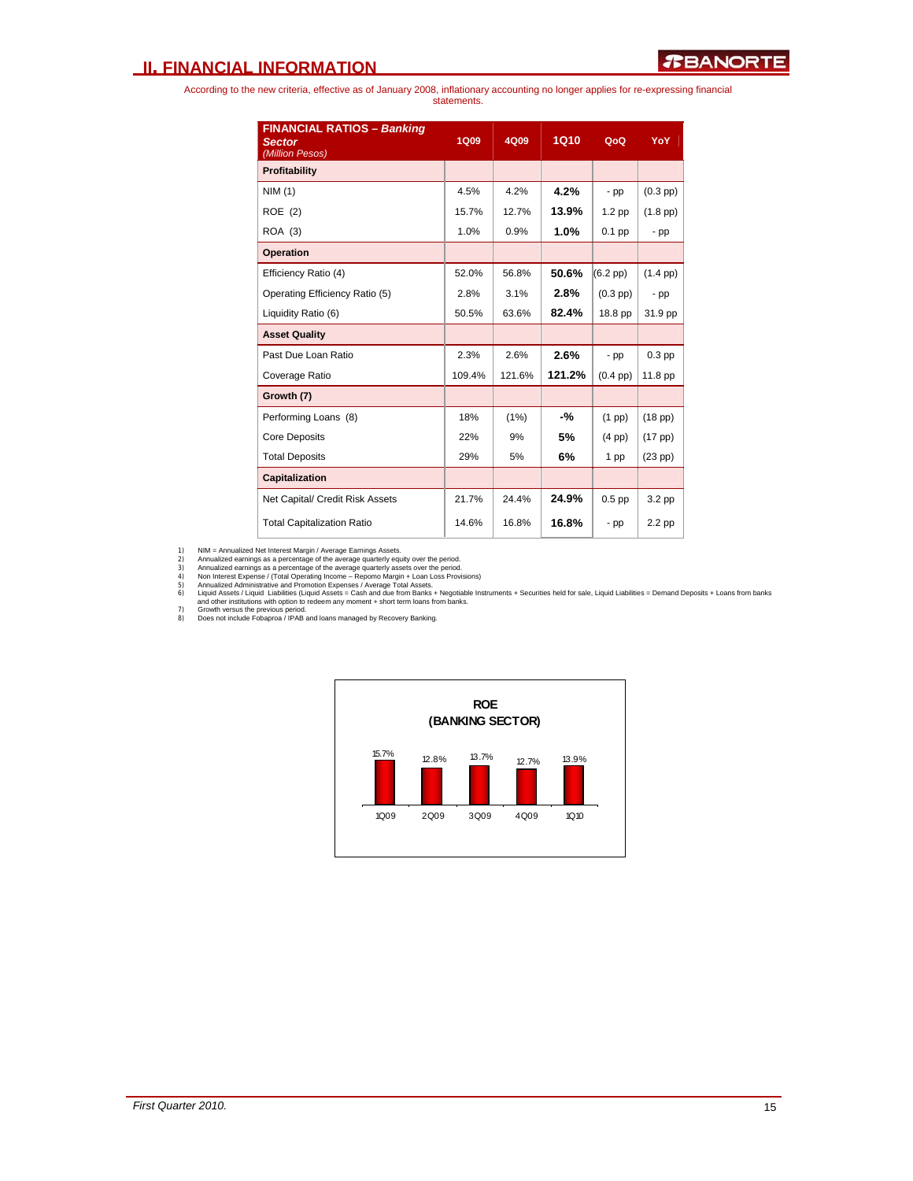## II. FINANCIAL INFORMATION

According to the new criteria, effective as of January 2008, inflationary accounting no longer applies for re-expressing financial statements.

| FINANCIAL RATIOS – *Banking Sector* *(Million Pesos)* | 1Q09 | 4Q09 | 1Q10 | QoQ | YoY |
|---|---|---|---|---|---|
| **Profitability** | | | | | |
| NIM (1) | 4.5% | 4.2% | **4.2%** | - pp | (0.3 pp) |
| ROE (2) | 15.7% | 12.7% | **13.9%** | 1.2 pp | (1.8 pp) |
| ROA (3) | 1.0% | 0.9% | **1.0%** | 0.1 pp | - pp |
| **Operation** | | | | | |
| Efficiency Ratio (4) | 52.0% | 56.8% | **50.6%** | (6.2 pp) | (1.4 pp) |
| Operating Efficiency Ratio (5) | 2.8% | 3.1% | **2.8%** | (0.3 pp) | - pp |
| Liquidity Ratio (6) | 50.5% | 63.6% | **82.4%** | 18.8 pp | 31.9 pp |
| **Asset Quality** | | | | | |
| Past Due Loan Ratio | 2.3% | 2.6% | **2.6%** | - pp | 0.3 pp |
| Coverage Ratio | 109.4% | 121.6% | **121.2%** | (0.4 pp) | 11.8 pp |
| **Growth (7)** | | | | | |
| Performing Loans (8) | 18% | (1%) | **-%** | (1 pp) | (18 pp) |
| Core Deposits | 22% | 9% | **5%** | (4 pp) | (17 pp) |
| Total Deposits | 29% | 5% | **6%** | 1 pp | (23 pp) |
| **Capitalization** | | | | | |
| Net Capital/ Credit Risk Assets | 21.7% | 24.4% | **24.9%** | 0.5 pp | 3.2 pp |
| Total Capitalization Ratio | 14.6% | 16.8% | **16.8%** | - pp | 2.2 pp |

1) NIM = Annualized Net Interest Margin / Average Earnings Assets.
2) Annualized earnings as a percentage of the average quarterly equity over the period.
3) Annualized earnings as a percentage of the average quarterly assets over the period.
4) Non Interest Expense / (Total Operating Income – Repomo Margin + Loan Loss Provisions)
5) Annualized Administrative and Promotion Expenses / Average Total Assets.
6) Liquid Assets / Liquid Liabilities (Liquid Assets = Cash and due from Banks + Negotiable Instruments + Securities held for sale, Liquid Liabilities = Demand Deposits + Loans from banks and other institutions with option to redeem any moment + short term loans from banks.
7) Growth versus the previous period.
8) Does not include Fobaproa / IPAB and loans managed by Recovery Banking.

**ROE (BANKING SECTOR)**

| 1Q09 | 2Q09 | 3Q09 | 4Q09 | 1Q10 |
|---|---|---|---|---|
| 15.7% | 12.8% | 13.7% | 12.7% | 13.9% |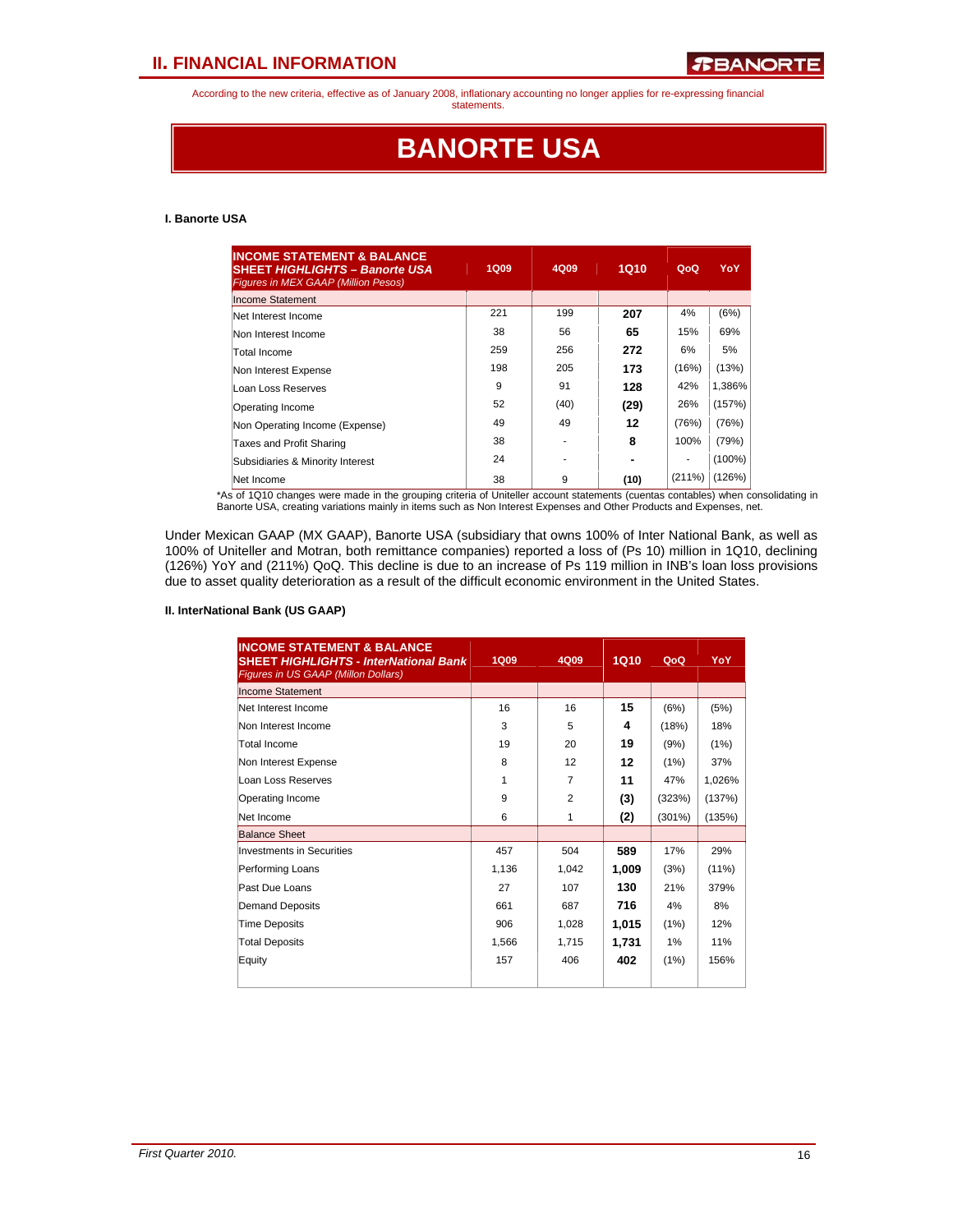## II. FINANCIAL INFORMATION

According to the new criteria, effective as of January 2008, inflationary accounting no longer applies for re-expressing financial statements.

# BANORTE USA

#### I. Banorte USA

| **INCOME STATEMENT & BALANCE SHEET *HIGHLIGHTS – Banorte USA*** *Figures in MEX GAAP (Million Pesos)* | 1Q09 | 4Q09 | 1Q10 | QoQ | YoY |
|---|---|---|---|---|---|
| Income Statement | | | | | |
| Net Interest Income | 221 | 199 | **207** | 4% | (6%) |
| Non Interest Income | 38 | 56 | **65** | 15% | 69% |
| Total Income | 259 | 256 | **272** | 6% | 5% |
| Non Interest Expense | 198 | 205 | **173** | (16%) | (13%) |
| Loan Loss Reserves | 9 | 91 | **128** | 42% | 1,386% |
| Operating Income | 52 | (40) | **(29)** | 26% | (157%) |
| Non Operating Income (Expense) | 49 | 49 | **12** | (76%) | (76%) |
| Taxes and Profit Sharing | 38 | - | **8** | 100% | (79%) |
| Subsidiaries & Minority Interest | 24 | - | **-** | - | (100%) |
| Net Income | 38 | 9 | **(10)** | (211%) | (126%) |

*As of 1Q10 changes were made in the grouping criteria of Uniteller account statements (cuentas contables) when consolidating in Banorte USA, creating variations mainly in items such as Non Interest Expenses and Other Products and Expenses, net.

Under Mexican GAAP (MX GAAP), Banorte USA (subsidiary that owns 100% of Inter National Bank, as well as 100% of Uniteller and Motran, both remittance companies) reported a loss of (Ps 10) million in 1Q10, declining (126%) YoY and (211%) QoQ. This decline is due to an increase of Ps 119 million in INB's loan loss provisions due to asset quality deterioration as a result of the difficult economic environment in the United States.

#### II. InterNational Bank (US GAAP)

| **INCOME STATEMENT & BALANCE SHEET *HIGHLIGHTS - InterNational Bank*** *Figures in US GAAP (Millon Dollars)* | 1Q09 | 4Q09 | 1Q10 | QoQ | YoY |
|---|---|---|---|---|---|
| Income Statement | | | | | |
| Net Interest Income | 16 | 16 | **15** | (6%) | (5%) |
| Non Interest Income | 3 | 5 | **4** | (18%) | 18% |
| Total Income | 19 | 20 | **19** | (9%) | (1%) |
| Non Interest Expense | 8 | 12 | **12** | (1%) | 37% |
| Loan Loss Reserves | 1 | 7 | **11** | 47% | 1,026% |
| Operating Income | 9 | 2 | **(3)** | (323%) | (137%) |
| Net Income | 6 | 1 | **(2)** | (301%) | (135%) |
| Balance Sheet | | | | | |
| Investments in Securities | 457 | 504 | **589** | 17% | 29% |
| Performing Loans | 1,136 | 1,042 | **1,009** | (3%) | (11%) |
| Past Due Loans | 27 | 107 | **130** | 21% | 379% |
| Demand Deposits | 661 | 687 | **716** | 4% | 8% |
| Time Deposits | 906 | 1,028 | **1,015** | (1%) | 12% |
| Total Deposits | 1,566 | 1,715 | **1,731** | 1% | 11% |
| Equity | 157 | 406 | **402** | (1%) | 156% |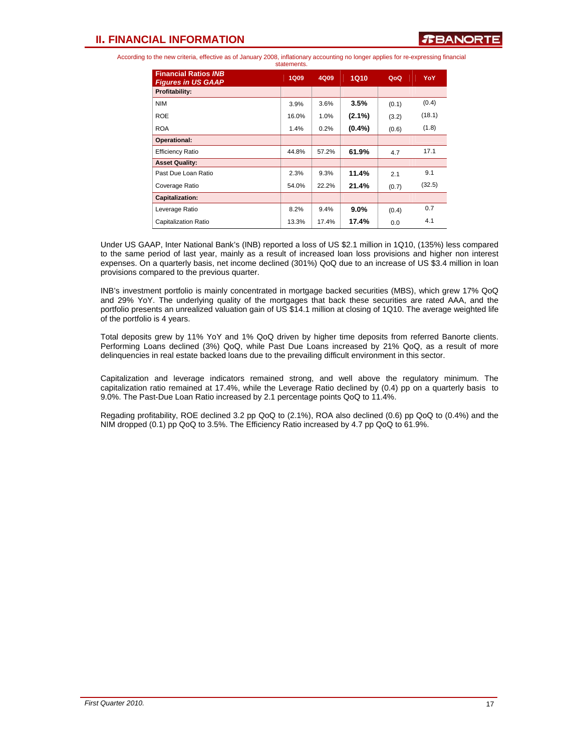# II. FINANCIAL INFORMATION

According to the new criteria, effective as of January 2008, inflationary accounting no longer applies for re-expressing financial statements.

| Financial Ratios *INB* *Figures in US GAAP* | 1Q09 | 4Q09 | 1Q10 | QoQ | YoY |
|---|---|---|---|---|---|
| **Profitability:** | | | | | |
| NIM | 3.9% | 3.6% | **3.5%** | (0.1) | (0.4) |
| ROE | 16.0% | 1.0% | **(2.1%)** | (3.2) | (18.1) |
| ROA | 1.4% | 0.2% | **(0.4%)** | (0.6) | (1.8) |
| **Operational:** | | | | | |
| Efficiency Ratio | 44.8% | 57.2% | **61.9%** | 4.7 | 17.1 |
| **Asset Quality:** | | | | | |
| Past Due Loan Ratio | 2.3% | 9.3% | **11.4%** | 2.1 | 9.1 |
| Coverage Ratio | 54.0% | 22.2% | **21.4%** | (0.7) | (32.5) |
| **Capitalization:** | | | | | |
| Leverage Ratio | 8.2% | 9.4% | **9.0%** | (0.4) | 0.7 |
| Capitalization Ratio | 13.3% | 17.4% | **17.4%** | 0.0 | 4.1 |

Under US GAAP, Inter National Bank's (INB) reported a loss of US $2.1 million in 1Q10, (135%) less compared to the same period of last year, mainly as a result of increased loan loss provisions and higher non interest expenses. On a quarterly basis, net income declined (301%) QoQ due to an increase of US $3.4 million in loan provisions compared to the previous quarter.

INB's investment portfolio is mainly concentrated in mortgage backed securities (MBS), which grew 17% QoQ and 29% YoY. The underlying quality of the mortgages that back these securities are rated AAA, and the portfolio presents an unrealized valuation gain of US $14.1 million at closing of 1Q10. The average weighted life of the portfolio is 4 years.

Total deposits grew by 11% YoY and 1% QoQ driven by higher time deposits from referred Banorte clients. Performing Loans declined (3%) QoQ, while Past Due Loans increased by 21% QoQ, as a result of more delinquencies in real estate backed loans due to the prevailing difficult environment in this sector.

Capitalization and leverage indicators remained strong, and well above the regulatory minimum. The capitalization ratio remained at 17.4%, while the Leverage Ratio declined by (0.4) pp on a quarterly basis to 9.0%. The Past-Due Loan Ratio increased by 2.1 percentage points QoQ to 11.4%.

Regading profitability, ROE declined 3.2 pp QoQ to (2.1%), ROA also declined (0.6) pp QoQ to (0.4%) and the NIM dropped (0.1) pp QoQ to 3.5%. The Efficiency Ratio increased by 4.7 pp QoQ to 61.9%.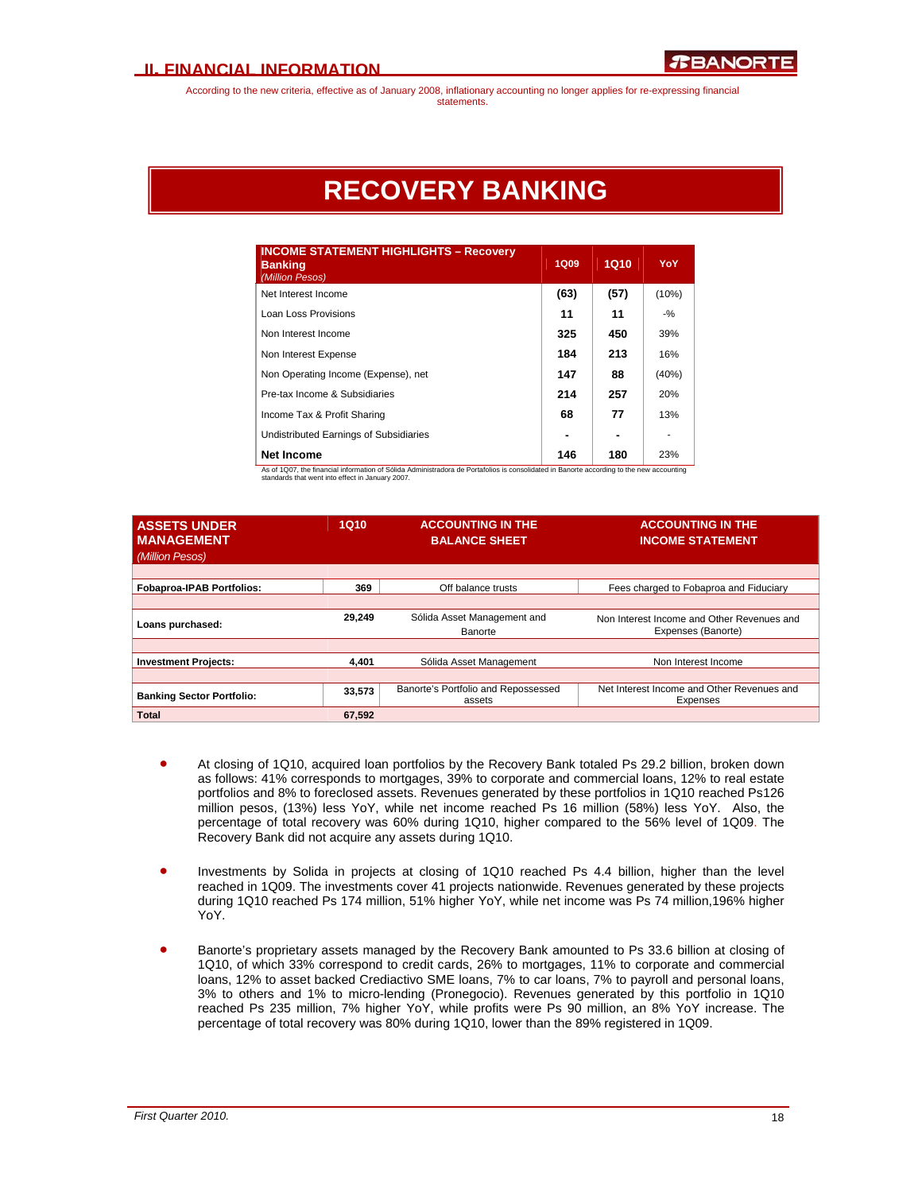According to the new criteria, effective as of January 2008, inflationary accounting no longer applies for re-expressing financial statements.

# RECOVERY BANKING

| INCOME STATEMENT HIGHLIGHTS – Recovery Banking *(Million Pesos)* | 1Q09 | 1Q10 | YoY |
|---|---|---|---|
| Net Interest Income | (63) | (57) | (10%) |
| Loan Loss Provisions | 11 | 11 | -% |
| Non Interest Income | 325 | 450 | 39% |
| Non Interest Expense | 184 | 213 | 16% |
| Non Operating Income (Expense), net | 147 | 88 | (40%) |
| Pre-tax Income & Subsidiaries | 214 | 257 | 20% |
| Income Tax & Profit Sharing | 68 | 77 | 13% |
| Undistributed Earnings of Subsidiaries | - | - | - |
| **Net Income** | **146** | **180** | 23% |

As of 1Q07, the financial information of Sólida Administradora de Portafolios is consolidated in Banorte according to the new accounting standards that went into effect in January 2007.

| ASSETS UNDER MANAGEMENT *(Million Pesos)* | 1Q10 | ACCOUNTING IN THE BALANCE SHEET | ACCOUNTING IN THE INCOME STATEMENT |
|---|---|---|---|
| **Fobaproa-IPAB Portfolios:** | 369 | Off balance trusts | Fees charged to Fobaproa and Fiduciary |
| **Loans purchased:** | 29,249 | Sólida Asset Management and Banorte | Non Interest Income and Other Revenues and Expenses (Banorte) |
| **Investment Projects:** | 4,401 | Sólida Asset Management | Non Interest Income |
| **Banking Sector Portfolio:** | 33,573 | Banorte's Portfolio and Repossessed assets | Net Interest Income and Other Revenues and Expenses |
| **Total** | 67,592 | | |

- At closing of 1Q10, acquired loan portfolios by the Recovery Bank totaled Ps 29.2 billion, broken down as follows: 41% corresponds to mortgages, 39% to corporate and commercial loans, 12% to real estate portfolios and 8% to foreclosed assets. Revenues generated by these portfolios in 1Q10 reached Ps126 million pesos, (13%) less YoY, while net income reached Ps 16 million (58%) less YoY. Also, the percentage of total recovery was 60% during 1Q10, higher compared to the 56% level of 1Q09. The Recovery Bank did not acquire any assets during 1Q10.

- Investments by Solida in projects at closing of 1Q10 reached Ps 4.4 billion, higher than the level reached in 1Q09. The investments cover 41 projects nationwide. Revenues generated by these projects during 1Q10 reached Ps 174 million, 51% higher YoY, while net income was Ps 74 million,196% higher YoY.

- Banorte's proprietary assets managed by the Recovery Bank amounted to Ps 33.6 billion at closing of 1Q10, of which 33% correspond to credit cards, 26% to mortgages, 11% to corporate and commercial loans, 12% to asset backed Crediactivo SME loans, 7% to car loans, 7% to payroll and personal loans, 3% to others and 1% to micro-lending (Pronegocio). Revenues generated by this portfolio in 1Q10 reached Ps 235 million, 7% higher YoY, while profits were Ps 90 million, an 8% YoY increase. The percentage of total recovery was 80% during 1Q10, lower than the 89% registered in 1Q09.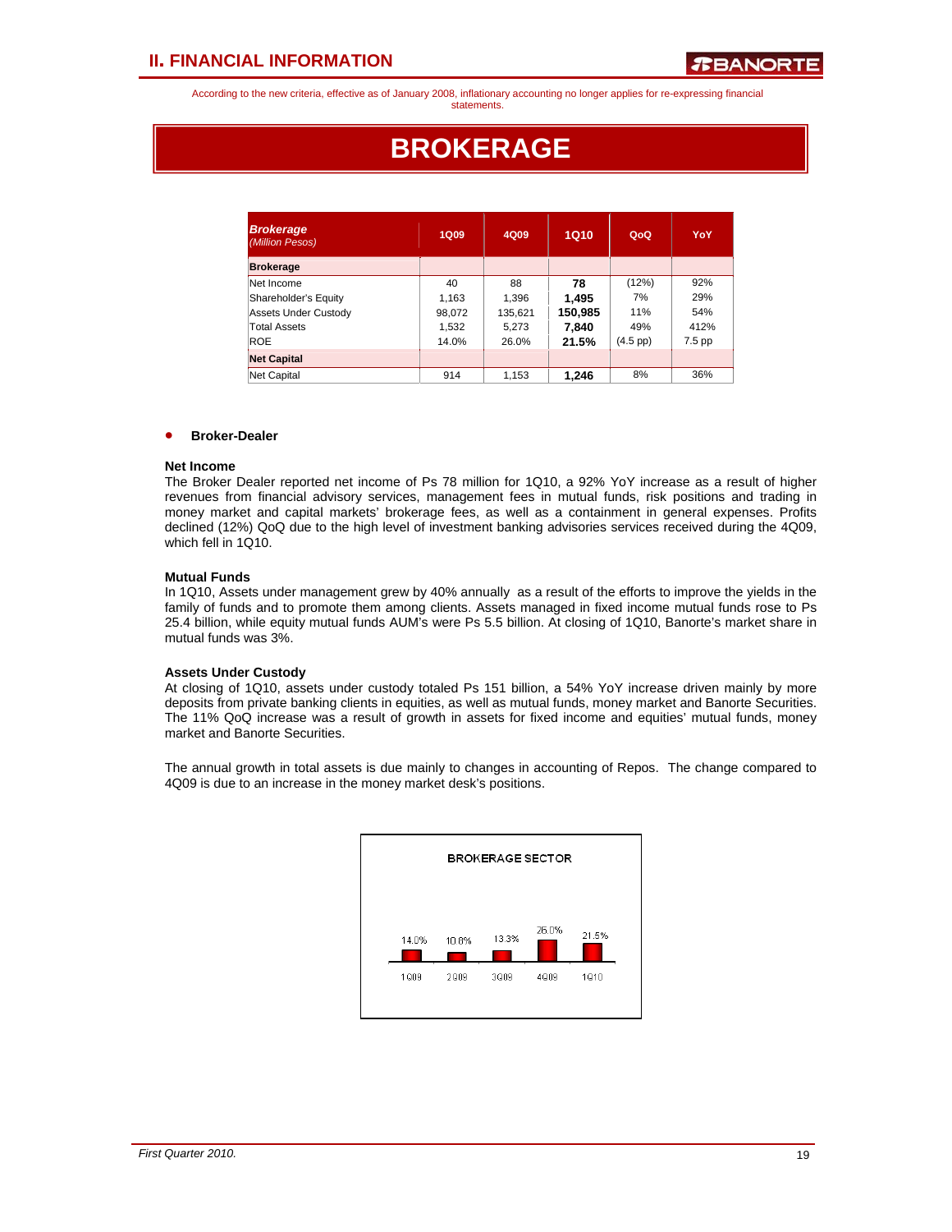According to the new criteria, effective as of January 2008, inflationary accounting no longer applies for re-expressing financial statements.

# BROKERAGE

| ***Brokerage*** *(Million Pesos)* | 1Q09 | 4Q09 | 1Q10 | QoQ | YoY |
|---|---|---|---|---|---|
| **Brokerage** | | | | | |
| Net Income | 40 | 88 | **78** | (12%) | 92% |
| Shareholder's Equity | 1,163 | 1,396 | **1,495** | 7% | 29% |
| Assets Under Custody | 98,072 | 135,621 | **150,985** | 11% | 54% |
| Total Assets | 1,532 | 5,273 | **7,840** | 49% | 412% |
| ROE | 14.0% | 26.0% | **21.5%** | (4.5 pp) | 7.5 pp |
| **Net Capital** | | | | | |
| Net Capital | 914 | 1,153 | **1,246** | 8% | 36% |

- **Broker-Dealer**

**Net Income**

The Broker Dealer reported net income of Ps 78 million for 1Q10, a 92% YoY increase as a result of higher revenues from financial advisory services, management fees in mutual funds, risk positions and trading in money market and capital markets' brokerage fees, as well as a containment in general expenses. Profits declined (12%) QoQ due to the high level of investment banking advisories services received during the 4Q09, which fell in 1Q10.

**Mutual Funds**

In 1Q10, Assets under management grew by 40% annually as a result of the efforts to improve the yields in the family of funds and to promote them among clients. Assets managed in fixed income mutual funds rose to Ps 25.4 billion, while equity mutual funds AUM's were Ps 5.5 billion. At closing of 1Q10, Banorte's market share in mutual funds was 3%.

**Assets Under Custody**

At closing of 1Q10, assets under custody totaled Ps 151 billion, a 54% YoY increase driven mainly by more deposits from private banking clients in equities, as well as mutual funds, money market and Banorte Securities. The 11% QoQ increase was a result of growth in assets for fixed income and equities' mutual funds, money market and Banorte Securities.

The annual growth in total assets is due mainly to changes in accounting of Repos. The change compared to 4Q09 is due to an increase in the money market desk's positions.

BROKERAGE SECTOR

| 1Q09 | 2Q09 | 3Q09 | 4Q09 | 1Q10 |
|---|---|---|---|---|
| 14.0% | 10.8% | 13.3% | 26.0% | 21.5% |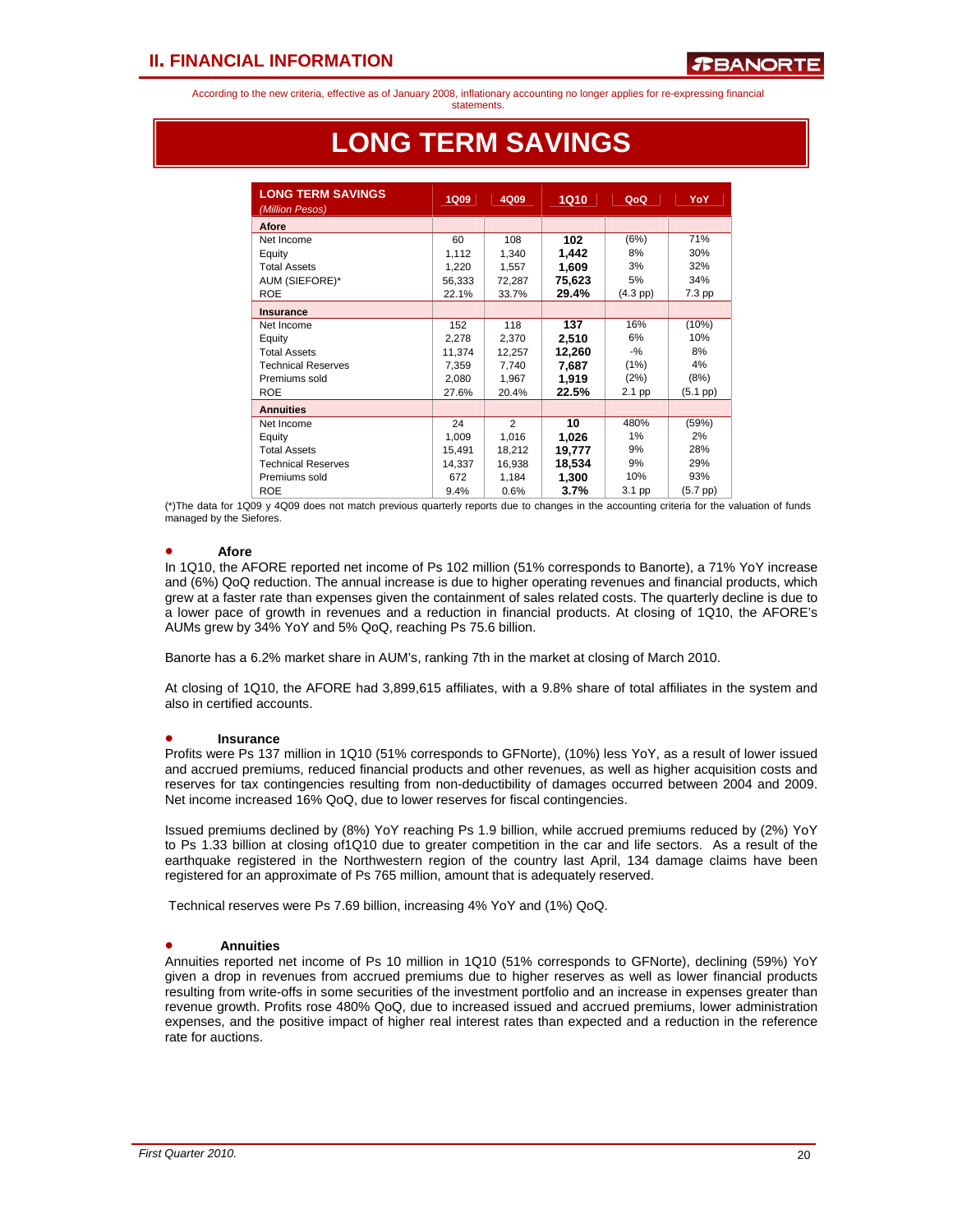According to the new criteria, effective as of January 2008, inflationary accounting no longer applies for re-expressing financial statements.

# LONG TERM SAVINGS

| LONG TERM SAVINGS *(Million Pesos)* | 1Q09 | 4Q09 | 1Q10 | QoQ | YoY |
|---|---|---|---|---|---|
| **Afore** | | | | | |
| Net Income | 60 | 108 | **102** | (6%) | 71% |
| Equity | 1,112 | 1,340 | **1,442** | 8% | 30% |
| Total Assets | 1,220 | 1,557 | **1,609** | 3% | 32% |
| AUM (SIEFORE)* | 56,333 | 72,287 | **75,623** | 5% | 34% |
| ROE | 22.1% | 33.7% | **29.4%** | (4.3 pp) | 7.3 pp |
| **Insurance** | | | | | |
| Net Income | 152 | 118 | **137** | 16% | (10%) |
| Equity | 2,278 | 2,370 | **2,510** | 6% | 10% |
| Total Assets | 11,374 | 12,257 | **12,260** | -% | 8% |
| Technical Reserves | 7,359 | 7,740 | **7,687** | (1%) | 4% |
| Premiums sold | 2,080 | 1,967 | **1,919** | (2%) | (8%) |
| ROE | 27.6% | 20.4% | **22.5%** | 2.1 pp | (5.1 pp) |
| **Annuities** | | | | | |
| Net Income | 24 | 2 | **10** | 480% | (59%) |
| Equity | 1,009 | 1,016 | **1,026** | 1% | 2% |
| Total Assets | 15,491 | 18,212 | **19,777** | 9% | 28% |
| Technical Reserves | 14,337 | 16,938 | **18,534** | 9% | 29% |
| Premiums sold | 672 | 1,184 | **1,300** | 10% | 93% |
| ROE | 9.4% | 0.6% | **3.7%** | 3.1 pp | (5.7 pp) |

(*)The data for 1Q09 y 4Q09 does not match previous quarterly reports due to changes in the accounting criteria for the valuation of funds managed by the Siefores.

- **Afore**

In 1Q10, the AFORE reported net income of Ps 102 million (51% corresponds to Banorte), a 71% YoY increase and (6%) QoQ reduction. The annual increase is due to higher operating revenues and financial products, which grew at a faster rate than expenses given the containment of sales related costs. The quarterly decline is due to a lower pace of growth in revenues and a reduction in financial products. At closing of 1Q10, the AFORE's AUMs grew by 34% YoY and 5% QoQ, reaching Ps 75.6 billion.

Banorte has a 6.2% market share in AUM's, ranking 7th in the market at closing of March 2010.

At closing of 1Q10, the AFORE had 3,899,615 affiliates, with a 9.8% share of total affiliates in the system and also in certified accounts.

- **Insurance**

Profits were Ps 137 million in 1Q10 (51% corresponds to GFNorte), (10%) less YoY, as a result of lower issued and accrued premiums, reduced financial products and other revenues, as well as higher acquisition costs and reserves for tax contingencies resulting from non-deductibility of damages occurred between 2004 and 2009. Net income increased 16% QoQ, due to lower reserves for fiscal contingencies.

Issued premiums declined by (8%) YoY reaching Ps 1.9 billion, while accrued premiums reduced by (2%) YoY to Ps 1.33 billion at closing of1Q10 due to greater competition in the car and life sectors. As a result of the earthquake registered in the Northwestern region of the country last April, 134 damage claims have been registered for an approximate of Ps 765 million, amount that is adequately reserved.

Technical reserves were Ps 7.69 billion, increasing 4% YoY and (1%) QoQ.

- **Annuities**

Annuities reported net income of Ps 10 million in 1Q10 (51% corresponds to GFNorte), declining (59%) YoY given a drop in revenues from accrued premiums due to higher reserves as well as lower financial products resulting from write-offs in some securities of the investment portfolio and an increase in expenses greater than revenue growth. Profits rose 480% QoQ, due to increased issued and accrued premiums, lower administration expenses, and the positive impact of higher real interest rates than expected and a reduction in the reference rate for auctions.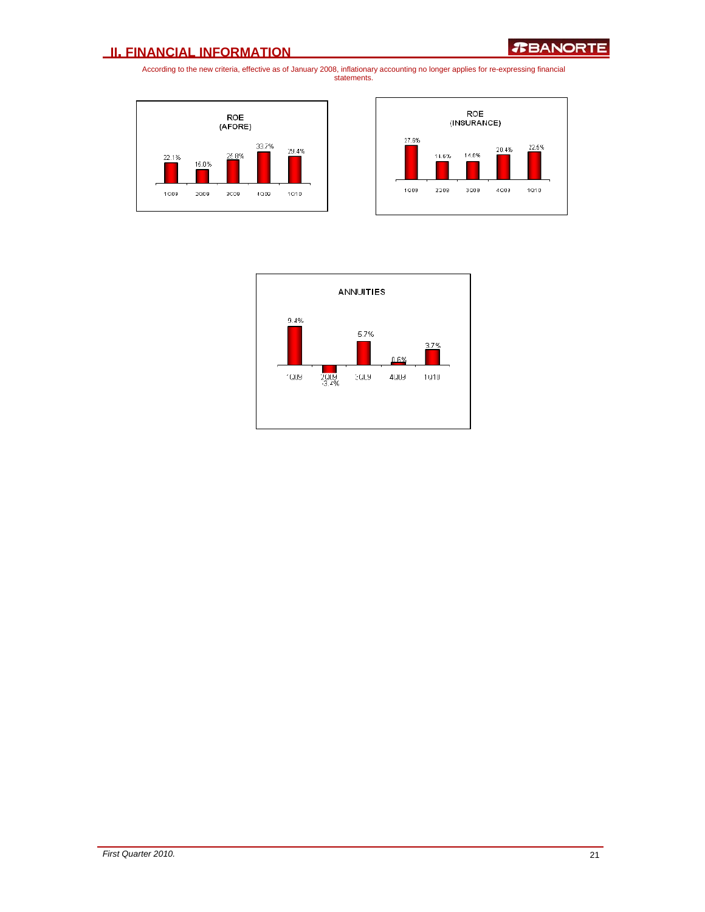## II. FINANCIAL INFORMATION

According to the new criteria, effective as of January 2008, inflationary accounting no longer applies for re-expressing financial statements.

**ROE (AFORE)**

| 1Q09 | 2Q09 | 3Q09 | 4Q09 | 1Q10 |
|---|---|---|---|---|
| 22.1% | 15.0% | 25.8% | 33.7% | 29.4% |

**ROE (INSURANCE)**

| 1Q09 | 2Q09 | 3Q09 | 4Q09 | 1Q10 |
|---|---|---|---|---|
| 27.6% | 14.6% | 14.6% | 20.4% | 22.5% |

**ANNUITIES**

| 1Q09 | 2Q09 | 3Q09 | 4Q09 | 1Q10 |
|---|---|---|---|---|
| 9.4% | -3.4% | 5.7% | 0.6% | 3.7% |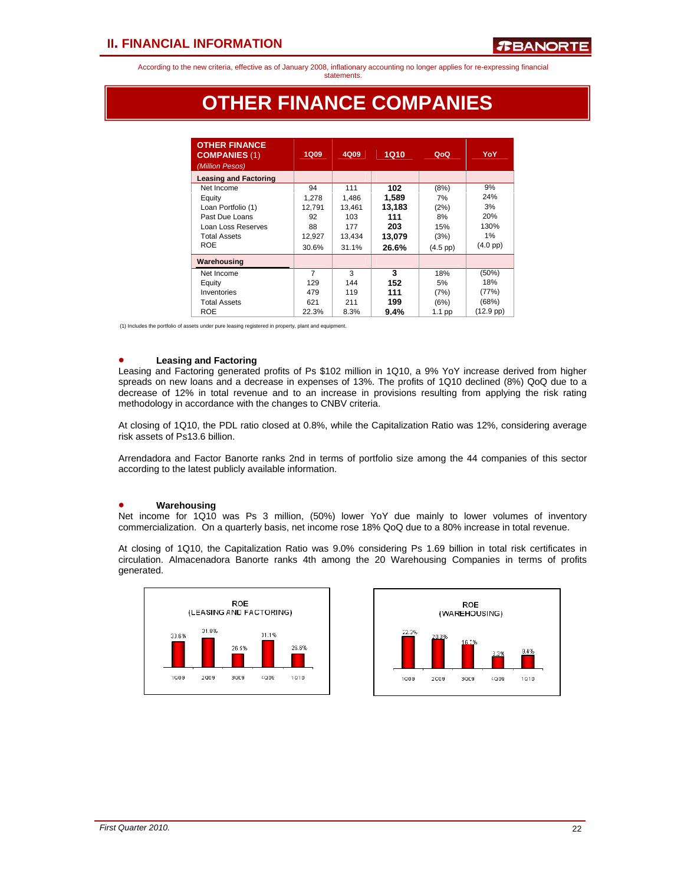According to the new criteria, effective as of January 2008, inflationary accounting no longer applies for re-expressing financial statements.

# OTHER FINANCE COMPANIES

| OTHER FINANCE COMPANIES (1) *(Million Pesos)* | 1Q09 | 4Q09 | 1Q10 | QoQ | YoY |
|---|---|---|---|---|---|
| **Leasing and Factoring** | | | | | |
| Net Income | 94 | 111 | **102** | (8%) | 9% |
| Equity | 1,278 | 1,486 | **1,589** | 7% | 24% |
| Loan Portfolio (1) | 12,791 | 13,461 | **13,183** | (2%) | 3% |
| Past Due Loans | 92 | 103 | **111** | 8% | 20% |
| Loan Loss Reserves | 88 | 177 | **203** | 15% | 130% |
| Total Assets | 12,927 | 13,434 | **13,079** | (3%) | 1% |
| ROE | 30.6% | 31.1% | **26.6%** | (4.5 pp) | (4.0 pp) |
| **Warehousing** | | | | | |
| Net Income | 7 | 3 | **3** | 18% | (50%) |
| Equity | 129 | 144 | **152** | 5% | 18% |
| Inventories | 479 | 119 | **111** | (7%) | (77%) |
| Total Assets | 621 | 211 | **199** | (6%) | (68%) |
| ROE | 22.3% | 8.3% | **9.4%** | 1.1 pp | (12.9 pp) |

(1) Includes the portfolio of assets under pure leasing registered in property, plant and equipment.

- **Leasing and Factoring**

Leasing and Factoring generated profits of Ps $102 million in 1Q10, a 9% YoY increase derived from higher spreads on new loans and a decrease in expenses of 13%. The profits of 1Q10 declined (8%) QoQ due to a decrease of 12% in total revenue and to an increase in provisions resulting from applying the risk rating methodology in accordance with the changes to CNBV criteria.

At closing of 1Q10, the PDL ratio closed at 0.8%, while the Capitalization Ratio was 12%, considering average risk assets of Ps13.6 billion.

Arrendadora and Factor Banorte ranks 2nd in terms of portfolio size among the 44 companies of this sector according to the latest publicly available information.

- **Warehousing**

Net income for 1Q10 was Ps 3 million, (50%) lower YoY due mainly to lower volumes of inventory commercialization. On a quarterly basis, net income rose 18% QoQ due to a 80% increase in total revenue.

At closing of 1Q10, the Capitalization Ratio was 9.0% considering Ps 1.69 billion in total risk certificates in circulation. Almacenadora Banorte ranks 4th among the 20 Warehousing Companies in terms of profits generated.

**ROE (LEASING AND FACTORING)**

| 1Q09 | 2Q09 | 3Q09 | 4Q09 | 1Q10 |
|---|---|---|---|---|
| 30.6% | 31.0% | 26.5% | 31.1% | 26.6% |

**ROE (WAREHOUSING)**

| 1Q09 | 2Q09 | 3Q09 | 4Q09 | 1Q10 |
|---|---|---|---|---|
| 22.3% | 20.3% | 16.7% | 8.3% | 9.4% |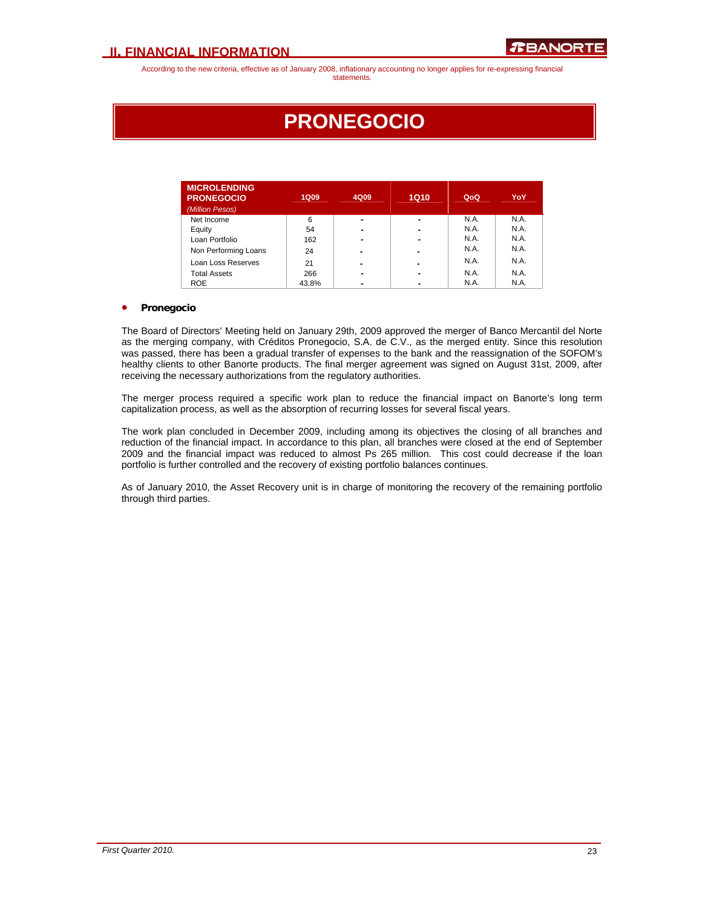According to the new criteria, effective as of January 2008, inflationary accounting no longer applies for re-expressing financial statements.

# PRONEGOCIO

| MICROLENDING PRONEGOCIO *(Million Pesos)* | 1Q09 | 4Q09 | 1Q10 | QoQ | YoY |
|---|---|---|---|---|---|
| Net Income | 6 | - | - | N.A. | N.A. |
| Equity | 54 | - | - | N.A. | N.A. |
| Loan Portfolio | 162 | - | - | N.A. | N.A. |
| Non Performing Loans | 24 | - | - | N.A. | N.A. |
| Loan Loss Reserves | 21 | - | - | N.A. | N.A. |
| Total Assets | 266 | - | - | N.A. | N.A. |
| ROE | 43.8% | - | - | N.A. | N.A. |

- **Pronegocio**

The Board of Directors' Meeting held on January 29th, 2009 approved the merger of Banco Mercantil del Norte as the merging company, with Créditos Pronegocio, S.A. de C.V., as the merged entity. Since this resolution was passed, there has been a gradual transfer of expenses to the bank and the reassignation of the SOFOM's healthy clients to other Banorte products. The final merger agreement was signed on August 31st, 2009, after receiving the necessary authorizations from the regulatory authorities.

The merger process required a specific work plan to reduce the financial impact on Banorte's long term capitalization process, as well as the absorption of recurring losses for several fiscal years.

The work plan concluded in December 2009, including among its objectives the closing of all branches and reduction of the financial impact. In accordance to this plan, all branches were closed at the end of September 2009 and the financial impact was reduced to almost Ps 265 million. This cost could decrease if the loan portfolio is further controlled and the recovery of existing portfolio balances continues.

As of January 2010, the Asset Recovery unit is in charge of monitoring the recovery of the remaining portfolio through third parties.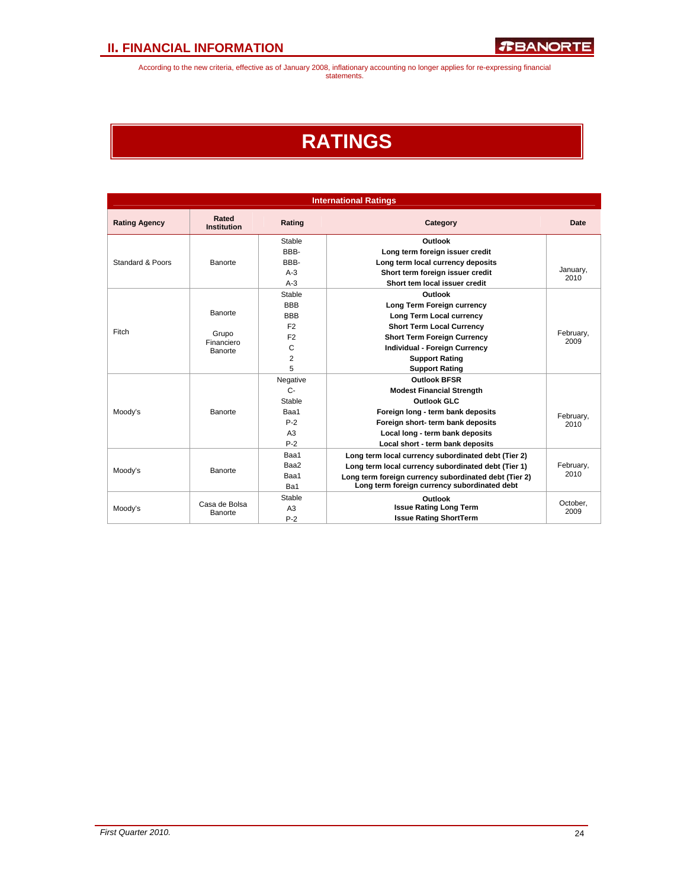# II. FINANCIAL INFORMATION

According to the new criteria, effective as of January 2008, inflationary accounting no longer applies for re-expressing financial statements.

# RATINGS

| International Ratings | | | | |
|---|---|---|---|---|
| **Rating Agency** | **Rated Institution** | **Rating** | **Category** | **Date** |
| Standard & Poors | Banorte | Stable | **Outlook** | January, 2010 |
| | | BBB- | **Long term foreign issuer credit** | |
| | | BBB- | **Long term local currency deposits** | |
| | | A-3 | **Short term foreign issuer credit** | |
| | | A-3 | **Short tem local issuer credit** | |
| Fitch | Banorte | Stable | **Outlook** | February, 2009 |
| | | BBB | **Long Term Foreign currency** | |
| | | BBB | **Long Term Local currency** | |
| | | F2 | **Short Term Local Currency** | |
| | | F2 | **Short Term Foreign Currency** | |
| | | C | **Individual - Foreign Currency** | |
| | | 2 | **Support Rating** | |
| | Grupo Financiero Banorte | 5 | **Support Rating** | |
| Moody's | Banorte | Negative | **Outlook BFSR** | February, 2010 |
| | | C- | **Modest Financial Strength** | |
| | | Stable | **Outlook GLC** | |
| | | Baa1 | **Foreign long - term bank deposits** | |
| | | P-2 | **Foreign short- term bank deposits** | |
| | | A3 | **Local long - term bank deposits** | |
| | | P-2 | **Local short - term bank deposits** | |
| Moody's | Banorte | Baa1 | **Long term local currency subordinated debt (Tier 2)** | February, 2010 |
| | | Baa2 | **Long term local currency subordinated debt (Tier 1)** | |
| | | Baa1 | **Long term foreign currency subordinated debt (Tier 2)** | |
| | | Ba1 | **Long term foreign currency subordinated debt** | |
| Moody's | Casa de Bolsa Banorte | Stable | **Outlook** | October, 2009 |
| | | A3 | **Issue Rating Long Term** | |
| | | P-2 | **Issue Rating ShortTerm** | |

*First Quarter 2010.*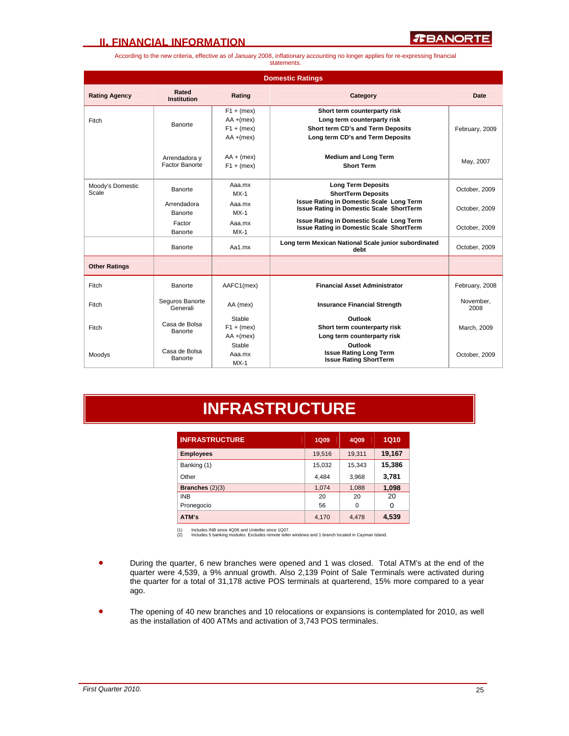## II. FINANCIAL INFORMATION

According to the new criteria, effective as of January 2008, inflationary accounting no longer applies for re-expressing financial statements.

| Domestic Ratings | | | | |
|---|---|---|---|---|
| **Rating Agency** | **Rated Institution** | **Rating** | **Category** | **Date** |
| Fitch | Banorte | F1 + (mex)<br>AA +(mex)<br>F1 + (mex)<br>AA +(mex) | **Short term counterparty risk**<br>**Long term counterparty risk**<br>**Short term CD's and Term Deposits**<br>**Long term CD's and Term Deposits** | February, 2009 |
| | Arrendadora y Factor Banorte | AA + (mex)<br>F1 + (mex) | **Medium and Long Term**<br>**Short Term** | May, 2007 |
| Moody's Domestic Scale | Banorte | Aaa.mx<br>MX-1 | **Long Term Deposits**<br>**ShortTerm Deposits** | October, 2009 |
| | Arrendadora Banorte | Aaa.mx<br>MX-1 | **Issue Rating in Domestic Scale Long Term**<br>**Issue Rating in Domestic Scale ShortTerm** | October, 2009 |
| | Factor Banorte | Aaa.mx<br>MX-1 | **Issue Rating in Domestic Scale Long Term**<br>**Issue Rating in Domestic Scale ShortTerm** | October, 2009 |
| | Banorte | Aa1.mx | **Long term Mexican National Scale junior subordinated debt** | October, 2009 |
| **Other Ratings** | | | | |
| Fitch | Banorte | AAFC1(mex) | **Financial Asset Administrator** | February, 2008 |
| Fitch | Seguros Banorte Generali | AA (mex) | **Insurance Financial Strength** | November, 2008 |
| Fitch | Casa de Bolsa Banorte | Stable<br>F1 + (mex)<br>AA +(mex) | **Outlook**<br>**Short term counterparty risk**<br>**Long term counterparty risk** | March, 2009 |
| Moodys | Casa de Bolsa Banorte | Stable<br>Aaa.mx<br>MX-1 | **Outlook**<br>**Issue Rating Long Term**<br>**Issue Rating ShortTerm** | October, 2009 |

# INFRASTRUCTURE

| INFRASTRUCTURE | 1Q09 | 4Q09 | 1Q10 |
|---|---|---|---|
| **Employees** | 19,516 | 19,311 | **19,167** |
| Banking (1) | 15,032 | 15,343 | **15,386** |
| Other | 4,484 | 3,968 | **3,781** |
| **Branches** (2)(3) | 1,074 | 1,088 | **1,098** |
| INB | 20 | 20 | 20 |
| Pronegocio | 56 | 0 | 0 |
| **ATM's** | 4,170 | 4,478 | **4,539** |

(1) Includes INB since 4Q06 and Uniteller since 1Q07.
(2) Includes 5 banking modules. Excludes remote teller windows and 1 branch located in Cayman Island.

- During the quarter, 6 new branches were opened and 1 was closed. Total ATM's at the end of the quarter were 4,539, a 9% annual growth. Also 2,139 Point of Sale Terminals were activated during the quarter for a total of 31,178 active POS terminals at quarterend, 15% more compared to a year ago.

- The opening of 40 new branches and 10 relocations or expansions is contemplated for 2010, as well as the installation of 400 ATMs and activation of 3,743 POS terminales.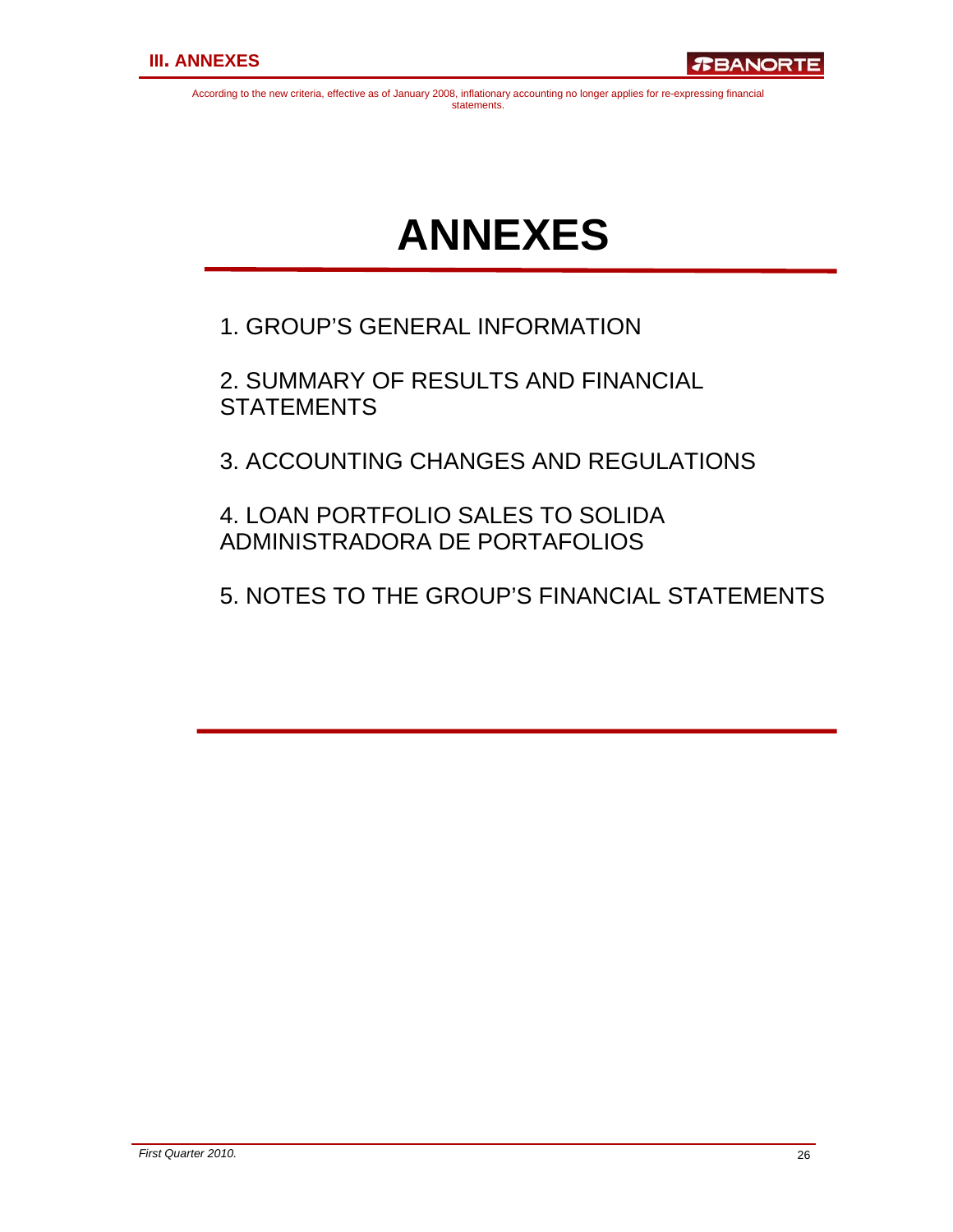# ANNEXES

1. GROUP'S GENERAL INFORMATION

2. SUMMARY OF RESULTS AND FINANCIAL STATEMENTS

3. ACCOUNTING CHANGES AND REGULATIONS

4. LOAN PORTFOLIO SALES TO SOLIDA ADMINISTRADORA DE PORTAFOLIOS

5. NOTES TO THE GROUP'S FINANCIAL STATEMENTS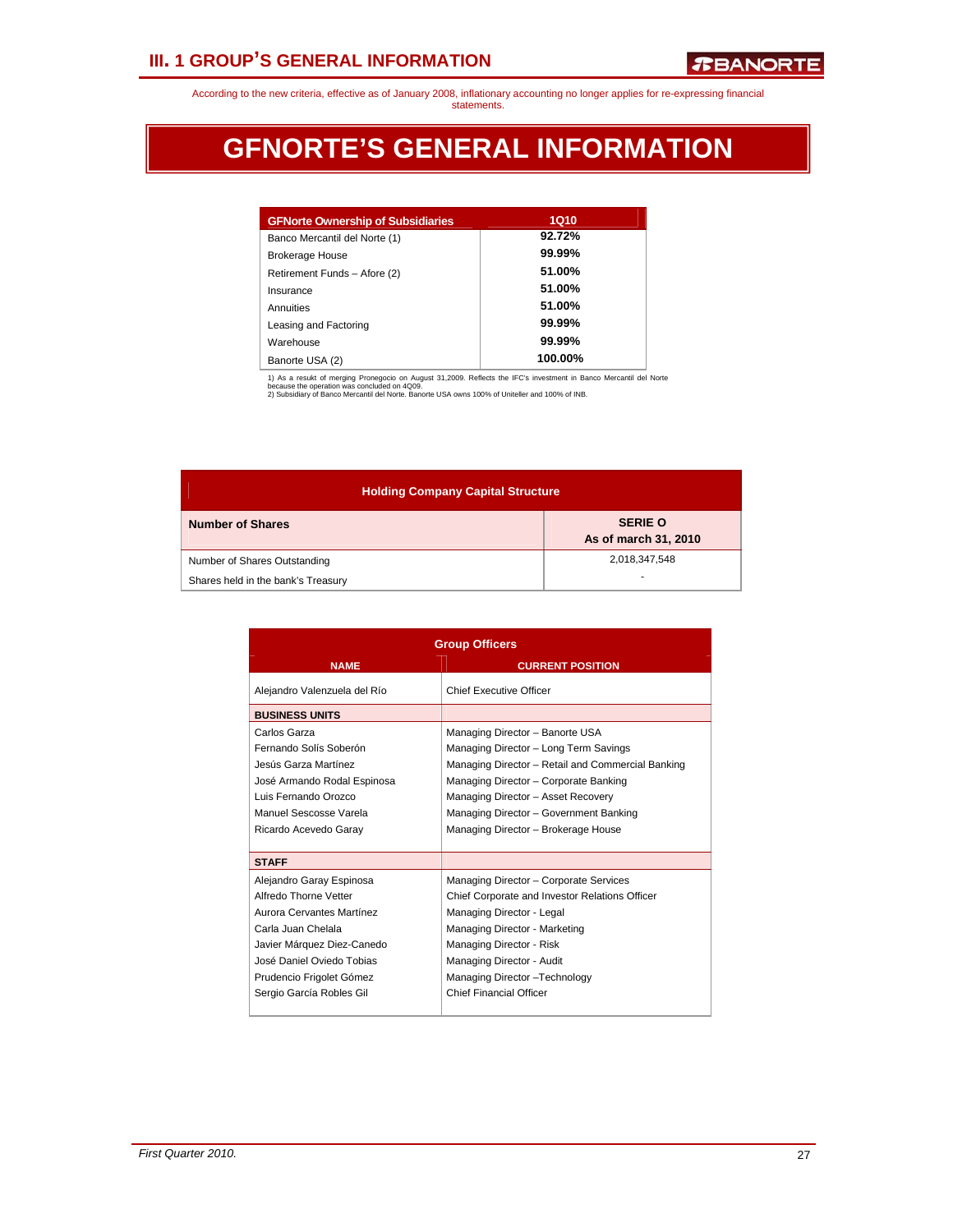According to the new criteria, effective as of January 2008, inflationary accounting no longer applies for re-expressing financial statements.

# GFNORTE'S GENERAL INFORMATION

| GFNorte Ownership of Subsidiaries | 1Q10 |
|---|---|
| Banco Mercantil del Norte (1) | 92.72% |
| Brokerage House | 99.99% |
| Retirement Funds – Afore (2) | 51.00% |
| Insurance | 51.00% |
| Annuities | 51.00% |
| Leasing and Factoring | 99.99% |
| Warehouse | 99.99% |
| Banorte USA (2) | 100.00% |

1) As a resukt of merging Pronegocio on August 31,2009. Reflects the IFC's investment in Banco Mercantil del Norte because the operation was concluded on 4Q09.
2) Subsidiary of Banco Mercantil del Norte. Banorte USA owns 100% of Uniteller and 100% of INB.

| Holding Company Capital Structure | |
|---|---|
| **Number of Shares** | **SERIE O As of march 31, 2010** |
| Number of Shares Outstanding | 2,018,347,548 |
| Shares held in the bank's Treasury | - |

| NAME | CURRENT POSITION |
|---|---|
| Alejandro Valenzuela del Río | Chief Executive Officer |
| **BUSINESS UNITS** | |
| Carlos Garza | Managing Director – Banorte USA |
| Fernando Solís Soberón | Managing Director – Long Term Savings |
| Jesús Garza Martínez | Managing Director – Retail and Commercial Banking |
| José Armando Rodal Espinosa | Managing Director – Corporate Banking |
| Luis Fernando Orozco | Managing Director – Asset Recovery |
| Manuel Sescosse Varela | Managing Director – Government Banking |
| Ricardo Acevedo Garay | Managing Director – Brokerage House |
| **STAFF** | |
| Alejandro Garay Espinosa | Managing Director – Corporate Services |
| Alfredo Thorne Vetter | Chief Corporate and Investor Relations Officer |
| Aurora Cervantes Martínez | Managing Director - Legal |
| Carla Juan Chelala | Managing Director - Marketing |
| Javier Márquez Diez-Canedo | Managing Director - Risk |
| José Daniel Oviedo Tobias | Managing Director - Audit |
| Prudencio Frigolet Gómez | Managing Director –Technology |
| Sergio García Robles Gil | Chief Financial Officer |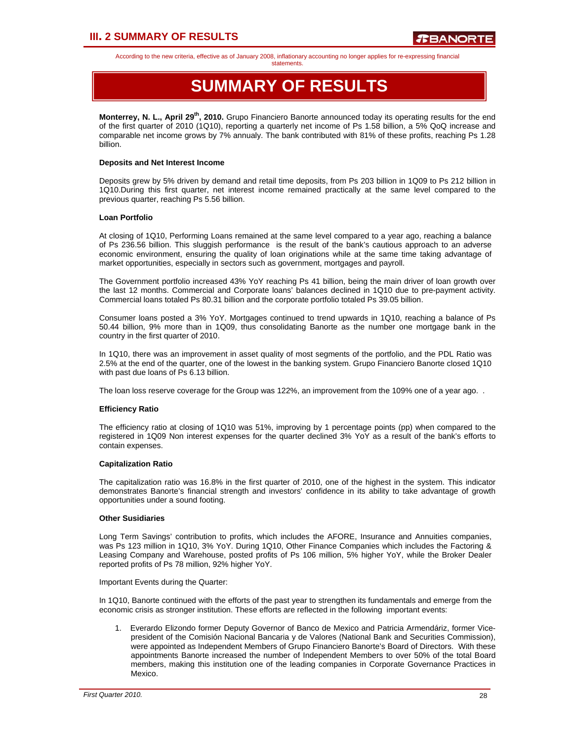According to the new criteria, effective as of January 2008, inflationary accounting no longer applies for re-expressing financial statements.

# SUMMARY OF RESULTS

**Monterrey, N. L., April 29th, 2010.** Grupo Financiero Banorte announced today its operating results for the end of the first quarter of 2010 (1Q10), reporting a quarterly net income of Ps 1.58 billion, a 5% QoQ increase and comparable net income grows by 7% annualy. The bank contributed with 81% of these profits, reaching Ps 1.28 billion.

**Deposits and Net Interest Income**

Deposits grew by 5% driven by demand and retail time deposits, from Ps 203 billion in 1Q09 to Ps 212 billion in 1Q10.During this first quarter, net interest income remained practically at the same level compared to the previous quarter, reaching Ps 5.56 billion.

**Loan Portfolio**

At closing of 1Q10, Performing Loans remained at the same level compared to a year ago, reaching a balance of Ps 236.56 billion. This sluggish performance is the result of the bank's cautious approach to an adverse economic environment, ensuring the quality of loan originations while at the same time taking advantage of market opportunities, especially in sectors such as government, mortgages and payroll.

The Government portfolio increased 43% YoY reaching Ps 41 billion, being the main driver of loan growth over the last 12 months. Commercial and Corporate loans' balances declined in 1Q10 due to pre-payment activity. Commercial loans totaled Ps 80.31 billion and the corporate portfolio totaled Ps 39.05 billion.

Consumer loans posted a 3% YoY. Mortgages continued to trend upwards in 1Q10, reaching a balance of Ps 50.44 billion, 9% more than in 1Q09, thus consolidating Banorte as the number one mortgage bank in the country in the first quarter of 2010.

In 1Q10, there was an improvement in asset quality of most segments of the portfolio, and the PDL Ratio was 2.5% at the end of the quarter, one of the lowest in the banking system. Grupo Financiero Banorte closed 1Q10 with past due loans of Ps 6.13 billion.

The loan loss reserve coverage for the Group was 122%, an improvement from the 109% one of a year ago. .

**Efficiency Ratio**

The efficiency ratio at closing of 1Q10 was 51%, improving by 1 percentage points (pp) when compared to the registered in 1Q09 Non interest expenses for the quarter declined 3% YoY as a result of the bank's efforts to contain expenses.

**Capitalization Ratio**

The capitalization ratio was 16.8% in the first quarter of 2010, one of the highest in the system. This indicator demonstrates Banorte's financial strength and investors' confidence in its ability to take advantage of growth opportunities under a sound footing.

**Other Susidiaries**

Long Term Savings' contribution to profits, which includes the AFORE, Insurance and Annuities companies, was Ps 123 million in 1Q10, 3% YoY. During 1Q10, Other Finance Companies which includes the Factoring & Leasing Company and Warehouse, posted profits of Ps 106 million, 5% higher YoY, while the Broker Dealer reported profits of Ps 78 million, 92% higher YoY.

Important Events during the Quarter:

In 1Q10, Banorte continued with the efforts of the past year to strengthen its fundamentals and emerge from the economic crisis as stronger institution. These efforts are reflected in the following important events:

1. Everardo Elizondo former Deputy Governor of Banco de Mexico and Patricia Armendáriz, former Vice-president of the Comisión Nacional Bancaria y de Valores (National Bank and Securities Commission), were appointed as Independent Members of Grupo Financiero Banorte's Board of Directors. With these appointments Banorte increased the number of Independent Members to over 50% of the total Board members, making this institution one of the leading companies in Corporate Governance Practices in Mexico.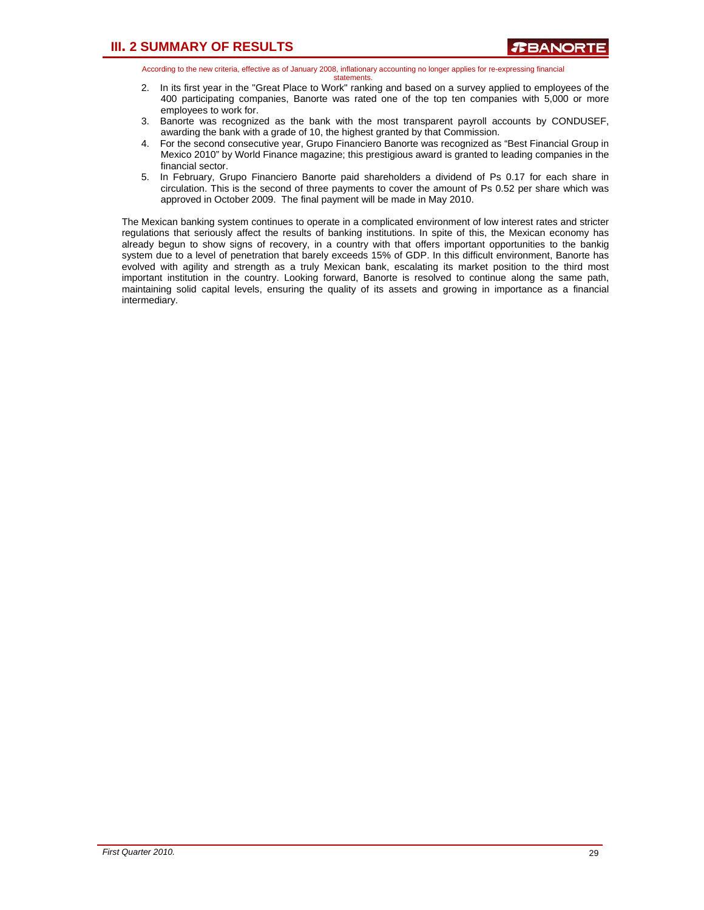2. In its first year in the "Great Place to Work" ranking and based on a survey applied to employees of the 400 participating companies, Banorte was rated one of the top ten companies with 5,000 or more employees to work for.
3. Banorte was recognized as the bank with the most transparent payroll accounts by CONDUSEF, awarding the bank with a grade of 10, the highest granted by that Commission.
4. For the second consecutive year, Grupo Financiero Banorte was recognized as "Best Financial Group in Mexico 2010" by World Finance magazine; this prestigious award is granted to leading companies in the financial sector.
5. In February, Grupo Financiero Banorte paid shareholders a dividend of Ps 0.17 for each share in circulation. This is the second of three payments to cover the amount of Ps 0.52 per share which was approved in October 2009. The final payment will be made in May 2010.

The Mexican banking system continues to operate in a complicated environment of low interest rates and stricter regulations that seriously affect the results of banking institutions. In spite of this, the Mexican economy has already begun to show signs of recovery, in a country with that offers important opportunities to the bankig system due to a level of penetration that barely exceeds 15% of GDP. In this difficult environment, Banorte has evolved with agility and strength as a truly Mexican bank, escalating its market position to the third most important institution in the country. Looking forward, Banorte is resolved to continue along the same path, maintaining solid capital levels, ensuring the quality of its assets and growing in importance as a financial intermediary.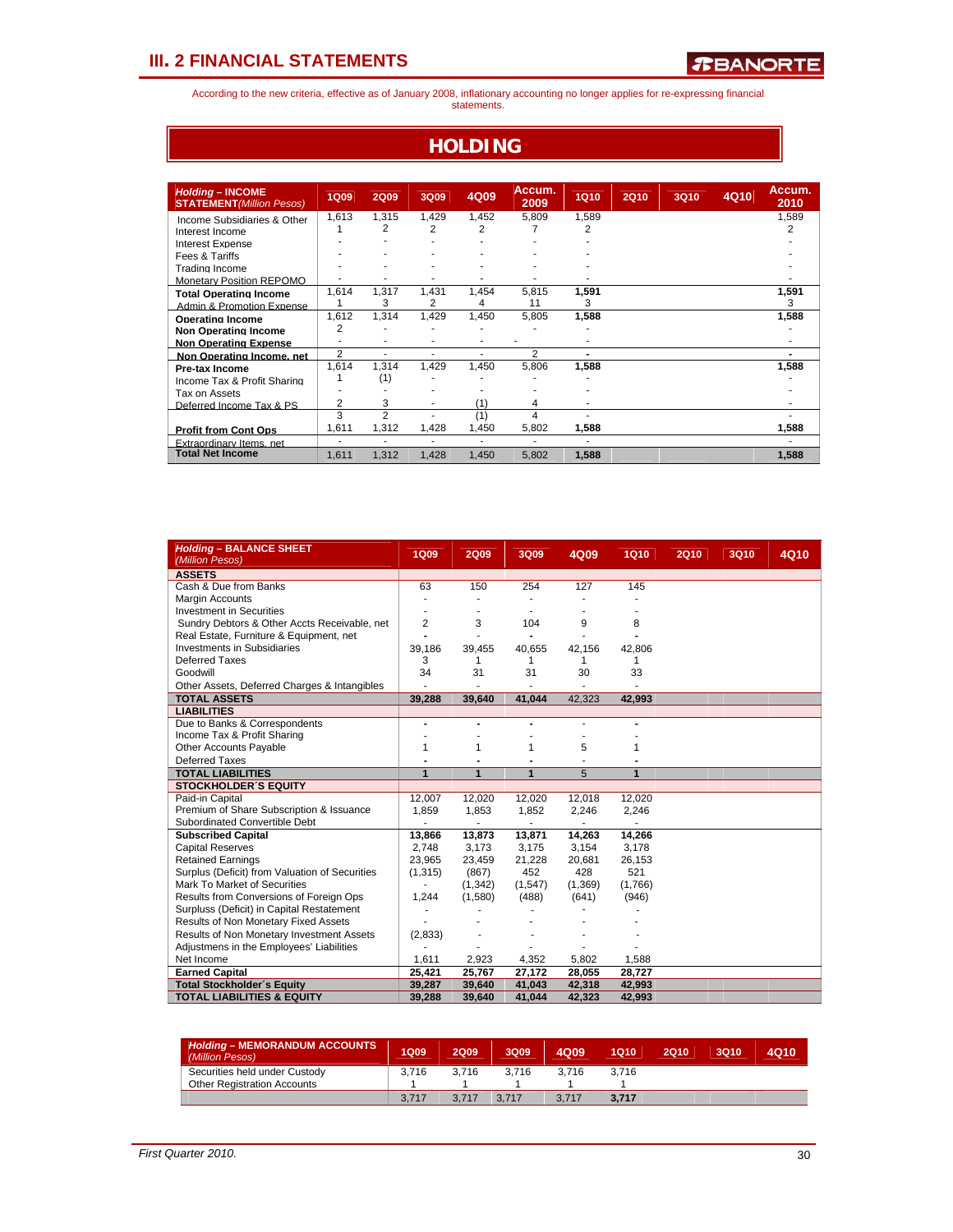# III. 2 FINANCIAL STATEMENTS

According to the new criteria, effective as of January 2008, inflationary accounting no longer applies for re-expressing financial statements.

## HOLDING

| *Holding* – INCOME STATEMENT *(Million Pesos)* | 1Q09 | 2Q09 | 3Q09 | 4Q09 | Accum. 2009 | 1Q10 | 2Q10 | 3Q10 | 4Q10 | Accum. 2010 |
|---|---|---|---|---|---|---|---|---|---|---|
| Income Subsidiaries & Other | 1,613 | 1,315 | 1,429 | 1,452 | 5,809 | 1,589 | | | | 1,589 |
| Interest Income | 1 | 2 | 2 | 2 | 7 | 2 | | | | 2 |
| Interest Expense | - | - | - | - | - | - | | | | - |
| Fees & Tariffs | - | - | - | - | - | - | | | | - |
| Trading Income | - | - | - | - | - | - | | | | - |
| Monetary Position REPOMO | - | - | - | - | - | - | | | | - |
| **Total Operating Income** | 1,614 | 1,317 | 1,431 | 1,454 | 5,815 | **1,591** | | | | **1,591** |
| Admin & Promotion Expense | 1 | 3 | 2 | 4 | 11 | 3 | | | | 3 |
| **Operating Income** | 1,612 | 1,314 | 1,429 | 1,450 | 5,805 | **1,588** | | | | **1,588** |
| **Non Operating Income** | 2 | - | - | - | - | - | | | | - |
| **Non Operating Expense** | - | - | - | - | - | - | | | | - |
| **Non Operating Income, net** | 2 | - | - | - | 2 | - | | | | - |
| **Pre-tax Income** | 1,614 | 1,314 | 1,429 | 1,450 | 5,806 | **1,588** | | | | **1,588** |
| Income Tax & Profit Sharing | 1 | (1) | - | - | - | - | | | | - |
| Tax on Assets | - | - | - | - | - | - | | | | - |
| Deferred Income Tax & PS | 2 | 3 | - | (1) | 4 | - | | | | - |
| | 3 | 2 | - | (1) | 4 | - | | | | - |
| **Profit from Cont Ops** | 1,611 | 1,312 | 1,428 | 1,450 | 5,802 | **1,588** | | | | **1,588** |
| Extraordinary Items, net | - | - | - | - | - | - | | | | - |
| **Total Net Income** | 1,611 | 1,312 | 1,428 | 1,450 | 5,802 | **1,588** | | | | **1,588** |

| *Holding* – BALANCE SHEET *(Million Pesos)* | 1Q09 | 2Q09 | 3Q09 | 4Q09 | 1Q10 | 2Q10 | 3Q10 | 4Q10 |
|---|---|---|---|---|---|---|---|---|
| **ASSETS** | | | | | | | | |
| Cash & Due from Banks | 63 | 150 | 254 | 127 | 145 | | | |
| Margin Accounts | - | - | - | - | - | | | |
| Investment in Securities | - | - | - | - | - | | | |
| Sundry Debtors & Other Accts Receivable, net | 2 | 3 | 104 | 9 | 8 | | | |
| Real Estate, Furniture & Equipment, net | - | - | - | - | - | | | |
| Investments in Subsidiaries | 39,186 | 39,455 | 40,655 | 42,156 | 42,806 | | | |
| Deferred Taxes | 3 | 1 | 1 | 1 | 1 | | | |
| Goodwill | 34 | 31 | 31 | 30 | 33 | | | |
| Other Assets, Deferred Charges & Intangibles | - | - | - | - | - | | | |
| **TOTAL ASSETS** | **39,288** | **39,640** | **41,044** | 42,323 | **42,993** | | | |
| **LIABILITIES** | | | | | | | | |
| Due to Banks & Correspondents | - | - | - | - | - | | | |
| Income Tax & Profit Sharing | - | - | - | - | - | | | |
| Other Accounts Payable | 1 | 1 | 1 | 5 | 1 | | | |
| Deferred Taxes | - | - | - | - | - | | | |
| **TOTAL LIABILITIES** | **1** | **1** | **1** | 5 | **1** | | | |
| **STOCKHOLDER´S EQUITY** | | | | | | | | |
| Paid-in Capital | 12,007 | 12,020 | 12,020 | 12,018 | 12,020 | | | |
| Premium of Share Subscription & Issuance | 1,859 | 1,853 | 1,852 | 2,246 | 2,246 | | | |
| Subordinated Convertible Debt | - | - | - | - | - | | | |
| **Subscribed Capital** | **13,866** | **13,873** | **13,871** | **14,263** | **14,266** | | | |
| Capital Reserves | 2,748 | 3,173 | 3,175 | 3,154 | 3,178 | | | |
| Retained Earnings | 23,965 | 23,459 | 21,228 | 20,681 | 26,153 | | | |
| Surplus (Deficit) from Valuation of Securities | (1,315) | (867) | 452 | 428 | 521 | | | |
| Mark To Market of Securities | - | (1,342) | (1,547) | (1,369) | (1,766) | | | |
| Results from Conversions of Foreign Ops | 1,244 | (1,580) | (488) | (641) | (946) | | | |
| Surplus (Deficit) in Capital Restatement | - | - | - | - | - | | | |
| Results of Non Monetary Fixed Assets | - | - | - | - | - | | | |
| Results of Non Monetary Investment Assets | (2,833) | - | - | - | - | | | |
| Adjustments in the Employees' Liabilities | - | - | - | - | - | | | |
| Net Income | 1,611 | 2,923 | 4,352 | 5,802 | 1,588 | | | |
| **Earned Capital** | **25,421** | **25,767** | **27,172** | **28,055** | **28,727** | | | |
| **Total Stockholder´s Equity** | **39,287** | **39,640** | **41,043** | **42,318** | **42,993** | | | |
| **TOTAL LIABILITIES & EQUITY** | **39,288** | **39,640** | **41,044** | **42,323** | **42,993** | | | |

| *Holding* – MEMORANDUM ACCOUNTS *(Million Pesos)* | 1Q09 | 2Q09 | 3Q09 | 4Q09 | 1Q10 | 2Q10 | 3Q10 | 4Q10 |
|---|---|---|---|---|---|---|---|---|
| Securities held under Custody | 3,716 | 3,716 | 3,716 | 3,716 | 3,716 | | | |
| Other Registration Accounts | 1 | 1 | 1 | 1 | 1 | | | |
| | 3,717 | 3,717 | 3,717 | 3,717 | **3,717** | | | |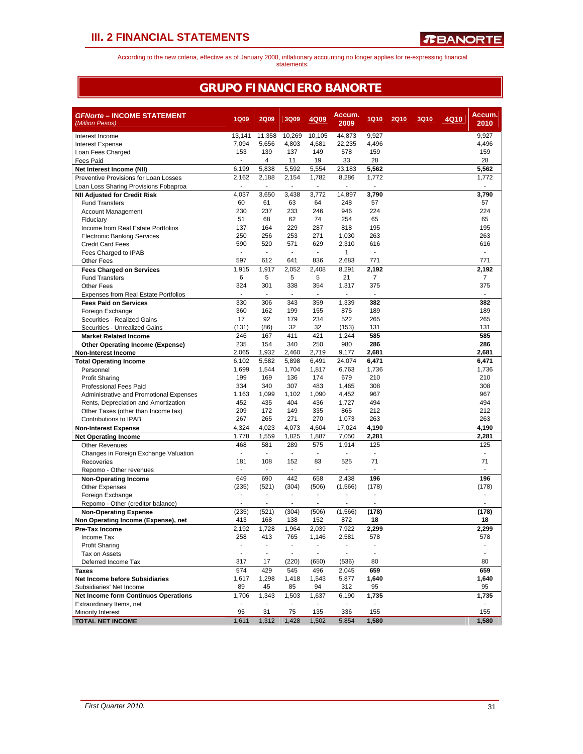## III. 2 FINANCIAL STATEMENTS

According to the new criteria, effective as of January 2008, inflationary accounting no longer applies for re-expressing financial statements.

# GRUPO FINANCIERO BANORTE

| ***GFNorte – INCOME STATEMENT*** *(Million Pesos)* | 1Q09 | 2Q09 | 3Q09 | 4Q09 | Accum. 2009 | 1Q10 | 2Q10 | 3Q10 | 4Q10 | Accum. 2010 |
|---|---|---|---|---|---|---|---|---|---|---|
| Interest Income | 13,141 | 11,358 | 10,269 | 10,105 | 44,873 | 9,927 | | | | 9,927 |
| Interest Expense | 7,094 | 5,656 | 4,803 | 4,681 | 22,235 | 4,496 | | | | 4,496 |
| Loan Fees Charged | 153 | 139 | 137 | 149 | 578 | 159 | | | | 159 |
| Fees Paid | - | 4 | 11 | 19 | 33 | 28 | | | | 28 |
| **Net Interest Income (NII)** | 6,199 | 5,838 | 5,592 | 5,554 | 23,183 | **5,562** | | | | **5,562** |
| Preventive Provisions for Loan Losses | 2,162 | 2,188 | 2,154 | 1,782 | 8,286 | 1,772 | | | | 1,772 |
| Loan Loss Sharing Provisions Fobaproa | - | - | - | - | - | - | | | | - |
| **NII Adjusted for Credit Risk** | 4,037 | 3,650 | 3,438 | 3,772 | 14,897 | **3,790** | | | | **3,790** |
| Fund Transfers | 60 | 61 | 63 | 64 | 248 | 57 | | | | 57 |
| Account Management | 230 | 237 | 233 | 246 | 946 | 224 | | | | 224 |
| Fiduciary | 51 | 68 | 62 | 74 | 254 | 65 | | | | 65 |
| Income from Real Estate Portfolios | 137 | 164 | 229 | 287 | 818 | 195 | | | | 195 |
| Electronic Banking Services | 250 | 256 | 253 | 271 | 1,030 | 263 | | | | 263 |
| Credit Card Fees | 590 | 520 | 571 | 629 | 2,310 | 616 | | | | 616 |
| Fees Charged to IPAB | - | - | - | - | 1 | - | | | | - |
| Other Fees | 597 | 612 | 641 | 836 | 2,683 | 771 | | | | 771 |
| **Fees Charged on Services** | 1,915 | 1,917 | 2,052 | 2,408 | 8,291 | **2,192** | | | | **2,192** |
| Fund Transfers | 6 | 5 | 5 | 5 | 21 | 7 | | | | 7 |
| Other Fees | 324 | 301 | 338 | 354 | 1,317 | 375 | | | | 375 |
| Expenses from Real Estate Portfolios | - | - | - | - | - | - | | | | - |
| **Fees Paid on Services** | 330 | 306 | 343 | 359 | 1,339 | **382** | | | | **382** |
| Foreign Exchange | 360 | 162 | 199 | 155 | 875 | 189 | | | | 189 |
| Securities - Realized Gains | 17 | 92 | 179 | 234 | 522 | 265 | | | | 265 |
| Securities - Unrealized Gains | (131) | (86) | 32 | 32 | (153) | 131 | | | | 131 |
| **Market Related Income** | 246 | 167 | 411 | 421 | 1,244 | **585** | | | | **585** |
| **Other Operating Income (Expense)** | 235 | 154 | 340 | 250 | 980 | **286** | | | | **286** |
| **Non-Interest Income** | 2,065 | 1,932 | 2,460 | 2,719 | 9,177 | **2,681** | | | | **2,681** |
| **Total Operating Income** | 6,102 | 5,582 | 5,898 | 6,491 | 24,074 | **6,471** | | | | **6,471** |
| Personnel | 1,699 | 1,544 | 1,704 | 1,817 | 6,763 | 1,736 | | | | 1,736 |
| Profit Sharing | 199 | 169 | 136 | 174 | 679 | 210 | | | | 210 |
| Professional Fees Paid | 334 | 340 | 307 | 483 | 1,465 | 308 | | | | 308 |
| Administrative and Promotional Expenses | 1,163 | 1,099 | 1,102 | 1,090 | 4,452 | 967 | | | | 967 |
| Rents, Depreciation and Amortization | 452 | 435 | 404 | 436 | 1,727 | 494 | | | | 494 |
| Other Taxes (other than Income tax) | 209 | 172 | 149 | 335 | 865 | 212 | | | | 212 |
| Contributions to IPAB | 267 | 265 | 271 | 270 | 1,073 | 263 | | | | 263 |
| **Non-Interest Expense** | 4,324 | 4,023 | 4,073 | 4,604 | 17,024 | **4,190** | | | | **4,190** |
| **Net Operating Income** | 1,778 | 1,559 | 1,825 | 1,887 | 7,050 | **2,281** | | | | **2,281** |
| Other Revenues | 468 | 581 | 289 | 575 | 1,914 | 125 | | | | 125 |
| Changes in Foreign Exchange Valuation | - | - | - | - | - | - | | | | - |
| Recoveries | 181 | 108 | 152 | 83 | 525 | 71 | | | | 71 |
| Repomo - Other revenues | - | - | - | - | - | - | | | | - |
| **Non-Operating Income** | 649 | 690 | 442 | 658 | 2,438 | **196** | | | | **196** |
| Other Expenses | (235) | (521) | (304) | (506) | (1,566) | (178) | | | | (178) |
| Foreign Exchange | - | - | - | - | - | - | | | | - |
| Repomo - Other (creditor balance) | - | - | - | - | - | - | | | | - |
| **Non-Operating Expense** | (235) | (521) | (304) | (506) | (1,566) | **(178)** | | | | **(178)** |
| **Non Operating Income (Expense), net** | 413 | 168 | 138 | 152 | 872 | **18** | | | | **18** |
| **Pre-Tax Income** | 2,192 | 1,728 | 1,964 | 2,039 | 7,922 | **2,299** | | | | **2,299** |
| Income Tax | 258 | 413 | 765 | 1,146 | 2,581 | 578 | | | | 578 |
| Profit Sharing | - | - | - | - | - | - | | | | - |
| Tax on Assets | - | - | - | - | - | - | | | | - |
| Deferred Income Tax | 317 | 17 | (220) | (650) | (536) | 80 | | | | 80 |
| **Taxes** | 574 | 429 | 545 | 496 | 2,045 | **659** | | | | **659** |
| **Net Income before Subsidiaries** | 1,617 | 1,298 | 1,418 | 1,543 | 5,877 | **1,640** | | | | **1,640** |
| Subsidiaries' Net Income | 89 | 45 | 85 | 94 | 312 | 95 | | | | 95 |
| **Net Income form Continuos Operations** | 1,706 | 1,343 | 1,503 | 1,637 | 6,190 | **1,735** | | | | **1,735** |
| Extraordinary Items, net | - | - | - | - | - | - | | | | - |
| Minority Interest | 95 | 31 | 75 | 135 | 336 | 155 | | | | 155 |
| **TOTAL NET INCOME** | 1,611 | 1,312 | 1,428 | 1,502 | 5,854 | **1,580** | | | | **1,580** |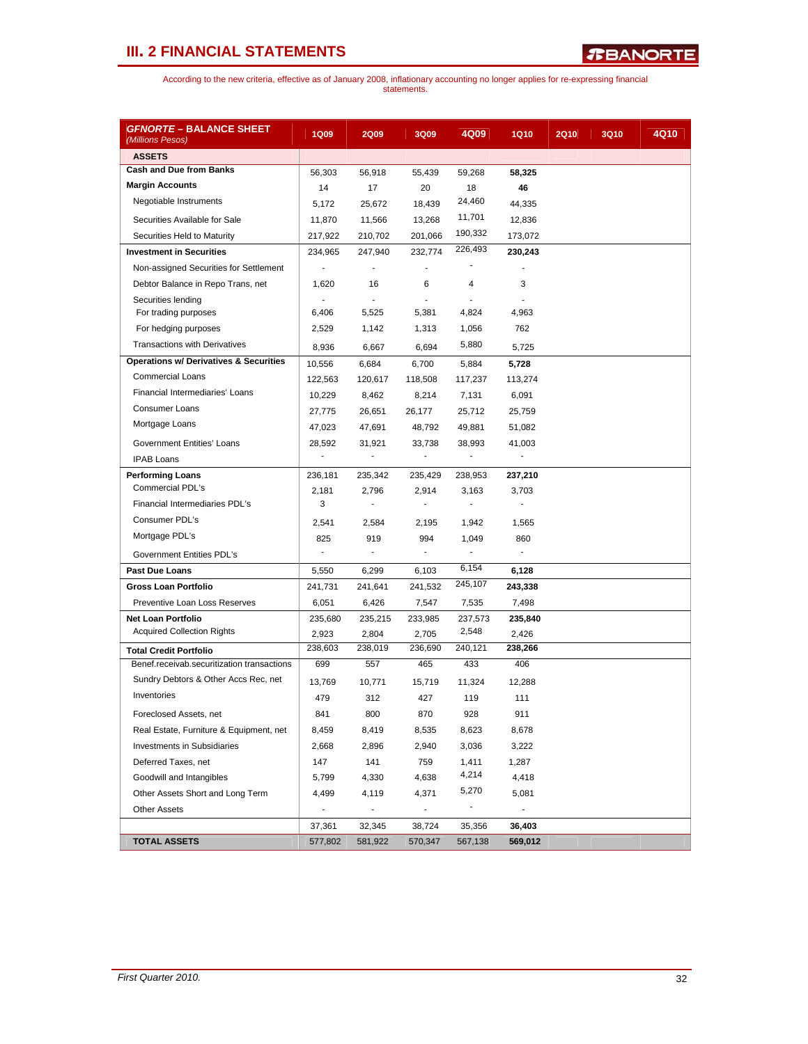## III. 2 FINANCIAL STATEMENTS

According to the new criteria, effective as of January 2008, inflationary accounting no longer applies for re-expressing financial statements.

| ***GFNORTE* – BALANCE SHEET** *(Millions Pesos)* | 1Q09 | 2Q09 | 3Q09 | 4Q09 | 1Q10 | 2Q10 | 3Q10 | 4Q10 |
|---|---|---|---|---|---|---|---|---|
| **ASSETS** | | | | | | | | |
| **Cash and Due from Banks** | 56,303 | 56,918 | 55,439 | 59,268 | **58,325** | | | |
| **Margin Accounts** | 14 | 17 | 20 | 18 | **46** | | | |
| Negotiable Instruments | 5,172 | 25,672 | 18,439 | 24,460 | 44,335 | | | |
| Securities Available for Sale | 11,870 | 11,566 | 13,268 | 11,701 | 12,836 | | | |
| Securities Held to Maturity | 217,922 | 210,702 | 201,066 | 190,332 | 173,072 | | | |
| **Investment in Securities** | 234,965 | 247,940 | 232,774 | 226,493 | **230,243** | | | |
| Non-assigned Securities for Settlement | - | - | - | - | - | | | |
| Debtor Balance in Repo Trans, net | 1,620 | 16 | 6 | 4 | 3 | | | |
| Securities lending | - | - | - | - | - | | | |
| For trading purposes | 6,406 | 5,525 | 5,381 | 4,824 | 4,963 | | | |
| For hedging purposes | 2,529 | 1,142 | 1,313 | 1,056 | 762 | | | |
| Transactions with Derivatives | 8,936 | 6,667 | 6,694 | 5,880 | 5,725 | | | |
| **Operations w/ Derivatives & Securities** | 10,556 | 6,684 | 6,700 | 5,884 | **5,728** | | | |
| Commercial Loans | 122,563 | 120,617 | 118,508 | 117,237 | 113,274 | | | |
| Financial Intermediaries' Loans | 10,229 | 8,462 | 8,214 | 7,131 | 6,091 | | | |
| Consumer Loans | 27,775 | 26,651 | 26,177 | 25,712 | 25,759 | | | |
| Mortgage Loans | 47,023 | 47,691 | 48,792 | 49,881 | 51,082 | | | |
| Government Entities' Loans | 28,592 | 31,921 | 33,738 | 38,993 | 41,003 | | | |
| IPAB Loans | - | - | - | - | - | | | |
| **Performing Loans** | 236,181 | 235,342 | 235,429 | 238,953 | **237,210** | | | |
| Commercial PDL's | 2,181 | 2,796 | 2,914 | 3,163 | 3,703 | | | |
| Financial Intermediaries PDL's | 3 | - | - | - | - | | | |
| Consumer PDL's | 2,541 | 2,584 | 2,195 | 1,942 | 1,565 | | | |
| Mortgage PDL's | 825 | 919 | 994 | 1,049 | 860 | | | |
| Government Entities PDL's | - | - | - | - | - | | | |
| **Past Due Loans** | 5,550 | 6,299 | 6,103 | 6,154 | **6,128** | | | |
| **Gross Loan Portfolio** | 241,731 | 241,641 | 241,532 | 245,107 | **243,338** | | | |
| Preventive Loan Loss Reserves | 6,051 | 6,426 | 7,547 | 7,535 | 7,498 | | | |
| **Net Loan Portfolio** | 235,680 | 235,215 | 233,985 | 237,573 | **235,840** | | | |
| Acquired Collection Rights | 2,923 | 2,804 | 2,705 | 2,548 | 2,426 | | | |
| **Total Credit Portfolio** | 238,603 | 238,019 | 236,690 | 240,121 | **238,266** | | | |
| Benef.receivab.securitization transactions | 699 | 557 | 465 | 433 | 406 | | | |
| Sundry Debtors & Other Accs Rec, net | 13,769 | 10,771 | 15,719 | 11,324 | 12,288 | | | |
| Inventories | 479 | 312 | 427 | 119 | 111 | | | |
| Foreclosed Assets, net | 841 | 800 | 870 | 928 | 911 | | | |
| Real Estate, Furniture & Equipment, net | 8,459 | 8,419 | 8,535 | 8,623 | 8,678 | | | |
| Investments in Subsidiaries | 2,668 | 2,896 | 2,940 | 3,036 | 3,222 | | | |
| Deferred Taxes, net | 147 | 141 | 759 | 1,411 | 1,287 | | | |
| Goodwill and Intangibles | 5,799 | 4,330 | 4,638 | 4,214 | 4,418 | | | |
| Other Assets Short and Long Term | 4,499 | 4,119 | 4,371 | 5,270 | 5,081 | | | |
| Other Assets | - | - | - | - | - | | | |
| | 37,361 | 32,345 | 38,724 | 35,356 | **36,403** | | | |
| **TOTAL ASSETS** | 577,802 | 581,922 | 570,347 | 567,138 | **569,012** | | | |

*First Quarter 2010.*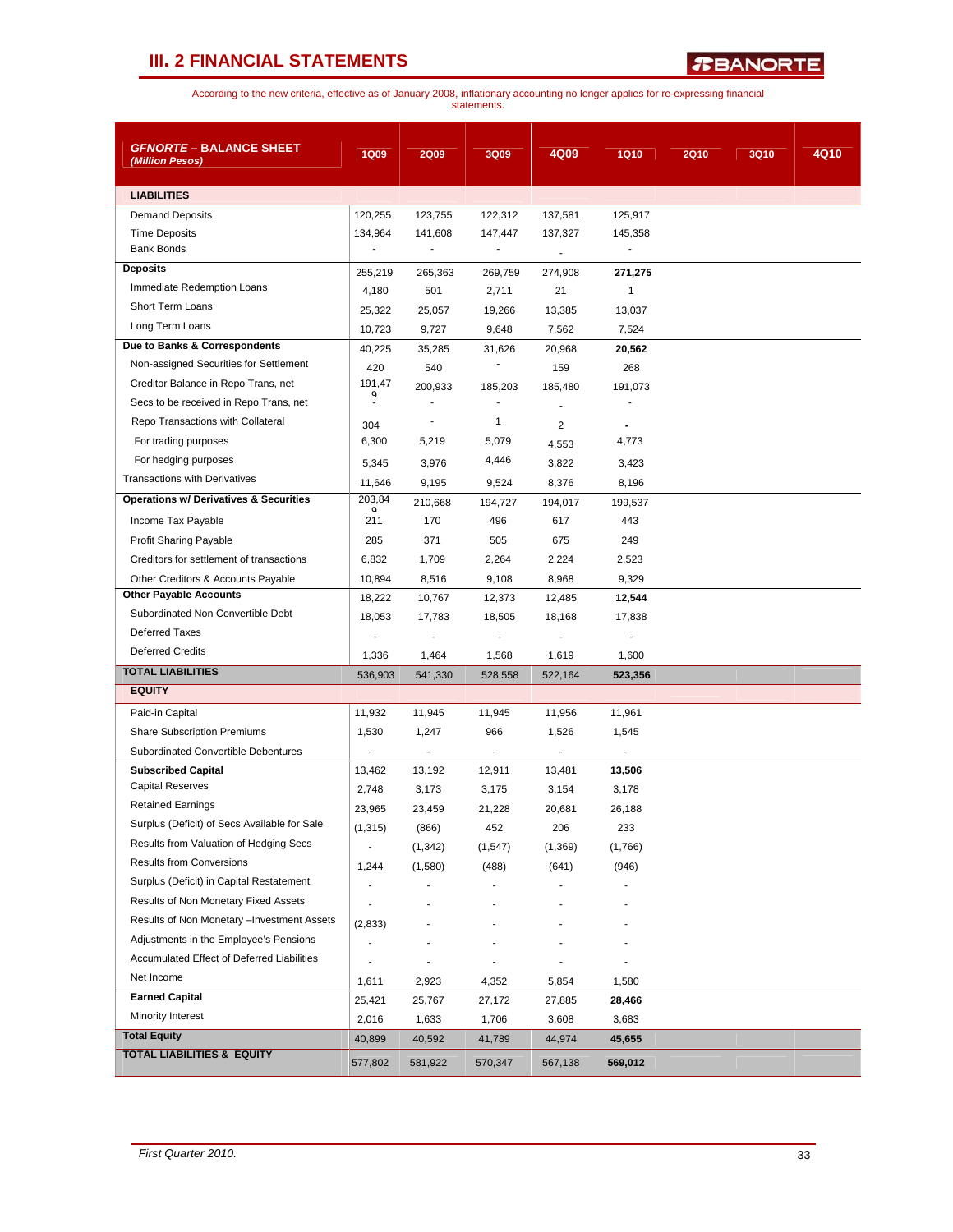# III. 2 FINANCIAL STATEMENTS

According to the new criteria, effective as of January 2008, inflationary accounting no longer applies for re-expressing financial statements.

| ***GFNORTE* – BALANCE SHEET** *(Million Pesos)* | 1Q09 | 2Q09 | 3Q09 | 4Q09 | 1Q10 | 2Q10 | 3Q10 | 4Q10 |
|---|---|---|---|---|---|---|---|---|
| **LIABILITIES** | | | | | | | | |
| Demand Deposits | 120,255 | 123,755 | 122,312 | 137,581 | 125,917 | | | |
| Time Deposits | 134,964 | 141,608 | 147,447 | 137,327 | 145,358 | | | |
| Bank Bonds | - | - | - | - | - | | | |
| **Deposits** | 255,219 | 265,363 | 269,759 | 274,908 | **271,275** | | | |
| Immediate Redemption Loans | 4,180 | 501 | 2,711 | 21 | 1 | | | |
| Short Term Loans | 25,322 | 25,057 | 19,266 | 13,385 | 13,037 | | | |
| Long Term Loans | 10,723 | 9,727 | 9,648 | 7,562 | 7,524 | | | |
| **Due to Banks & Correspondents** | 40,225 | 35,285 | 31,626 | 20,968 | **20,562** | | | |
| Non-assigned Securities for Settlement | 420 | 540 | - | 159 | 268 | | | |
| Creditor Balance in Repo Trans, net | 191,479 | 200,933 | 185,203 | 185,480 | 191,073 | | | |
| Secs to be received in Repo Trans, net | - | - | - | - | - | | | |
| Repo Transactions with Collateral | 304 | - | 1 | 2 | - | | | |
| For trading purposes | 6,300 | 5,219 | 5,079 | 4,553 | 4,773 | | | |
| For hedging purposes | 5,345 | 3,976 | 4,446 | 3,822 | 3,423 | | | |
| Transactions with Derivatives | 11,646 | 9,195 | 9,524 | 8,376 | 8,196 | | | |
| **Operations w/ Derivatives & Securities** | 203,849 | 210,668 | 194,727 | 194,017 | 199,537 | | | |
| Income Tax Payable | 211 | 170 | 496 | 617 | 443 | | | |
| Profit Sharing Payable | 285 | 371 | 505 | 675 | 249 | | | |
| Creditors for settlement of transactions | 6,832 | 1,709 | 2,264 | 2,224 | 2,523 | | | |
| Other Creditors & Accounts Payable | 10,894 | 8,516 | 9,108 | 8,968 | 9,329 | | | |
| **Other Payable Accounts** | 18,222 | 10,767 | 12,373 | 12,485 | **12,544** | | | |
| Subordinated Non Convertible Debt | 18,053 | 17,783 | 18,505 | 18,168 | 17,838 | | | |
| Deferred Taxes | - | - | - | - | - | | | |
| Deferred Credits | 1,336 | 1,464 | 1,568 | 1,619 | 1,600 | | | |
| **TOTAL LIABILITIES** | 536,903 | 541,330 | 528,558 | 522,164 | **523,356** | | | |
| **EQUITY** | | | | | | | | |
| Paid-in Capital | 11,932 | 11,945 | 11,945 | 11,956 | 11,961 | | | |
| Share Subscription Premiums | 1,530 | 1,247 | 966 | 1,526 | 1,545 | | | |
| Subordinated Convertible Debentures | - | - | - | - | - | | | |
| **Subscribed Capital** | 13,462 | 13,192 | 12,911 | 13,481 | **13,506** | | | |
| Capital Reserves | 2,748 | 3,173 | 3,175 | 3,154 | 3,178 | | | |
| Retained Earnings | 23,965 | 23,459 | 21,228 | 20,681 | 26,188 | | | |
| Surplus (Deficit) of Secs Available for Sale | (1,315) | (866) | 452 | 206 | 233 | | | |
| Results from Valuation of Hedging Secs | - | (1,342) | (1,547) | (1,369) | (1,766) | | | |
| Results from Conversions | 1,244 | (1,580) | (488) | (641) | (946) | | | |
| Surplus (Deficit) in Capital Restatement | - | - | - | - | - | | | |
| Results of Non Monetary Fixed Assets | - | - | - | - | - | | | |
| Results of Non Monetary –Investment Assets | (2,833) | - | - | - | - | | | |
| Adjustments in the Employee's Pensions | - | - | - | - | - | | | |
| Accumulated Effect of Deferred Liabilities | - | - | - | - | - | | | |
| Net Income | 1,611 | 2,923 | 4,352 | 5,854 | 1,580 | | | |
| **Earned Capital** | 25,421 | 25,767 | 27,172 | 27,885 | **28,466** | | | |
| Minority Interest | 2,016 | 1,633 | 1,706 | 3,608 | 3,683 | | | |
| **Total Equity** | 40,899 | 40,592 | 41,789 | 44,974 | **45,655** | | | |
| **TOTAL LIABILITIES & EQUITY** | 577,802 | 581,922 | 570,347 | 567,138 | **569,012** | | | |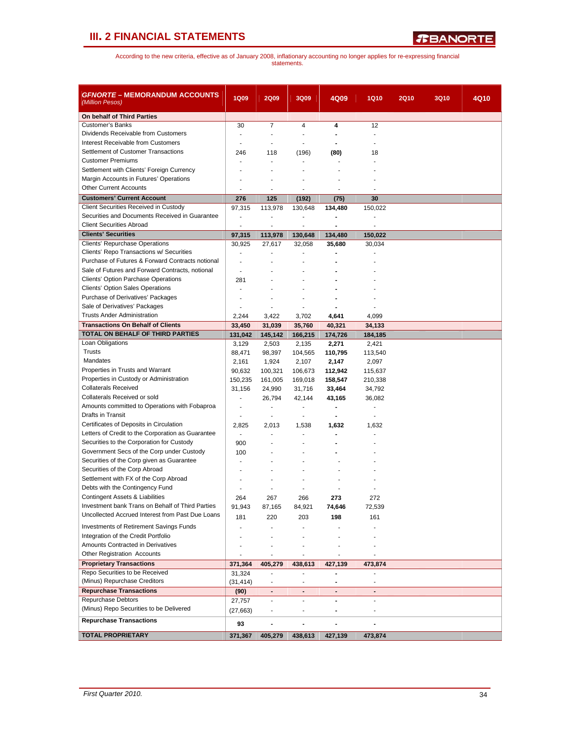## III. 2 FINANCIAL STATEMENTS

According to the new criteria, effective as of January 2008, inflationary accounting no longer applies for re-expressing financial statements.

| *GFNORTE* – MEMORANDUM ACCOUNTS *(Million Pesos)* | 1Q09 | 2Q09 | 3Q09 | 4Q09 | 1Q10 | 2Q10 | 3Q10 | 4Q10 |
|---|---|---|---|---|---|---|---|---|
| **On behalf of Third Parties** | | | | | | | | |
| Customer's Banks | 30 | 7 | 4 | **4** | 12 | | | |
| Dividends Receivable from Customers | - | - | - | **-** | - | | | |
| Interest Receivable from Customers | - | - | - | **-** | - | | | |
| Settlement of Customer Transactions | 246 | 118 | (196) | **(80)** | 18 | | | |
| Customer Premiums | - | - | - | - | - | | | |
| Settlement with Clients' Foreign Currency | - | - | - | - | - | | | |
| Margin Accounts in Futures' Operations | - | - | - | - | - | | | |
| Other Current Accounts | - | - | - | - | - | | | |
| **Customers' Current Account** | **276** | **125** | **(192)** | **(75)** | **30** | | | |
| Client Securities Received in Custody | 97,315 | 113,978 | 130,648 | **134,480** | 150,022 | | | |
| Securities and Documents Received in Guarantee | - | - | - | **-** | - | | | |
| Client Securities Abroad | - | - | - | **-** | - | | | |
| **Clients' Securities** | **97,315** | **113,978** | **130,648** | **134,480** | **150,022** | | | |
| Clients' Repurchase Operations | 30,925 | 27,617 | 32,058 | **35,680** | 30,034 | | | |
| Clients' Repo Transactions w/ Securities | - | - | - | **-** | - | | | |
| Purchase of Futures & Forward Contracts notional | - | - | - | **-** | - | | | |
| Sale of Futures and Forward Contracts, notional | - | - | - | **-** | - | | | |
| Clients' Option Purchase Operations | 281 | - | - | **-** | - | | | |
| Clients' Option Sales Operations | - | - | - | **-** | - | | | |
| Purchase of Derivatives' Packages | - | - | - | **-** | - | | | |
| Sale of Derivatives' Packages | - | - | - | **-** | - | | | |
| Trusts Ander Administration | 2,244 | 3,422 | 3,702 | **4,641** | 4,099 | | | |
| **Transactions On Behalf of Clients** | **33,450** | **31,039** | **35,760** | **40,321** | **34,133** | | | |
| **TOTAL ON BEHALF OF THIRD PARTIES** | **131,042** | **145,142** | **166,215** | **174,726** | **184,185** | | | |
| Loan Obligations | 3,129 | 2,503 | 2,135 | **2,271** | 2,421 | | | |
| Trusts | 88,471 | 98,397 | 104,565 | **110,795** | 113,540 | | | |
| Mandates | 2,161 | 1,924 | 2,107 | **2,147** | 2,097 | | | |
| Properties in Trusts and Warrant | 90,632 | 100,321 | 106,673 | **112,942** | 115,637 | | | |
| Properties in Custody or Administration | 150,235 | 161,005 | 169,018 | **158,547** | 210,338 | | | |
| Collaterals Received | 31,156 | 24,990 | 31,716 | **33,464** | 34,792 | | | |
| Collaterals Received or sold | - | 26,794 | 42,144 | **43,165** | 36,082 | | | |
| Amounts committed to Operations with Fobaproa | - | - | - | **-** | - | | | |
| Drafts in Transit | - | - | - | **-** | - | | | |
| Certificates of Deposits in Circulation | 2,825 | 2,013 | 1,538 | **1,632** | 1,632 | | | |
| Letters of Credit to the Corporation as Guarantee | - | - | - | **-** | - | | | |
| Securities to the Corporation for Custody | 900 | - | - | **-** | - | | | |
| Government Secs of the Corp under Custody | 100 | - | - | **-** | - | | | |
| Securities of the Corp given as Guarantee | - | - | - | - | - | | | |
| Securities of the Corp Abroad | - | - | - | - | - | | | |
| Settlement with FX of the Corp Abroad | - | - | - | - | - | | | |
| Debts with the Contingency Fund | - | - | - | - | - | | | |
| Contingent Assets & Liabilities | 264 | 267 | 266 | **273** | 272 | | | |
| Investment bank Trans on Behalf of Third Parties | 91,943 | 87,165 | 84,921 | **74,646** | 72,539 | | | |
| Uncollected Accrued Interest from Past Due Loans | 181 | 220 | 203 | **198** | 161 | | | |
| Investments of Retirement Savings Funds | - | - | - | - | - | | | |
| Integration of the Credit Portfolio | - | - | - | - | - | | | |
| Amounts Contracted in Derivatives | - | - | - | - | - | | | |
| Other Registration Accounts | - | - | - | - | - | | | |
| **Proprietary Transactions** | **371,364** | **405,279** | **438,613** | **427,139** | **473,874** | | | |
| Repo Securities to be Received | 31,324 | - | - | **-** | - | | | |
| (Minus) Repurchase Creditors | (31,414) | - | - | **-** | - | | | |
| **Repurchase Transactions** | **(90)** | **-** | **-** | **-** | **-** | | | |
| Repurchase Debtors | 27,757 | - | - | **-** | - | | | |
| (Minus) Repo Securities to be Delivered | (27,663) | - | - | **-** | - | | | |
| **Repurchase Transactions** | **93** | **-** | **-** | **-** | **-** | | | |
| **TOTAL PROPRIETARY** | **371,367** | **405,279** | **438,613** | **427,139** | **473,874** | | | |

*First Quarter 2010.*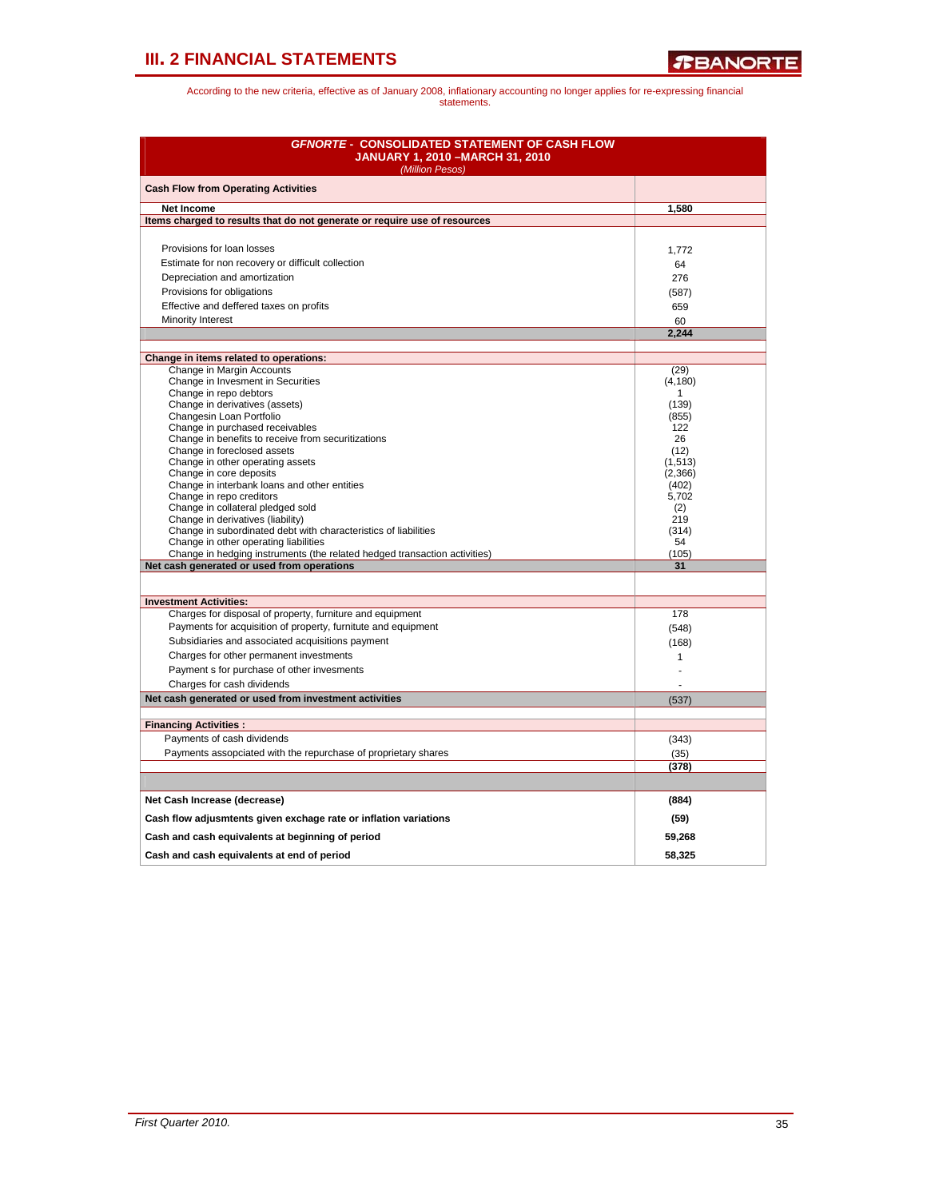## III. 2 FINANCIAL STATEMENTS

According to the new criteria, effective as of January 2008, inflationary accounting no longer applies for re-expressing financial statements.

| *GFNORTE* - CONSOLIDATED STATEMENT OF CASH FLOW<br>JANUARY 1, 2010 –MARCH 31, 2010<br>*(Million Pesos)* | |
|---|---|
| **Cash Flow from Operating Activities** | |
| **Net Income** | **1,580** |
| **Items charged to results that do not generate or require use of resources** | |
| Provisions for loan losses | 1,772 |
| Estimate for non recovery or difficult collection | 64 |
| Depreciation and amortization | 276 |
| Provisions for obligations | (587) |
| Effective and deffered taxes on profits | 659 |
| Minority Interest | 60 |
| | **2,244** |
| **Change in items related to operations:** | |
| Change in Margin Accounts | (29) |
| Change in Invesment in Securities | (4,180) |
| Change in repo debtors | 1 |
| Change in derivatives (assets) | (139) |
| Changesin Loan Portfolio | (855) |
| Change in purchased receivables | 122 |
| Change in benefits to receive from securitizations | 26 |
| Change in foreclosed assets | (12) |
| Change in other operating assets | (1,513) |
| Change in core deposits | (2,366) |
| Change in interbank loans and other entities | (402) |
| Change in repo creditors | 5,702 |
| Change in collateral pledged sold | (2) |
| Change in derivatives (liability) | 219 |
| Change in subordinated debt with characteristics of liabilities | (314) |
| Change in other operating liabilities | 54 |
| Change in hedging instruments (the related hedged transaction activities) | (105) |
| **Net cash generated or used from operations** | **31** |
| **Investment Activities:** | |
| Charges for disposal of property, furniture and equipment | 178 |
| Payments for acquisition of property, furnitute and equipment | (548) |
| Subsidiaries and associated acquisitions payment | (168) |
| Charges for other permanent investments | 1 |
| Payment s for purchase of other invesments | - |
| Charges for cash dividends | - |
| **Net cash generated or used from investment activities** | (537) |
| **Financing Activities :** | |
| Payments of cash dividends | (343) |
| Payments assopciated with the repurchase of proprietary shares | (35) |
| | **(378)** |
| **Net Cash Increase (decrease)** | **(884)** |
| **Cash flow adjusmtents given exchage rate or inflation variations** | **(59)** |
| **Cash and cash equivalents at beginning of period** | **59,268** |
| **Cash and cash equivalents at end of period** | **58,325** |

*First Quarter 2010.*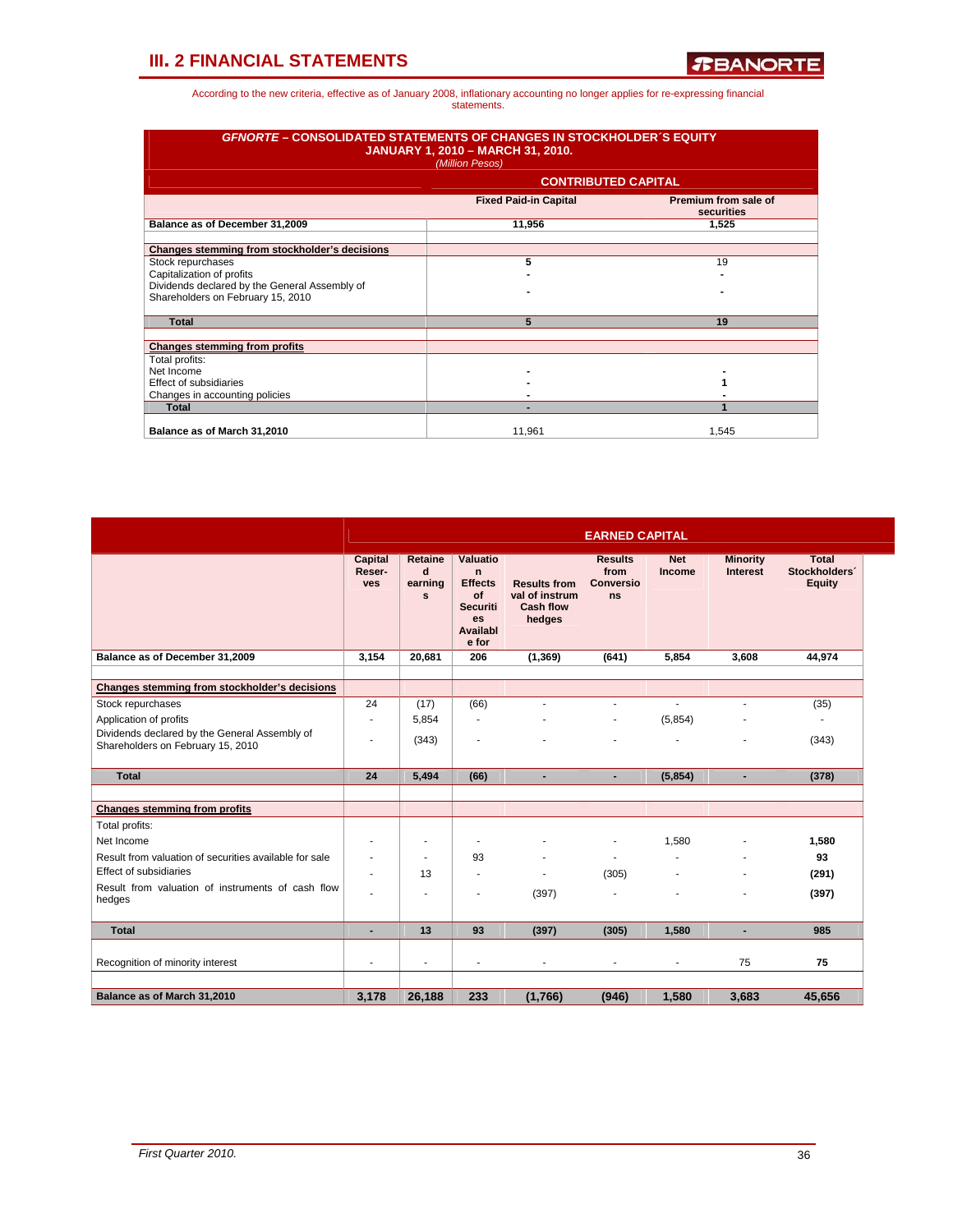## III. 2 FINANCIAL STATEMENTS

According to the new criteria, effective as of January 2008, inflationary accounting no longer applies for re-expressing financial statements.

**GFNORTE – CONSOLIDATED STATEMENTS OF CHANGES IN STOCKHOLDER´S EQUITY**
**JANUARY 1, 2010 – MARCH 31, 2010.**
*(Million Pesos)*

| | CONTRIBUTED CAPITAL | |
|---|---|---|
| | **Fixed Paid-in Capital** | **Premium from sale of securities** |
| **Balance as of December 31,2009** | **11,956** | **1,525** |
| **Changes stemming from stockholder's decisions** | | |
| Stock repurchases | 5 | 19 |
| Capitalization of profits | - | - |
| Dividends declared by the General Assembly of Shareholders on February 15, 2010 | - | - |
| **Total** | **5** | **19** |
| **Changes stemming from profits** | | |
| Total profits: | | |
| Net Income | - | - |
| Effect of subsidiaries | - | 1 |
| Changes in accounting policies | - | - |
| **Total** | - | **1** |
| **Balance as of March 31,2010** | 11,961 | 1,545 |

| | EARNED CAPITAL | | | | | | | |
|---|---|---|---|---|---|---|---|---|
| | **Capital Reserves** | **Retained earnings** | **Valuation Effects of Securities Available for** | **Results from val of instrum Cash flow hedges** | **Results from Conversions** | **Net Income** | **Minority Interest** | **Total Stockholders´ Equity** |
| **Balance as of December 31,2009** | **3,154** | **20,681** | **206** | **(1,369)** | **(641)** | **5,854** | **3,608** | **44,974** |
| **Changes stemming from stockholder's decisions** | | | | | | | | |
| Stock repurchases | 24 | (17) | (66) | - | - | - | - | (35) |
| Application of profits | - | 5,854 | - | - | - | (5,854) | - | - |
| Dividends declared by the General Assembly of Shareholders on February 15, 2010 | - | (343) | - | - | - | - | - | (343) |
| **Total** | **24** | **5,494** | **(66)** | - | - | **(5,854)** | - | **(378)** |
| **Changes stemming from profits** | | | | | | | | |
| Total profits: | | | | | | | | |
| Net Income | - | - | - | - | - | 1,580 | - | **1,580** |
| Result from valuation of securities available for sale | - | - | 93 | - | - | - | - | **93** |
| Effect of subsidiaries | - | 13 | - | - | (305) | - | - | **(291)** |
| Result from valuation of instruments of cash flow hedges | - | - | - | (397) | - | - | - | **(397)** |
| **Total** | - | **13** | **93** | **(397)** | **(305)** | **1,580** | - | **985** |
| Recognition of minority interest | - | - | - | - | - | - | 75 | **75** |
| **Balance as of March 31,2010** | **3,178** | **26,188** | **233** | **(1,766)** | **(946)** | **1,580** | **3,683** | **45,656** |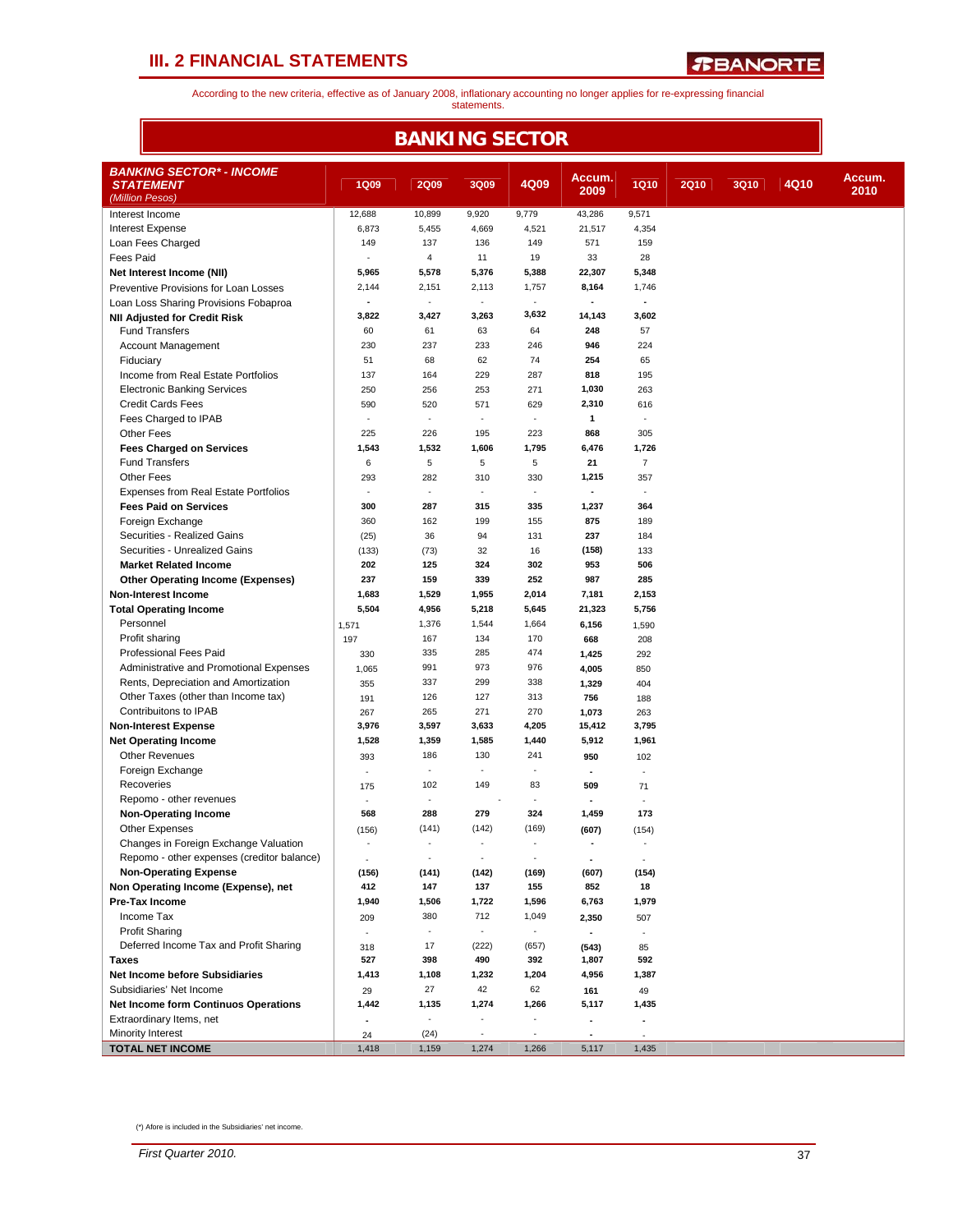## III. 2 FINANCIAL STATEMENTS

According to the new criteria, effective as of January 2008, inflationary accounting no longer applies for re-expressing financial statements.

# BANKING SECTOR

| BANKING SECTOR* - INCOME STATEMENT (Million Pesos) | 1Q09 | 2Q09 | 3Q09 | 4Q09 | Accum. 2009 | 1Q10 | 2Q10 | 3Q10 | 4Q10 | Accum. 2010 |
|---|---|---|---|---|---|---|---|---|---|---|
| Interest Income | 12,688 | 10,899 | 9,920 | 9,779 | 43,286 | 9,571 | | | | |
| Interest Expense | 6,873 | 5,455 | 4,669 | 4,521 | 21,517 | 4,354 | | | | |
| Loan Fees Charged | 149 | 137 | 136 | 149 | 571 | 159 | | | | |
| Fees Paid | - | 4 | 11 | 19 | 33 | 28 | | | | |
| **Net Interest Income (NII)** | **5,965** | **5,578** | **5,376** | **5,388** | **22,307** | **5,348** | | | | |
| Preventive Provisions for Loan Losses | 2,144 | 2,151 | 2,113 | 1,757 | **8,164** | 1,746 | | | | |
| Loan Loss Sharing Provisions Fobaproa | - | - | - | - | - | - | | | | |
| **NII Adjusted for Credit Risk** | **3,822** | **3,427** | **3,263** | **3,632** | **14,143** | **3,602** | | | | |
| Fund Transfers | 60 | 61 | 63 | 64 | **248** | 57 | | | | |
| Account Management | 230 | 237 | 233 | 246 | **946** | 224 | | | | |
| Fiduciary | 51 | 68 | 62 | 74 | **254** | 65 | | | | |
| Income from Real Estate Portfolios | 137 | 164 | 229 | 287 | **818** | 195 | | | | |
| Electronic Banking Services | 250 | 256 | 253 | 271 | **1,030** | 263 | | | | |
| Credit Cards Fees | 590 | 520 | 571 | 629 | **2,310** | 616 | | | | |
| Fees Charged to IPAB | - | - | - | - | **1** | - | | | | |
| Other Fees | 225 | 226 | 195 | 223 | **868** | 305 | | | | |
| **Fees Charged on Services** | **1,543** | **1,532** | **1,606** | **1,795** | **6,476** | **1,726** | | | | |
| Fund Transfers | 6 | 5 | 5 | 5 | **21** | 7 | | | | |
| Other Fees | 293 | 282 | 310 | 330 | **1,215** | 357 | | | | |
| Expenses from Real Estate Portfolios | - | - | - | - | - | - | | | | |
| **Fees Paid on Services** | **300** | **287** | **315** | **335** | **1,237** | **364** | | | | |
| Foreign Exchange | 360 | 162 | 199 | 155 | **875** | 189 | | | | |
| Securities - Realized Gains | (25) | 36 | 94 | 131 | **237** | 184 | | | | |
| Securities - Unrealized Gains | (133) | (73) | 32 | 16 | **(158)** | 133 | | | | |
| **Market Related Income** | **202** | **125** | **324** | **302** | **953** | **506** | | | | |
| **Other Operating Income (Expenses)** | **237** | **159** | **339** | **252** | **987** | **285** | | | | |
| **Non-Interest Income** | **1,683** | **1,529** | **1,955** | **2,014** | **7,181** | **2,153** | | | | |
| **Total Operating Income** | **5,504** | **4,956** | **5,218** | **5,645** | **21,323** | **5,756** | | | | |
| Personnel | 1,571 | 1,376 | 1,544 | 1,664 | **6,156** | 1,590 | | | | |
| Profit sharing | 197 | 167 | 134 | 170 | **668** | 208 | | | | |
| Professional Fees Paid | 330 | 335 | 285 | 474 | **1,425** | 292 | | | | |
| Administrative and Promotional Expenses | 1,065 | 991 | 973 | 976 | **4,005** | 850 | | | | |
| Rents, Depreciation and Amortization | 355 | 337 | 299 | 338 | **1,329** | 404 | | | | |
| Other Taxes (other than Income tax) | 191 | 126 | 127 | 313 | **756** | 188 | | | | |
| Contribuitons to IPAB | 267 | 265 | 271 | 270 | **1,073** | 263 | | | | |
| **Non-Interest Expense** | **3,976** | **3,597** | **3,633** | **4,205** | **15,412** | **3,795** | | | | |
| **Net Operating Income** | **1,528** | **1,359** | **1,585** | **1,440** | **5,912** | **1,961** | | | | |
| Other Revenues | 393 | 186 | 130 | 241 | **950** | 102 | | | | |
| Foreign Exchange | - | - | - | - | - | - | | | | |
| Recoveries | 175 | 102 | 149 | 83 | **509** | 71 | | | | |
| Repomo - other revenues | - | - | - | - | - | - | | | | |
| **Non-Operating Income** | **568** | **288** | **279** | **324** | **1,459** | **173** | | | | |
| Other Expenses | (156) | (141) | (142) | (169) | **(607)** | (154) | | | | |
| Changes in Foreign Exchange Valuation | - | - | - | - | - | - | | | | |
| Repomo - other expenses (creditor balance) | - | - | - | - | - | - | | | | |
| **Non-Operating Expense** | **(156)** | **(141)** | **(142)** | **(169)** | **(607)** | **(154)** | | | | |
| **Non Operating Income (Expense), net** | **412** | **147** | **137** | **155** | **852** | **18** | | | | |
| **Pre-Tax Income** | **1,940** | **1,506** | **1,722** | **1,596** | **6,763** | **1,979** | | | | |
| Income Tax | 209 | 380 | 712 | 1,049 | **2,350** | 507 | | | | |
| Profit Sharing | - | - | - | - | - | - | | | | |
| Deferred Income Tax and Profit Sharing | 318 | 17 | (222) | (657) | **(543)** | 85 | | | | |
| **Taxes** | **527** | **398** | **490** | **392** | **1,807** | **592** | | | | |
| **Net Income before Subsidiaries** | **1,413** | **1,108** | **1,232** | **1,204** | **4,956** | **1,387** | | | | |
| Subsidiaries' Net Income | 29 | 27 | 42 | 62 | **161** | 49 | | | | |
| **Net Income form Continuos Operations** | **1,442** | **1,135** | **1,274** | **1,266** | **5,117** | **1,435** | | | | |
| Extraordinary Items, net | - | - | - | - | - | - | | | | |
| Minority Interest | 24 | (24) | - | - | - | - | | | | |
| **TOTAL NET INCOME** | 1,418 | 1,159 | 1,274 | 1,266 | 5,117 | 1,435 | | | | |

(*) Afore is included in the Subsidiaries' net income.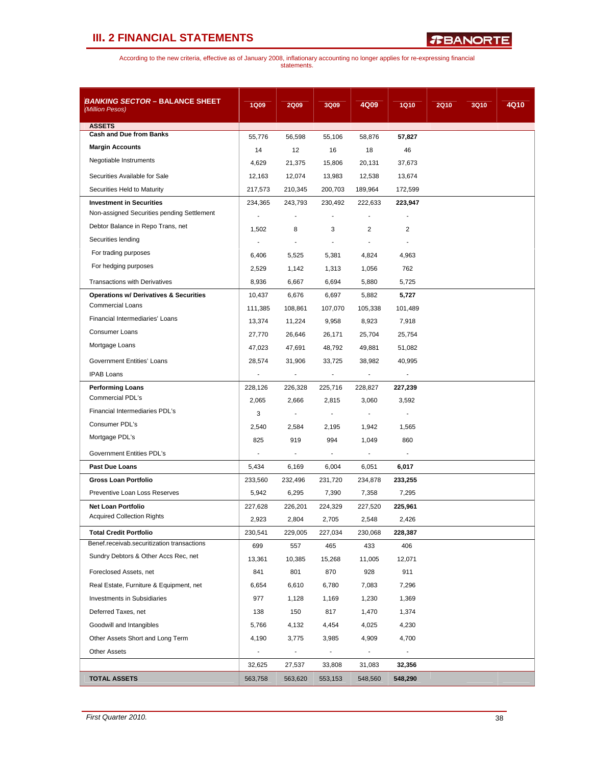## III. 2 FINANCIAL STATEMENTS

According to the new criteria, effective as of January 2008, inflationary accounting no longer applies for re-expressing financial statements.

| ***BANKING SECTOR* – BALANCE SHEET** *(Million Pesos)* | 1Q09 | 2Q09 | 3Q09 | 4Q09 | 1Q10 | 2Q10 | 3Q10 | 4Q10 |
|---|---|---|---|---|---|---|---|---|
| **ASSETS** | | | | | | | | |
| **Cash and Due from Banks** | 55,776 | 56,598 | 55,106 | 58,876 | **57,827** | | | |
| **Margin Accounts** | 14 | 12 | 16 | 18 | 46 | | | |
| Negotiable Instruments | 4,629 | 21,375 | 15,806 | 20,131 | 37,673 | | | |
| Securities Available for Sale | 12,163 | 12,074 | 13,983 | 12,538 | 13,674 | | | |
| Securities Held to Maturity | 217,573 | 210,345 | 200,703 | 189,964 | 172,599 | | | |
| **Investment in Securities** | 234,365 | 243,793 | 230,492 | 222,633 | **223,947** | | | |
| Non-assigned Securities pending Settlement | - | - | - | - | - | | | |
| Debtor Balance in Repo Trans, net | 1,502 | 8 | 3 | 2 | 2 | | | |
| Securities lending | - | - | - | - | - | | | |
| For trading purposes | 6,406 | 5,525 | 5,381 | 4,824 | 4,963 | | | |
| For hedging purposes | 2,529 | 1,142 | 1,313 | 1,056 | 762 | | | |
| Transactions with Derivatives | 8,936 | 6,667 | 6,694 | 5,880 | 5,725 | | | |
| **Operations w/ Derivatives & Securities** | 10,437 | 6,676 | 6,697 | 5,882 | **5,727** | | | |
| Commercial Loans | 111,385 | 108,861 | 107,070 | 105,338 | 101,489 | | | |
| Financial Intermediaries' Loans | 13,374 | 11,224 | 9,958 | 8,923 | 7,918 | | | |
| Consumer Loans | 27,770 | 26,646 | 26,171 | 25,704 | 25,754 | | | |
| Mortgage Loans | 47,023 | 47,691 | 48,792 | 49,881 | 51,082 | | | |
| Government Entities' Loans | 28,574 | 31,906 | 33,725 | 38,982 | 40,995 | | | |
| IPAB Loans | - | - | - | - | - | | | |
| **Performing Loans** | 228,126 | 226,328 | 225,716 | 228,827 | **227,239** | | | |
| Commercial PDL's | 2,065 | 2,666 | 2,815 | 3,060 | 3,592 | | | |
| Financial Intermediaries PDL's | 3 | - | - | - | - | | | |
| Consumer PDL's | 2,540 | 2,584 | 2,195 | 1,942 | 1,565 | | | |
| Mortgage PDL's | 825 | 919 | 994 | 1,049 | 860 | | | |
| Government Entities PDL's | - | - | - | - | - | | | |
| **Past Due Loans** | 5,434 | 6,169 | 6,004 | 6,051 | **6,017** | | | |
| **Gross Loan Portfolio** | 233,560 | 232,496 | 231,720 | 234,878 | **233,255** | | | |
| Preventive Loan Loss Reserves | 5,942 | 6,295 | 7,390 | 7,358 | 7,295 | | | |
| **Net Loan Portfolio** | 227,628 | 226,201 | 224,329 | 227,520 | **225,961** | | | |
| Acquired Collection Rights | 2,923 | 2,804 | 2,705 | 2,548 | 2,426 | | | |
| **Total Credit Portfolio** | 230,541 | 229,005 | 227,034 | 230,068 | **228,387** | | | |
| Benef.receivab.securitization transactions | 699 | 557 | 465 | 433 | 406 | | | |
| Sundry Debtors & Other Accs Rec, net | 13,361 | 10,385 | 15,268 | 11,005 | 12,071 | | | |
| Foreclosed Assets, net | 841 | 801 | 870 | 928 | 911 | | | |
| Real Estate, Furniture & Equipment, net | 6,654 | 6,610 | 6,780 | 7,083 | 7,296 | | | |
| Investments in Subsidiaries | 977 | 1,128 | 1,169 | 1,230 | 1,369 | | | |
| Deferred Taxes, net | 138 | 150 | 817 | 1,470 | 1,374 | | | |
| Goodwill and Intangibles | 5,766 | 4,132 | 4,454 | 4,025 | 4,230 | | | |
| Other Assets Short and Long Term | 4,190 | 3,775 | 3,985 | 4,909 | 4,700 | | | |
| Other Assets | - | - | - | - | - | | | |
| | 32,625 | 27,537 | 33,808 | 31,083 | **32,356** | | | |
| **TOTAL ASSETS** | 563,758 | 563,620 | 553,153 | 548,560 | **548,290** | | | |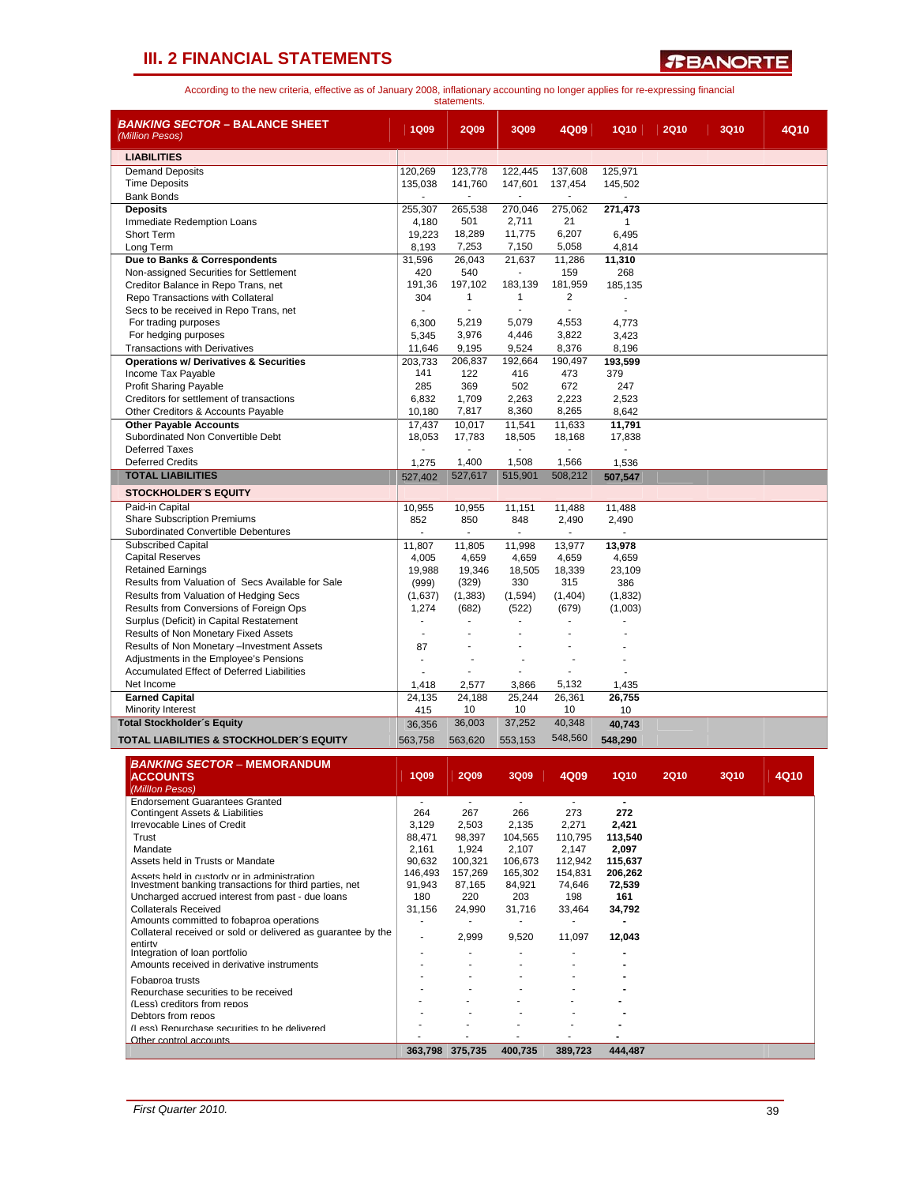## III. 2 FINANCIAL STATEMENTS

According to the new criteria, effective as of January 2008, inflationary accounting no longer applies for re-expressing financial statements.

| ***BANKING SECTOR* – BALANCE SHEET** *(Million Pesos)* | 1Q09 | 2Q09 | 3Q09 | 4Q09 | 1Q10 | 2Q10 | 3Q10 | 4Q10 |
|---|---|---|---|---|---|---|---|---|
| **LIABILITIES** | | | | | | | | |
| Demand Deposits | 120,269 | 123,778 | 122,445 | 137,608 | 125,971 | | | |
| Time Deposits | 135,038 | 141,760 | 147,601 | 137,454 | 145,502 | | | |
| Bank Bonds | - | - | - | - | - | | | |
| **Deposits** | 255,307 | 265,538 | 270,046 | 275,062 | **271,473** | | | |
| Immediate Redemption Loans | 4,180 | 501 | 2,711 | 21 | 1 | | | |
| Short Term | 19,223 | 18,289 | 11,775 | 6,207 | 6,495 | | | |
| Long Term | 8,193 | 7,253 | 7,150 | 5,058 | 4,814 | | | |
| **Due to Banks & Correspondents** | 31,596 | 26,043 | 21,637 | 11,286 | **11,310** | | | |
| Non-assigned Securities for Settlement | 420 | 540 | - | 159 | 268 | | | |
| Creditor Balance in Repo Trans, net | 191,36 | 197,102 | 183,139 | 181,959 | 185,135 | | | |
| Repo Transactions with Collateral | 304 | 1 | 1 | 2 | - | | | |
| Secs to be received in Repo Trans, net | - | - | - | - | - | | | |
| For trading purposes | 6,300 | 5,219 | 5,079 | 4,553 | 4,773 | | | |
| For hedging purposes | 5,345 | 3,976 | 4,446 | 3,822 | 3,423 | | | |
| Transactions with Derivatives | 11,646 | 9,195 | 9,524 | 8,376 | 8,196 | | | |
| **Operations w/ Derivatives & Securities** | 203,733 | 206,837 | 192,664 | 190,497 | **193,599** | | | |
| Income Tax Payable | 141 | 122 | 416 | 473 | 379 | | | |
| Profit Sharing Payable | 285 | 369 | 502 | 672 | 247 | | | |
| Creditors for settlement of transactions | 6,832 | 1,709 | 2,263 | 2,223 | 2,523 | | | |
| Other Creditors & Accounts Payable | 10,180 | 7,817 | 8,360 | 8,265 | 8,642 | | | |
| **Other Payable Accounts** | 17,437 | 10,017 | 11,541 | 11,633 | **11,791** | | | |
| Subordinated Non Convertible Debt | 18,053 | 17,783 | 18,505 | 18,168 | 17,838 | | | |
| Deferred Taxes | - | - | - | - | - | | | |
| Deferred Credits | 1,275 | 1,400 | 1,508 | 1,566 | 1,536 | | | |
| **TOTAL LIABILITIES** | 527,402 | 527,617 | 515,901 | 508,212 | **507,547** | | | |
| **STOCKHOLDER´S EQUITY** | | | | | | | | |
| Paid-in Capital | 10,955 | 10,955 | 11,151 | 11,488 | 11,488 | | | |
| Share Subscription Premiums | 852 | 850 | 848 | 2,490 | 2,490 | | | |
| Subordinated Convertible Debentures | - | - | - | - | - | | | |
| Subscribed Capital | 11,807 | 11,805 | 11,998 | 13,977 | **13,978** | | | |
| Capital Reserves | 4,005 | 4,659 | 4,659 | 4,659 | 4,659 | | | |
| Retained Earnings | 19,988 | 19,346 | 18,505 | 18,339 | 23,109 | | | |
| Results from Valuation of Secs Available for Sale | (999) | (329) | 330 | 315 | 386 | | | |
| Results from Valuation of Hedging Secs | (1,637) | (1,383) | (1,594) | (1,404) | (1,832) | | | |
| Results from Conversions of Foreign Ops | 1,274 | (682) | (522) | (679) | (1,003) | | | |
| Surplus (Deficit) in Capital Restatement | - | - | - | - | - | | | |
| Results of Non Monetary Fixed Assets | - | - | - | - | - | | | |
| Results of Non Monetary –Investment Assets | 87 | - | - | - | - | | | |
| Adjustments in the Employee's Pensions | - | - | - | - | - | | | |
| Accumulated Effect of Deferred Liabilities | - | - | - | - | - | | | |
| Net Income | 1,418 | 2,577 | 3,866 | 5,132 | 1,435 | | | |
| **Earned Capital** | 24,135 | 24,188 | 25,244 | 26,361 | **26,755** | | | |
| Minority Interest | 415 | 10 | 10 | 10 | 10 | | | |
| **Total Stockholder´s Equity** | 36,356 | 36,003 | 37,252 | 40,348 | **40,743** | | | |
| **TOTAL LIABILITIES & STOCKHOLDER´S EQUITY** | 563,758 | 563,620 | 553,153 | 548,560 | **548,290** | | | |

| ***BANKING SECTOR* – MEMORANDUM ACCOUNTS** *(Million Pesos)* | 1Q09 | 2Q09 | 3Q09 | 4Q09 | 1Q10 | 2Q10 | 3Q10 | 4Q10 |
|---|---|---|---|---|---|---|---|---|
| Endorsement Guarantees Granted | - | - | - | - | **-** | | | |
| Contingent Assets & Liabilities | 264 | 267 | 266 | 273 | **272** | | | |
| Irrevocable Lines of Credit | 3,129 | 2,503 | 2,135 | 2,271 | **2,421** | | | |
| Trust | 88,471 | 98,397 | 104,565 | 110,795 | **113,540** | | | |
| Mandate | 2,161 | 1,924 | 2,107 | 2,147 | **2,097** | | | |
| Assets held in Trusts or Mandate | 90,632 | 100,321 | 106,673 | 112,942 | **115,637** | | | |
| Assets held in custody or in administration | 146,493 | 157,269 | 165,302 | 154,831 | **206,262** | | | |
| Investment banking transactions for third parties, net | 91,943 | 87,165 | 84,921 | 74,646 | **72,539** | | | |
| Uncharged accrued interest from past - due loans | 180 | 220 | 203 | 198 | **161** | | | |
| Collaterals Received | 31,156 | 24,990 | 31,716 | 33,464 | **34,792** | | | |
| Amounts committed to fobaproa operations | - | - | - | - | **-** | | | |
| Collateral received or sold or delivered as guarantee by the entirty | - | 2,999 | 9,520 | 11,097 | **12,043** | | | |
| Integration of loan portfolio | - | - | - | - | **-** | | | |
| Amounts received in derivative instruments | - | - | - | - | **-** | | | |
| Fobaproa trusts | - | - | - | - | **-** | | | |
| Repurchase securities to be received | - | - | - | - | **-** | | | |
| (Less) creditors from repos | - | - | - | - | **-** | | | |
| Debtors from repos | - | - | - | - | **-** | | | |
| (Less) Repurchase securities to be delivered | - | - | - | - | **-** | | | |
| Other control accounts | - | - | - | - | **-** | | | |
| | **363,798** | **375,735** | **400,735** | **389,723** | **444,487** | | | |

*First Quarter 2010.*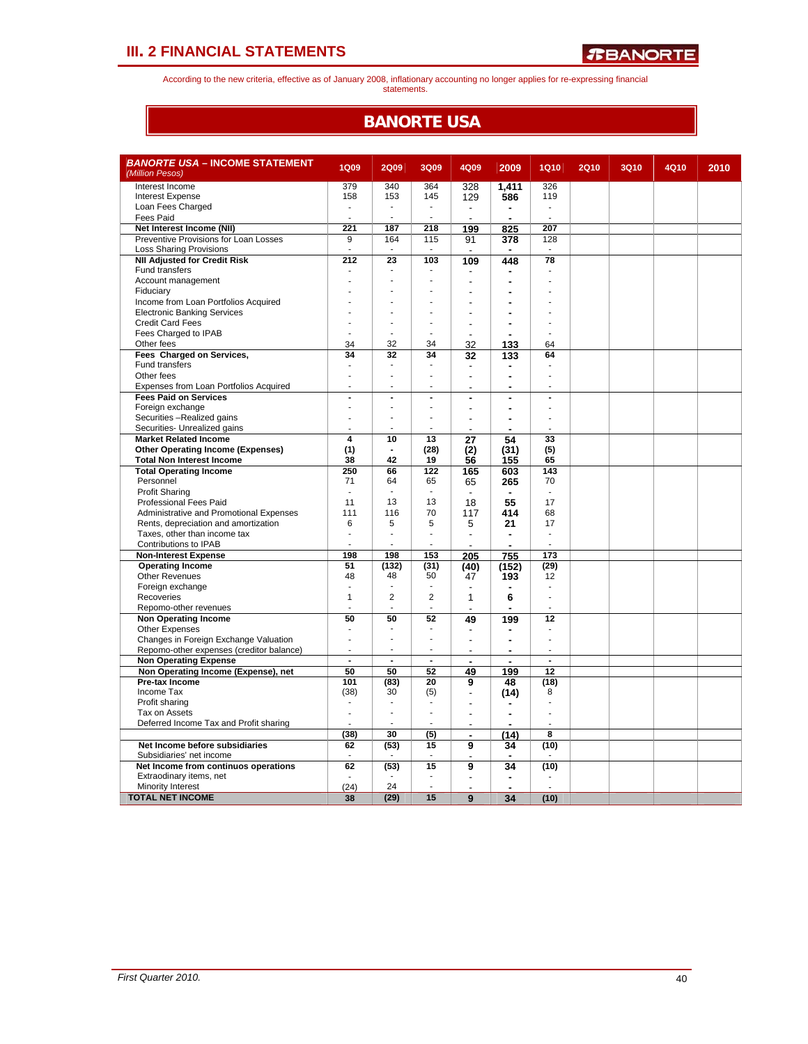# III. 2 FINANCIAL STATEMENTS

According to the new criteria, effective as of January 2008, inflationary accounting no longer applies for re-expressing financial statements.

## BANORTE USA

| ***BANORTE USA* – INCOME STATEMENT** *(Million Pesos)* | 1Q09 | 2Q09 | 3Q09 | 4Q09 | 2009 | 1Q10 | 2Q10 | 3Q10 | 4Q10 | 2010 |
|---|---|---|---|---|---|---|---|---|---|---|
| Interest Income | 379 | 340 | 364 | 328 | 1,411 | 326 | | | | |
| Interest Expense | 158 | 153 | 145 | 129 | 586 | 119 | | | | |
| Loan Fees Charged | - | - | - | - | - | - | | | | |
| Fees Paid | - | - | - | - | - | - | | | | |
| **Net Interest Income (NII)** | **221** | **187** | **218** | **199** | **825** | **207** | | | | |
| Preventive Provisions for Loan Losses | 9 | 164 | 115 | 91 | 378 | 128 | | | | |
| Loss Sharing Provisions | - | - | - | - | - | - | | | | |
| **NII Adjusted for Credit Risk** | **212** | **23** | **103** | **109** | **448** | **78** | | | | |
| Fund transfers | - | - | - | - | - | - | | | | |
| Account management | - | - | - | - | - | - | | | | |
| Fiduciary | - | - | - | - | - | - | | | | |
| Income from Loan Portfolios Acquired | - | - | - | - | - | - | | | | |
| Electronic Banking Services | - | - | - | - | - | - | | | | |
| Credit Card Fees | - | - | - | - | - | - | | | | |
| Fees Charged to IPAB | - | - | - | - | - | - | | | | |
| Other fees | 34 | 32 | 34 | 32 | 133 | 64 | | | | |
| **Fees Charged on Services,** | **34** | **32** | **34** | **32** | **133** | **64** | | | | |
| Fund transfers | - | - | - | - | - | - | | | | |
| Other fees | - | - | - | - | - | - | | | | |
| Expenses from Loan Portfolios Acquired | - | - | - | - | - | - | | | | |
| **Fees Paid on Services** | **-** | **-** | **-** | **-** | **-** | **-** | | | | |
| Foreign exchange | - | - | - | - | - | - | | | | |
| Securities –Realized gains | - | - | - | - | - | - | | | | |
| Securities- Unrealized gains | - | - | - | - | - | - | | | | |
| **Market Related Income** | **4** | **10** | **13** | **27** | **54** | **33** | | | | |
| **Other Operating Income (Expenses)** | **(1)** | **-** | **(28)** | **(2)** | **(31)** | **(5)** | | | | |
| **Total Non Interest Income** | **38** | **42** | **19** | **56** | **155** | **65** | | | | |
| **Total Operating Income** | **250** | **66** | **122** | **165** | **603** | **143** | | | | |
| Personnel | 71 | 64 | 65 | 65 | 265 | 70 | | | | |
| Profit Sharing | - | - | - | - | - | - | | | | |
| Professional Fees Paid | 11 | 13 | 13 | 18 | 55 | 17 | | | | |
| Administrative and Promotional Expenses | 111 | 116 | 70 | 117 | 414 | 68 | | | | |
| Rents, depreciation and amortization | 6 | 5 | 5 | 5 | 21 | 17 | | | | |
| Taxes, other than income tax | - | - | - | - | - | - | | | | |
| Contributions to IPAB | - | - | - | - | - | - | | | | |
| **Non-Interest Expense** | **198** | **198** | **153** | **205** | **755** | **173** | | | | |
| **Operating Income** | **51** | **(132)** | **(31)** | **(40)** | **(152)** | **(29)** | | | | |
| Other Revenues | 48 | 48 | 50 | 47 | 193 | 12 | | | | |
| Foreign exchange | - | - | - | - | - | - | | | | |
| Recoveries | 1 | 2 | 2 | 1 | 6 | - | | | | |
| Repomo-other revenues | - | - | - | - | - | - | | | | |
| **Non Operating Income** | **50** | **50** | **52** | **49** | **199** | **12** | | | | |
| Other Expenses | - | - | - | - | - | - | | | | |
| Changes in Foreign Exchange Valuation | - | - | - | - | - | - | | | | |
| Repomo-other expenses (creditor balance) | - | - | - | - | - | - | | | | |
| **Non Operating Expense** | **-** | **-** | **-** | **-** | **-** | **-** | | | | |
| **Non Operating Income (Expense), net** | **50** | **50** | **52** | **49** | **199** | **12** | | | | |
| **Pre-tax Income** | **101** | **(83)** | **20** | **9** | **48** | **(18)** | | | | |
| Income Tax | (38) | 30 | (5) | - | (14) | 8 | | | | |
| Profit sharing | - | - | - | - | - | - | | | | |
| Tax on Assets | - | - | - | - | - | - | | | | |
| Deferred Income Tax and Profit sharing | - | - | - | - | - | - | | | | |
| | **(38)** | **30** | **(5)** | **-** | **(14)** | **8** | | | | |
| **Net Income before subsidiaries** | **62** | **(53)** | **15** | **9** | **34** | **(10)** | | | | |
| Subsidiaries' net income | - | - | - | - | - | - | | | | |
| **Net Income from continuos operations** | **62** | **(53)** | **15** | **9** | **34** | **(10)** | | | | |
| Extraodinary items, net | - | - | - | - | - | - | | | | |
| Minority Interest | (24) | 24 | - | - | - | - | | | | |
| **TOTAL NET INCOME** | **38** | **(29)** | **15** | **9** | **34** | **(10)** | | | | |

*First Quarter 2010.*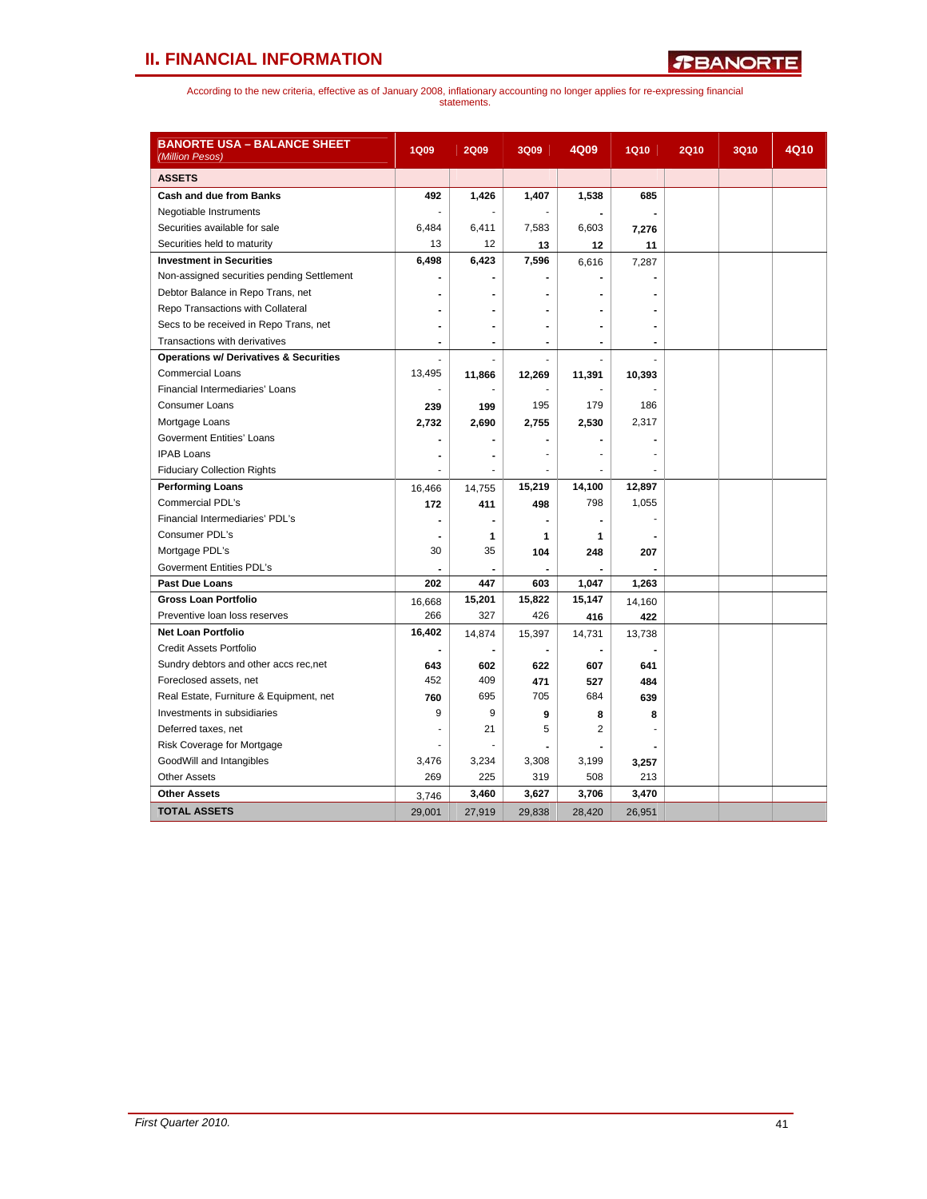## II. FINANCIAL INFORMATION

According to the new criteria, effective as of January 2008, inflationary accounting no longer applies for re-expressing financial statements.

| BANORTE USA – BALANCE SHEET *(Million Pesos)* | 1Q09 | 2Q09 | 3Q09 | 4Q09 | 1Q10 | 2Q10 | 3Q10 | 4Q10 |
|---|---|---|---|---|---|---|---|---|
| **ASSETS** | | | | | | | | |
| **Cash and due from Banks** | 492 | 1,426 | 1,407 | 1,538 | 685 | | | |
| Negotiable Instruments | - | - | - | - | - | | | |
| Securities available for sale | 6,484 | 6,411 | 7,583 | 6,603 | 7,276 | | | |
| Securities held to maturity | 13 | 12 | 13 | 12 | 11 | | | |
| **Investment in Securities** | 6,498 | 6,423 | 7,596 | 6,616 | 7,287 | | | |
| Non-assigned securities pending Settlement | - | - | - | - | - | | | |
| Debtor Balance in Repo Trans, net | - | - | - | - | - | | | |
| Repo Transactions with Collateral | - | - | - | - | - | | | |
| Secs to be received in Repo Trans, net | - | - | - | - | - | | | |
| Transactions with derivatives | - | - | - | - | - | | | |
| **Operations w/ Derivatives & Securities** | - | - | - | - | - | | | |
| Commercial Loans | 13,495 | 11,866 | 12,269 | 11,391 | 10,393 | | | |
| Financial Intermediaries' Loans | - | - | - | - | - | | | |
| Consumer Loans | 239 | 199 | 195 | 179 | 186 | | | |
| Mortgage Loans | 2,732 | 2,690 | 2,755 | 2,530 | 2,317 | | | |
| Goverment Entities' Loans | - | - | - | - | - | | | |
| IPAB Loans | - | - | - | - | - | | | |
| Fiduciary Collection Rights | - | - | - | - | - | | | |
| **Performing Loans** | 16,466 | 14,755 | 15,219 | 14,100 | 12,897 | | | |
| Commercial PDL's | 172 | 411 | 498 | 798 | 1,055 | | | |
| Financial Intermediaries' PDL's | - | - | - | - | - | | | |
| Consumer PDL's | - | 1 | 1 | 1 | - | | | |
| Mortgage PDL's | 30 | 35 | 104 | 248 | 207 | | | |
| Goverment Entities PDL's | - | - | - | - | - | | | |
| **Past Due Loans** | 202 | 447 | 603 | 1,047 | 1,263 | | | |
| **Gross Loan Portfolio** | 16,668 | 15,201 | 15,822 | 15,147 | 14,160 | | | |
| Preventive loan loss reserves | 266 | 327 | 426 | 416 | 422 | | | |
| **Net Loan Portfolio** | 16,402 | 14,874 | 15,397 | 14,731 | 13,738 | | | |
| Credit Assets Portfolio | - | - | - | - | - | | | |
| Sundry debtors and other accs rec,net | 643 | 602 | 622 | 607 | 641 | | | |
| Foreclosed assets, net | 452 | 409 | 471 | 527 | 484 | | | |
| Real Estate, Furniture & Equipment, net | 760 | 695 | 705 | 684 | 639 | | | |
| Investments in subsidiaries | 9 | 9 | 9 | 8 | 8 | | | |
| Deferred taxes, net | - | 21 | 5 | 2 | - | | | |
| Risk Coverage for Mortgage | - | - | - | - | - | | | |
| GoodWill and Intangibles | 3,476 | 3,234 | 3,308 | 3,199 | 3,257 | | | |
| Other Assets | 269 | 225 | 319 | 508 | 213 | | | |
| **Other Assets** | 3,746 | 3,460 | 3,627 | 3,706 | 3,470 | | | |
| **TOTAL ASSETS** | 29,001 | 27,919 | 29,838 | 28,420 | 26,951 | | | |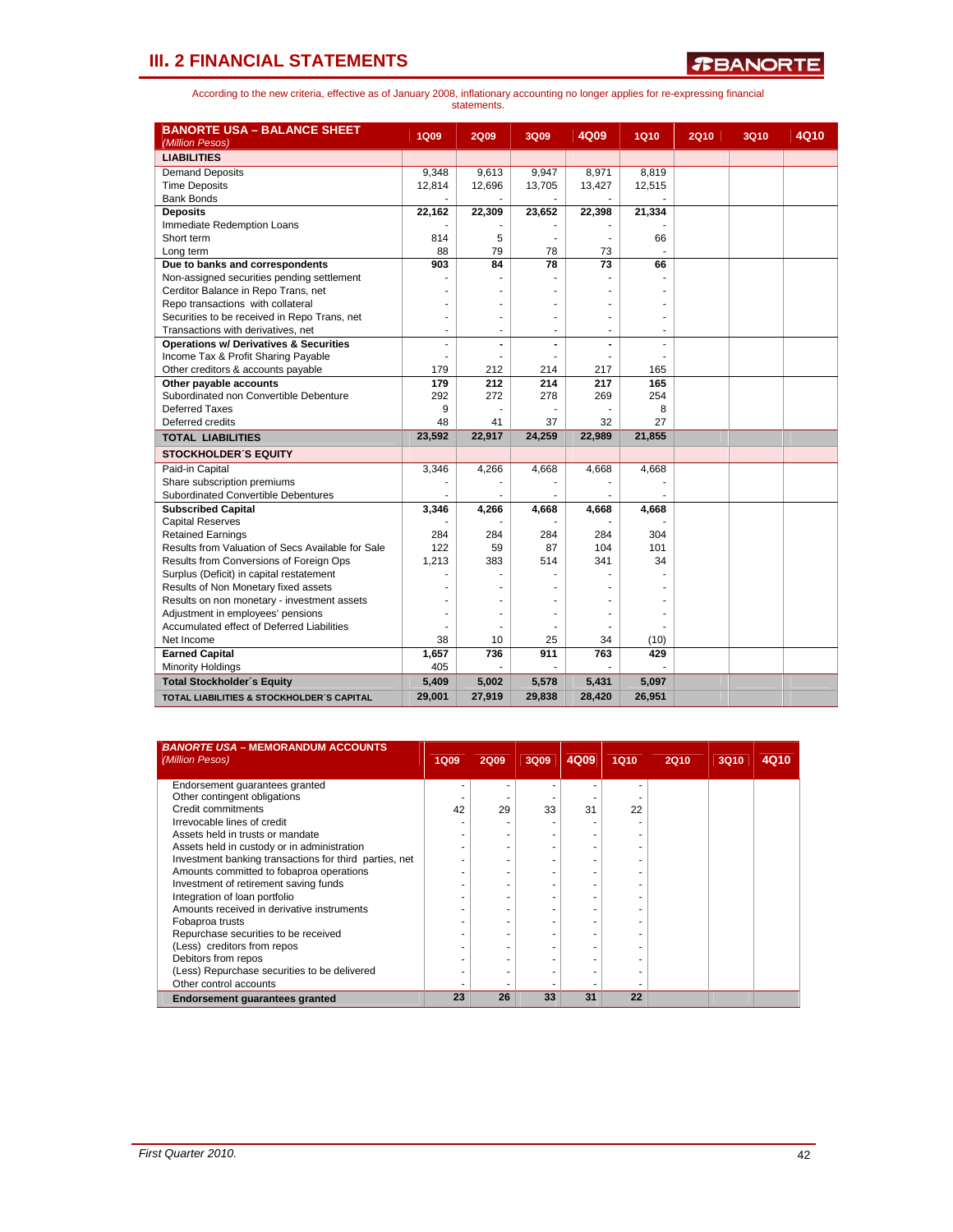# III. 2 FINANCIAL STATEMENTS

According to the new criteria, effective as of January 2008, inflationary accounting no longer applies for re-expressing financial statements.

| BANORTE USA – BALANCE SHEET *(Million Pesos)* | 1Q09 | 2Q09 | 3Q09 | 4Q09 | 1Q10 | 2Q10 | 3Q10 | 4Q10 |
|---|---|---|---|---|---|---|---|---|
| **LIABILITIES** | | | | | | | | |
| Demand Deposits | 9,348 | 9,613 | 9,947 | 8,971 | 8,819 | | | |
| Time Deposits | 12,814 | 12,696 | 13,705 | 13,427 | 12,515 | | | |
| Bank Bonds | - | - | - | - | - | | | |
| **Deposits** | **22,162** | **22,309** | **23,652** | **22,398** | **21,334** | | | |
| Immediate Redemption Loans | - | - | - | - | - | | | |
| Short term | 814 | 5 | - | - | 66 | | | |
| Long term | 88 | 79 | 78 | 73 | - | | | |
| **Due to banks and correspondents** | **903** | **84** | **78** | **73** | **66** | | | |
| Non-assigned securities pending settlement | - | - | - | - | - | | | |
| Cerditor Balance in Repo Trans, net | - | - | - | - | - | | | |
| Repo transactions with collateral | - | - | - | - | - | | | |
| Securities to be received in Repo Trans, net | - | - | - | - | - | | | |
| Transactions with derivatives, net | - | - | - | - | - | | | |
| **Operations w/ Derivatives & Securities** | - | - | - | - | - | | | |
| Income Tax & Profit Sharing Payable | - | - | - | - | - | | | |
| Other creditors & accounts payable | 179 | 212 | 214 | 217 | 165 | | | |
| **Other payable accounts** | **179** | **212** | **214** | **217** | **165** | | | |
| Subordinated non Convertible Debenture | 292 | 272 | 278 | 269 | 254 | | | |
| Deferred Taxes | 9 | - | - | - | 8 | | | |
| Deferred credits | 48 | 41 | 37 | 32 | 27 | | | |
| **TOTAL LIABILITIES** | **23,592** | **22,917** | **24,259** | **22,989** | **21,855** | | | |
| **STOCKHOLDER´S EQUITY** | | | | | | | | |
| Paid-in Capital | 3,346 | 4,266 | 4,668 | 4,668 | 4,668 | | | |
| Share subscription premiums | - | - | - | - | - | | | |
| Subordinated Convertible Debentures | - | - | - | - | - | | | |
| **Subscribed Capital** | **3,346** | **4,266** | **4,668** | **4,668** | **4,668** | | | |
| Capital Reserves | - | - | - | - | - | | | |
| Retained Earnings | 284 | 284 | 284 | 284 | 304 | | | |
| Results from Valuation of Secs Available for Sale | 122 | 59 | 87 | 104 | 101 | | | |
| Results from Conversions of Foreign Ops | 1,213 | 383 | 514 | 341 | 34 | | | |
| Surplus (Deficit) in capital restatement | - | - | - | - | - | | | |
| Results of Non Monetary fixed assets | - | - | - | - | - | | | |
| Results on non monetary - investment assets | - | - | - | - | - | | | |
| Adjustment in employees' pensions | - | - | - | - | - | | | |
| Accumulated effect of Deferred Liabilities | - | - | - | - | - | | | |
| Net Income | 38 | 10 | 25 | 34 | (10) | | | |
| **Earned Capital** | **1,657** | **736** | **911** | **763** | **429** | | | |
| Minority Holdings | 405 | - | - | - | - | | | |
| **Total Stockholder´s Equity** | **5,409** | **5,002** | **5,578** | **5,431** | **5,097** | | | |
| **TOTAL LIABILITIES & STOCKHOLDER´S CAPITAL** | **29,001** | **27,919** | **29,838** | **28,420** | **26,951** | | | |

| *BANORTE USA* – MEMORANDUM ACCOUNTS *(Million Pesos)* | 1Q09 | 2Q09 | 3Q09 | 4Q09 | 1Q10 | 2Q10 | 3Q10 | 4Q10 |
|---|---|---|---|---|---|---|---|---|
| Endorsement guarantees granted | - | - | - | - | - | | | |
| Other contingent obligations | - | - | - | - | - | | | |
| Credit commitments | 42 | 29 | 33 | 31 | 22 | | | |
| Irrevocable lines of credit | - | - | - | - | - | | | |
| Assets held in trusts or mandate | - | - | - | - | - | | | |
| Assets held in custody or in administration | - | - | - | - | - | | | |
| Investment banking transactions for third parties, net | - | - | - | - | - | | | |
| Amounts committed to fobaproa operations | - | - | - | - | - | | | |
| Investment of retirement saving funds | - | - | - | - | - | | | |
| Integration of loan portfolio | - | - | - | - | - | | | |
| Amounts received in derivative instruments | - | - | - | - | - | | | |
| Fobaproa trusts | - | - | - | - | - | | | |
| Repurchase securities to be received | - | - | - | - | - | | | |
| (Less) creditors from repos | - | - | - | - | - | | | |
| Debitors from repos | - | - | - | - | - | | | |
| (Less) Repurchase securities to be delivered | - | - | - | - | - | | | |
| Other control accounts | - | - | - | - | - | | | |
| **Endorsement guarantees granted** | **23** | **26** | **33** | **31** | **22** | | | |

*First Quarter 2010.*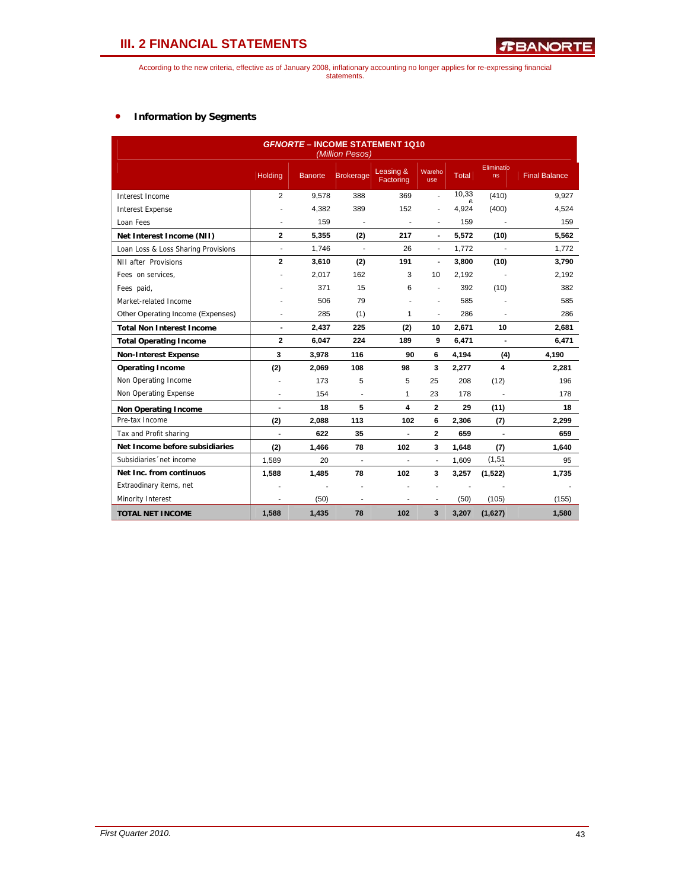According to the new criteria, effective as of January 2008, inflationary accounting no longer applies for re-expressing financial statements.

- **Information by Segments**

| **GFNORTE – INCOME STATEMENT 1Q10** *(Million Pesos)* | Holding | Banorte | Brokerage | Leasing & Factoring | Warehouse | Total | Eliminations | Final Balance |
|---|---|---|---|---|---|---|---|---|
| Interest Income | 2 | 9,578 | 388 | 369 | - | 10,336 | (410) | 9,927 |
| Interest Expense | - | 4,382 | 389 | 152 | - | 4,924 | (400) | 4,524 |
| Loan Fees | - | 159 | - | - | - | 159 | - | 159 |
| **Net Interest Income (NII)** | **2** | **5,355** | **(2)** | **217** | **-** | **5,572** | **(10)** | **5,562** |
| Loan Loss & Loss Sharing Provisions | - | 1,746 | - | 26 | - | 1,772 | - | 1,772 |
| NII after Provisions | **2** | **3,610** | **(2)** | **191** | **-** | **3,800** | **(10)** | **3,790** |
| Fees on services, | - | 2,017 | 162 | 3 | 10 | 2,192 | - | 2,192 |
| Fees paid, | - | 371 | 15 | 6 | - | 392 | (10) | 382 |
| Market-related Income | - | 506 | 79 | - | - | 585 | - | 585 |
| Other Operating Income (Expenses) | - | 285 | (1) | 1 | - | 286 | - | 286 |
| **Total Non Interest Income** | **-** | **2,437** | **225** | **(2)** | **10** | **2,671** | **10** | **2,681** |
| **Total Operating Income** | **2** | **6,047** | **224** | **189** | **9** | **6,471** | **-** | **6,471** |
| **Non-Interest Expense** | **3** | **3,978** | **116** | **90** | **6** | **4,194** | **(4)** | **4,190** |
| **Operating Income** | **(2)** | **2,069** | **108** | **98** | **3** | **2,277** | **4** | **2,281** |
| Non Operating Income | - | 173 | 5 | 5 | 25 | 208 | (12) | 196 |
| Non Operating Expense | - | 154 | - | 1 | 23 | 178 | - | 178 |
| **Non Operating Income** | **-** | **18** | **5** | **4** | **2** | **29** | **(11)** | **18** |
| Pre-tax Income | **(2)** | **2,088** | **113** | **102** | **6** | **2,306** | **(7)** | **2,299** |
| Tax and Profit sharing | **-** | **622** | **35** | **-** | **2** | **659** | **-** | **659** |
| **Net Income before subsidiaries** | **(2)** | **1,466** | **78** | **102** | **3** | **1,648** | **(7)** | **1,640** |
| Subsidiaries´net income | 1,589 | 20 | - | - | - | 1,609 | (1,514) | 95 |
| **Net Inc. from continuos** | **1,588** | **1,485** | **78** | **102** | **3** | **3,257** | **(1,522)** | **1,735** |
| Extraordinary items, net | - | - | - | - | - | - | - | - |
| Minority Interest | - | (50) | - | - | - | (50) | (105) | (155) |
| **TOTAL NET INCOME** | **1,588** | **1,435** | **78** | **102** | **3** | **3,207** | **(1,627)** | **1,580** |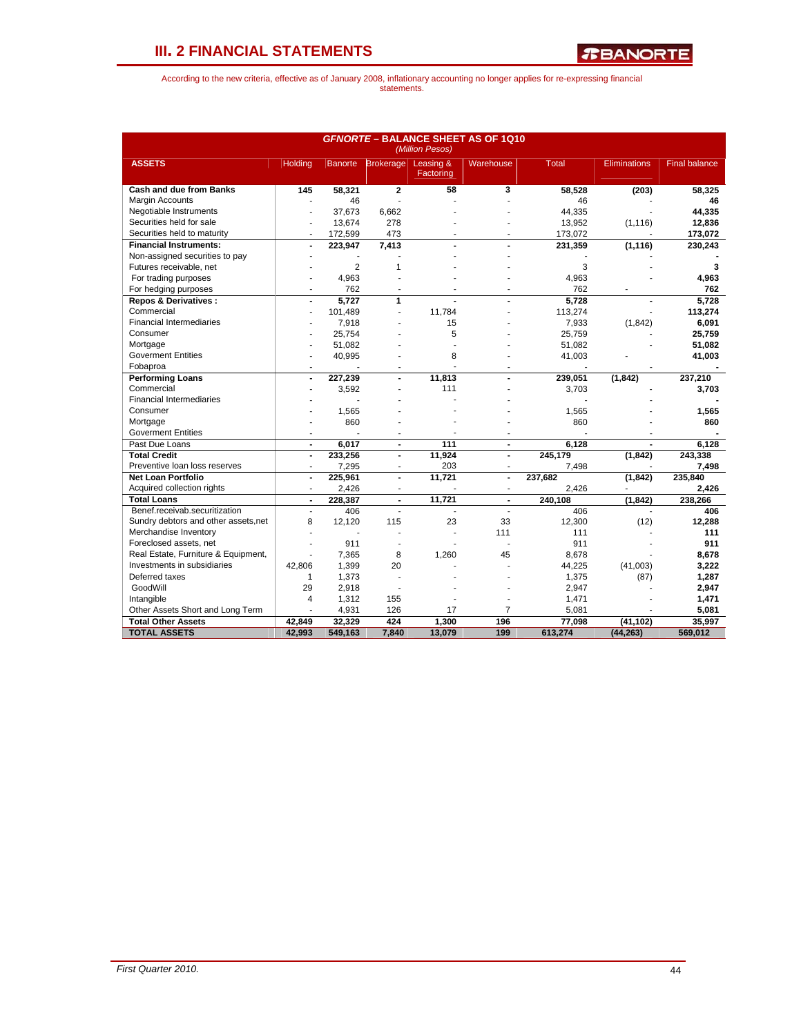# III. 2 FINANCIAL STATEMENTS

According to the new criteria, effective as of January 2008, inflationary accounting no longer applies for re-expressing financial statements.

**GFNORTE – BALANCE SHEET AS OF 1Q10**
*(Million Pesos)*

| ASSETS | Holding | Banorte | Brokerage | Leasing & Factoring | Warehouse | Total | Eliminations | Final balance |
|---|---|---|---|---|---|---|---|---|
| **Cash and due from Banks** | **145** | **58,321** | **2** | **58** | **3** | **58,528** | **(203)** | **58,325** |
| Margin Accounts | - | 46 | - | - | - | 46 | - | **46** |
| Negotiable Instruments | - | 37,673 | 6,662 | - | - | 44,335 | - | **44,335** |
| Securities held for sale | - | 13,674 | 278 | - | - | 13,952 | (1,116) | **12,836** |
| Securities held to maturity | - | 172,599 | 473 | - | - | 173,072 | - | **173,072** |
| **Financial Instruments:** | **-** | **223,947** | **7,413** | **-** | **-** | **231,359** | **(1,116)** | **230,243** |
| Non-assigned securities to pay | - | - | - | - | - | - | - | **-** |
| Futures receivable, net | - | 2 | 1 | - | - | 3 | - | **3** |
| For trading purposes | - | 4,963 | - | - | - | 4,963 | - | **4,963** |
| For hedging purposes | - | 762 | - | - | - | 762 | - | **762** |
| **Repos & Derivatives :** | **-** | **5,727** | **1** | **-** | **-** | **5,728** | **-** | **5,728** |
| Commercial | - | 101,489 | - | 11,784 | - | 113,274 | - | **113,274** |
| Financial Intermediaries | - | 7,918 | - | 15 | - | 7,933 | (1,842) | **6,091** |
| Consumer | - | 25,754 | - | 5 | - | 25,759 | - | **25,759** |
| Mortgage | - | 51,082 | - | - | - | 51,082 | - | **51,082** |
| Goverment Entities | - | 40,995 | - | 8 | - | 41,003 | - | **41,003** |
| Fobaproa | - | - | - | - | - | - | - | **-** |
| **Performing Loans** | **-** | **227,239** | **-** | **11,813** | **-** | **239,051** | **(1,842)** | **237,210** |
| Commercial | - | 3,592 | - | 111 | - | 3,703 | - | **3,703** |
| Financial Intermediaries | - | - | - | - | - | - | - | **-** |
| Consumer | - | 1,565 | - | - | - | 1,565 | - | **1,565** |
| Mortgage | - | 860 | - | - | - | 860 | - | **860** |
| Goverment Entities | - | - | - | - | - | - | - | **-** |
| Past Due Loans | **-** | **6,017** | **-** | **111** | **-** | **6,128** | **-** | **6,128** |
| **Total Credit** | **-** | **233,256** | **-** | **11,924** | **-** | **245,179** | **(1,842)** | **243,338** |
| Preventive loan loss reserves | - | 7,295 | - | 203 | - | 7,498 | - | **7,498** |
| **Net Loan Portfolio** | **-** | **225,961** | **-** | **11,721** | **-** | **237,682** | **(1,842)** | **235,840** |
| Acquired collection rights | - | 2,426 | - | - | - | 2,426 | - | **2,426** |
| **Total Loans** | **-** | **228,387** | **-** | **11,721** | **-** | **240,108** | **(1,842)** | **238,266** |
| Benef.receivab.securitization | - | 406 | - | - | - | 406 | - | **406** |
| Sundry debtors and other assets,net | 8 | 12,120 | 115 | 23 | 33 | 12,300 | (12) | **12,288** |
| Merchandise Inventory | - | - | - | - | 111 | 111 | - | **111** |
| Foreclosed assets, net | - | 911 | - | - | - | 911 | - | **911** |
| Real Estate, Furniture & Equipment, | - | 7,365 | 8 | 1,260 | 45 | 8,678 | - | **8,678** |
| Investments in subsidiaries | 42,806 | 1,399 | 20 | - | - | 44,225 | (41,003) | **3,222** |
| Deferred taxes | 1 | 1,373 | - | - | - | 1,375 | (87) | **1,287** |
| GoodWill | 29 | 2,918 | - | - | - | 2,947 | - | **2,947** |
| Intangible | 4 | 1,312 | 155 | - | - | 1,471 | - | **1,471** |
| Other Assets Short and Long Term | - | 4,931 | 126 | 17 | 7 | 5,081 | - | **5,081** |
| **Total Other Assets** | **42,849** | **32,329** | **424** | **1,300** | **196** | **77,098** | **(41,102)** | **35,997** |
| **TOTAL ASSETS** | **42,993** | **549,163** | **7,840** | **13,079** | **199** | **613,274** | **(44,263)** | **569,012** |

*First Quarter 2010.*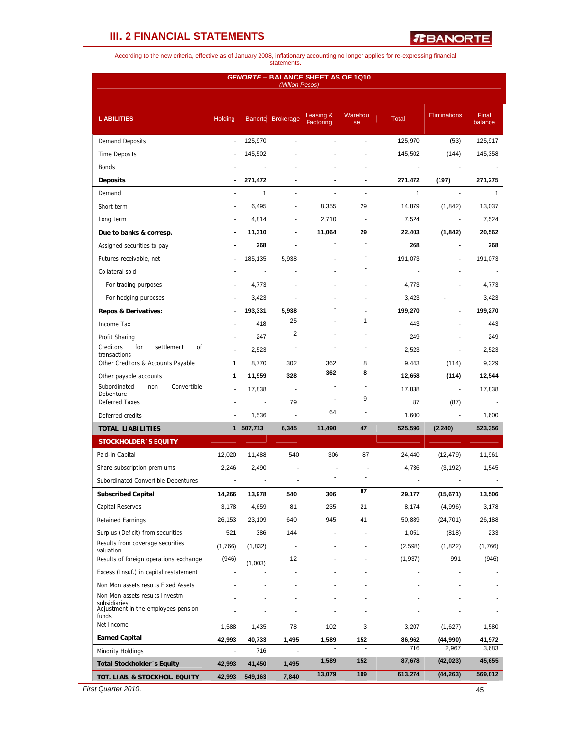## III. 2 FINANCIAL STATEMENTS

According to the new criteria, effective as of January 2008, inflationary accounting no longer applies for re-expressing financial statements.

**GFNORTE – BALANCE SHEET AS OF 1Q10**
*(Million Pesos)*

| LIABILITIES | Holding | Banorte | Brokerage | Leasing & Factoring | Warehouse | Total | Eliminations | Final balance |
|---|---|---|---|---|---|---|---|---|
| Demand Deposits | - | 125,970 | - | - | - | 125,970 | (53) | 125,917 |
| Time Deposits | - | 145,502 | - | - | - | 145,502 | (144) | 145,358 |
| Bonds | - | - | - | - | - | - | - | - |
| **Deposits** | **-** | **271,472** | **-** | **-** | **-** | **271,472** | **(197)** | **271,275** |
| Demand | - | 1 | - | - | - | 1 | - | 1 |
| Short term | - | 6,495 | - | 8,355 | 29 | 14,879 | (1,842) | 13,037 |
| Long term | - | 4,814 | - | 2,710 | - | 7,524 | - | 7,524 |
| **Due to banks & corresp.** | **-** | **11,310** | **-** | **11,064** | **29** | **22,403** | **(1,842)** | **20,562** |
| Assigned securities to pay | - | 268 | - | - | - | 268 | - | 268 |
| Futures receivable, net | - | 185,135 | 5,938 | - | - | 191,073 | - | 191,073 |
| Collateral sold | - | - | - | - | - | - | - | - |
| For trading purposes | - | 4,773 | - | - | - | 4,773 | - | 4,773 |
| For hedging purposes | - | 3,423 | - | - | - | 3,423 | - | 3,423 |
| **Repos & Derivatives:** | **-** | **193,331** | **5,938** | **-** | **-** | **199,270** | **-** | **199,270** |
| Income Tax | - | 418 | 25 | - | 1 | 443 | - | 443 |
| Profit Sharing | - | 247 | 2 | - | - | 249 | - | 249 |
| Creditors for settlement of transactions | - | 2,523 | - | - | - | 2,523 | - | 2,523 |
| Other Creditors & Accounts Payable | 1 | 8,770 | 302 | 362 | 8 | 9,443 | (114) | 9,329 |
| Other payable accounts | **1** | **11,959** | **328** | **362** | **8** | **12,658** | **(114)** | **12,544** |
| Subordinated non Convertible Debenture | - | 17,838 | - | - | - | 17,838 | - | 17,838 |
| Deferred Taxes | - | - | 79 | - | 9 | 87 | (87) | - |
| Deferred credits | - | 1,536 | - | 64 | - | 1,600 | - | 1,600 |
| **TOTAL LIABILITIES** | **1** | **507,713** | **6,345** | **11,490** | **47** | **525,596** | **(2,240)** | **523,356** |
| **STOCKHOLDER´S EQUITY** | | | | | | | | |
| Paid-in Capital | 12,020 | 11,488 | 540 | 306 | 87 | 24,440 | (12,479) | 11,961 |
| Share subscription premiums | 2,246 | 2,490 | - | - | - | 4,736 | (3,192) | 1,545 |
| Subordinated Convertible Debentures | - | - | - | - | - | - | - | - |
| **Subscribed Capital** | **14,266** | **13,978** | **540** | **306** | **87** | **29,177** | **(15,671)** | **13,506** |
| Capital Reserves | 3,178 | 4,659 | 81 | 235 | 21 | 8,174 | (4,996) | 3,178 |
| Retained Earnings | 26,153 | 23,109 | 640 | 945 | 41 | 50,889 | (24,701) | 26,188 |
| Surplus (Deficit) from securities | 521 | 386 | 144 | - | - | 1,051 | (818) | 233 |
| Results from coverage securities valuation | (1,766) | (1,832) | - | - | - | (2.598) | (1,822) | (1,766) |
| Results of foreign operations exchange | (946) | (1,003) | 12 | - | - | (1,937) | 991 | (946) |
| Excess (Insuf.) in capital restatement | - | - | - | - | - | - | - | - |
| Non Mon assets results Fixed Assets | - | - | - | - | - | - | - | - |
| Non Mon assets results Investm subsidiaries | - | - | - | - | - | - | - | - |
| Adjustment in the employees pension funds | - | - | - | - | - | - | - | - |
| Net Income | 1,588 | 1,435 | 78 | 102 | 3 | 3,207 | (1,627) | 1,580 |
| **Earned Capital** | **42,993** | **40,733** | **1,495** | **1,589** | **152** | **86,962** | **(44,990)** | **41,972** |
| Minority Holdings | - | 716 | - | - | - | 716 | 2,967 | 3,683 |
| **Total Stockholder´s Equity** | **42,993** | **41,450** | **1,495** | **1,589** | **152** | **87,678** | **(42,023)** | **45,655** |
| **TOT. LIAB. & STOCKHOL. EQUITY** | **42,993** | **549,163** | **7,840** | **13,079** | **199** | **613,274** | **(44,263)** | **569,012** |

*First Quarter 2010.*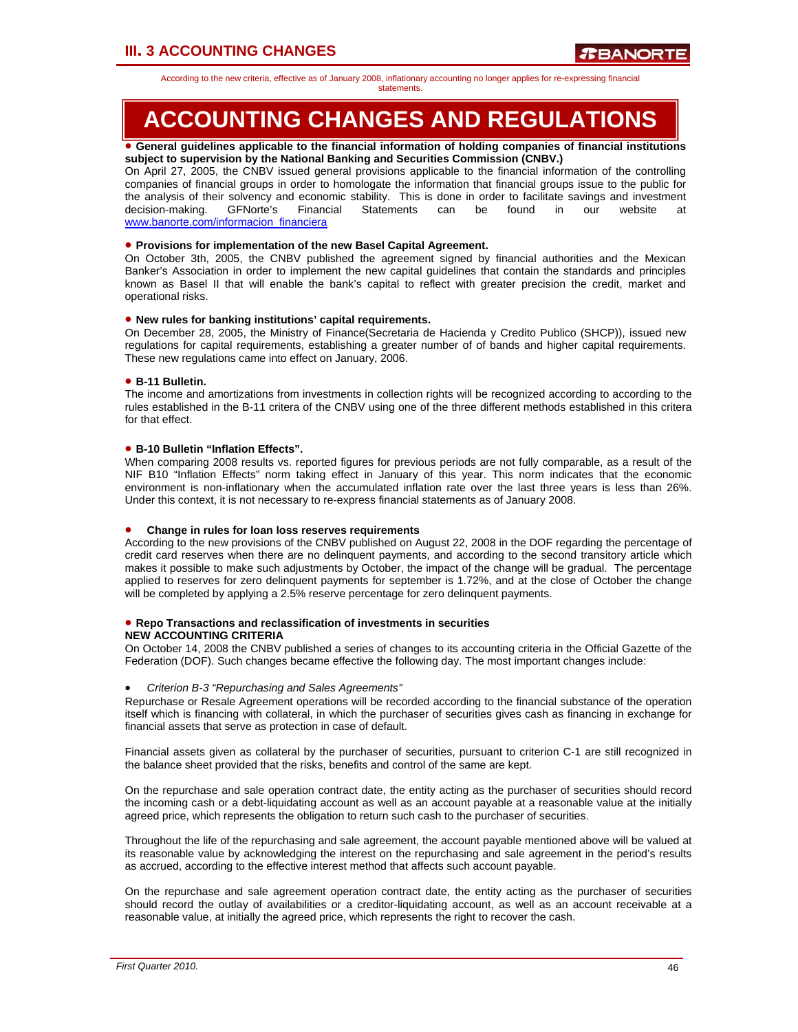## III. 3 ACCOUNTING CHANGES

According to the new criteria, effective as of January 2008, inflationary accounting no longer applies for re-expressing financial statements.

# ACCOUNTING CHANGES AND REGULATIONS

- **General guidelines applicable to the financial information of holding companies of financial institutions subject to supervision by the National Banking and Securities Commission (CNBV.)**

On April 27, 2005, the CNBV issued general provisions applicable to the financial information of the controlling companies of financial groups in order to homologate the information that financial groups issue to the public for the analysis of their solvency and economic stability. This is done in order to facilitate savings and investment decision-making. GFNorte's Financial Statements can be found in our website at www.banorte.com/informacion_financiera

- **Provisions for implementation of the new Basel Capital Agreement.**

On October 3th, 2005, the CNBV published the agreement signed by financial authorities and the Mexican Banker's Association in order to implement the new capital guidelines that contain the standards and principles known as Basel II that will enable the bank's capital to reflect with greater precision the credit, market and operational risks.

- **New rules for banking institutions' capital requirements.**

On December 28, 2005, the Ministry of Finance(Secretaria de Hacienda y Credito Publico (SHCP)), issued new regulations for capital requirements, establishing a greater number of of bands and higher capital requirements. These new regulations came into effect on January, 2006.

- **B-11 Bulletin.**

The income and amortizations from investments in collection rights will be recognized according to according to the rules established in the B-11 critera of the CNBV using one of the three different methods established in this critera for that effect.

- **B-10 Bulletin "Inflation Effects".**

When comparing 2008 results vs. reported figures for previous periods are not fully comparable, as a result of the NIF B10 "Inflation Effects" norm taking effect in January of this year. This norm indicates that the economic environment is non-inflationary when the accumulated inflation rate over the last three years is less than 26%. Under this context, it is not necessary to re-express financial statements as of January 2008.

- **Change in rules for loan loss reserves requirements**

According to the new provisions of the CNBV published on August 22, 2008 in the DOF regarding the percentage of credit card reserves when there are no delinquent payments, and according to the second transitory article which makes it possible to make such adjustments by October, the impact of the change will be gradual. The percentage applied to reserves for zero delinquent payments for september is 1.72%, and at the close of October the change will be completed by applying a 2.5% reserve percentage for zero delinquent payments.

- **Repo Transactions and reclassification of investments in securities**

**NEW ACCOUNTING CRITERIA**

On October 14, 2008 the CNBV published a series of changes to its accounting criteria in the Official Gazette of the Federation (DOF). Such changes became effective the following day. The most important changes include:

- *Criterion B-3 "Repurchasing and Sales Agreements"*

Repurchase or Resale Agreement operations will be recorded according to the financial substance of the operation itself which is financing with collateral, in which the purchaser of securities gives cash as financing in exchange for financial assets that serve as protection in case of default.

Financial assets given as collateral by the purchaser of securities, pursuant to criterion C-1 are still recognized in the balance sheet provided that the risks, benefits and control of the same are kept.

On the repurchase and sale operation contract date, the entity acting as the purchaser of securities should record the incoming cash or a debt-liquidating account as well as an account payable at a reasonable value at the initially agreed price, which represents the obligation to return such cash to the purchaser of securities.

Throughout the life of the repurchasing and sale agreement, the account payable mentioned above will be valued at its reasonable value by acknowledging the interest on the repurchasing and sale agreement in the period's results as accrued, according to the effective interest method that affects such account payable.

On the repurchase and sale agreement operation contract date, the entity acting as the purchaser of securities should record the outlay of availabilities or a creditor-liquidating account, as well as an account receivable at a reasonable value, at initially the agreed price, which represents the right to recover the cash.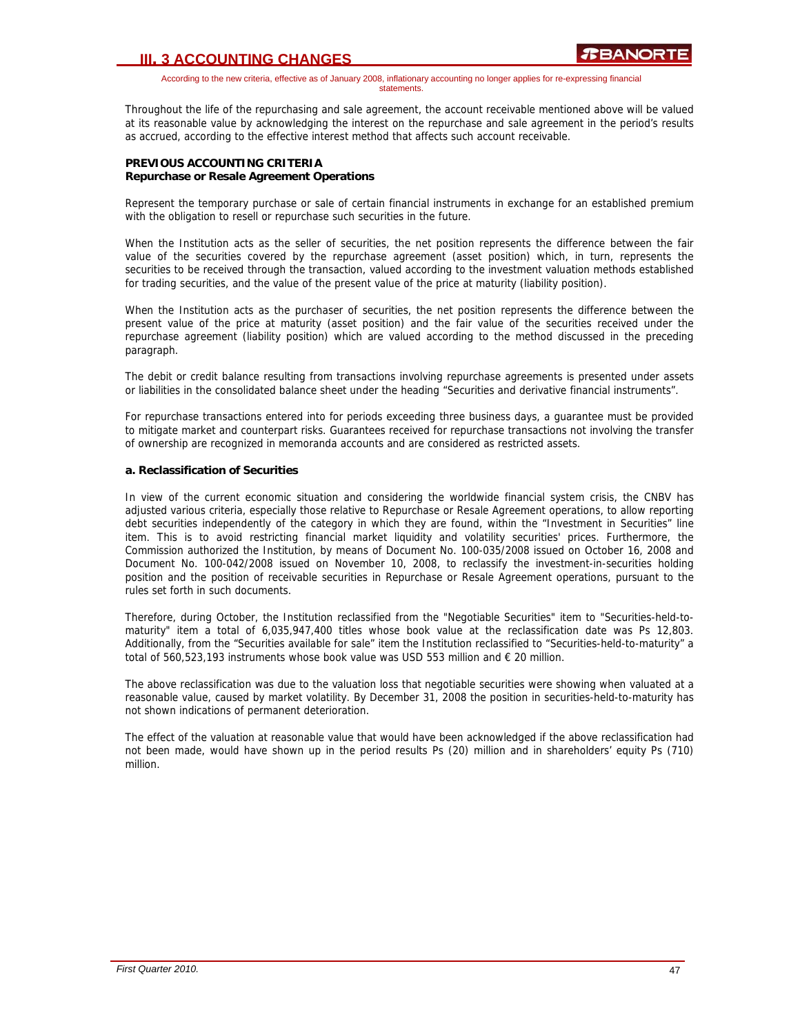According to the new criteria, effective as of January 2008, inflationary accounting no longer applies for re-expressing financial statements.

Throughout the life of the repurchasing and sale agreement, the account receivable mentioned above will be valued at its reasonable value by acknowledging the interest on the repurchase and sale agreement in the period's results as accrued, according to the effective interest method that affects such account receivable.

**PREVIOUS ACCOUNTING CRITERIA**
**Repurchase or Resale Agreement Operations**

Represent the temporary purchase or sale of certain financial instruments in exchange for an established premium with the obligation to resell or repurchase such securities in the future.

When the Institution acts as the seller of securities, the net position represents the difference between the fair value of the securities covered by the repurchase agreement (asset position) which, in turn, represents the securities to be received through the transaction, valued according to the investment valuation methods established for trading securities, and the value of the present value of the price at maturity (liability position).

When the Institution acts as the purchaser of securities, the net position represents the difference between the present value of the price at maturity (asset position) and the fair value of the securities received under the repurchase agreement (liability position) which are valued according to the method discussed in the preceding paragraph.

The debit or credit balance resulting from transactions involving repurchase agreements is presented under assets or liabilities in the consolidated balance sheet under the heading "Securities and derivative financial instruments".

For repurchase transactions entered into for periods exceeding three business days, a guarantee must be provided to mitigate market and counterpart risks. Guarantees received for repurchase transactions not involving the transfer of ownership are recognized in memoranda accounts and are considered as restricted assets.

**a. Reclassification of Securities**

In view of the current economic situation and considering the worldwide financial system crisis, the CNBV has adjusted various criteria, especially those relative to Repurchase or Resale Agreement operations, to allow reporting debt securities independently of the category in which they are found, within the "Investment in Securities" line item. This is to avoid restricting financial market liquidity and volatility securities' prices. Furthermore, the Commission authorized the Institution, by means of Document No. 100-035/2008 issued on October 16, 2008 and Document No. 100-042/2008 issued on November 10, 2008, to reclassify the investment-in-securities holding position and the position of receivable securities in Repurchase or Resale Agreement operations, pursuant to the rules set forth in such documents.

Therefore, during October, the Institution reclassified from the "Negotiable Securities" item to "Securities-held-to-maturity" item a total of 6,035,947,400 titles whose book value at the reclassification date was Ps 12,803. Additionally, from the "Securities available for sale" item the Institution reclassified to "Securities-held-to-maturity" a total of 560,523,193 instruments whose book value was USD 553 million and € 20 million.

The above reclassification was due to the valuation loss that negotiable securities were showing when valuated at a reasonable value, caused by market volatility. By December 31, 2008 the position in securities-held-to-maturity has not shown indications of permanent deterioration.

The effect of the valuation at reasonable value that would have been acknowledged if the above reclassification had not been made, would have shown up in the period results Ps (20) million and in shareholders' equity Ps (710) million.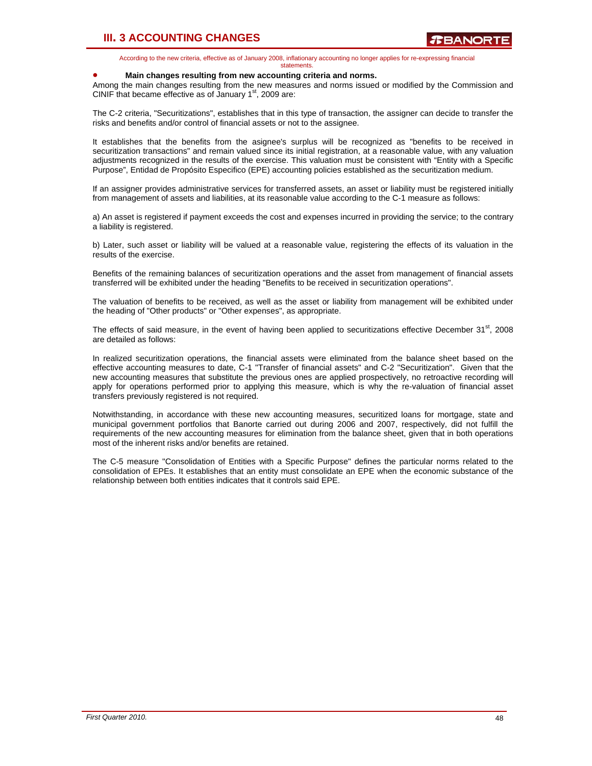# III. 3 ACCOUNTING CHANGES

According to the new criteria, effective as of January 2008, inflationary accounting no longer applies for re-expressing financial statements.

- **Main changes resulting from new accounting criteria and norms.**

Among the main changes resulting from the new measures and norms issued or modified by the Commission and CINIF that became effective as of January 1st, 2009 are:

The C-2 criteria, "Securitizations", establishes that in this type of transaction, the assigner can decide to transfer the risks and benefits and/or control of financial assets or not to the assignee.

It establishes that the benefits from the asignee's surplus will be recognized as "benefits to be received in securitization transactions" and remain valued since its initial registration, at a reasonable value, with any valuation adjustments recognized in the results of the exercise. This valuation must be consistent with "Entity with a Specific Purpose", Entidad de Propósito Especifico (EPE) accounting policies established as the securitization medium.

If an assigner provides administrative services for transferred assets, an asset or liability must be registered initially from management of assets and liabilities, at its reasonable value according to the C-1 measure as follows:

a) An asset is registered if payment exceeds the cost and expenses incurred in providing the service; to the contrary a liability is registered.

b) Later, such asset or liability will be valued at a reasonable value, registering the effects of its valuation in the results of the exercise.

Benefits of the remaining balances of securitization operations and the asset from management of financial assets transferred will be exhibited under the heading "Benefits to be received in securitization operations".

The valuation of benefits to be received, as well as the asset or liability from management will be exhibited under the heading of "Other products" or "Other expenses", as appropriate.

The effects of said measure, in the event of having been applied to securitizations effective December 31st, 2008 are detailed as follows:

In realized securitization operations, the financial assets were eliminated from the balance sheet based on the effective accounting measures to date, C-1 "Transfer of financial assets" and C-2 "Securitization". Given that the new accounting measures that substitute the previous ones are applied prospectively, no retroactive recording will apply for operations performed prior to applying this measure, which is why the re-valuation of financial asset transfers previously registered is not required.

Notwithstanding, in accordance with these new accounting measures, securitized loans for mortgage, state and municipal government portfolios that Banorte carried out during 2006 and 2007, respectively, did not fulfill the requirements of the new accounting measures for elimination from the balance sheet, given that in both operations most of the inherent risks and/or benefits are retained.

The C-5 measure "Consolidation of Entities with a Specific Purpose" defines the particular norms related to the consolidation of EPEs. It establishes that an entity must consolidate an EPE when the economic substance of the relationship between both entities indicates that it controls said EPE.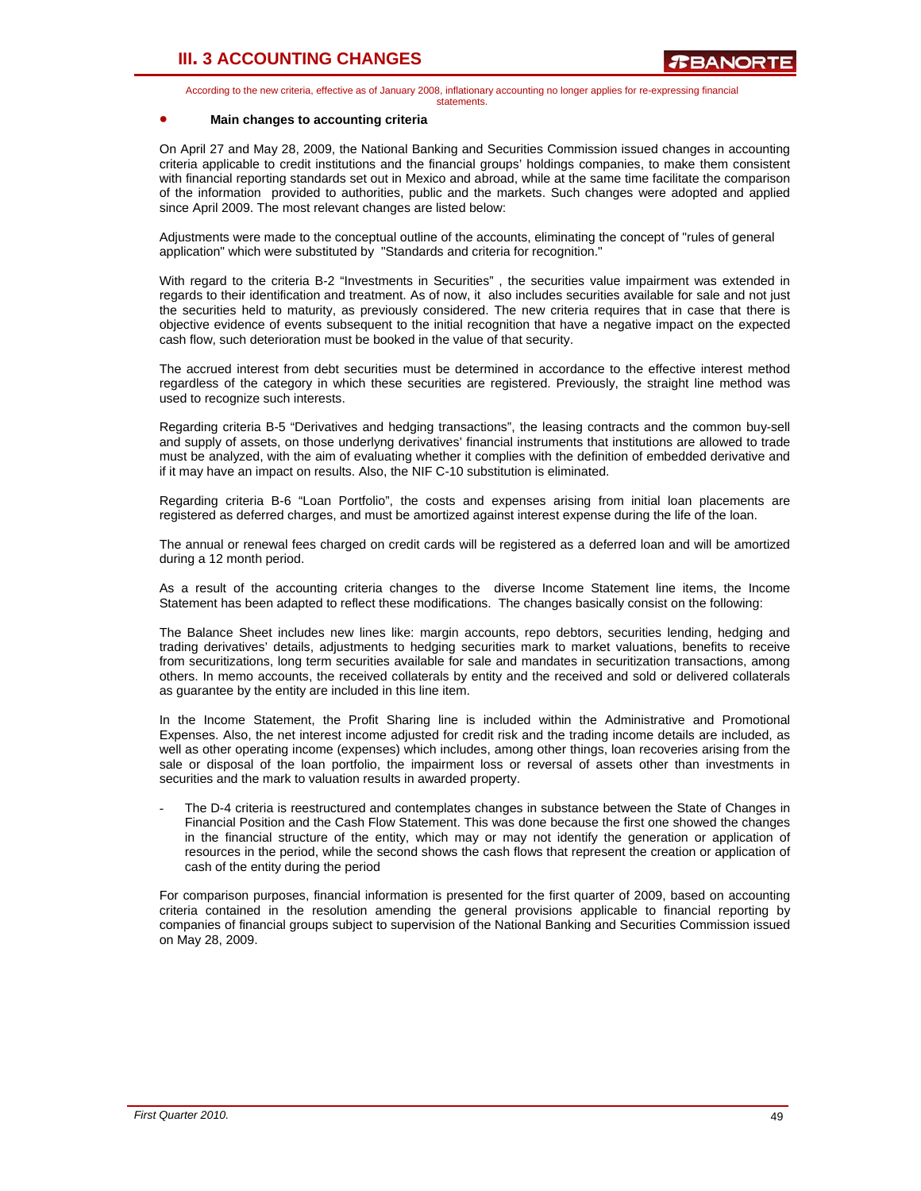# III. 3 ACCOUNTING CHANGES

According to the new criteria, effective as of January 2008, inflationary accounting no longer applies for re-expressing financial statements.

- **Main changes to accounting criteria**

On April 27 and May 28, 2009, the National Banking and Securities Commission issued changes in accounting criteria applicable to credit institutions and the financial groups' holdings companies, to make them consistent with financial reporting standards set out in Mexico and abroad, while at the same time facilitate the comparison of the information provided to authorities, public and the markets. Such changes were adopted and applied since April 2009. The most relevant changes are listed below:

Adjustments were made to the conceptual outline of the accounts, eliminating the concept of "rules of general application" which were substituted by "Standards and criteria for recognition."

With regard to the criteria B-2 "Investments in Securities" , the securities value impairment was extended in regards to their identification and treatment. As of now, it also includes securities available for sale and not just the securities held to maturity, as previously considered. The new criteria requires that in case that there is objective evidence of events subsequent to the initial recognition that have a negative impact on the expected cash flow, such deterioration must be booked in the value of that security.

The accrued interest from debt securities must be determined in accordance to the effective interest method regardless of the category in which these securities are registered. Previously, the straight line method was used to recognize such interests.

Regarding criteria B-5 "Derivatives and hedging transactions", the leasing contracts and the common buy-sell and supply of assets, on those underlyng derivatives' financial instruments that institutions are allowed to trade must be analyzed, with the aim of evaluating whether it complies with the definition of embedded derivative and if it may have an impact on results. Also, the NIF C-10 substitution is eliminated.

Regarding criteria B-6 "Loan Portfolio", the costs and expenses arising from initial loan placements are registered as deferred charges, and must be amortized against interest expense during the life of the loan.

The annual or renewal fees charged on credit cards will be registered as a deferred loan and will be amortized during a 12 month period.

As a result of the accounting criteria changes to the diverse Income Statement line items, the Income Statement has been adapted to reflect these modifications. The changes basically consist on the following:

The Balance Sheet includes new lines like: margin accounts, repo debtors, securities lending, hedging and trading derivatives' details, adjustments to hedging securities mark to market valuations, benefits to receive from securitizations, long term securities available for sale and mandates in securitization transactions, among others. In memo accounts, the received collaterals by entity and the received and sold or delivered collaterals as guarantee by the entity are included in this line item.

In the Income Statement, the Profit Sharing line is included within the Administrative and Promotional Expenses. Also, the net interest income adjusted for credit risk and the trading income details are included, as well as other operating income (expenses) which includes, among other things, loan recoveries arising from the sale or disposal of the loan portfolio, the impairment loss or reversal of assets other than investments in securities and the mark to valuation results in awarded property.

- The D-4 criteria is reestructured and contemplates changes in substance between the State of Changes in Financial Position and the Cash Flow Statement. This was done because the first one showed the changes in the financial structure of the entity, which may or may not identify the generation or application of resources in the period, while the second shows the cash flows that represent the creation or application of cash of the entity during the period

For comparison purposes, financial information is presented for the first quarter of 2009, based on accounting criteria contained in the resolution amending the general provisions applicable to financial reporting by companies of financial groups subject to supervision of the National Banking and Securities Commission issued on May 28, 2009.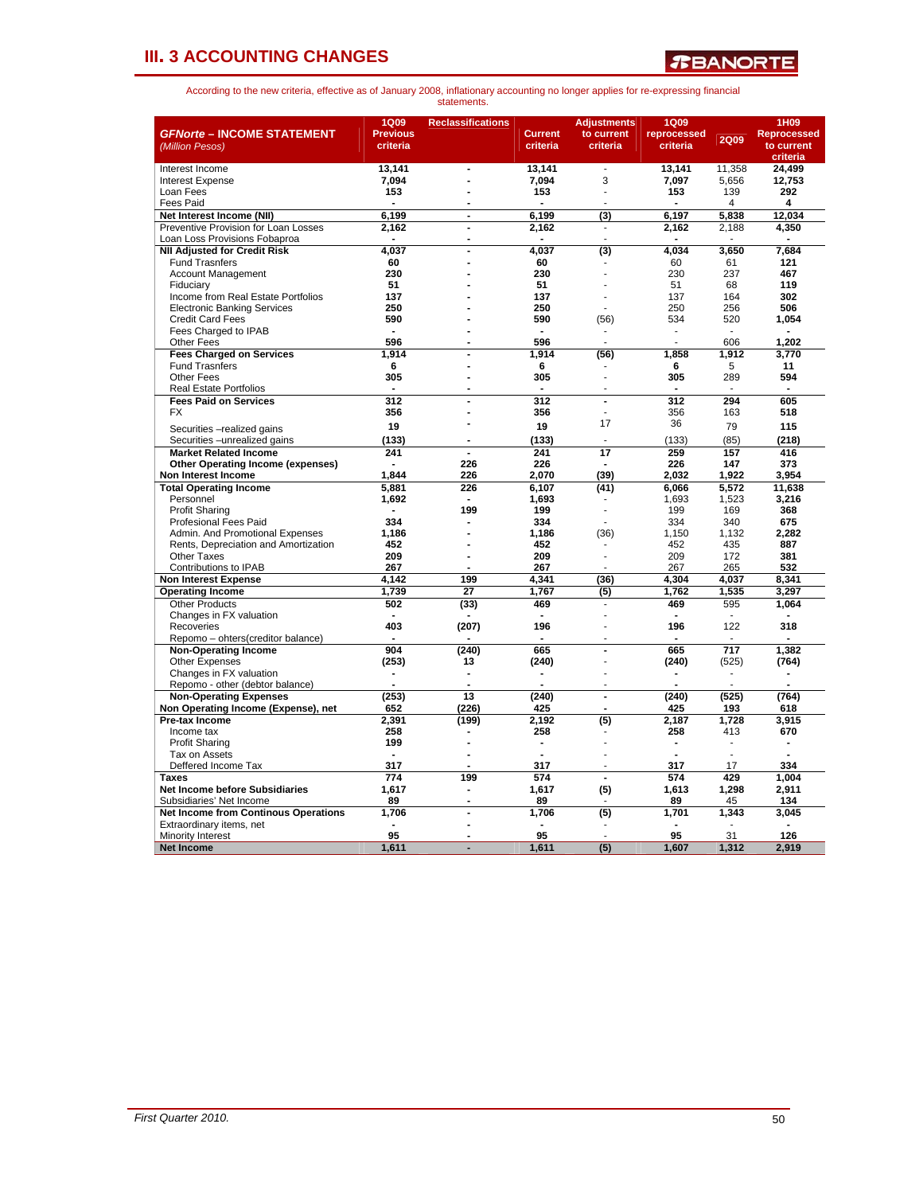## III. 3 ACCOUNTING CHANGES

According to the new criteria, effective as of January 2008, inflationary accounting no longer applies for re-expressing financial statements.

| ***GFNorte* – INCOME STATEMENT** *(Million Pesos)* | 1Q09 Previous criteria | Reclassifications | Current criteria | Adjustments to current criteria | 1Q09 reprocessed criteria | 2Q09 | 1H09 Reprocessed to current criteria |
|---|---|---|---|---|---|---|---|
| Interest Income | 13,141 | - | 13,141 | - | 13,141 | 11,358 | 24,499 |
| Interest Expense | 7,094 | - | 7,094 | 3 | 7,097 | 5,656 | 12,753 |
| Loan Fees | 153 | - | 153 | - | 153 | 139 | 292 |
| Fees Paid | - | - | - | - | - | 4 | 4 |
| **Net Interest Income (NII)** | 6,199 | - | 6,199 | (3) | 6,197 | 5,838 | 12,034 |
| Preventive Provision for Loan Losses | 2,162 | - | 2,162 | - | 2,162 | 2,188 | 4,350 |
| Loan Loss Provisions Fobaproa | - | - | - | - | - | - | - |
| **NII Adjusted for Credit Risk** | 4,037 | - | 4,037 | (3) | 4,034 | 3,650 | 7,684 |
| Fund Trasnfers | 60 | - | 60 | - | 60 | 61 | 121 |
| Account Management | 230 | - | 230 | - | 230 | 237 | 467 |
| Fiduciary | 51 | - | 51 | - | 51 | 68 | 119 |
| Income from Real Estate Portfolios | 137 | - | 137 | - | 137 | 164 | 302 |
| Electronic Banking Services | 250 | - | 250 | - | 250 | 256 | 506 |
| Credit Card Fees | 590 | - | 590 | (56) | 534 | 520 | 1,054 |
| Fees Charged to IPAB | - | - | - | - | - | - | - |
| Other Fees | 596 | - | 596 | - | - | 606 | 1,202 |
| **Fees Charged on Services** | 1,914 | - | 1,914 | (56) | 1,858 | 1,912 | 3,770 |
| Fund Trasnfers | 6 | - | 6 | - | 6 | 5 | 11 |
| Other Fees | 305 | - | 305 | - | 305 | 289 | 594 |
| Real Estate Portfolios | - | - | - | - | - | - | - |
| **Fees Paid on Services** | 312 | - | 312 | - | 312 | 294 | 605 |
| FX | 356 | - | 356 | - | 356 | 163 | 518 |
| Securities –realized gains | 19 | - | 19 | 17 | 36 | 79 | 115 |
| Securities –unrealized gains | (133) | - | (133) | - | (133) | (85) | (218) |
| **Market Related Income** | 241 | - | 241 | 17 | 259 | 157 | 416 |
| **Other Operating Income (expenses)** | - | 226 | 226 | - | 226 | 147 | 373 |
| **Non Interest Income** | 1,844 | 226 | 2,070 | (39) | 2,032 | 1,922 | 3,954 |
| **Total Operating Income** | 5,881 | 226 | 6,107 | (41) | 6,066 | 5,572 | 11,638 |
| Personnel | 1,692 | - | 1,693 | - | 1,693 | 1,523 | 3,216 |
| Profit Sharing | - | 199 | 199 | - | 199 | 169 | 368 |
| Profesional Fees Paid | 334 | - | 334 | - | 334 | 340 | 675 |
| Admin. And Promotional Expenses | 1,186 | - | 1,186 | (36) | 1,150 | 1,132 | 2,282 |
| Rents, Depreciation and Amortization | 452 | - | 452 | - | 452 | 435 | 887 |
| Other Taxes | 209 | - | 209 | - | 209 | 172 | 381 |
| Contributions to IPAB | 267 | - | 267 | - | 267 | 265 | 532 |
| **Non Interest Expense** | 4,142 | 199 | 4,341 | (36) | 4,304 | 4,037 | 8,341 |
| **Operating Income** | 1,739 | 27 | 1,767 | (5) | 1,762 | 1,535 | 3,297 |
| Other Products | 502 | (33) | 469 | - | 469 | 595 | 1,064 |
| Changes in FX valuation | - | - | - | - | - | - | - |
| Recoveries | 403 | (207) | 196 | - | 196 | 122 | 318 |
| Repomo – ohters(creditor balance) | - | - | - | - | - | - | - |
| **Non-Operating Income** | 904 | (240) | 665 | - | 665 | 717 | 1,382 |
| Other Expenses | (253) | 13 | (240) | - | (240) | (525) | (764) |
| Changes in FX valuation | - | - | - | - | - | - | - |
| Repomo - other (debtor balance) | - | - | - | - | - | - | - |
| **Non-Operating Expenses** | (253) | 13 | (240) | - | (240) | (525) | (764) |
| **Non Operating Income (Expense), net** | 652 | (226) | 425 | - | 425 | 193 | 618 |
| **Pre-tax Income** | 2,391 | (199) | 2,192 | (5) | 2,187 | 1,728 | 3,915 |
| Income tax | 258 | - | 258 | - | 258 | 413 | 670 |
| Profit Sharing | 199 | - | - | - | - | - | - |
| Tax on Assets | - | - | - | - | - | - | - |
| Deffered Income Tax | 317 | - | 317 | - | 317 | 17 | 334 |
| **Taxes** | 774 | 199 | 574 | - | 574 | 429 | 1,004 |
| **Net Income before Subsidiaries** | 1,617 | - | 1,617 | (5) | 1,613 | 1,298 | 2,911 |
| Subsidiaries' Net Income | 89 | - | 89 | - | 89 | 45 | 134 |
| **Net Income from Continous Operations** | 1,706 | - | 1,706 | (5) | 1,701 | 1,343 | 3,045 |
| Extraordinary items, net | - | - | - | - | - | - | - |
| Minority Interest | 95 | - | 95 | - | 95 | 31 | 126 |
| **Net Income** | 1,611 | - | 1,611 | (5) | 1,607 | 1,312 | 2,919 |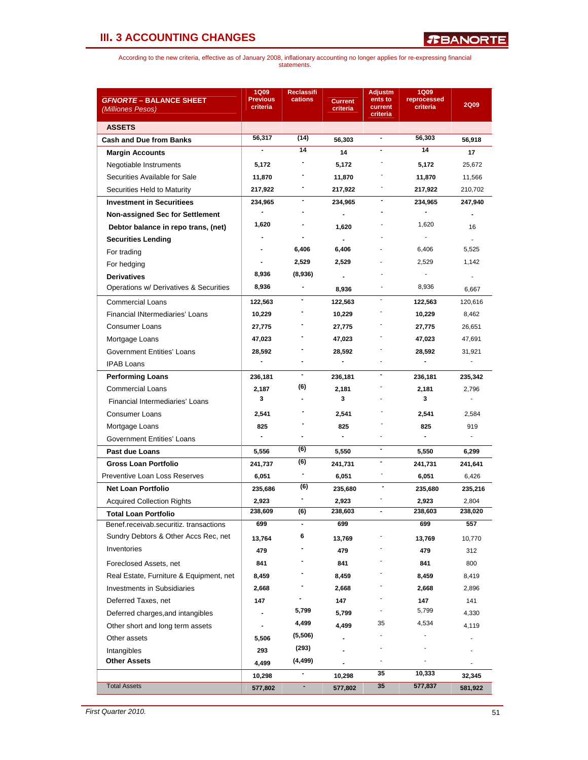## III. 3 ACCOUNTING CHANGES

According to the new criteria, effective as of January 2008, inflationary accounting no longer applies for re-expressing financial statements.

| **GFNORTE – BALANCE SHEET** *(Milliones Pesos)* | 1Q09 Previous criteria | Reclassifications | Current criteria | Adjustments to current criteria | 1Q09 reprocessed criteria | 2Q09 |
|---|---|---|---|---|---|---|
| **ASSETS** | | | | | | |
| **Cash and Due from Banks** | 56,317 | (14) | 56,303 | - | 56,303 | 56,918 |
| **Margin Accounts** | - | 14 | 14 | - | 14 | 17 |
| Negotiable Instruments | 5,172 | - | 5,172 | - | 5,172 | 25,672 |
| Securities Available for Sale | 11,870 | - | 11,870 | - | 11,870 | 11,566 |
| Securities Held to Maturity | 217,922 | - | 217,922 | - | 217,922 | 210,702 |
| **Investment in Securitiees** | 234,965 | - | 234,965 | - | 234,965 | 247,940 |
| **Non-assigned Sec for Settlement** | - | - | - | - | - | - |
| **Debtor balance in repo trans, (net)** | 1,620 | - | 1,620 | - | 1,620 | 16 |
| **Securities Lending** | - | - | - | - | - | - |
| For trading | - | 6,406 | 6,406 | - | 6,406 | 5,525 |
| For hedging | - | 2,529 | 2,529 | - | 2,529 | 1,142 |
| **Derivatives** | 8,936 | (8,936) | - | - | - | - |
| Operations w/ Derivatives & Securities | 8,936 | - | 8,936 | - | 8,936 | 6,667 |
| Commercial Loans | 122,563 | - | 122,563 | - | 122,563 | 120,616 |
| Financial INtermediaries' Loans | 10,229 | - | 10,229 | - | 10,229 | 8,462 |
| Consumer Loans | 27,775 | - | 27,775 | - | 27,775 | 26,651 |
| Mortgage Loans | 47,023 | - | 47,023 | - | 47,023 | 47,691 |
| Government Entities' Loans | 28,592 | - | 28,592 | - | 28,592 | 31,921 |
| IPAB Loans | - | - | - | - | - | - |
| **Performing Loans** | 236,181 | - | 236,181 | - | 236,181 | 235,342 |
| Commercial Loans | 2,187 | (6) | 2,181 | - | 2,181 | 2,796 |
| Financial Intermediaries' Loans | 3 | - | 3 | - | 3 | - |
| Consumer Loans | 2,541 | - | 2,541 | - | 2,541 | 2,584 |
| Mortgage Loans | 825 | - | 825 | - | 825 | 919 |
| Government Entities' Loans | - | - | - | - | - | - |
| **Past due Loans** | 5,556 | (6) | 5,550 | - | 5,550 | 6,299 |
| **Gross Loan Portfolio** | 241,737 | (6) | 241,731 | - | 241,731 | 241,641 |
| Preventive Loan Loss Reserves | 6,051 | - | 6,051 | - | 6,051 | 6,426 |
| **Net Loan Portfolio** | 235,686 | (6) | 235,680 | - | 235,680 | 235,216 |
| Acquired Collection Rights | 2,923 | - | 2,923 | - | 2,923 | 2,804 |
| **Total Loan Portfolio** | 238,609 | (6) | 238,603 | - | 238,603 | 238,020 |
| Benef.receivab.securitiz. transactions | 699 | - | 699 | | 699 | 557 |
| Sundry Debtors & Other Accs Rec, net | 13,764 | 6 | 13,769 | - | 13,769 | 10,770 |
| Inventories | 479 | - | 479 | - | 479 | 312 |
| Foreclosed Assets, net | 841 | - | 841 | - | 841 | 800 |
| Real Estate, Furniture & Equipment, net | 8,459 | - | 8,459 | - | 8,459 | 8,419 |
| Investments in Subsidiaries | 2,668 | - | 2,668 | - | 2,668 | 2,896 |
| Deferred Taxes, net | 147 | - | 147 | - | 147 | 141 |
| Deferred charges,and intangibles | - | 5,799 | 5,799 | - | 5,799 | 4,330 |
| Other short and long term assets | - | 4,499 | 4,499 | 35 | 4,534 | 4,119 |
| Other assets | 5,506 | (5,506) | - | - | - | - |
| Intangibles | 293 | (293) | - | - | - | - |
| **Other Assets** | 4,499 | (4,499) | - | - | - | - |
| | 10,298 | - | 10,298 | 35 | 10,333 | 32,345 |
| Total Assets | 577,802 | - | 577,802 | 35 | 577,837 | 581,922 |

*First Quarter 2010.*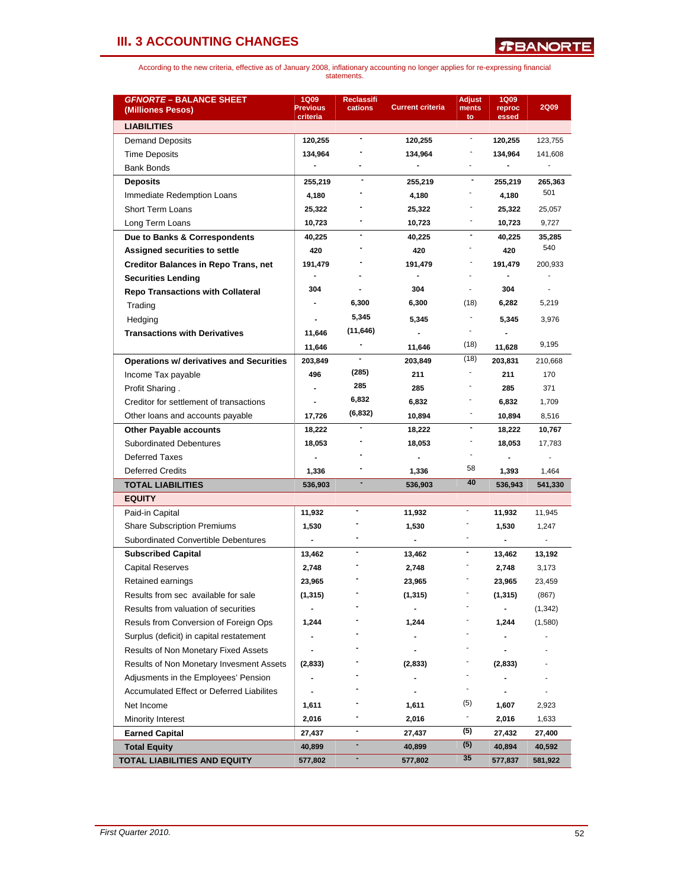# III. 3 ACCOUNTING CHANGES

According to the new criteria, effective as of January 2008, inflationary accounting no longer applies for re-expressing financial statements.

| *GFNORTE* – BALANCE SHEET (Millones Pesos) | 1Q09 Previous criteria | Reclassifications | Current criteria | Adjustments to | 1Q09 reprocessed | 2Q09 |
|---|---|---|---|---|---|---|
| **LIABILITIES** | | | | | | |
| Demand Deposits | 120,255 | - | 120,255 | - | 120,255 | 123,755 |
| Time Deposits | 134,964 | - | 134,964 | - | 134,964 | 141,608 |
| Bank Bonds | - | - | - | - | - | - |
| **Deposits** | 255,219 | - | 255,219 | - | 255,219 | 265,363 |
| Immediate Redemption Loans | 4,180 | - | 4,180 | - | 4,180 | 501 |
| Short Term Loans | 25,322 | - | 25,322 | - | 25,322 | 25,057 |
| Long Term Loans | 10,723 | - | 10,723 | - | 10,723 | 9,727 |
| **Due to Banks & Correspondents** | 40,225 | - | 40,225 | - | 40,225 | 35,285 |
| **Assigned securities to settle** | 420 | - | 420 | - | 420 | 540 |
| **Creditor Balances in Repo Trans, net** | 191,479 | - | 191,479 | - | 191,479 | 200,933 |
| **Securities Lending** | - | - | - | - | - | - |
| **Repo Transactions with Collateral** | 304 | - | 304 | - | 304 | - |
| Trading | - | 6,300 | 6,300 | (18) | 6,282 | 5,219 |
| Hedging | - | 5,345 | 5,345 | - | 5,345 | 3,976 |
| **Transactions with Derivatives** | 11,646 | (11,646) | - | - | - | |
| | 11,646 | - | 11,646 | (18) | 11,628 | 9,195 |
| **Operations w/ derivatives and Securities** | 203,849 | - | 203,849 | (18) | 203,831 | 210,668 |
| Income Tax payable | 496 | (285) | 211 | - | 211 | 170 |
| Profit Sharing . | - | 285 | 285 | - | 285 | 371 |
| Creditor for settlement of transactions | - | 6,832 | 6,832 | - | 6,832 | 1,709 |
| Other loans and accounts payable | 17,726 | (6,832) | 10,894 | - | 10,894 | 8,516 |
| **Other Payable accounts** | 18,222 | - | 18,222 | - | 18,222 | 10,767 |
| Subordinated Debentures | 18,053 | - | 18,053 | - | 18,053 | 17,783 |
| Deferred Taxes | - | - | - | - | - | - |
| Deferred Credits | 1,336 | - | 1,336 | 58 | 1,393 | 1,464 |
| **TOTAL LIABILITIES** | 536,903 | - | 536,903 | 40 | 536,943 | 541,330 |
| **EQUITY** | | | | | | |
| Paid-in Capital | 11,932 | - | 11,932 | - | 11,932 | 11,945 |
| Share Subscription Premiums | 1,530 | - | 1,530 | - | 1,530 | 1,247 |
| Subordinated Convertible Debentures | - | - | - | - | - | - |
| **Subscribed Capital** | 13,462 | - | 13,462 | - | 13,462 | 13,192 |
| Capital Reserves | 2,748 | - | 2,748 | - | 2,748 | 3,173 |
| Retained earnings | 23,965 | - | 23,965 | - | 23,965 | 23,459 |
| Results from sec available for sale | (1,315) | - | (1,315) | - | (1,315) | (867) |
| Results from valuation of securities | - | - | - | - | - | (1,342) |
| Resuls from Conversion of Foreign Ops | 1,244 | - | 1,244 | - | 1,244 | (1,580) |
| Surplus (deficit) in capital restatement | - | - | - | - | - | - |
| Results of Non Monetary Fixed Assets | - | - | - | - | - | - |
| Results of Non Monetary Invesment Assets | (2,833) | - | (2,833) | - | (2,833) | - |
| Adjusments in the Employees' Pension | - | - | - | - | - | - |
| Accumulated Effect or Deferred Liabilites | - | - | - | - | - | - |
| Net Income | 1,611 | - | 1,611 | (5) | 1,607 | 2,923 |
| Minority Interest | 2,016 | - | 2,016 | - | 2,016 | 1,633 |
| **Earned Capital** | 27,437 | - | 27,437 | (5) | 27,432 | 27,400 |
| **Total Equity** | 40,899 | - | 40,899 | (5) | 40,894 | 40,592 |
| **TOTAL LIABILITIES AND EQUITY** | 577,802 | - | 577,802 | 35 | 577,837 | 581,922 |

*First Quarter 2010.*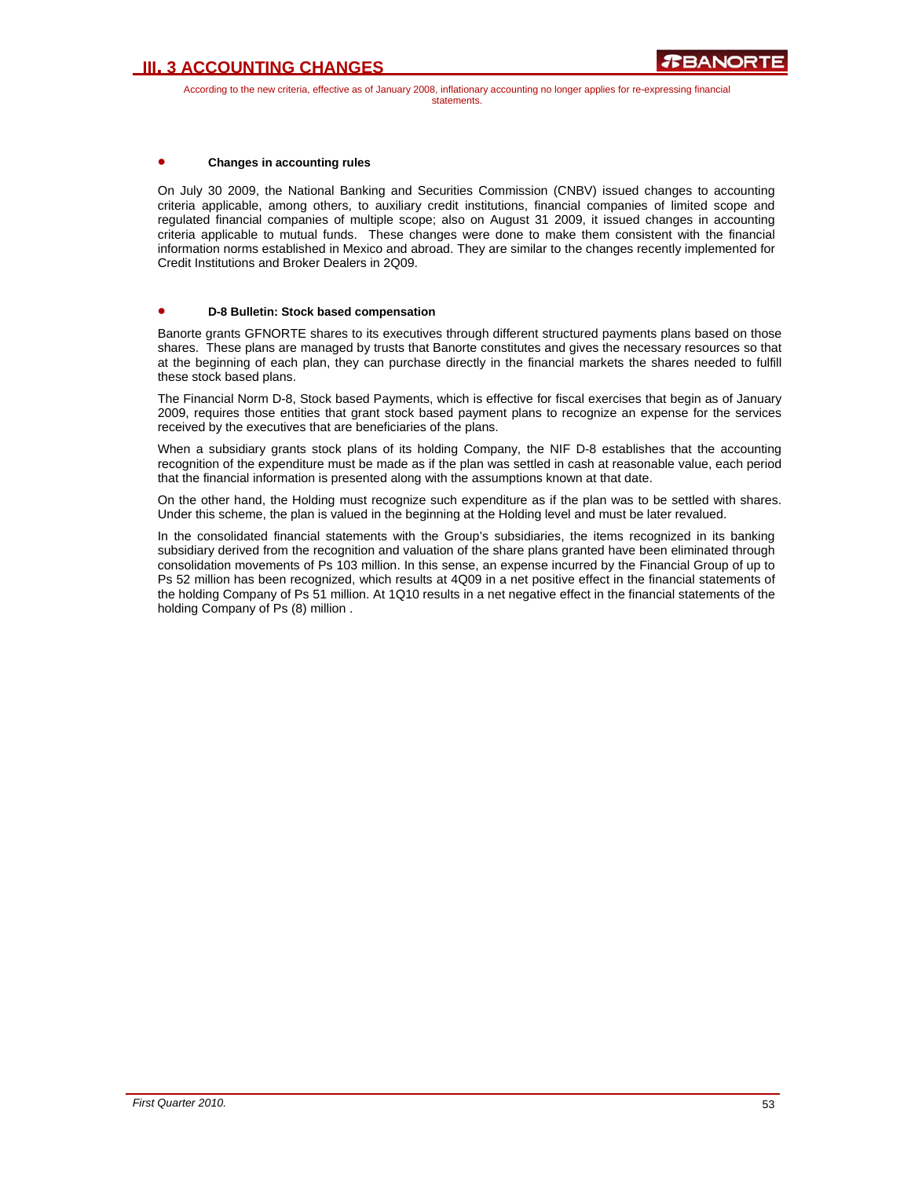# III. 3 ACCOUNTING CHANGES

According to the new criteria, effective as of January 2008, inflationary accounting no longer applies for re-expressing financial statements.

- **Changes in accounting rules**

On July 30 2009, the National Banking and Securities Commission (CNBV) issued changes to accounting criteria applicable, among others, to auxiliary credit institutions, financial companies of limited scope and regulated financial companies of multiple scope; also on August 31 2009, it issued changes in accounting criteria applicable to mutual funds. These changes were done to make them consistent with the financial information norms established in Mexico and abroad. They are similar to the changes recently implemented for Credit Institutions and Broker Dealers in 2Q09.

- **D-8 Bulletin: Stock based compensation**

Banorte grants GFNORTE shares to its executives through different structured payments plans based on those shares. These plans are managed by trusts that Banorte constitutes and gives the necessary resources so that at the beginning of each plan, they can purchase directly in the financial markets the shares needed to fulfill these stock based plans.

The Financial Norm D-8, Stock based Payments, which is effective for fiscal exercises that begin as of January 2009, requires those entities that grant stock based payment plans to recognize an expense for the services received by the executives that are beneficiaries of the plans.

When a subsidiary grants stock plans of its holding Company, the NIF D-8 establishes that the accounting recognition of the expenditure must be made as if the plan was settled in cash at reasonable value, each period that the financial information is presented along with the assumptions known at that date.

On the other hand, the Holding must recognize such expenditure as if the plan was to be settled with shares. Under this scheme, the plan is valued in the beginning at the Holding level and must be later revalued.

In the consolidated financial statements with the Group's subsidiaries, the items recognized in its banking subsidiary derived from the recognition and valuation of the share plans granted have been eliminated through consolidation movements of Ps 103 million. In this sense, an expense incurred by the Financial Group of up to Ps 52 million has been recognized, which results at 4Q09 in a net positive effect in the financial statements of the holding Company of Ps 51 million. At 1Q10 results in a net negative effect in the financial statements of the holding Company of Ps (8) million .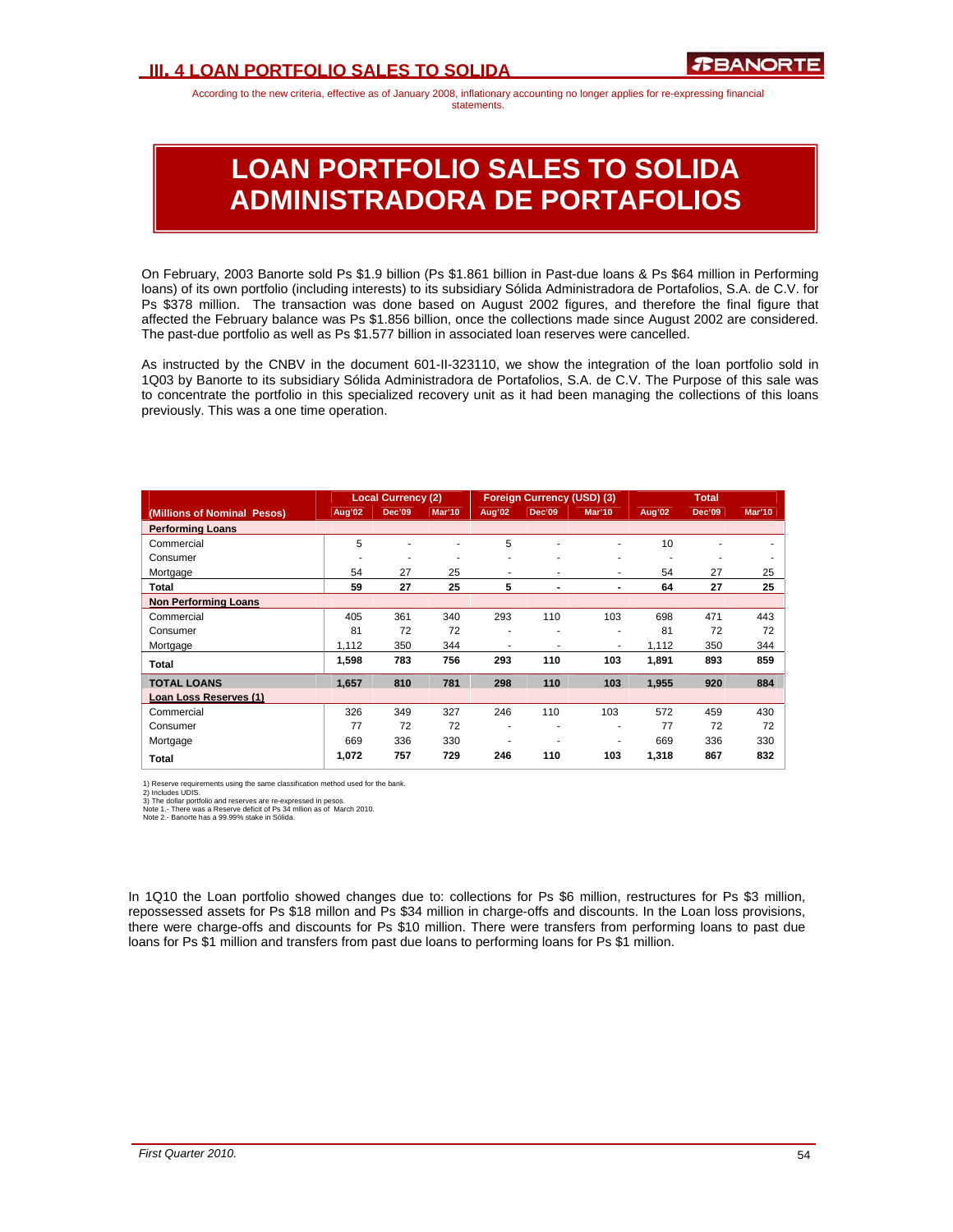## III. 4 LOAN PORTFOLIO SALES TO SOLIDA

According to the new criteria, effective as of January 2008, inflationary accounting no longer applies for re-expressing financial statements.

# LOAN PORTFOLIO SALES TO SOLIDA ADMINISTRADORA DE PORTAFOLIOS

On February, 2003 Banorte sold Ps $1.9 billion (Ps $1.861 billion in Past-due loans & Ps $64 million in Performing loans) of its own portfolio (including interests) to its subsidiary Sólida Administradora de Portafolios, S.A. de C.V. for Ps $378 million. The transaction was done based on August 2002 figures, and therefore the final figure that affected the February balance was Ps $1.856 billion, once the collections made since August 2002 are considered. The past-due portfolio as well as Ps $1.577 billion in associated loan reserves were cancelled.

As instructed by the CNBV in the document 601-II-323110, we show the integration of the loan portfolio sold in 1Q03 by Banorte to its subsidiary Sólida Administradora de Portafolios, S.A. de C.V. The Purpose of this sale was to concentrate the portfolio in this specialized recovery unit as it had been managing the collections of this loans previously. This was a one time operation.

| (Millions of Nominal Pesos) | Local Currency (2) | | | Foreign Currency (USD) (3) | | | Total | | |
|---|---|---|---|---|---|---|---|---|---|
| | Aug'02 | Dec'09 | Mar'10 | Aug'02 | Dec'09 | Mar'10 | Aug'02 | Dec'09 | Mar'10 |
| **Performing Loans** | | | | | | | | | |
| Commercial | 5 | - | - | 5 | - | - | 10 | - | - |
| Consumer | - | - | - | - | - | - | - | - | - |
| Mortgage | 54 | 27 | 25 | - | - | - | 54 | 27 | 25 |
| **Total** | **59** | **27** | **25** | **5** | **-** | **-** | **64** | **27** | **25** |
| **Non Performing Loans** | | | | | | | | | |
| Commercial | 405 | 361 | 340 | 293 | 110 | 103 | 698 | 471 | 443 |
| Consumer | 81 | 72 | 72 | - | - | - | 81 | 72 | 72 |
| Mortgage | 1,112 | 350 | 344 | - | - | - | 1,112 | 350 | 344 |
| **Total** | **1,598** | **783** | **756** | **293** | **110** | **103** | **1,891** | **893** | **859** |
| **TOTAL LOANS** | **1,657** | **810** | **781** | **298** | **110** | **103** | **1,955** | **920** | **884** |
| **Loan Loss Reserves (1)** | | | | | | | | | |
| Commercial | 326 | 349 | 327 | 246 | 110 | 103 | 572 | 459 | 430 |
| Consumer | 77 | 72 | 72 | - | - | - | 77 | 72 | 72 |
| Mortgage | 669 | 336 | 330 | - | - | - | 669 | 336 | 330 |
| **Total** | **1,072** | **757** | **729** | **246** | **110** | **103** | **1,318** | **867** | **832** |

1) Reserve requirements using the same classification method used for the bank.
2) Includes UDIS.
3) The dollar portfolio and reserves are re-expressed in pesos.
Note 1.- There was a Reserve deficit of Ps 34 million as of March 2010.
Note 2.- Banorte has a 99.99% stake in Sólida.

In 1Q10 the Loan portfolio showed changes due to: collections for Ps $6 million, restructures for Ps $3 million, repossessed assets for Ps $18 millon and Ps $34 million in charge-offs and discounts. In the Loan loss provisions, there were charge-offs and discounts for Ps $10 million. There were transfers from performing loans to past due loans for Ps $1 million and transfers from past due loans to performing loans for Ps $1 million.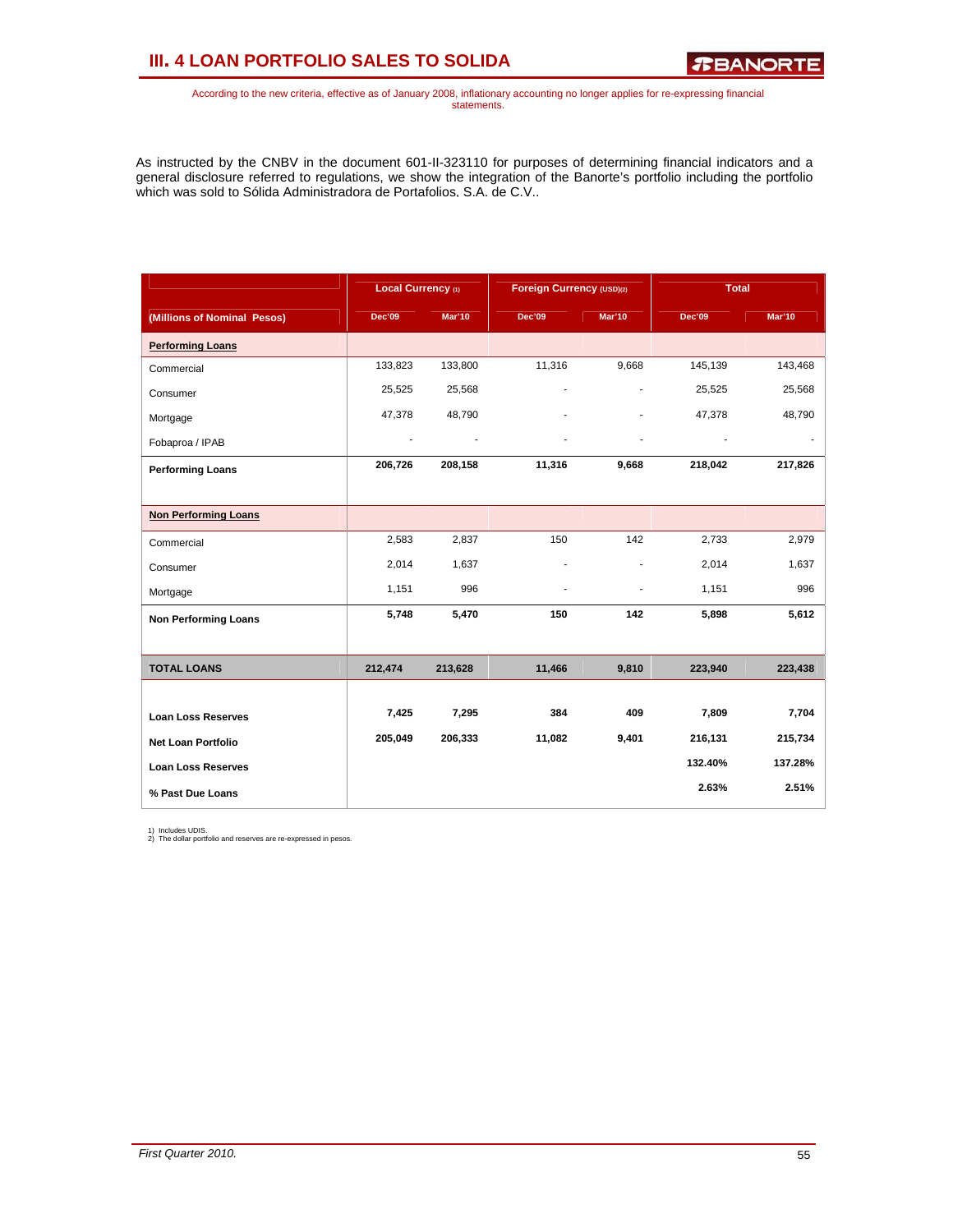# III. 4 LOAN PORTFOLIO SALES TO SOLIDA

According to the new criteria, effective as of January 2008, inflationary accounting no longer applies for re-expressing financial statements.

As instructed by the CNBV in the document 601-II-323110 for purposes of determining financial indicators and a general disclosure referred to regulations, we show the integration of the Banorte's portfolio including the portfolio which was sold to Sólida Administradora de Portafolios, S.A. de C.V..

| | Local Currency (1) | | Foreign Currency (USD)(2) | | Total | |
|---|---|---|---|---|---|---|
| **(Millions of Nominal Pesos)** | **Dec'09** | **Mar'10** | **Dec'09** | **Mar'10** | **Dec'09** | **Mar'10** |
| **Performing Loans** | | | | | | |
| Commercial | 133,823 | 133,800 | 11,316 | 9,668 | 145,139 | 143,468 |
| Consumer | 25,525 | 25,568 | - | - | 25,525 | 25,568 |
| Mortgage | 47,378 | 48,790 | - | - | 47,378 | 48,790 |
| Fobaproa / IPAB | - | - | - | - | - | - |
| **Performing Loans** | **206,726** | **208,158** | **11,316** | **9,668** | **218,042** | **217,826** |
| **Non Performing Loans** | | | | | | |
| Commercial | 2,583 | 2,837 | 150 | 142 | 2,733 | 2,979 |
| Consumer | 2,014 | 1,637 | - | - | 2,014 | 1,637 |
| Mortgage | 1,151 | 996 | - | - | 1,151 | 996 |
| **Non Performing Loans** | **5,748** | **5,470** | **150** | **142** | **5,898** | **5,612** |
| **TOTAL LOANS** | **212,474** | **213,628** | **11,466** | **9,810** | **223,940** | **223,438** |
| **Loan Loss Reserves** | **7,425** | **7,295** | **384** | **409** | **7,809** | **7,704** |
| **Net Loan Portfolio** | **205,049** | **206,333** | **11,082** | **9,401** | **216,131** | **215,734** |
| **Loan Loss Reserves** | | | | | **132.40%** | **137.28%** |
| **% Past Due Loans** | | | | | **2.63%** | **2.51%** |

1) Includes UDIS.
2) The dollar portfolio and reserves are re-expressed in pesos.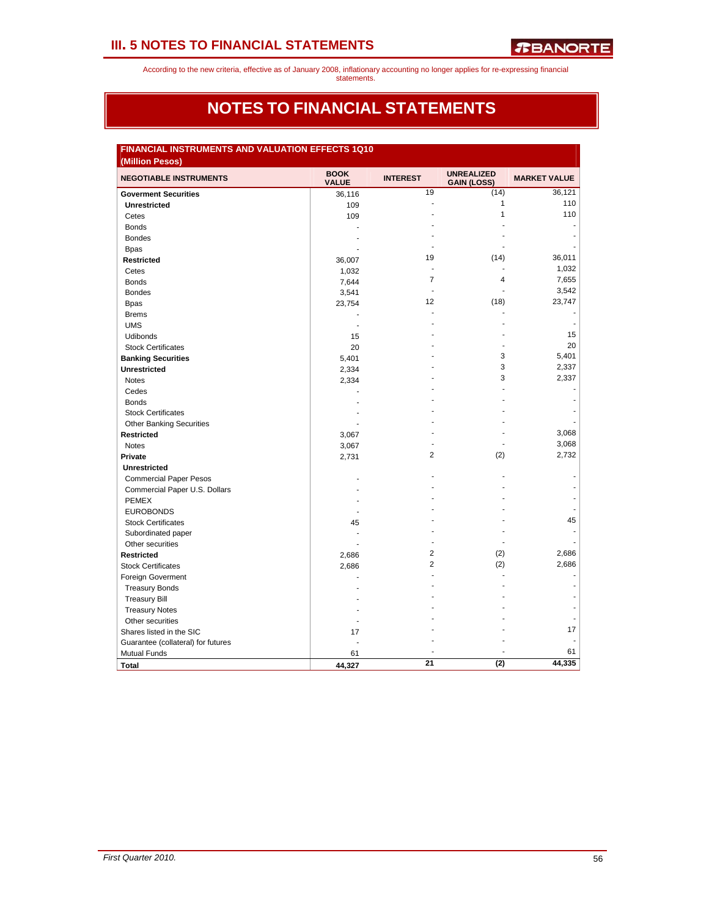According to the new criteria, effective as of January 2008, inflationary accounting no longer applies for re-expressing financial statements.

# NOTES TO FINANCIAL STATEMENTS

**FINANCIAL INSTRUMENTS AND VALUATION EFFECTS 1Q10**
**(Million Pesos)**

| NEGOTIABLE INSTRUMENTS | BOOK VALUE | INTEREST | UNREALIZED GAIN (LOSS) | MARKET VALUE |
|---|---|---|---|---|
| **Goverment Securities** | 36,116 | 19 | (14) | 36,121 |
| **Unrestricted** | 109 | - | 1 | 110 |
| Cetes | 109 | - | 1 | 110 |
| Bonds | - | - | - | - |
| Bondes | - | - | - | - |
| Bpas | - | - | - | - |
| **Restricted** | 36,007 | 19 | (14) | 36,011 |
| Cetes | 1,032 | - | - | 1,032 |
| Bonds | 7,644 | 7 | 4 | 7,655 |
| Bondes | 3,541 | - | - | 3,542 |
| Bpas | 23,754 | 12 | (18) | 23,747 |
| Brems | - | - | - | - |
| UMS | - | - | - | - |
| Udibonds | 15 | - | - | 15 |
| Stock Certificates | 20 | - | - | 20 |
| **Banking Securities** | 5,401 | - | 3 | 5,401 |
| **Unrestricted** | 2,334 | - | 3 | 2,337 |
| Notes | 2,334 | - | 3 | 2,337 |
| Cedes | - | - | - | - |
| Bonds | - | - | - | - |
| Stock Certificates | - | - | - | - |
| Other Banking Securities | - | - | - | - |
| **Restricted** | 3,067 | - | - | 3,068 |
| Notes | 3,067 | - | - | 3,068 |
| **Private** | 2,731 | 2 | (2) | 2,732 |
| **Unrestricted** | | | | |
| Commercial Paper Pesos | - | - | - | - |
| Commercial Paper U.S. Dollars | - | - | - | - |
| PEMEX | - | - | - | - |
| EUROBONDS | - | - | - | - |
| Stock Certificates | 45 | - | - | 45 |
| Subordinated paper | - | - | - | - |
| Other securities | - | - | - | - |
| **Restricted** | 2,686 | 2 | (2) | 2,686 |
| Stock Certificates | 2,686 | 2 | (2) | 2,686 |
| Foreign Goverment | - | - | - | - |
| Treasury Bonds | - | - | - | - |
| Treasury Bill | - | - | - | - |
| Treasury Notes | - | - | - | - |
| Other securities | - | - | - | - |
| Shares listed in the SIC | 17 | - | - | 17 |
| Guarantee (collateral) for futures | - | - | - | - |
| Mutual Funds | 61 | - | - | 61 |
| **Total** | **44,327** | **21** | **(2)** | **44,335** |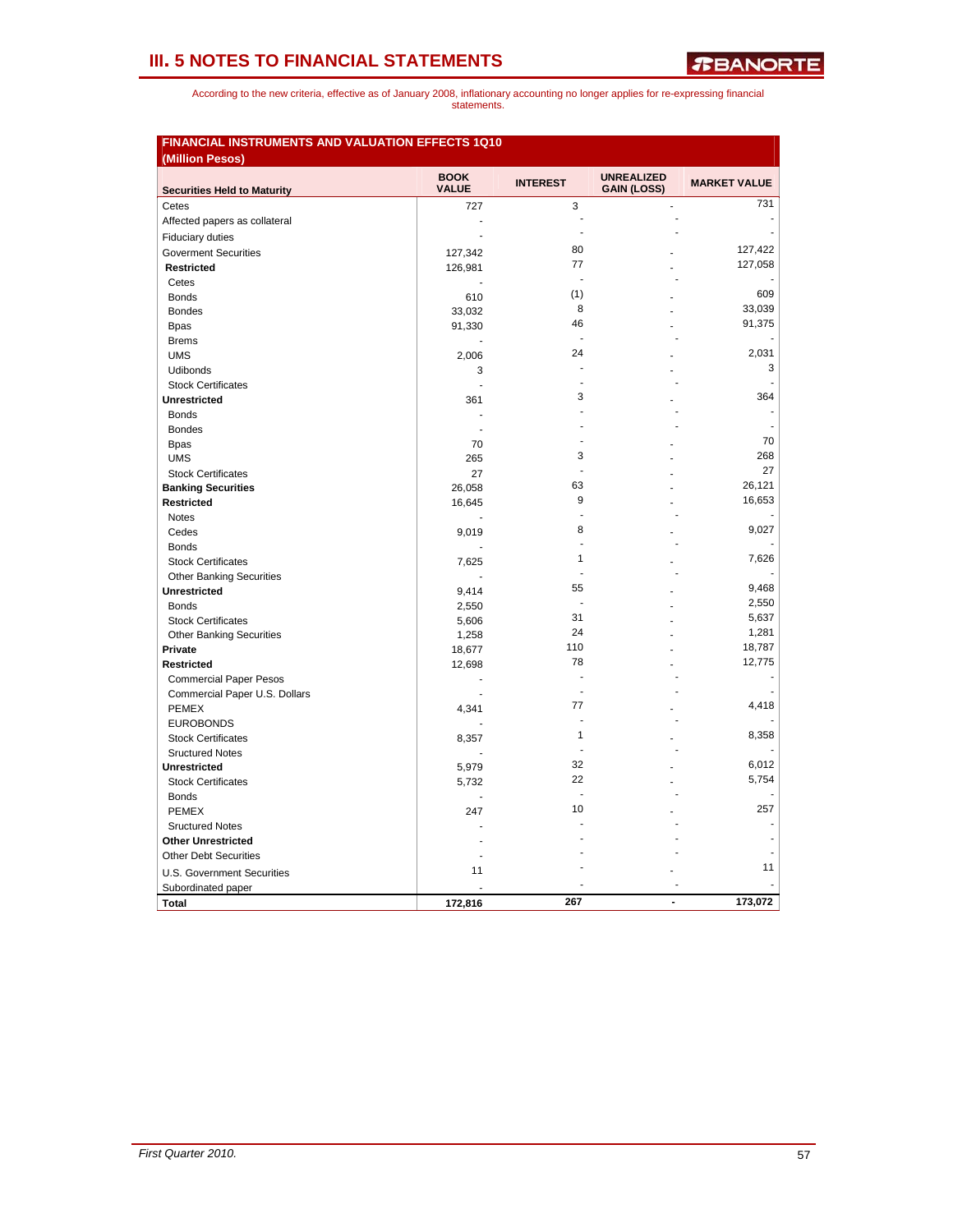# III. 5 NOTES TO FINANCIAL STATEMENTS

According to the new criteria, effective as of January 2008, inflationary accounting no longer applies for re-expressing financial statements.

**FINANCIAL INSTRUMENTS AND VALUATION EFFECTS 1Q10**
**(Million Pesos)**

| Securities Held to Maturity | BOOK VALUE | INTEREST | UNREALIZED GAIN (LOSS) | MARKET VALUE |
|---|---|---|---|---|
| Cetes | 727 | 3 | - | 731 |
| Affected papers as collateral | - | - | - | - |
| Fiduciary duties | - | - | - | - |
| Goverment Securities | 127,342 | 80 | - | 127,422 |
| **Restricted** | 126,981 | 77 | - | 127,058 |
| Cetes | - | - | - | - |
| Bonds | 610 | (1) | - | 609 |
| Bondes | 33,032 | 8 | - | 33,039 |
| Bpas | 91,330 | 46 | - | 91,375 |
| Brems | - | - | - | - |
| UMS | 2,006 | 24 | - | 2,031 |
| Udibonds | 3 | - | - | 3 |
| Stock Certificates | - | - | - | - |
| **Unrestricted** | 361 | 3 | - | 364 |
| Bonds | - | - | - | - |
| Bondes | - | - | - | - |
| Bpas | 70 | - | - | 70 |
| UMS | 265 | 3 | - | 268 |
| Stock Certificates | 27 | - | - | 27 |
| **Banking Securities** | 26,058 | 63 | - | 26,121 |
| **Restricted** | 16,645 | 9 | - | 16,653 |
| Notes | - | - | - | - |
| Cedes | 9,019 | 8 | - | 9,027 |
| Bonds | - | - | - | - |
| Stock Certificates | 7,625 | 1 | - | 7,626 |
| Other Banking Securities | - | - | - | - |
| **Unrestricted** | 9,414 | 55 | - | 9,468 |
| Bonds | 2,550 | - | - | 2,550 |
| Stock Certificates | 5,606 | 31 | - | 5,637 |
| Other Banking Securities | 1,258 | 24 | - | 1,281 |
| **Private** | 18,677 | 110 | - | 18,787 |
| **Restricted** | 12,698 | 78 | - | 12,775 |
| Commercial Paper Pesos | - | - | - | - |
| Commercial Paper U.S. Dollars | - | - | - | - |
| PEMEX | 4,341 | 77 | - | 4,418 |
| EUROBONDS | - | - | - | - |
| Stock Certificates | 8,357 | 1 | - | 8,358 |
| Sructured Notes | - | - | - | - |
| **Unrestricted** | 5,979 | 32 | - | 6,012 |
| Stock Certificates | 5,732 | 22 | - | 5,754 |
| Bonds | - | - | - | - |
| PEMEX | 247 | 10 | - | 257 |
| Sructured Notes | - | - | - | - |
| **Other Unrestricted** | - | - | - | - |
| Other Debt Securities | - | - | - | - |
| U.S. Government Securities | 11 | - | - | 11 |
| Subordinated paper | - | - | - | - |
| **Total** | **172,816** | **267** | **-** | **173,072** |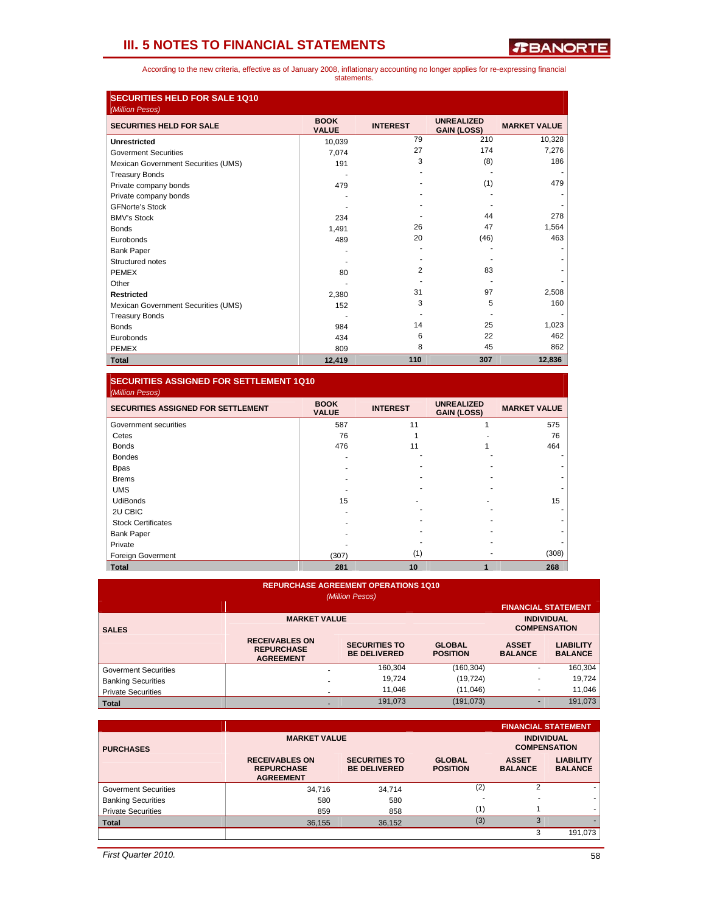## III. 5 NOTES TO FINANCIAL STATEMENTS

According to the new criteria, effective as of January 2008, inflationary accounting no longer applies for re-expressing financial statements.

### SECURITIES HELD FOR SALE 1Q10

*(Million Pesos)*

| SECURITIES HELD FOR SALE | BOOK VALUE | INTEREST | UNREALIZED GAIN (LOSS) | MARKET VALUE |
|---|---|---|---|---|
| **Unrestricted** | 10,039 | 79 | 210 | 10,328 |
| Goverment Securities | 7,074 | 27 | 174 | 7,276 |
| Mexican Government Securities (UMS) | 191 | 3 | (8) | 186 |
| Treasury Bonds | - | - | - | - |
| Private company bonds | 479 | - | (1) | 479 |
| Private company bonds | - | - | - | - |
| GFNorte's Stock | - | - | - | - |
| BMV's Stock | 234 | - | 44 | 278 |
| Bonds | 1,491 | 26 | 47 | 1,564 |
| Eurobonds | 489 | 20 | (46) | 463 |
| Bank Paper | - | - | - | - |
| Structured notes | - | - | - | - |
| PEMEX | 80 | 2 | 83 | - |
| Other | - | - | - | - |
| **Restricted** | 2,380 | 31 | 97 | 2,508 |
| Mexican Government Securities (UMS) | 152 | 3 | 5 | 160 |
| Treasury Bonds | - | - | - | - |
| Bonds | 984 | 14 | 25 | 1,023 |
| Eurobonds | 434 | 6 | 22 | 462 |
| PEMEX | 809 | 8 | 45 | 862 |
| **Total** | **12,419** | **110** | **307** | **12,836** |

### SECURITIES ASSIGNED FOR SETTLEMENT 1Q10

*(Million Pesos)*

| SECURITIES ASSIGNED FOR SETTLEMENT | BOOK VALUE | INTEREST | UNREALIZED GAIN (LOSS) | MARKET VALUE |
|---|---|---|---|---|
| Government securities | 587 | 11 | 1 | 575 |
| Cetes | 76 | 1 | - | 76 |
| Bonds | 476 | 11 | 1 | 464 |
| Bondes | - | - | - | - |
| Bpas | - | - | - | - |
| Brems | - | - | - | - |
| UMS | - | - | - | - |
| UdiBonds | 15 | - | - | 15 |
| 2U CBIC | - | - | - | - |
| Stock Certificates | - | - | - | - |
| Bank Paper | - | - | - | - |
| Private | - | - | - | - |
| Foreign Goverment | (307) | (1) | - | (308) |
| **Total** | **281** | **10** | **1** | **268** |

### REPURCHASE AGREEMENT OPERATIONS 1Q10

*(Million Pesos)*

| SALES | MARKET VALUE | | | FINANCIAL STATEMENT INDIVIDUAL COMPENSATION | |
|---|---|---|---|---|---|
| | RECEIVABLES ON REPURCHASE AGREEMENT | SECURITIES TO BE DELIVERED | GLOBAL POSITION | ASSET BALANCE | LIABILITY BALANCE |
| Goverment Securities | - | 160,304 | (160,304) | - | 160,304 |
| Banking Securities | - | 19,724 | (19,724) | - | 19,724 |
| Private Securities | - | 11,046 | (11,046) | - | 11,046 |
| **Total** | - | 191,073 | (191,073) | - | 191,073 |

| PURCHASES | MARKET VALUE | | | FINANCIAL STATEMENT INDIVIDUAL COMPENSATION | |
|---|---|---|---|---|---|
| | RECEIVABLES ON REPURCHASE AGREEMENT | SECURITIES TO BE DELIVERED | GLOBAL POSITION | ASSET BALANCE | LIABILITY BALANCE |
| Goverment Securities | 34,716 | 34,714 | (2) | 2 | - |
| Banking Securities | 580 | 580 | - | - | - |
| Private Securities | 859 | 858 | (1) | 1 | - |
| **Total** | 36,155 | 36,152 | (3) | 3 | - |
| | | | | 3 | 191,073 |

*First Quarter 2010.*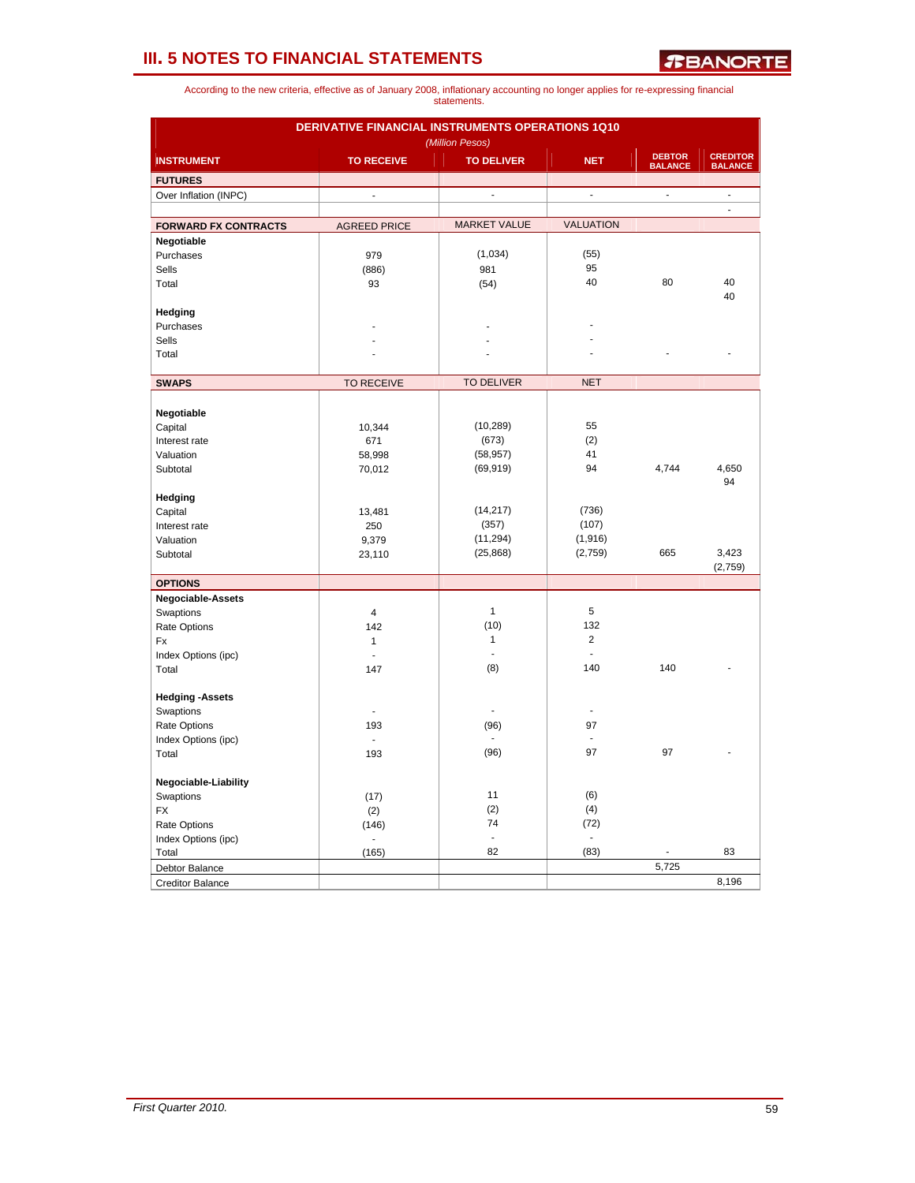## III. 5 NOTES TO FINANCIAL STATEMENTS

According to the new criteria, effective as of January 2008, inflationary accounting no longer applies for re-expressing financial statements.

**DERIVATIVE FINANCIAL INSTRUMENTS OPERATIONS 1Q10**

*(Million Pesos)*

| INSTRUMENT | TO RECEIVE | TO DELIVER | NET | DEBTOR BALANCE | CREDITOR BALANCE |
|---|---|---|---|---|---|
| **FUTURES** | | | | | |
| Over Inflation (INPC) | - | - | - | - | - |
| | | | | | - |
| **FORWARD FX CONTRACTS** | AGREED PRICE | MARKET VALUE | VALUATION | | |
| **Negotiable** | | | | | |
| Purchases | 979 | (1,034) | (55) | | |
| Sells | (886) | 981 | 95 | | |
| Total | 93 | (54) | 40 | 80 | 40 |
| | | | | | 40 |
| **Hedging** | | | | | |
| Purchases | - | - | - | | |
| Sells | - | - | - | | |
| Total | - | - | - | - | - |
| **SWAPS** | TO RECEIVE | TO DELIVER | NET | | |
| **Negotiable** | | | | | |
| Capital | 10,344 | (10,289) | 55 | | |
| Interest rate | 671 | (673) | (2) | | |
| Valuation | 58,998 | (58,957) | 41 | | |
| Subtotal | 70,012 | (69,919) | 94 | 4,744 | 4,650 |
| | | | | | 94 |
| **Hedging** | | | | | |
| Capital | 13,481 | (14,217) | (736) | | |
| Interest rate | 250 | (357) | (107) | | |
| Valuation | 9,379 | (11,294) | (1,916) | | |
| Subtotal | 23,110 | (25,868) | (2,759) | 665 | 3,423 |
| | | | | | (2,759) |
| **OPTIONS** | | | | | |
| **Negociable-Assets** | | | | | |
| Swaptions | 4 | 1 | 5 | | |
| Rate Options | 142 | (10) | 132 | | |
| Fx | 1 | 1 | 2 | | |
| Index Options (ipc) | - | - | - | | |
| Total | 147 | (8) | 140 | 140 | - |
| **Hedging -Assets** | | | | | |
| Swaptions | - | - | - | | |
| Rate Options | 193 | (96) | 97 | | |
| Index Options (ipc) | - | - | - | | |
| Total | 193 | (96) | 97 | 97 | - |
| **Negociable-Liability** | | | | | |
| Swaptions | (17) | 11 | (6) | | |
| FX | (2) | (2) | (4) | | |
| Rate Options | (146) | 74 | (72) | | |
| Index Options (ipc) | - | - | - | | |
| Total | (165) | 82 | (83) | - | 83 |
| Debtor Balance | | | | 5,725 | |
| Creditor Balance | | | | | 8,196 |

*First Quarter 2010.*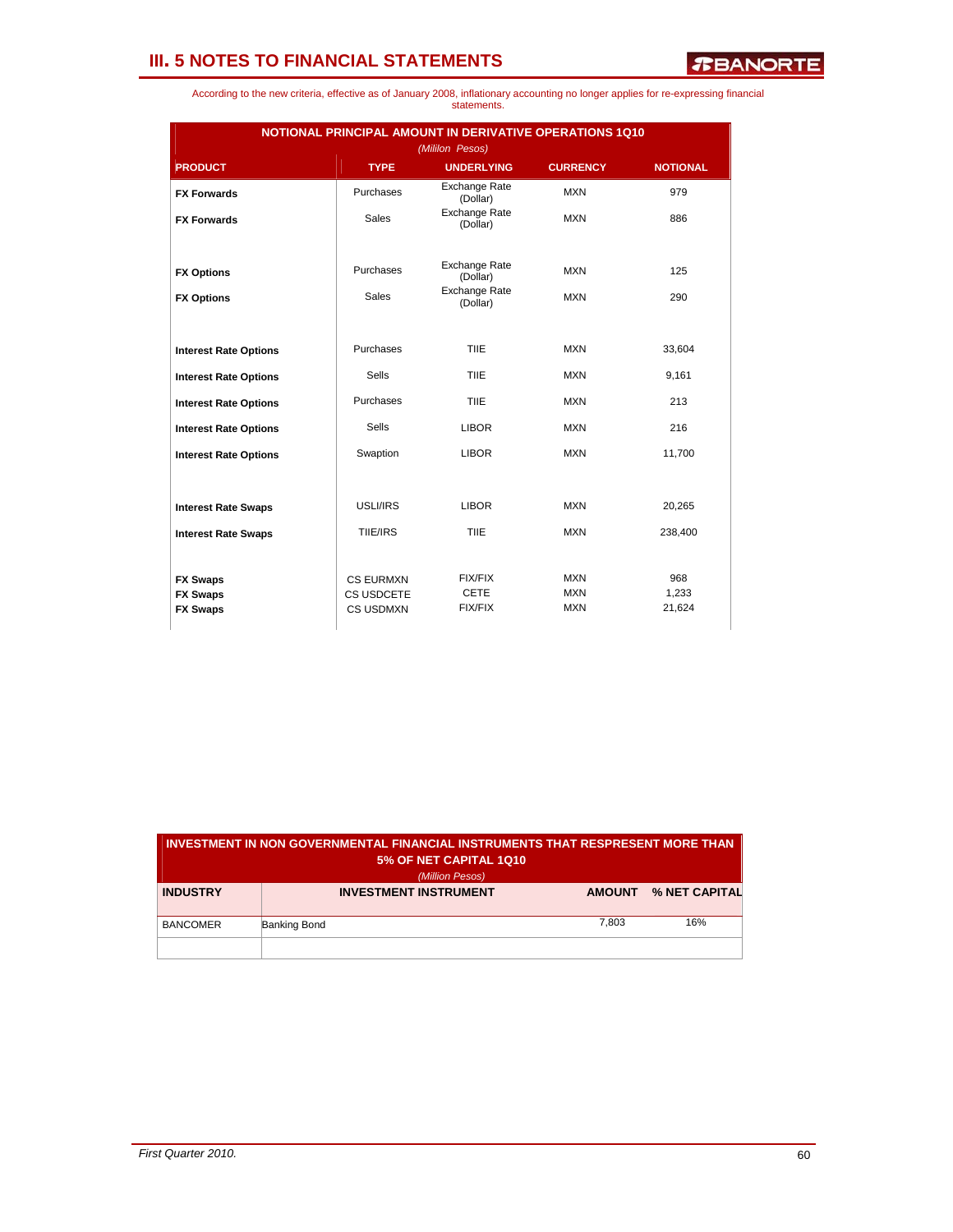## III. 5 NOTES TO FINANCIAL STATEMENTS

According to the new criteria, effective as of January 2008, inflationary accounting no longer applies for re-expressing financial statements.

**NOTIONAL PRINCIPAL AMOUNT IN DERIVATIVE OPERATIONS 1Q10**
*(Million Pesos)*

| PRODUCT | TYPE | UNDERLYING | CURRENCY | NOTIONAL |
|---|---|---|---|---|
| **FX Forwards** | Purchases | Exchange Rate (Dollar) | MXN | 979 |
| **FX Forwards** | Sales | Exchange Rate (Dollar) | MXN | 886 |
| **FX Options** | Purchases | Exchange Rate (Dollar) | MXN | 125 |
| **FX Options** | Sales | Exchange Rate (Dollar) | MXN | 290 |
| **Interest Rate Options** | Purchases | TIIE | MXN | 33,604 |
| **Interest Rate Options** | Sells | TIIE | MXN | 9,161 |
| **Interest Rate Options** | Purchases | TIIE | MXN | 213 |
| **Interest Rate Options** | Sells | LIBOR | MXN | 216 |
| **Interest Rate Options** | Swaption | LIBOR | MXN | 11,700 |
| **Interest Rate Swaps** | USLI/IRS | LIBOR | MXN | 20,265 |
| **Interest Rate Swaps** | TIIE/IRS | TIIE | MXN | 238,400 |
| **FX Swaps** | CS EURMXN | FIX/FIX | MXN | 968 |
| **FX Swaps** | CS USDCETE | CETE | MXN | 1,233 |
| **FX Swaps** | CS USDMXN | FIX/FIX | MXN | 21,624 |

**INVESTMENT IN NON GOVERNMENTAL FINANCIAL INSTRUMENTS THAT RESPRESENT MORE THAN 5% OF NET CAPITAL 1Q10**
*(Million Pesos)*

| INDUSTRY | INVESTMENT INSTRUMENT | AMOUNT | % NET CAPITAL |
|---|---|---|---|
| BANCOMER | Banking Bond | 7,803 | 16% |
| | | | |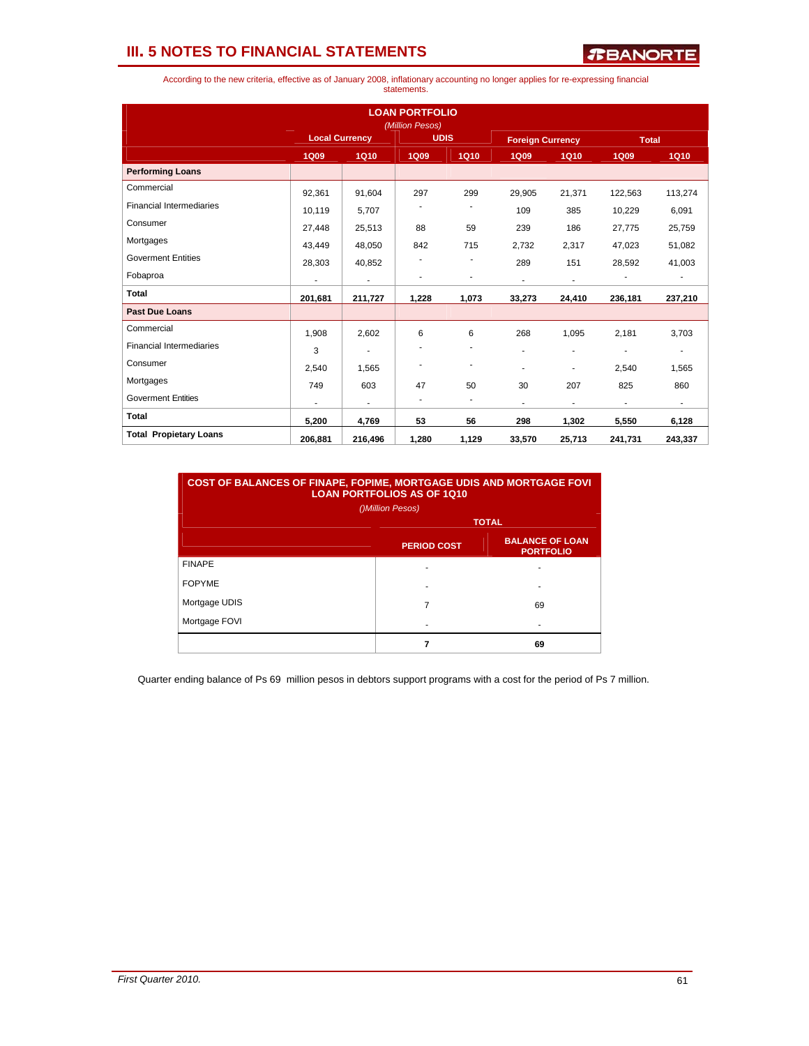# III. 5 NOTES TO FINANCIAL STATEMENTS

According to the new criteria, effective as of January 2008, inflationary accounting no longer applies for re-expressing financial statements.

**LOAN PORTFOLIO**
*(Million Pesos)*

| | Local Currency | | UDIS | | Foreign Currency | | Total | |
|---|---|---|---|---|---|---|---|---|
| | 1Q09 | 1Q10 | 1Q09 | 1Q10 | 1Q09 | 1Q10 | 1Q09 | 1Q10 |
| **Performing Loans** | | | | | | | | |
| Commercial | 92,361 | 91,604 | 297 | 299 | 29,905 | 21,371 | 122,563 | 113,274 |
| Financial Intermediaries | 10,119 | 5,707 | - | - | 109 | 385 | 10,229 | 6,091 |
| Consumer | 27,448 | 25,513 | 88 | 59 | 239 | 186 | 27,775 | 25,759 |
| Mortgages | 43,449 | 48,050 | 842 | 715 | 2,732 | 2,317 | 47,023 | 51,082 |
| Goverment Entities | 28,303 | 40,852 | - | - | 289 | 151 | 28,592 | 41,003 |
| Fobaproa | - | - | - | - | - | - | - | - |
| **Total** | **201,681** | **211,727** | **1,228** | **1,073** | **33,273** | **24,410** | **236,181** | **237,210** |
| **Past Due Loans** | | | | | | | | |
| Commercial | 1,908 | 2,602 | 6 | 6 | 268 | 1,095 | 2,181 | 3,703 |
| Financial Intermediaries | 3 | - | - | - | - | - | - | - |
| Consumer | 2,540 | 1,565 | - | - | - | - | 2,540 | 1,565 |
| Mortgages | 749 | 603 | 47 | 50 | 30 | 207 | 825 | 860 |
| Goverment Entities | - | - | - | - | - | - | - | - |
| **Total** | **5,200** | **4,769** | **53** | **56** | **298** | **1,302** | **5,550** | **6,128** |
| **Total Propietary Loans** | **206,881** | **216,496** | **1,280** | **1,129** | **33,570** | **25,713** | **241,731** | **243,337** |

**COST OF BALANCES OF FINAPE, FOPIME, MORTGAGE UDIS AND MORTGAGE FOVI LOAN PORTFOLIOS AS OF 1Q10**
*()Million Pesos)*

| | TOTAL | |
|---|---|---|
| | PERIOD COST | BALANCE OF LOAN PORTFOLIO |
| FINAPE | - | - |
| FOPYME | - | - |
| Mortgage UDIS | 7 | 69 |
| Mortgage FOVI | - | - |
| | **7** | **69** |

Quarter ending balance of Ps 69 million pesos in debtors support programs with a cost for the period of Ps 7 million.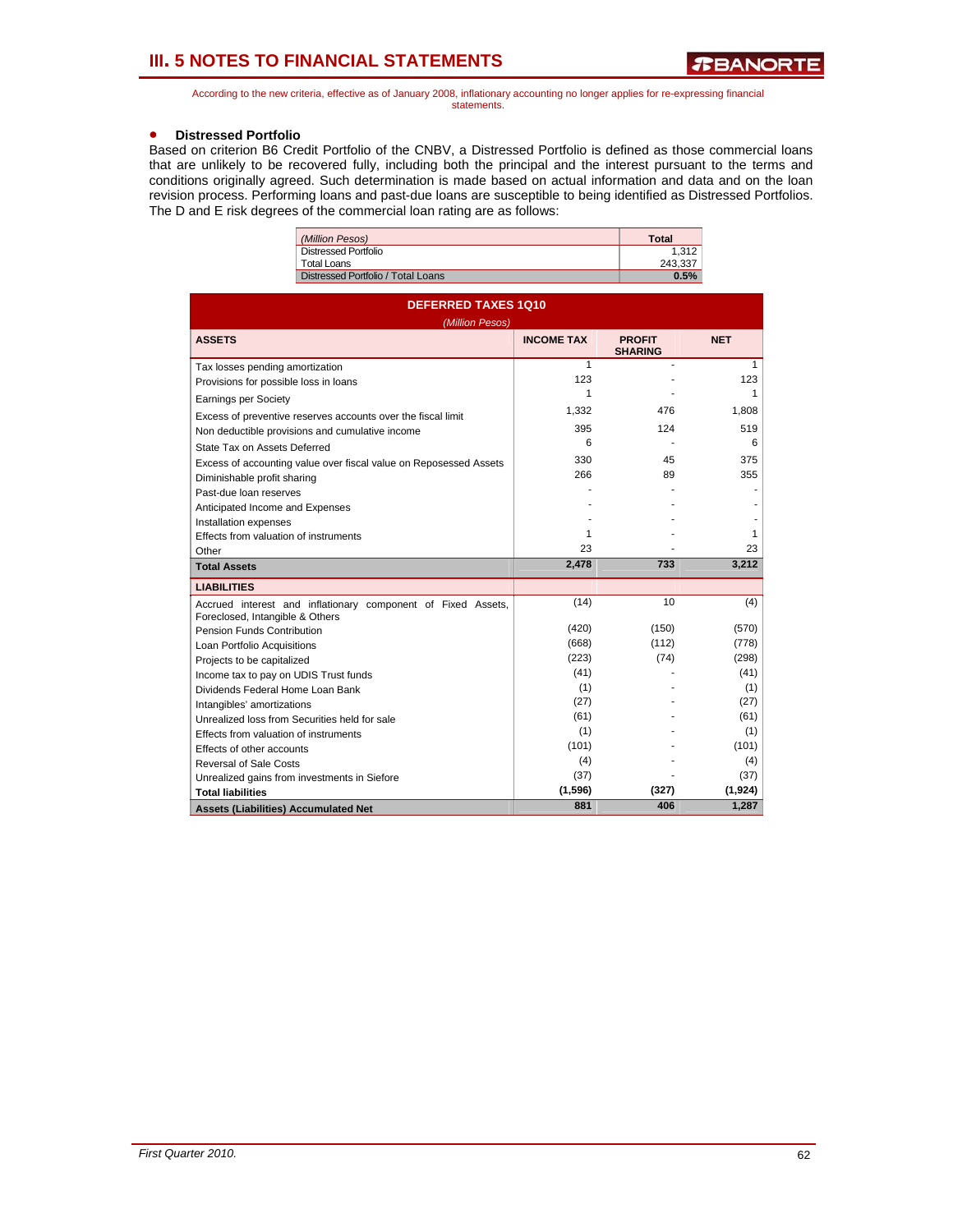## III. 5 NOTES TO FINANCIAL STATEMENTS

According to the new criteria, effective as of January 2008, inflationary accounting no longer applies for re-expressing financial statements.

- **Distressed Portfolio**

Based on criterion B6 Credit Portfolio of the CNBV, a Distressed Portfolio is defined as those commercial loans that are unlikely to be recovered fully, including both the principal and the interest pursuant to the terms and conditions originally agreed. Such determination is made based on actual information and data and on the loan revision process. Performing loans and past-due loans are susceptible to being identified as Distressed Portfolios. The D and E risk degrees of the commercial loan rating are as follows:

| *(Million Pesos)* | Total |
|---|---|
| Distressed Portfolio | 1,312 |
| Total Loans | 243,337 |
| Distressed Portfolio / Total Loans | **0.5%** |

**DEFERRED TAXES 1Q10**

*(Million Pesos)*

| ASSETS | INCOME TAX | PROFIT SHARING | NET |
|---|---|---|---|
| Tax losses pending amortization | 1 | - | 1 |
| Provisions for possible loss in loans | 123 | - | 123 |
| Earnings per Society | 1 | - | 1 |
| Excess of preventive reserves accounts over the fiscal limit | 1,332 | 476 | 1,808 |
| Non deductible provisions and cumulative income | 395 | 124 | 519 |
| State Tax on Assets Deferred | 6 | - | 6 |
| Excess of accounting value over fiscal value on Reposessed Assets | 330 | 45 | 375 |
| Diminishable profit sharing | 266 | 89 | 355 |
| Past-due loan reserves | - | - | - |
| Anticipated Income and Expenses | - | - | - |
| Installation expenses | - | - | - |
| Effects from valuation of instruments | 1 | - | 1 |
| Other | 23 | - | 23 |
| **Total Assets** | **2,478** | **733** | **3,212** |
| **LIABILITIES** | | | |
| Accrued interest and inflationary component of Fixed Assets, Foreclosed, Intangible & Others | (14) | 10 | (4) |
| Pension Funds Contribution | (420) | (150) | (570) |
| Loan Portfolio Acquisitions | (668) | (112) | (778) |
| Projects to be capitalized | (223) | (74) | (298) |
| Income tax to pay on UDIS Trust funds | (41) | - | (41) |
| Dividends Federal Home Loan Bank | (1) | - | (1) |
| Intangibles' amortizations | (27) | - | (27) |
| Unrealized loss from Securities held for sale | (61) | - | (61) |
| Effects from valuation of instruments | (1) | - | (1) |
| Effects of other accounts | (101) | - | (101) |
| Reversal of Sale Costs | (4) | - | (4) |
| Unrealized gains from investments in Siefore | (37) | - | (37) |
| **Total liabilities** | **(1,596)** | **(327)** | **(1,924)** |
| **Assets (Liabilities) Accumulated Net** | **881** | **406** | **1,287** |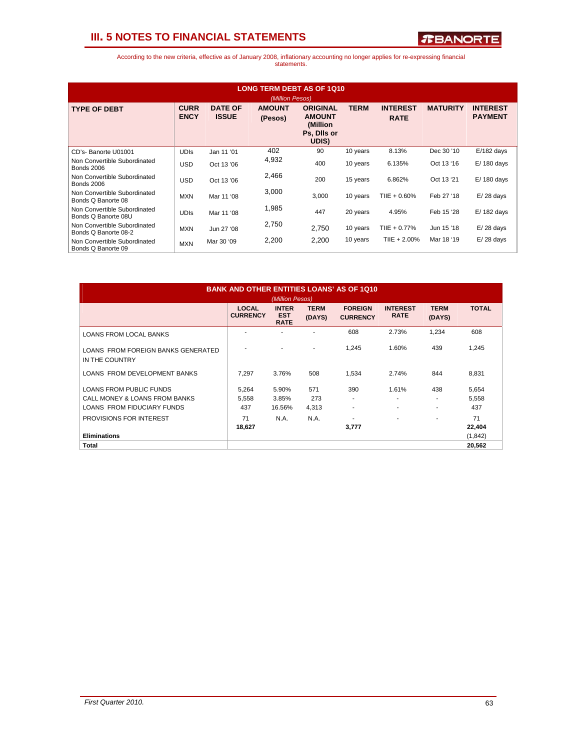## III. 5 NOTES TO FINANCIAL STATEMENTS

According to the new criteria, effective as of January 2008, inflationary accounting no longer applies for re-expressing financial statements.

**LONG TERM DEBT AS OF 1Q10**
*(Million Pesos)*

| TYPE OF DEBT | CURRENCY | DATE OF ISSUE | AMOUNT (Pesos) | ORIGINAL AMOUNT (Million Ps, Dlls or UDIS) | TERM | INTEREST RATE | MATURITY | INTEREST PAYMENT |
|---|---|---|---|---|---|---|---|---|
| CD's- Banorte U01001 | UDIs | Jan 11 '01 | 402 | 90 | 10 years | 8.13% | Dec 30 '10 | E/182 days |
| Non Convertible Subordinated Bonds 2006 | USD | Oct 13 '06 | 4,932 | 400 | 10 years | 6.135% | Oct 13 '16 | E/ 180 days |
| Non Convertible Subordinated Bonds 2006 | USD | Oct 13 '06 | 2,466 | 200 | 15 years | 6.862% | Oct 13 '21 | E/ 180 days |
| Non Convertible Subordinated Bonds Q Banorte 08 | MXN | Mar 11 '08 | 3,000 | 3,000 | 10 years | TIIE + 0.60% | Feb 27 '18 | E/ 28 days |
| Non Convertible Subordinated Bonds Q Banorte 08U | UDIs | Mar 11 '08 | 1,985 | 447 | 20 years | 4.95% | Feb 15 '28 | E/ 182 days |
| Non Convertible Subordinated Bonds Q Banorte 08-2 | MXN | Jun 27 '08 | 2,750 | 2,750 | 10 years | TIIE + 0.77% | Jun 15 '18 | E/ 28 days |
| Non Convertible Subordinated Bonds Q Banorte 09 | MXN | Mar 30 '09 | 2,200 | 2,200 | 10 years | TIIE + 2.00% | Mar 18 '19 | E/ 28 days |

**BANK AND OTHER ENTITIES LOANS' AS OF 1Q10**
*(Million Pesos)*

| | LOCAL CURRENCY | INTEREST RATE | TERM (DAYS) | FOREIGN CURRENCY | INTEREST RATE | TERM (DAYS) | TOTAL |
|---|---|---|---|---|---|---|---|
| LOANS FROM LOCAL BANKS | - | - | - | 608 | 2.73% | 1,234 | 608 |
| LOANS FROM FOREIGN BANKS GENERATED IN THE COUNTRY | - | - | - | 1,245 | 1.60% | 439 | 1,245 |
| LOANS FROM DEVELOPMENT BANKS | 7,297 | 3.76% | 508 | 1,534 | 2.74% | 844 | 8,831 |
| LOANS FROM PUBLIC FUNDS | 5,264 | 5.90% | 571 | 390 | 1.61% | 438 | 5,654 |
| CALL MONEY & LOANS FROM BANKS | 5,558 | 3.85% | 273 | - | - | - | 5,558 |
| LOANS FROM FIDUCIARY FUNDS | 437 | 16.56% | 4,313 | - | - | - | 437 |
| PROVISIONS FOR INTEREST | 71 | N.A. | N.A. | - | - | - | 71 |
| | **18,627** | | | **3,777** | | | **22,404** |
| **Eliminations** | | | | | | | (1,842) |
| **Total** | | | | | | | **20,562** |

*First Quarter 2010.*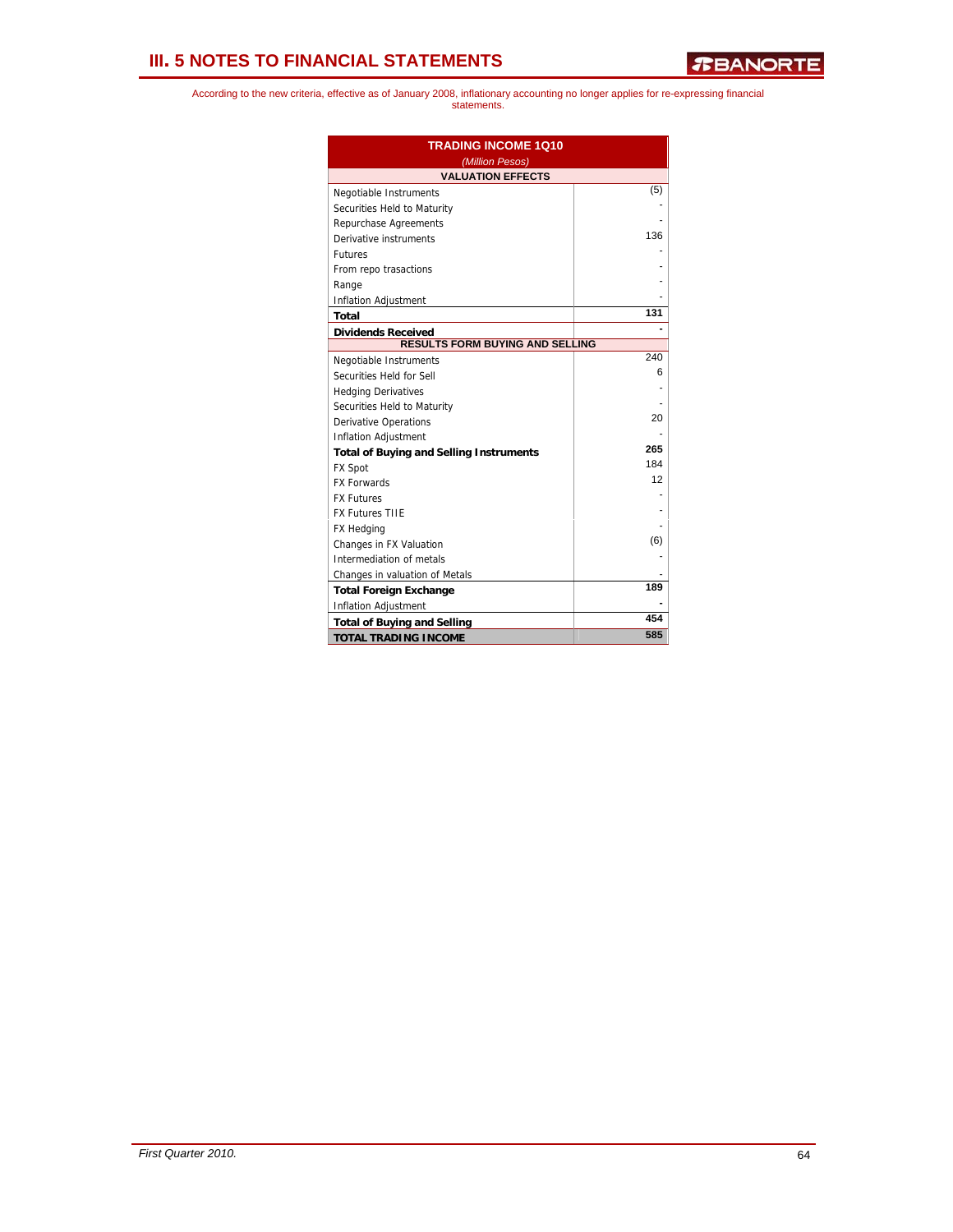# III. 5 NOTES TO FINANCIAL STATEMENTS

According to the new criteria, effective as of January 2008, inflationary accounting no longer applies for re-expressing financial statements.

| TRADING INCOME 1Q10 *(Million Pesos)* | |
|---|---|
| **VALUATION EFFECTS** | |
| Negotiable Instruments | (5) |
| Securities Held to Maturity | - |
| Repurchase Agreements | - |
| Derivative instruments | 136 |
| Futures | - |
| From repo trasactions | - |
| Range | - |
| Inflation Adjustment | - |
| **Total** | **131** |
| **Dividends Received** | **-** |
| **RESULTS FORM BUYING AND SELLING** | |
| Negotiable Instruments | 240 |
| Securities Held for Sell | 6 |
| Hedging Derivatives | - |
| Securities Held to Maturity | - |
| Derivative Operations | 20 |
| Inflation Adjustment | - |
| **Total of Buying and Selling Instruments** | **265** |
| FX Spot | 184 |
| FX Forwards | 12 |
| FX Futures | - |
| FX Futures TIIE | - |
| FX Hedging | - |
| Changes in FX Valuation | (6) |
| Intermediation of metals | - |
| Changes in valuation of Metals | - |
| **Total Foreign Exchange** | **189** |
| Inflation Adjustment | **-** |
| **Total of Buying and Selling** | **454** |
| **TOTAL TRADING INCOME** | **585** |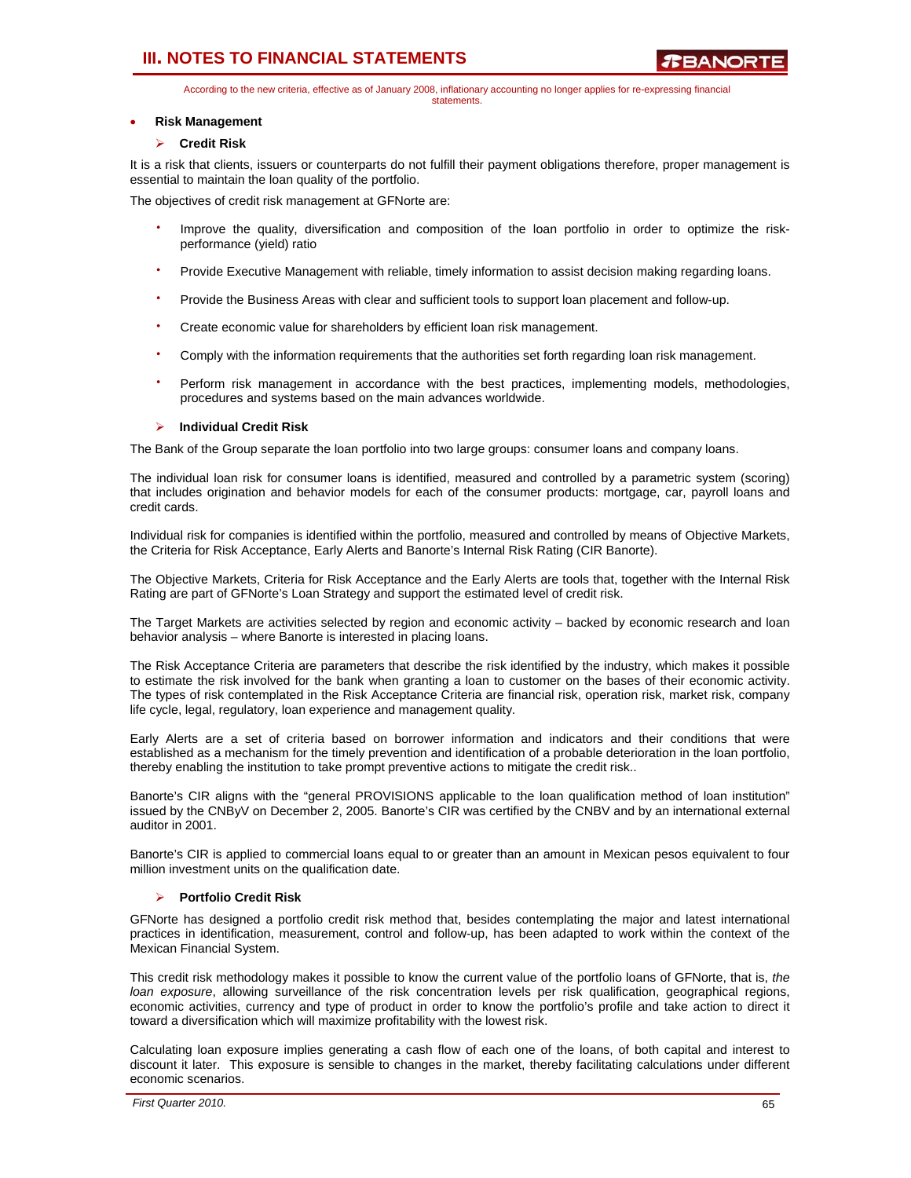According to the new criteria, effective as of January 2008, inflationary accounting no longer applies for re-expressing financial statements.

- **Risk Management**

  - **Credit Risk**

It is a risk that clients, issuers or counterparts do not fulfill their payment obligations therefore, proper management is essential to maintain the loan quality of the portfolio.

The objectives of credit risk management at GFNorte are:

- Improve the quality, diversification and composition of the loan portfolio in order to optimize the risk-performance (yield) ratio
- Provide Executive Management with reliable, timely information to assist decision making regarding loans.
- Provide the Business Areas with clear and sufficient tools to support loan placement and follow-up.
- Create economic value for shareholders by efficient loan risk management.
- Comply with the information requirements that the authorities set forth regarding loan risk management.
- Perform risk management in accordance with the best practices, implementing models, methodologies, procedures and systems based on the main advances worldwide.

  - **Individual Credit Risk**

The Bank of the Group separate the loan portfolio into two large groups: consumer loans and company loans.

The individual loan risk for consumer loans is identified, measured and controlled by a parametric system (scoring) that includes origination and behavior models for each of the consumer products: mortgage, car, payroll loans and credit cards.

Individual risk for companies is identified within the portfolio, measured and controlled by means of Objective Markets, the Criteria for Risk Acceptance, Early Alerts and Banorte's Internal Risk Rating (CIR Banorte).

The Objective Markets, Criteria for Risk Acceptance and the Early Alerts are tools that, together with the Internal Risk Rating are part of GFNorte's Loan Strategy and support the estimated level of credit risk.

The Target Markets are activities selected by region and economic activity – backed by economic research and loan behavior analysis – where Banorte is interested in placing loans.

The Risk Acceptance Criteria are parameters that describe the risk identified by the industry, which makes it possible to estimate the risk involved for the bank when granting a loan to customer on the bases of their economic activity. The types of risk contemplated in the Risk Acceptance Criteria are financial risk, operation risk, market risk, company life cycle, legal, regulatory, loan experience and management quality.

Early Alerts are a set of criteria based on borrower information and indicators and their conditions that were established as a mechanism for the timely prevention and identification of a probable deterioration in the loan portfolio, thereby enabling the institution to take prompt preventive actions to mitigate the credit risk..

Banorte's CIR aligns with the "general PROVISIONS applicable to the loan qualification method of loan institution" issued by the CNByV on December 2, 2005. Banorte's CIR was certified by the CNBV and by an international external auditor in 2001.

Banorte's CIR is applied to commercial loans equal to or greater than an amount in Mexican pesos equivalent to four million investment units on the qualification date.

  - **Portfolio Credit Risk**

GFNorte has designed a portfolio credit risk method that, besides contemplating the major and latest international practices in identification, measurement, control and follow-up, has been adapted to work within the context of the Mexican Financial System.

This credit risk methodology makes it possible to know the current value of the portfolio loans of GFNorte, that is, *the loan exposure*, allowing surveillance of the risk concentration levels per risk qualification, geographical regions, economic activities, currency and type of product in order to know the portfolio's profile and take action to direct it toward a diversification which will maximize profitability with the lowest risk.

Calculating loan exposure implies generating a cash flow of each one of the loans, of both capital and interest to discount it later. This exposure is sensible to changes in the market, thereby facilitating calculations under different economic scenarios.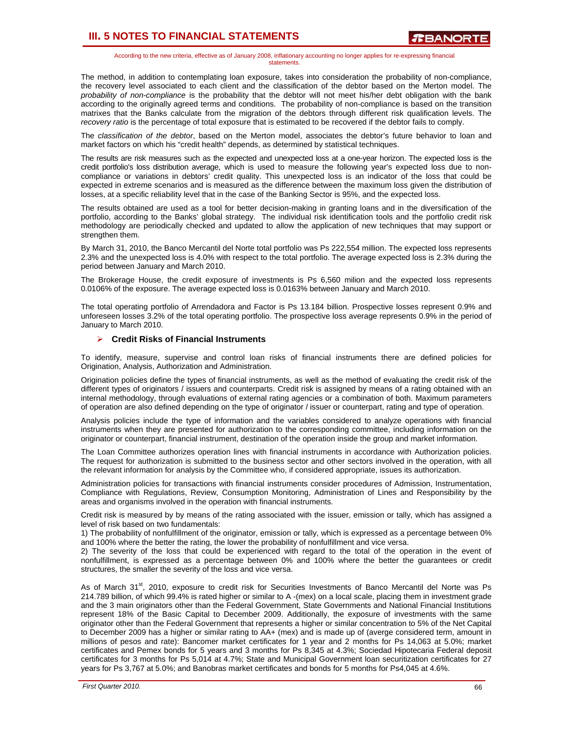According to the new criteria, effective as of January 2008, inflationary accounting no longer applies for re-expressing financial statements.

The method, in addition to contemplating loan exposure, takes into consideration the probability of non-compliance, the recovery level associated to each client and the classification of the debtor based on the Merton model. The *probability of non-compliance* is the probability that the debtor will not meet his/her debt obligation with the bank according to the originally agreed terms and conditions. The probability of non-compliance is based on the transition matrixes that the Banks calculate from the migration of the debtors through different risk qualification levels. The *recovery ratio* is the percentage of total exposure that is estimated to be recovered if the debtor fails to comply.

The *classification of the debtor*, based on the Merton model, associates the debtor's future behavior to loan and market factors on which his "credit health" depends, as determined by statistical techniques.

The results are risk measures such as the expected and unexpected loss at a one-year horizon. The expected loss is the credit portfolio's loss distribution average, which is used to measure the following year's expected loss due to non-compliance or variations in debtors' credit quality. This unexpected loss is an indicator of the loss that could be expected in extreme scenarios and is measured as the difference between the maximum loss given the distribution of losses, at a specific reliability level that in the case of the Banking Sector is 95%, and the expected loss.

The results obtained are used as a tool for better decision-making in granting loans and in the diversification of the portfolio, according to the Banks' global strategy. The individual risk identification tools and the portfolio credit risk methodology are periodically checked and updated to allow the application of new techniques that may support or strengthen them.

By March 31, 2010, the Banco Mercantil del Norte total portfolio was Ps 222,554 million. The expected loss represents 2.3% and the unexpected loss is 4.0% with respect to the total portfolio. The average expected loss is 2.3% during the period between January and March 2010.

The Brokerage House, the credit exposure of investments is Ps 6,560 milion and the expected loss represents 0.0106% of the exposure. The average expected loss is 0.0163% between January and March 2010.

The total operating portfolio of Arrendadora and Factor is Ps 13.184 billion. Prospective losses represent 0.9% and unforeseen losses 3.2% of the total operating portfolio. The prospective loss average represents 0.9% in the period of January to March 2010.

### Credit Risks of Financial Instruments

To identify, measure, supervise and control loan risks of financial instruments there are defined policies for Origination, Analysis, Authorization and Administration.

Origination policies define the types of financial instruments, as well as the method of evaluating the credit risk of the different types of originators / issuers and counterparts. Credit risk is assigned by means of a rating obtained with an internal methodology, through evaluations of external rating agencies or a combination of both. Maximum parameters of operation are also defined depending on the type of originator / issuer or counterpart, rating and type of operation.

Analysis policies include the type of information and the variables considered to analyze operations with financial instruments when they are presented for authorization to the corresponding committee, including information on the originator or counterpart, financial instrument, destination of the operation inside the group and market information.

The Loan Committee authorizes operation lines with financial instruments in accordance with Authorization policies. The request for authorization is submitted to the business sector and other sectors involved in the operation, with all the relevant information for analysis by the Committee who, if considered appropriate, issues its authorization.

Administration policies for transactions with financial instruments consider procedures of Admission, Instrumentation, Compliance with Regulations, Review, Consumption Monitoring, Administration of Lines and Responsibility by the areas and organisms involved in the operation with financial instruments.

Credit risk is measured by by means of the rating associated with the issuer, emission or tally, which has assigned a level of risk based on two fundamentals:
1) The probability of nonfulfillment of the originator, emission or tally, which is expressed as a percentage between 0% and 100% where the better the rating, the lower the probability of nonfulfillment and vice versa.
2) The severity of the loss that could be experienced with regard to the total of the operation in the event of nonfulfillment, is expressed as a percentage between 0% and 100% where the better the guarantees or credit structures, the smaller the severity of the loss and vice versa.

As of March 31st, 2010, exposure to credit risk for Securities Investments of Banco Mercantil del Norte was Ps 214.789 billion, of which 99.4% is rated higher or similar to A -(mex) on a local scale, placing them in investment grade and the 3 main originators other than the Federal Government, State Governments and National Financial Institutions represent 18% of the Basic Capital to December 2009. Additionally, the exposure of investments with the same originator other than the Federal Government that represents a higher or similar concentration to 5% of the Net Capital to December 2009 has a higher or similar rating to AA+ (mex) and is made up of (averge considered term, amount in millions of pesos and rate): Bancomer market certificates for 1 year and 2 months for Ps 14,063 at 5.0%; market certificates and Pemex bonds for 5 years and 3 months for Ps 8,345 at 4.3%; Sociedad Hipotecaria Federal deposit certificates for 3 months for Ps 5,014 at 4.7%; State and Municipal Government loan securitization certificates for 27 years for Ps 3,767 at 5.0%; and Banobras market certificates and bonds for 5 months for Ps4,045 at 4.6%.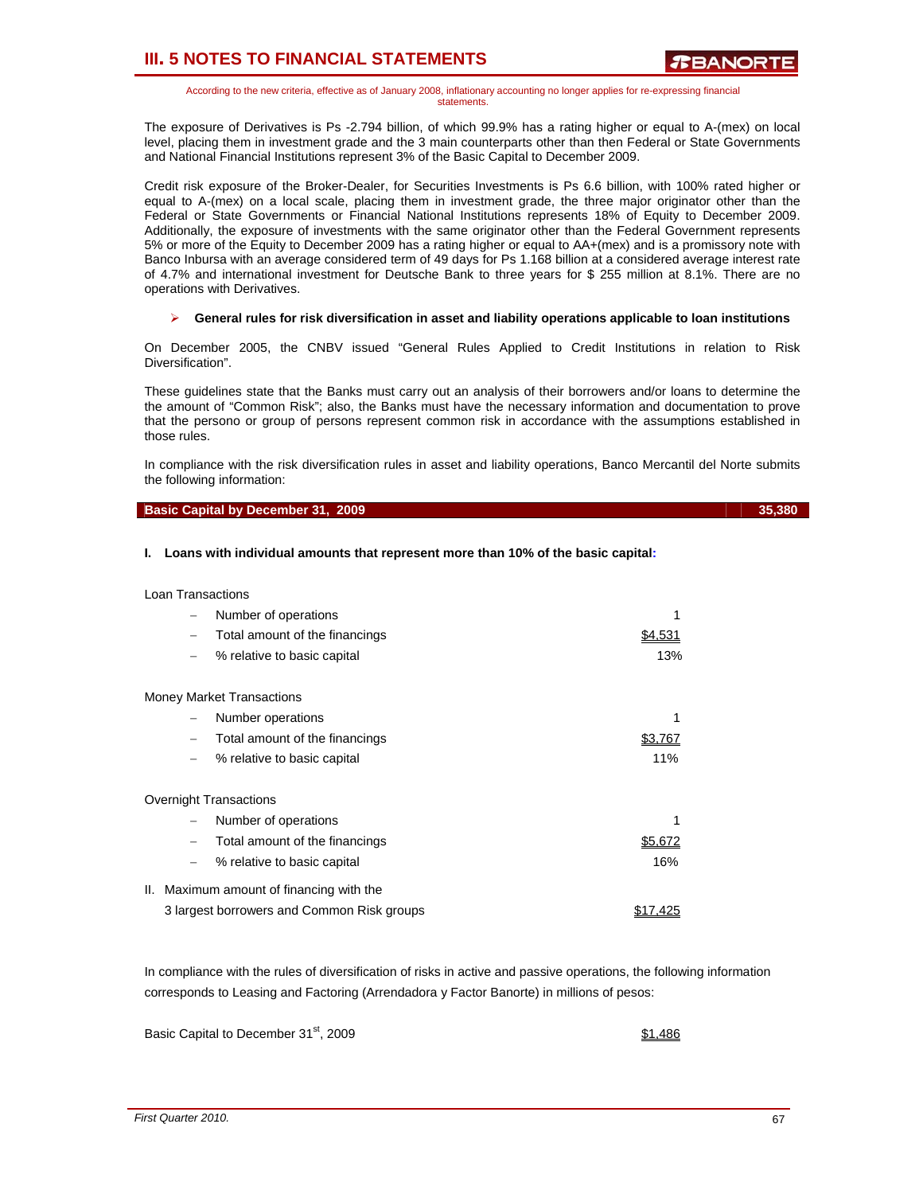According to the new criteria, effective as of January 2008, inflationary accounting no longer applies for re-expressing financial statements.

The exposure of Derivatives is Ps -2.794 billion, of which 99.9% has a rating higher or equal to A-(mex) on local level, placing them in investment grade and the 3 main counterparts other than then Federal or State Governments and National Financial Institutions represent 3% of the Basic Capital to December 2009.

Credit risk exposure of the Broker-Dealer, for Securities Investments is Ps 6.6 billion, with 100% rated higher or equal to A-(mex) on a local scale, placing them in investment grade, the three major originator other than the Federal or State Governments or Financial National Institutions represents 18% of Equity to December 2009. Additionally, the exposure of investments with the same originator other than the Federal Government represents 5% or more of the Equity to December 2009 has a rating higher or equal to AA+(mex) and is a promissory note with Banco Inbursa with an average considered term of 49 days for Ps 1.168 billion at a considered average interest rate of 4.7% and international investment for Deutsche Bank to three years for $ 255 million at 8.1%. There are no operations with Derivatives.

- **General rules for risk diversification in asset and liability operations applicable to loan institutions**

On December 2005, the CNBV issued "General Rules Applied to Credit Institutions in relation to Risk Diversification".

These guidelines state that the Banks must carry out an analysis of their borrowers and/or loans to determine the the amount of "Common Risk"; also, the Banks must have the necessary information and documentation to prove that the persono or group of persons represent common risk in accordance with the assumptions established in those rules.

In compliance with the risk diversification rules in asset and liability operations, Banco Mercantil del Norte submits the following information:

| **Basic Capital by December 31, 2009** | **35,380** |
|---|---|

**I. Loans with individual amounts that represent more than 10% of the basic capital:**

| | |
|---|---|
| Loan Transactions | |
| – Number of operations | 1 |
| – Total amount of the financings | $4,531 |
| – % relative to basic capital | 13% |
| Money Market Transactions | |
| – Number operations | 1 |
| – Total amount of the financings | $3,767 |
| – % relative to basic capital | 11% |
| Overnight Transactions | |
| – Number of operations | 1 |
| – Total amount of the financings | $5,672 |
| – % relative to basic capital | 16% |
| II. Maximum amount of financing with the 3 largest borrowers and Common Risk groups | $17,425 |

In compliance with the rules of diversification of risks in active and passive operations, the following information corresponds to Leasing and Factoring (Arrendadora y Factor Banorte) in millions of pesos:

| | |
|---|---|
| Basic Capital to December 31st, 2009 | $1,486 |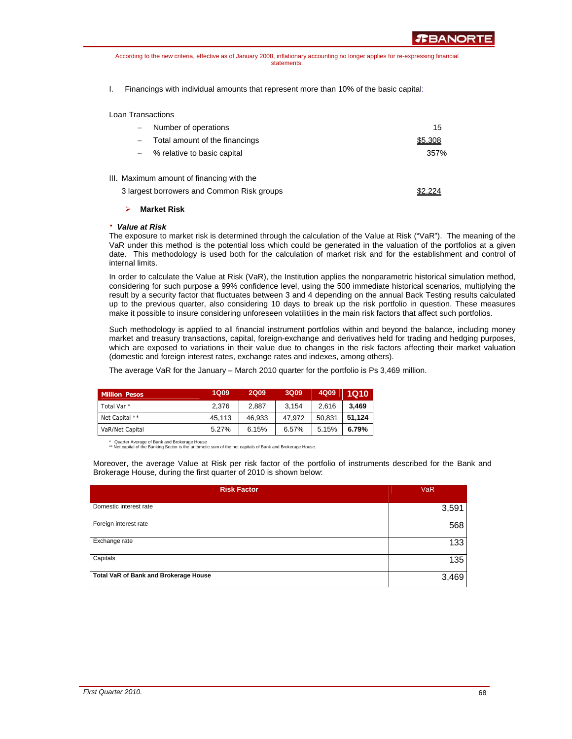According to the new criteria, effective as of January 2008, inflationary accounting no longer applies for re-expressing financial statements.

I. Financings with individual amounts that represent more than 10% of the basic capital:

Loan Transactions

- Number of operations — 15
- Total amount of the financings — $5,308
- % relative to basic capital — 357%

III. Maximum amount of financing with the 3 largest borrowers and Common Risk groups — $2,224

- **Market Risk**

• ***Value at Risk***

The exposure to market risk is determined through the calculation of the Value at Risk ("VaR"). The meaning of the VaR under this method is the potential loss which could be generated in the valuation of the portfolios at a given date. This methodology is used both for the calculation of market risk and for the establishment and control of internal limits.

In order to calculate the Value at Risk (VaR), the Institution applies the nonparametric historical simulation method, considering for such purpose a 99% confidence level, using the 500 immediate historical scenarios, multiplying the result by a security factor that fluctuates between 3 and 4 depending on the annual Back Testing results calculated up to the previous quarter, also considering 10 days to break up the risk portfolio in question. These measures make it possible to insure considering unforeseen volatilities in the main risk factors that affect such portfolios.

Such methodology is applied to all financial instrument portfolios within and beyond the balance, including money market and treasury transactions, capital, foreign-exchange and derivatives held for trading and hedging purposes, which are exposed to variations in their value due to changes in the risk factors affecting their market valuation (domestic and foreign interest rates, exchange rates and indexes, among others).

The average VaR for the January – March 2010 quarter for the portfolio is Ps 3,469 million.

| Million Pesos | 1Q09 | 2Q09 | 3Q09 | 4Q09 | 1Q10 |
|---|---|---|---|---|---|
| Total Var * | 2,376 | 2,887 | 3,154 | 2,616 | **3,469** |
| Net Capital ** | 45,113 | 46,933 | 47,972 | 50,831 | **51,124** |
| VaR/Net Capital | 5.27% | 6.15% | 6.57% | 5.15% | **6.79%** |

\* Quarter Average of Bank and Brokerage House
\*\* Net capital of the Banking Sector is the arithmetic sum of the net capitals of Bank and Brokerage House.

Moreover, the average Value at Risk per risk factor of the portfolio of instruments described for the Bank and Brokerage House, during the first quarter of 2010 is shown below:

| Risk Factor | VaR |
|---|---|
| Domestic interest rate | 3,591 |
| Foreign interest rate | 568 |
| Exchange rate | 133 |
| Capitals | 135 |
| **Total VaR of Bank and Brokerage House** | 3,469 |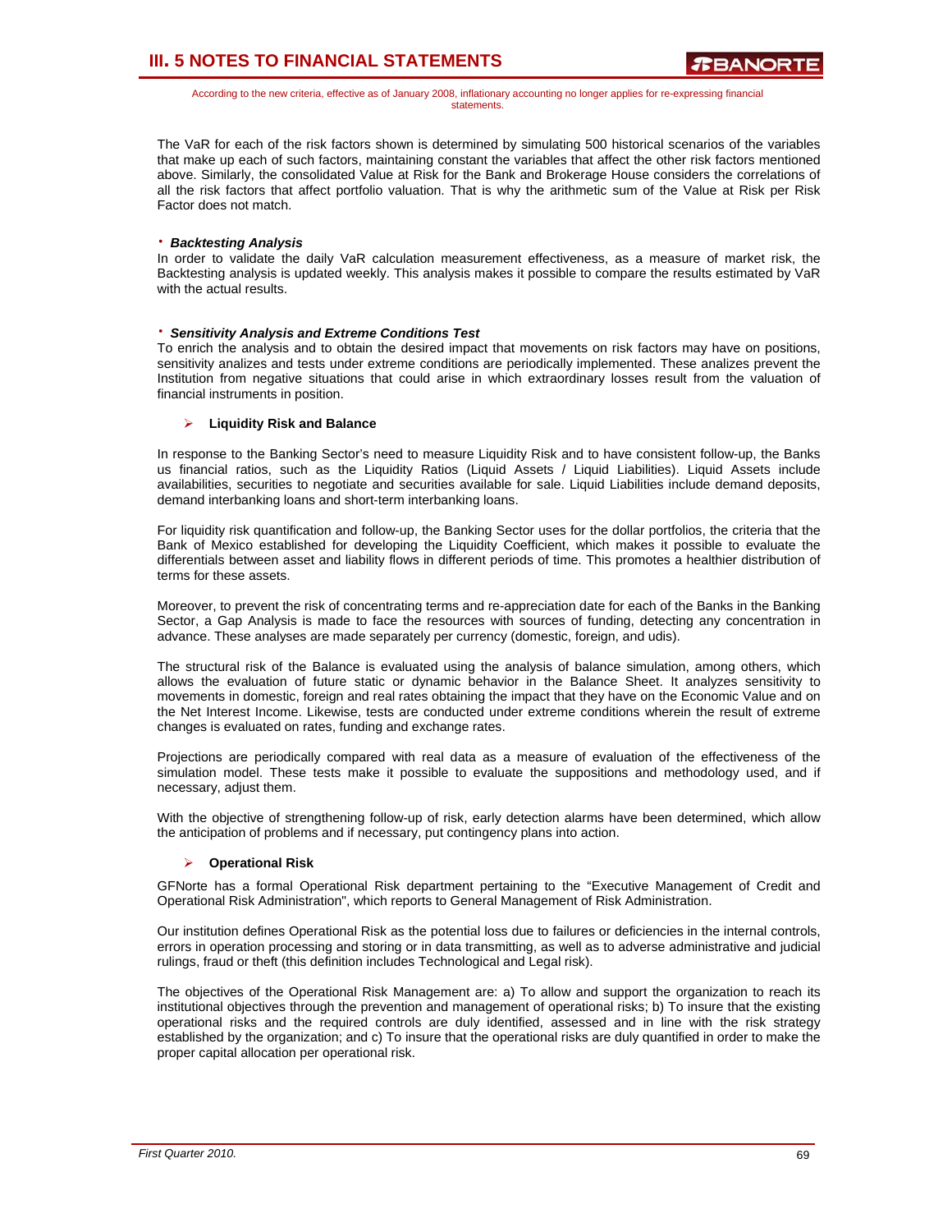The VaR for each of the risk factors shown is determined by simulating 500 historical scenarios of the variables that make up each of such factors, maintaining constant the variables that affect the other risk factors mentioned above. Similarly, the consolidated Value at Risk for the Bank and Brokerage House considers the correlations of all the risk factors that affect portfolio valuation. That is why the arithmetic sum of the Value at Risk per Risk Factor does not match.

- ***Backtesting Analysis***

In order to validate the daily VaR calculation measurement effectiveness, as a measure of market risk, the Backtesting analysis is updated weekly. This analysis makes it possible to compare the results estimated by VaR with the actual results.

- ***Sensitivity Analysis and Extreme Conditions Test***

To enrich the analysis and to obtain the desired impact that movements on risk factors may have on positions, sensitivity analizes and tests under extreme conditions are periodically implemented. These analizes prevent the Institution from negative situations that could arise in which extraordinary losses result from the valuation of financial instruments in position.

- **Liquidity Risk and Balance**

In response to the Banking Sector's need to measure Liquidity Risk and to have consistent follow-up, the Banks us financial ratios, such as the Liquidity Ratios (Liquid Assets / Liquid Liabilities). Liquid Assets include availabilities, securities to negotiate and securities available for sale. Liquid Liabilities include demand deposits, demand interbanking loans and short-term interbanking loans.

For liquidity risk quantification and follow-up, the Banking Sector uses for the dollar portfolios, the criteria that the Bank of Mexico established for developing the Liquidity Coefficient, which makes it possible to evaluate the differentials between asset and liability flows in different periods of time. This promotes a healthier distribution of terms for these assets.

Moreover, to prevent the risk of concentrating terms and re-appreciation date for each of the Banks in the Banking Sector, a Gap Analysis is made to face the resources with sources of funding, detecting any concentration in advance. These analyses are made separately per currency (domestic, foreign, and udis).

The structural risk of the Balance is evaluated using the analysis of balance simulation, among others, which allows the evaluation of future static or dynamic behavior in the Balance Sheet. It analyzes sensitivity to movements in domestic, foreign and real rates obtaining the impact that they have on the Economic Value and on the Net Interest Income. Likewise, tests are conducted under extreme conditions wherein the result of extreme changes is evaluated on rates, funding and exchange rates.

Projections are periodically compared with real data as a measure of evaluation of the effectiveness of the simulation model. These tests make it possible to evaluate the suppositions and methodology used, and if necessary, adjust them.

With the objective of strengthening follow-up of risk, early detection alarms have been determined, which allow the anticipation of problems and if necessary, put contingency plans into action.

- **Operational Risk**

GFNorte has a formal Operational Risk department pertaining to the "Executive Management of Credit and Operational Risk Administration", which reports to General Management of Risk Administration.

Our institution defines Operational Risk as the potential loss due to failures or deficiencies in the internal controls, errors in operation processing and storing or in data transmitting, as well as to adverse administrative and judicial rulings, fraud or theft (this definition includes Technological and Legal risk).

The objectives of the Operational Risk Management are: a) To allow and support the organization to reach its institutional objectives through the prevention and management of operational risks; b) To insure that the existing operational risks and the required controls are duly identified, assessed and in line with the risk strategy established by the organization; and c) To insure that the operational risks are duly quantified in order to make the proper capital allocation per operational risk.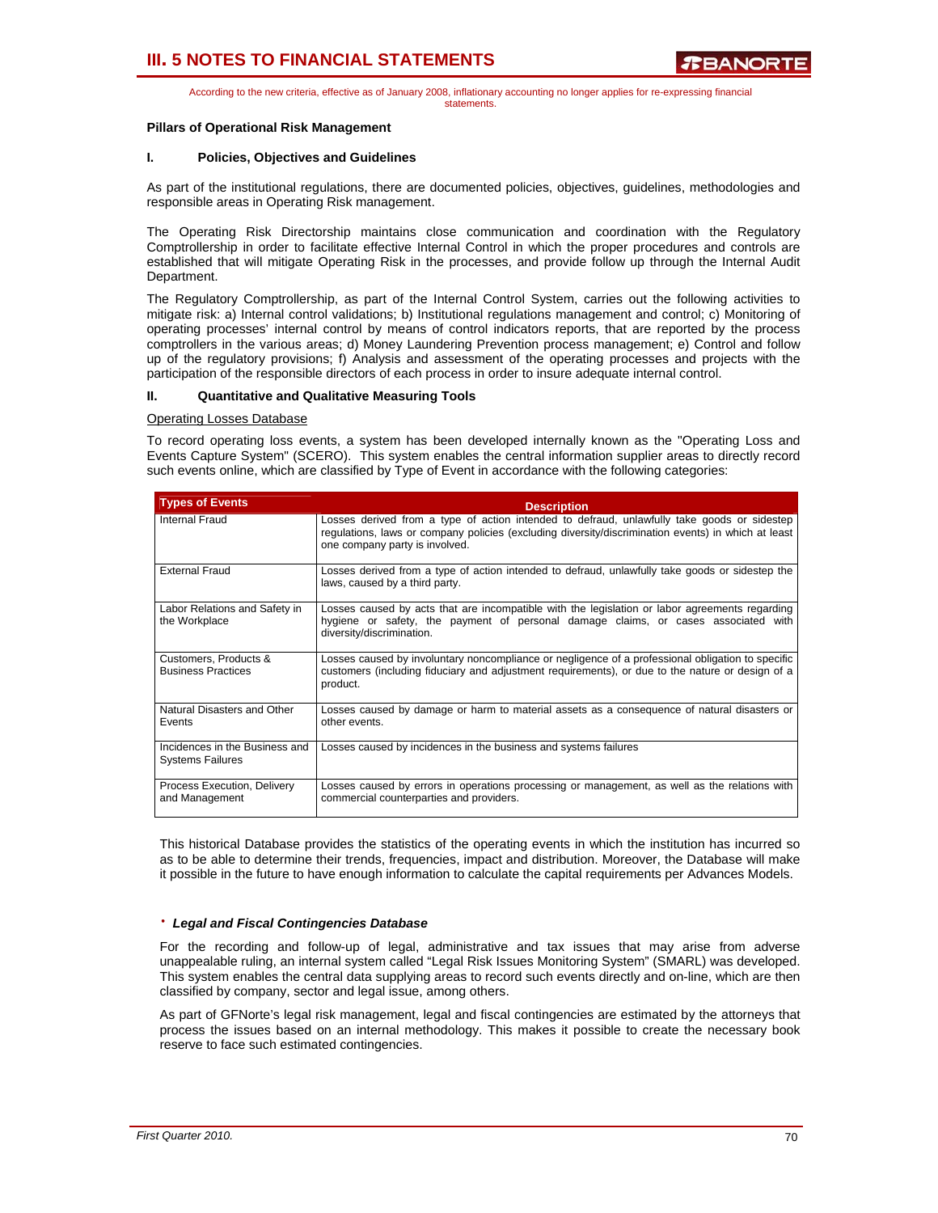According to the new criteria, effective as of January 2008, inflationary accounting no longer applies for re-expressing financial statements.

**Pillars of Operational Risk Management**

**I. Policies, Objectives and Guidelines**

As part of the institutional regulations, there are documented policies, objectives, guidelines, methodologies and responsible areas in Operating Risk management.

The Operating Risk Directorship maintains close communication and coordination with the Regulatory Comptrollership in order to facilitate effective Internal Control in which the proper procedures and controls are established that will mitigate Operating Risk in the processes, and provide follow up through the Internal Audit Department.

The Regulatory Comptrollership, as part of the Internal Control System, carries out the following activities to mitigate risk: a) Internal control validations; b) Institutional regulations management and control; c) Monitoring of operating processes' internal control by means of control indicators reports, that are reported by the process comptrollers in the various areas; d) Money Laundering Prevention process management; e) Control and follow up of the regulatory provisions; f) Analysis and assessment of the operating processes and projects with the participation of the responsible directors of each process in order to insure adequate internal control.

**II. Quantitative and Qualitative Measuring Tools**

Operating Losses Database

To record operating loss events, a system has been developed internally known as the "Operating Loss and Events Capture System" (SCERO). This system enables the central information supplier areas to directly record such events online, which are classified by Type of Event in accordance with the following categories:

| Types of Events | Description |
|---|---|
| Internal Fraud | Losses derived from a type of action intended to defraud, unlawfully take goods or sidestep regulations, laws or company policies (excluding diversity/discrimination events) in which at least one company party is involved. |
| External Fraud | Losses derived from a type of action intended to defraud, unlawfully take goods or sidestep the laws, caused by a third party. |
| Labor Relations and Safety in the Workplace | Losses caused by acts that are incompatible with the legislation or labor agreements regarding hygiene or safety, the payment of personal damage claims, or cases associated with diversity/discrimination. |
| Customers, Products & Business Practices | Losses caused by involuntary noncompliance or negligence of a professional obligation to specific customers (including fiduciary and adjustment requirements), or due to the nature or design of a product. |
| Natural Disasters and Other Events | Losses caused by damage or harm to material assets as a consequence of natural disasters or other events. |
| Incidences in the Business and Systems Failures | Losses caused by incidences in the business and systems failures |
| Process Execution, Delivery and Management | Losses caused by errors in operations processing or management, as well as the relations with commercial counterparties and providers. |

This historical Database provides the statistics of the operating events in which the institution has incurred so as to be able to determine their trends, frequencies, impact and distribution. Moreover, the Database will make it possible in the future to have enough information to calculate the capital requirements per Advances Models.

- ***Legal and Fiscal Contingencies Database***

For the recording and follow-up of legal, administrative and tax issues that may arise from adverse unappealable ruling, an internal system called "Legal Risk Issues Monitoring System" (SMARL) was developed. This system enables the central data supplying areas to record such events directly and on-line, which are then classified by company, sector and legal issue, among others.

As part of GFNorte's legal risk management, legal and fiscal contingencies are estimated by the attorneys that process the issues based on an internal methodology. This makes it possible to create the necessary book reserve to face such estimated contingencies.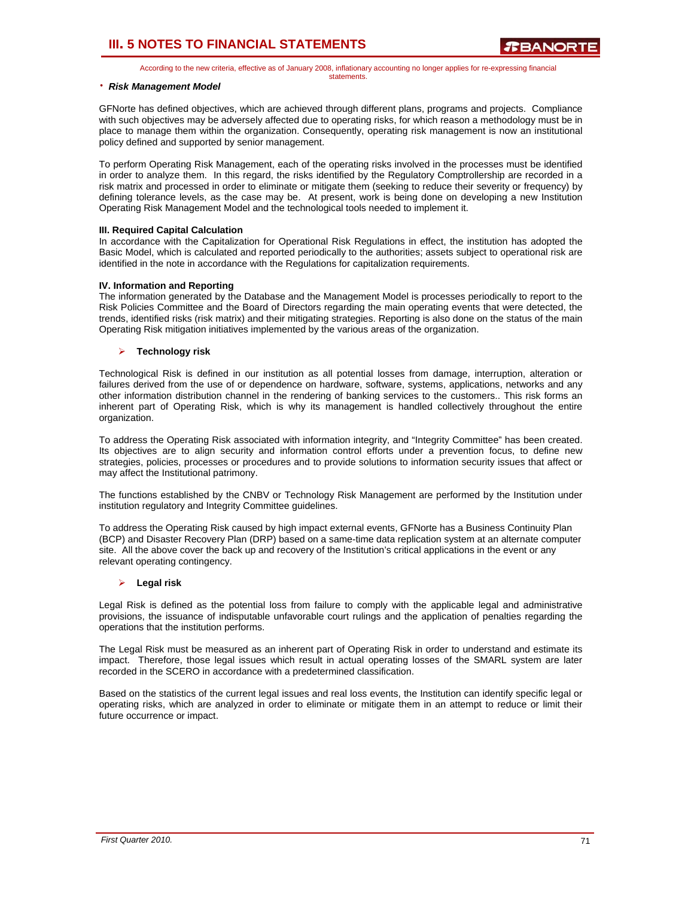According to the new criteria, effective as of January 2008, inflationary accounting no longer applies for re-expressing financial statements.

- ***Risk Management Model***

GFNorte has defined objectives, which are achieved through different plans, programs and projects. Compliance with such objectives may be adversely affected due to operating risks, for which reason a methodology must be in place to manage them within the organization. Consequently, operating risk management is now an institutional policy defined and supported by senior management.

To perform Operating Risk Management, each of the operating risks involved in the processes must be identified in order to analyze them. In this regard, the risks identified by the Regulatory Comptrollership are recorded in a risk matrix and processed in order to eliminate or mitigate them (seeking to reduce their severity or frequency) by defining tolerance levels, as the case may be. At present, work is being done on developing a new Institution Operating Risk Management Model and the technological tools needed to implement it.

**III. Required Capital Calculation**

In accordance with the Capitalization for Operational Risk Regulations in effect, the institution has adopted the Basic Model, which is calculated and reported periodically to the authorities; assets subject to operational risk are identified in the note in accordance with the Regulations for capitalization requirements.

**IV. Information and Reporting**

The information generated by the Database and the Management Model is processes periodically to report to the Risk Policies Committee and the Board of Directors regarding the main operating events that were detected, the trends, identified risks (risk matrix) and their mitigating strategies. Reporting is also done on the status of the main Operating Risk mitigation initiatives implemented by the various areas of the organization.

- **Technology risk**

Technological Risk is defined in our institution as all potential losses from damage, interruption, alteration or failures derived from the use of or dependence on hardware, software, systems, applications, networks and any other information distribution channel in the rendering of banking services to the customers.. This risk forms an inherent part of Operating Risk, which is why its management is handled collectively throughout the entire organization.

To address the Operating Risk associated with information integrity, and "Integrity Committee" has been created. Its objectives are to align security and information control efforts under a prevention focus, to define new strategies, policies, processes or procedures and to provide solutions to information security issues that affect or may affect the Institutional patrimony.

The functions established by the CNBV or Technology Risk Management are performed by the Institution under institution regulatory and Integrity Committee guidelines.

To address the Operating Risk caused by high impact external events, GFNorte has a Business Continuity Plan (BCP) and Disaster Recovery Plan (DRP) based on a same-time data replication system at an alternate computer site. All the above cover the back up and recovery of the Institution's critical applications in the event or any relevant operating contingency.

- **Legal risk**

Legal Risk is defined as the potential loss from failure to comply with the applicable legal and administrative provisions, the issuance of indisputable unfavorable court rulings and the application of penalties regarding the operations that the institution performs.

The Legal Risk must be measured as an inherent part of Operating Risk in order to understand and estimate its impact. Therefore, those legal issues which result in actual operating losses of the SMARL system are later recorded in the SCERO in accordance with a predetermined classification.

Based on the statistics of the current legal issues and real loss events, the Institution can identify specific legal or operating risks, which are analyzed in order to eliminate or mitigate them in an attempt to reduce or limit their future occurrence or impact.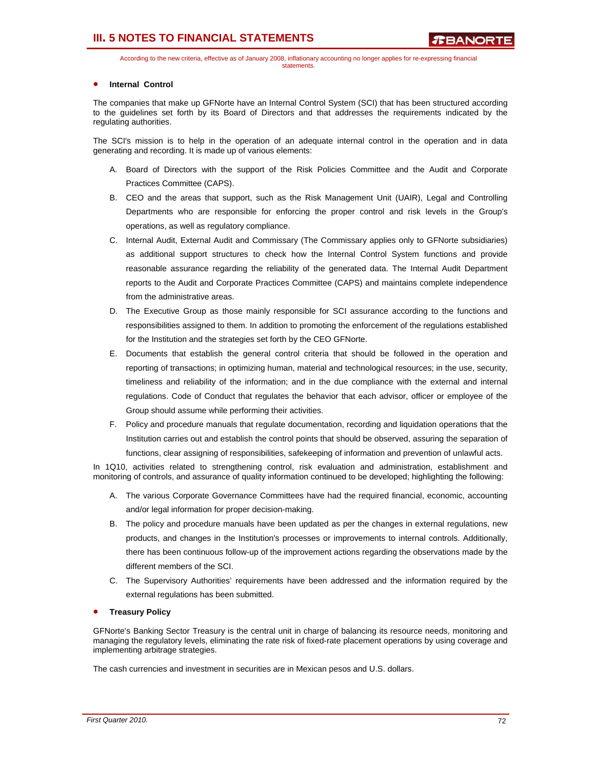- **Internal Control**

The companies that make up GFNorte have an Internal Control System (SCI) that has been structured according to the guidelines set forth by its Board of Directors and that addresses the requirements indicated by the regulating authorities.

The SCI's mission is to help in the operation of an adequate internal control in the operation and in data generating and recording. It is made up of various elements:

A. Board of Directors with the support of the Risk Policies Committee and the Audit and Corporate Practices Committee (CAPS).

B. CEO and the areas that support, such as the Risk Management Unit (UAIR), Legal and Controlling Departments who are responsible for enforcing the proper control and risk levels in the Group's operations, as well as regulatory compliance.

C. Internal Audit, External Audit and Commissary (The Commissary applies only to GFNorte subsidiaries) as additional support structures to check how the Internal Control System functions and provide reasonable assurance regarding the reliability of the generated data. The Internal Audit Department reports to the Audit and Corporate Practices Committee (CAPS) and maintains complete independence from the administrative areas.

D. The Executive Group as those mainly responsible for SCI assurance according to the functions and responsibilities assigned to them. In addition to promoting the enforcement of the regulations established for the Institution and the strategies set forth by the CEO GFNorte.

E. Documents that establish the general control criteria that should be followed in the operation and reporting of transactions; in optimizing human, material and technological resources; in the use, security, timeliness and reliability of the information; and in the due compliance with the external and internal regulations. Code of Conduct that regulates the behavior that each advisor, officer or employee of the Group should assume while performing their activities.

F. Policy and procedure manuals that regulate documentation, recording and liquidation operations that the Institution carries out and establish the control points that should be observed, assuring the separation of functions, clear assigning of responsibilities, safekeeping of information and prevention of unlawful acts.

In 1Q10, activities related to strengthening control, risk evaluation and administration, establishment and monitoring of controls, and assurance of quality information continued to be developed; highlighting the following:

A. The various Corporate Governance Committees have had the required financial, economic, accounting and/or legal information for proper decision-making.

B. The policy and procedure manuals have been updated as per the changes in external regulations, new products, and changes in the Institution's processes or improvements to internal controls. Additionally, there has been continuous follow-up of the improvement actions regarding the observations made by the different members of the SCI.

C. The Supervisory Authorities' requirements have been addressed and the information required by the external regulations has been submitted.

- **Treasury Policy**

GFNorte's Banking Sector Treasury is the central unit in charge of balancing its resource needs, monitoring and managing the regulatory levels, eliminating the rate risk of fixed-rate placement operations by using coverage and implementing arbitrage strategies.

The cash currencies and investment in securities are in Mexican pesos and U.S. dollars.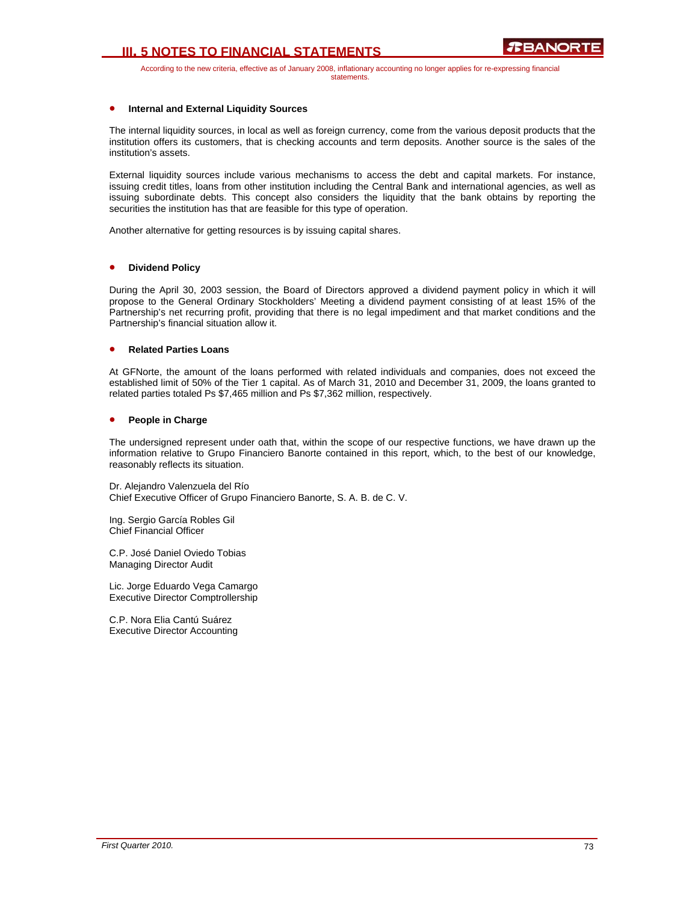- **Internal and External Liquidity Sources**

The internal liquidity sources, in local as well as foreign currency, come from the various deposit products that the institution offers its customers, that is checking accounts and term deposits. Another source is the sales of the institution's assets.

External liquidity sources include various mechanisms to access the debt and capital markets. For instance, issuing credit titles, loans from other institution including the Central Bank and international agencies, as well as issuing subordinate debts. This concept also considers the liquidity that the bank obtains by reporting the securities the institution has that are feasible for this type of operation.

Another alternative for getting resources is by issuing capital shares.

- **Dividend Policy**

During the April 30, 2003 session, the Board of Directors approved a dividend payment policy in which it will propose to the General Ordinary Stockholders' Meeting a dividend payment consisting of at least 15% of the Partnership's net recurring profit, providing that there is no legal impediment and that market conditions and the Partnership's financial situation allow it.

- **Related Parties Loans**

At GFNorte, the amount of the loans performed with related individuals and companies, does not exceed the established limit of 50% of the Tier 1 capital. As of March 31, 2010 and December 31, 2009, the loans granted to related parties totaled Ps $7,465 million and Ps $7,362 million, respectively.

- **People in Charge**

The undersigned represent under oath that, within the scope of our respective functions, we have drawn up the information relative to Grupo Financiero Banorte contained in this report, which, to the best of our knowledge, reasonably reflects its situation.

Dr. Alejandro Valenzuela del Río
Chief Executive Officer of Grupo Financiero Banorte, S. A. B. de C. V.

Ing. Sergio García Robles Gil
Chief Financial Officer

C.P. José Daniel Oviedo Tobias
Managing Director Audit

Lic. Jorge Eduardo Vega Camargo
Executive Director Comptrollership

C.P. Nora Elia Cantú Suárez
Executive Director Accounting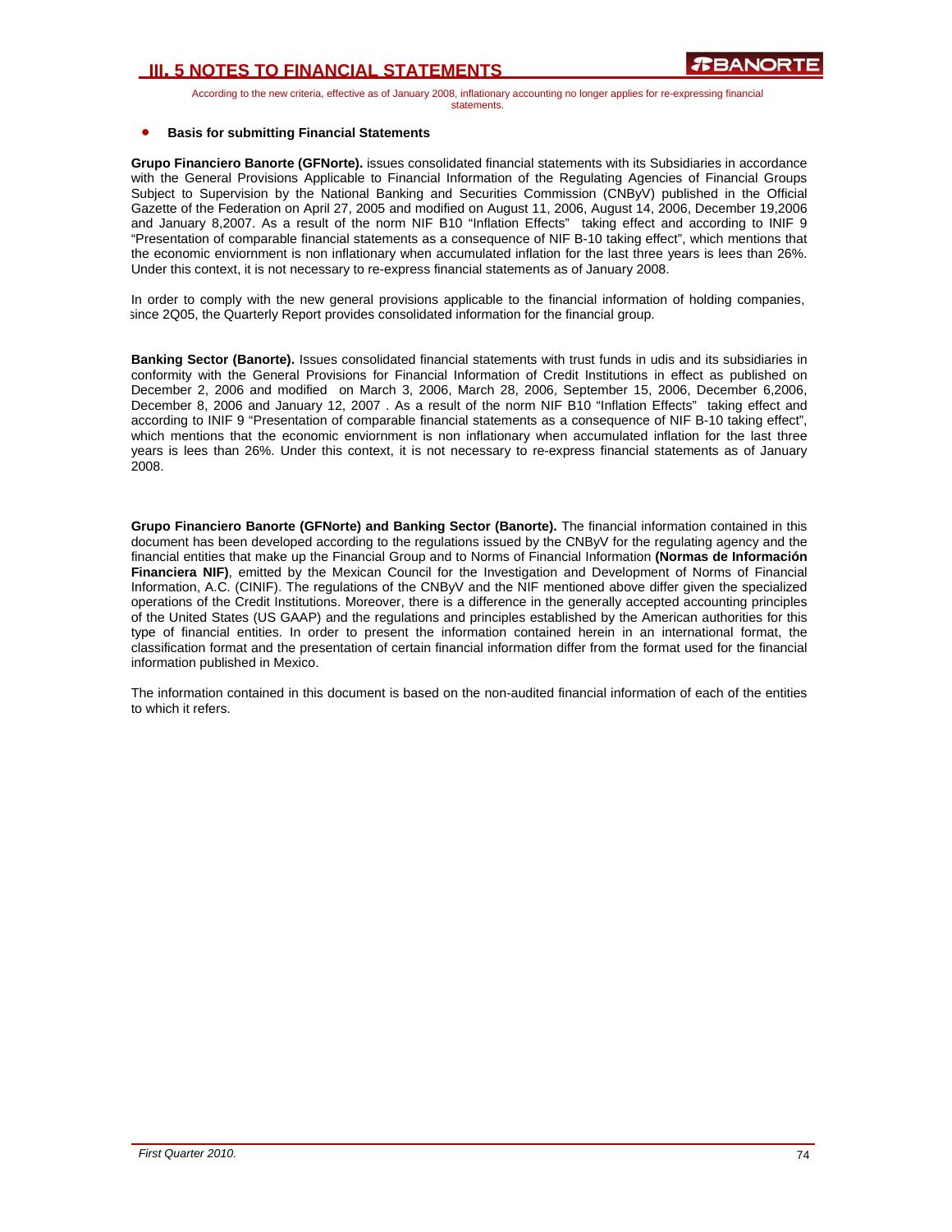## III. 5 NOTES TO FINANCIAL STATEMENTS

According to the new criteria, effective as of January 2008, inflationary accounting no longer applies for re-expressing financial statements.

- **Basis for submitting Financial Statements**

**Grupo Financiero Banorte (GFNorte).** issues consolidated financial statements with its Subsidiaries in accordance with the General Provisions Applicable to Financial Information of the Regulating Agencies of Financial Groups Subject to Supervision by the National Banking and Securities Commission (CNByV) published in the Official Gazette of the Federation on April 27, 2005 and modified on August 11, 2006, August 14, 2006, December 19,2006 and January 8,2007. As a result of the norm NIF B10 "Inflation Effects" taking effect and according to INIF 9 "Presentation of comparable financial statements as a consequence of NIF B-10 taking effect", which mentions that the economic enviornment is non inflationary when accumulated inflation for the last three years is lees than 26%. Under this context, it is not necessary to re-express financial statements as of January 2008.

In order to comply with the new general provisions applicable to the financial information of holding companies, since 2Q05, the Quarterly Report provides consolidated information for the financial group.

**Banking Sector (Banorte).** Issues consolidated financial statements with trust funds in udis and its subsidiaries in conformity with the General Provisions for Financial Information of Credit Institutions in effect as published on December 2, 2006 and modified on March 3, 2006, March 28, 2006, September 15, 2006, December 6,2006, December 8, 2006 and January 12, 2007 . As a result of the norm NIF B10 "Inflation Effects" taking effect and according to INIF 9 "Presentation of comparable financial statements as a consequence of NIF B-10 taking effect", which mentions that the economic enviornment is non inflationary when accumulated inflation for the last three years is lees than 26%. Under this context, it is not necessary to re-express financial statements as of January 2008.

**Grupo Financiero Banorte (GFNorte) and Banking Sector (Banorte).** The financial information contained in this document has been developed according to the regulations issued by the CNByV for the regulating agency and the financial entities that make up the Financial Group and to Norms of Financial Information **(Normas de Información Financiera NIF)**, emitted by the Mexican Council for the Investigation and Development of Norms of Financial Information, A.C. (CINIF). The regulations of the CNByV and the NIF mentioned above differ given the specialized operations of the Credit Institutions. Moreover, there is a difference in the generally accepted accounting principles of the United States (US GAAP) and the regulations and principles established by the American authorities for this type of financial entities. In order to present the information contained herein in an international format, the classification format and the presentation of certain financial information differ from the format used for the financial information published in Mexico.

The information contained in this document is based on the non-audited financial information of each of the entities to which it refers.